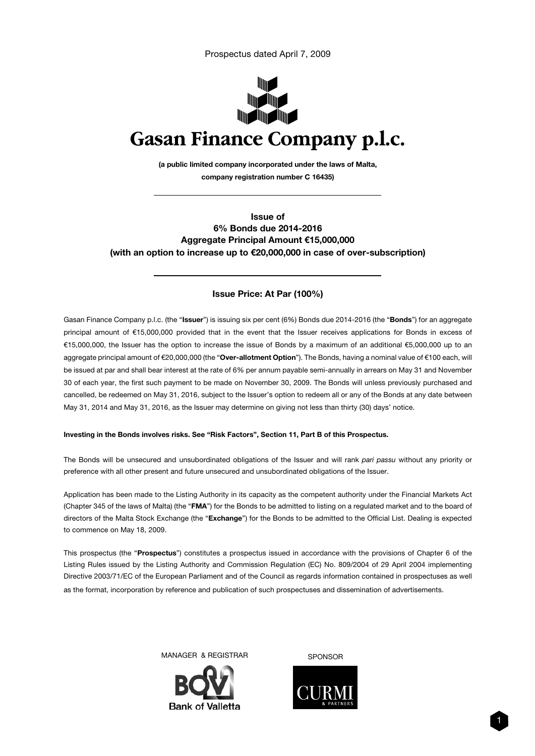Prospectus dated April 7, 2009

# Gasan Finance Company p.l.c.

**(a public limited company incorporated under the laws of Malta, company registration number C 16435)**

---

**Issue of**
**6% Bonds due 2014-2016**
**Aggregate Principal Amount €15,000,000**
**(with an option to increase up to €20,000,000 in case of over-subscription)**

---

**Issue Price: At Par (100%)**

Gasan Finance Company p.l.c. (the "**Issuer**") is issuing six per cent (6%) Bonds due 2014-2016 (the "**Bonds**") for an aggregate principal amount of €15,000,000 provided that in the event that the Issuer receives applications for Bonds in excess of €15,000,000, the Issuer has the option to increase the issue of Bonds by a maximum of an additional €5,000,000 up to an aggregate principal amount of €20,000,000 (the "**Over-allotment Option**"). The Bonds, having a nominal value of €100 each, will be issued at par and shall bear interest at the rate of 6% per annum payable semi-annually in arrears on May 31 and November 30 of each year, the first such payment to be made on November 30, 2009. The Bonds will unless previously purchased and cancelled, be redeemed on May 31, 2016, subject to the Issuer's option to redeem all or any of the Bonds at any date between May 31, 2014 and May 31, 2016, as the Issuer may determine on giving not less than thirty (30) days' notice.

**Investing in the Bonds involves risks. See "Risk Factors", Section 11, Part B of this Prospectus.**

The Bonds will be unsecured and unsubordinated obligations of the Issuer and will rank *pari passu* without any priority or preference with all other present and future unsecured and unsubordinated obligations of the Issuer.

Application has been made to the Listing Authority in its capacity as the competent authority under the Financial Markets Act (Chapter 345 of the laws of Malta) (the "**FMA**") for the Bonds to be admitted to listing on a regulated market and to the board of directors of the Malta Stock Exchange (the "**Exchange**") for the Bonds to be admitted to the Official List. Dealing is expected to commence on May 18, 2009.

This prospectus (the "**Prospectus**") constitutes a prospectus issued in accordance with the provisions of Chapter 6 of the Listing Rules issued by the Listing Authority and Commission Regulation (EC) No. 809/2004 of 29 April 2004 implementing Directive 2003/71/EC of the European Parliament and of the Council as regards information contained in prospectuses as well as the format, incorporation by reference and publication of such prospectuses and dissemination of advertisements.

MANAGER & REGISTRAR

Bank of Valletta

SPONSOR

CURMI & PARTNERS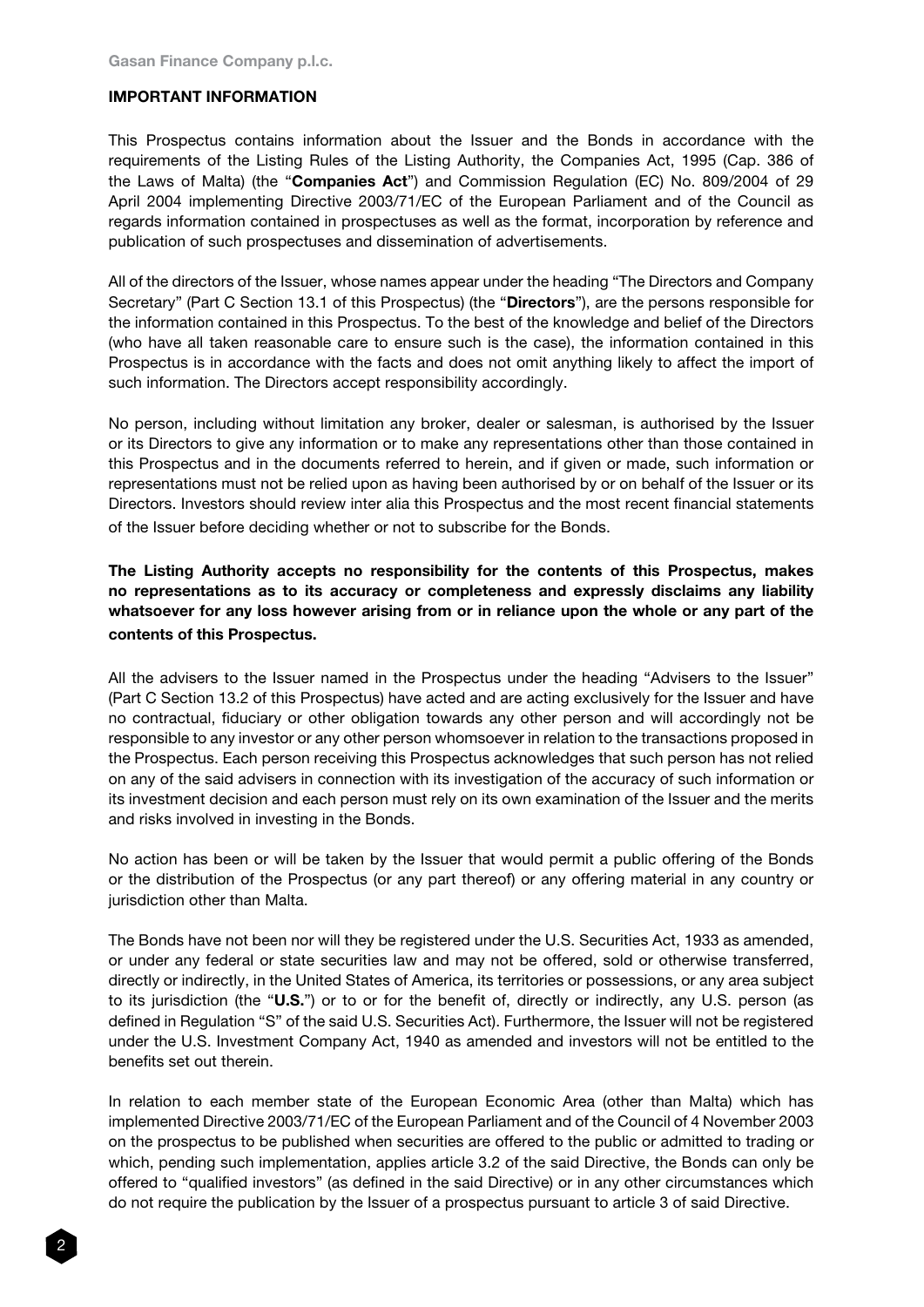## IMPORTANT INFORMATION

This Prospectus contains information about the Issuer and the Bonds in accordance with the requirements of the Listing Rules of the Listing Authority, the Companies Act, 1995 (Cap. 386 of the Laws of Malta) (the "**Companies Act**") and Commission Regulation (EC) No. 809/2004 of 29 April 2004 implementing Directive 2003/71/EC of the European Parliament and of the Council as regards information contained in prospectuses as well as the format, incorporation by reference and publication of such prospectuses and dissemination of advertisements.

All of the directors of the Issuer, whose names appear under the heading "The Directors and Company Secretary" (Part C Section 13.1 of this Prospectus) (the "**Directors**"), are the persons responsible for the information contained in this Prospectus. To the best of the knowledge and belief of the Directors (who have all taken reasonable care to ensure such is the case), the information contained in this Prospectus is in accordance with the facts and does not omit anything likely to affect the import of such information. The Directors accept responsibility accordingly.

No person, including without limitation any broker, dealer or salesman, is authorised by the Issuer or its Directors to give any information or to make any representations other than those contained in this Prospectus and in the documents referred to herein, and if given or made, such information or representations must not be relied upon as having been authorised by or on behalf of the Issuer or its Directors. Investors should review inter alia this Prospectus and the most recent financial statements of the Issuer before deciding whether or not to subscribe for the Bonds.

**The Listing Authority accepts no responsibility for the contents of this Prospectus, makes no representations as to its accuracy or completeness and expressly disclaims any liability whatsoever for any loss however arising from or in reliance upon the whole or any part of the contents of this Prospectus.**

All the advisers to the Issuer named in the Prospectus under the heading "Advisers to the Issuer" (Part C Section 13.2 of this Prospectus) have acted and are acting exclusively for the Issuer and have no contractual, fiduciary or other obligation towards any other person and will accordingly not be responsible to any investor or any other person whomsoever in relation to the transactions proposed in the Prospectus. Each person receiving this Prospectus acknowledges that such person has not relied on any of the said advisers in connection with its investigation of the accuracy of such information or its investment decision and each person must rely on its own examination of the Issuer and the merits and risks involved in investing in the Bonds.

No action has been or will be taken by the Issuer that would permit a public offering of the Bonds or the distribution of the Prospectus (or any part thereof) or any offering material in any country or jurisdiction other than Malta.

The Bonds have not been nor will they be registered under the U.S. Securities Act, 1933 as amended, or under any federal or state securities law and may not be offered, sold or otherwise transferred, directly or indirectly, in the United States of America, its territories or possessions, or any area subject to its jurisdiction (the "**U.S.**") or to or for the benefit of, directly or indirectly, any U.S. person (as defined in Regulation "S" of the said U.S. Securities Act). Furthermore, the Issuer will not be registered under the U.S. Investment Company Act, 1940 as amended and investors will not be entitled to the benefits set out therein.

In relation to each member state of the European Economic Area (other than Malta) which has implemented Directive 2003/71/EC of the European Parliament and of the Council of 4 November 2003 on the prospectus to be published when securities are offered to the public or admitted to trading or which, pending such implementation, applies article 3.2 of the said Directive, the Bonds can only be offered to "qualified investors" (as defined in the said Directive) or in any other circumstances which do not require the publication by the Issuer of a prospectus pursuant to article 3 of said Directive.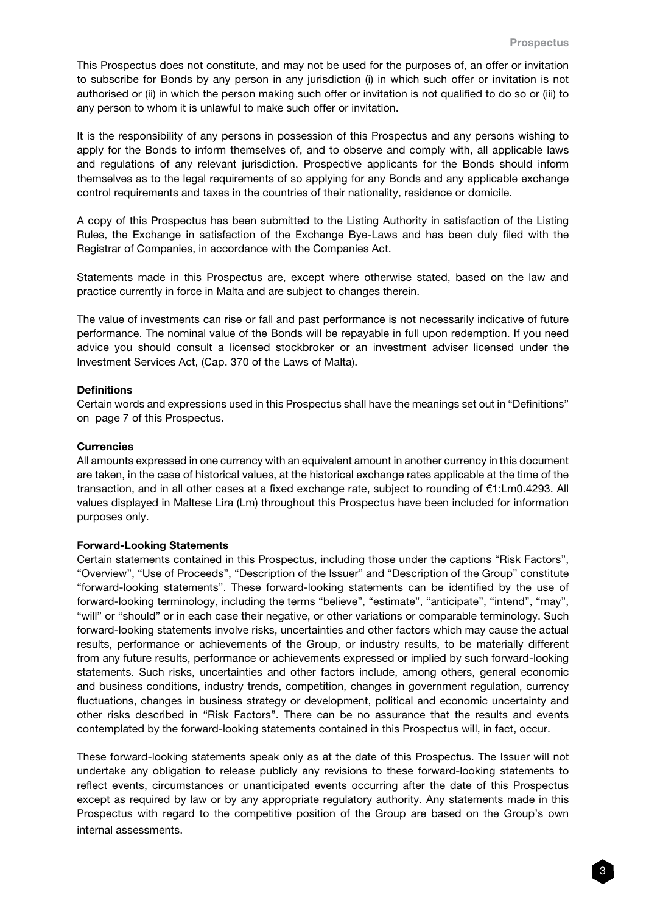This Prospectus does not constitute, and may not be used for the purposes of, an offer or invitation to subscribe for Bonds by any person in any jurisdiction (i) in which such offer or invitation is not authorised or (ii) in which the person making such offer or invitation is not qualified to do so or (iii) to any person to whom it is unlawful to make such offer or invitation.

It is the responsibility of any persons in possession of this Prospectus and any persons wishing to apply for the Bonds to inform themselves of, and to observe and comply with, all applicable laws and regulations of any relevant jurisdiction. Prospective applicants for the Bonds should inform themselves as to the legal requirements of so applying for any Bonds and any applicable exchange control requirements and taxes in the countries of their nationality, residence or domicile.

A copy of this Prospectus has been submitted to the Listing Authority in satisfaction of the Listing Rules, the Exchange in satisfaction of the Exchange Bye-Laws and has been duly filed with the Registrar of Companies, in accordance with the Companies Act.

Statements made in this Prospectus are, except where otherwise stated, based on the law and practice currently in force in Malta and are subject to changes therein.

The value of investments can rise or fall and past performance is not necessarily indicative of future performance. The nominal value of the Bonds will be repayable in full upon redemption. If you need advice you should consult a licensed stockbroker or an investment adviser licensed under the Investment Services Act, (Cap. 370 of the Laws of Malta).

**Definitions**

Certain words and expressions used in this Prospectus shall have the meanings set out in "Definitions" on page 7 of this Prospectus.

**Currencies**

All amounts expressed in one currency with an equivalent amount in another currency in this document are taken, in the case of historical values, at the historical exchange rates applicable at the time of the transaction, and in all other cases at a fixed exchange rate, subject to rounding of €1:Lm0.4293. All values displayed in Maltese Lira (Lm) throughout this Prospectus have been included for information purposes only.

**Forward-Looking Statements**

Certain statements contained in this Prospectus, including those under the captions "Risk Factors", "Overview", "Use of Proceeds", "Description of the Issuer" and "Description of the Group" constitute "forward-looking statements". These forward-looking statements can be identified by the use of forward-looking terminology, including the terms "believe", "estimate", "anticipate", "intend", "may", "will" or "should" or in each case their negative, or other variations or comparable terminology. Such forward-looking statements involve risks, uncertainties and other factors which may cause the actual results, performance or achievements of the Group, or industry results, to be materially different from any future results, performance or achievements expressed or implied by such forward-looking statements. Such risks, uncertainties and other factors include, among others, general economic and business conditions, industry trends, competition, changes in government regulation, currency fluctuations, changes in business strategy or development, political and economic uncertainty and other risks described in "Risk Factors". There can be no assurance that the results and events contemplated by the forward-looking statements contained in this Prospectus will, in fact, occur.

These forward-looking statements speak only as at the date of this Prospectus. The Issuer will not undertake any obligation to release publicly any revisions to these forward-looking statements to reflect events, circumstances or unanticipated events occurring after the date of this Prospectus except as required by law or by any appropriate regulatory authority. Any statements made in this Prospectus with regard to the competitive position of the Group are based on the Group's own internal assessments.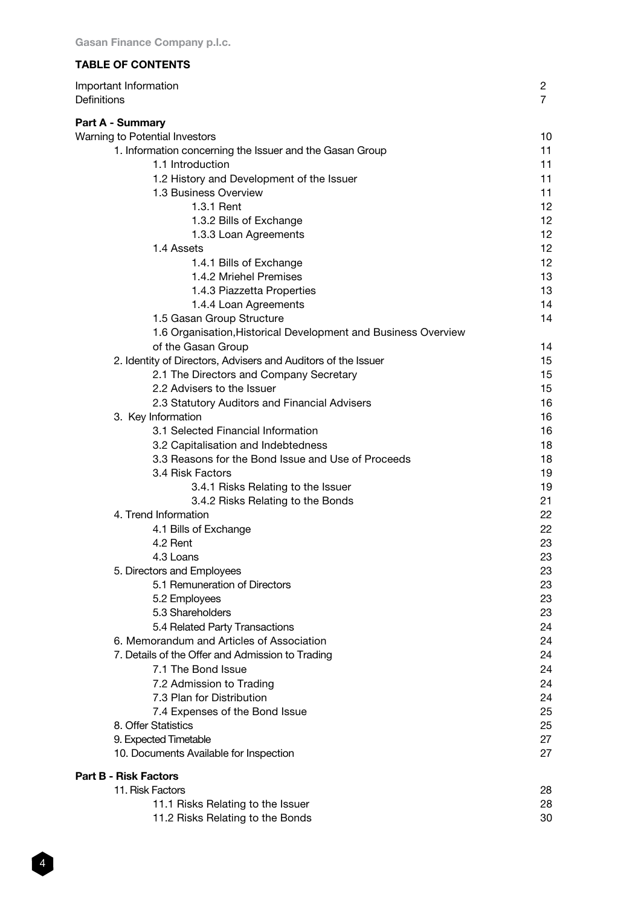## TABLE OF CONTENTS

| | |
|---|---|
| Important Information | 2 |
| Definitions | 7 |
| **Part A - Summary** | |
| Warning to Potential Investors | 10 |
| 1. Information concerning the Issuer and the Gasan Group | 11 |
| 1.1 Introduction | 11 |
| 1.2 History and Development of the Issuer | 11 |
| 1.3 Business Overview | 11 |
| 1.3.1 Rent | 12 |
| 1.3.2 Bills of Exchange | 12 |
| 1.3.3 Loan Agreements | 12 |
| 1.4 Assets | 12 |
| 1.4.1 Bills of Exchange | 12 |
| 1.4.2 Mriehel Premises | 13 |
| 1.4.3 Piazzetta Properties | 13 |
| 1.4.4 Loan Agreements | 14 |
| 1.5 Gasan Group Structure | 14 |
| 1.6 Organisation, Historical Development and Business Overview of the Gasan Group | 14 |
| 2. Identity of Directors, Advisers and Auditors of the Issuer | 15 |
| 2.1 The Directors and Company Secretary | 15 |
| 2.2 Advisers to the Issuer | 15 |
| 2.3 Statutory Auditors and Financial Advisers | 16 |
| 3. Key Information | 16 |
| 3.1 Selected Financial Information | 16 |
| 3.2 Capitalisation and Indebtedness | 18 |
| 3.3 Reasons for the Bond Issue and Use of Proceeds | 18 |
| 3.4 Risk Factors | 19 |
| 3.4.1 Risks Relating to the Issuer | 19 |
| 3.4.2 Risks Relating to the Bonds | 21 |
| 4. Trend Information | 22 |
| 4.1 Bills of Exchange | 22 |
| 4.2 Rent | 23 |
| 4.3 Loans | 23 |
| 5. Directors and Employees | 23 |
| 5.1 Remuneration of Directors | 23 |
| 5.2 Employees | 23 |
| 5.3 Shareholders | 23 |
| 5.4 Related Party Transactions | 24 |
| 6. Memorandum and Articles of Association | 24 |
| 7. Details of the Offer and Admission to Trading | 24 |
| 7.1 The Bond Issue | 24 |
| 7.2 Admission to Trading | 24 |
| 7.3 Plan for Distribution | 24 |
| 7.4 Expenses of the Bond Issue | 25 |
| 8. Offer Statistics | 25 |
| 9. Expected Timetable | 27 |
| 10. Documents Available for Inspection | 27 |
| **Part B - Risk Factors** | |
| 11. Risk Factors | 28 |
| 11.1 Risks Relating to the Issuer | 28 |
| 11.2 Risks Relating to the Bonds | 30 |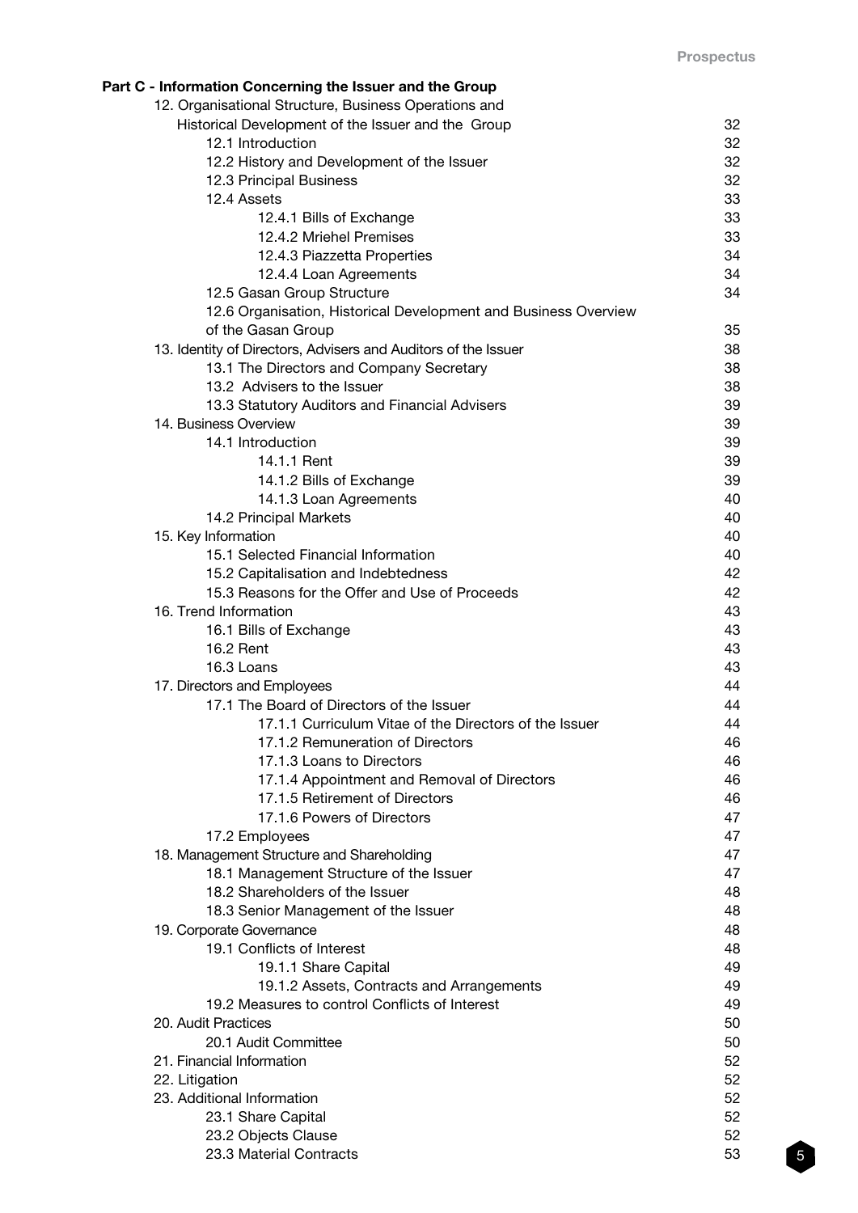**Part C - Information Concerning the Issuer and the Group**

| | |
|---|---|
| 12. Organisational Structure, Business Operations and Historical Development of the Issuer and the Group | 32 |
| 12.1 Introduction | 32 |
| 12.2 History and Development of the Issuer | 32 |
| 12.3 Principal Business | 32 |
| 12.4 Assets | 33 |
| 12.4.1 Bills of Exchange | 33 |
| 12.4.2 Mriehel Premises | 33 |
| 12.4.3 Piazzetta Properties | 34 |
| 12.4.4 Loan Agreements | 34 |
| 12.5 Gasan Group Structure | 34 |
| 12.6 Organisation, Historical Development and Business Overview of the Gasan Group | 35 |
| 13. Identity of Directors, Advisers and Auditors of the Issuer | 38 |
| 13.1 The Directors and Company Secretary | 38 |
| 13.2 Advisers to the Issuer | 38 |
| 13.3 Statutory Auditors and Financial Advisers | 39 |
| 14. Business Overview | 39 |
| 14.1 Introduction | 39 |
| 14.1.1 Rent | 39 |
| 14.1.2 Bills of Exchange | 39 |
| 14.1.3 Loan Agreements | 40 |
| 14.2 Principal Markets | 40 |
| 15. Key Information | 40 |
| 15.1 Selected Financial Information | 40 |
| 15.2 Capitalisation and Indebtedness | 42 |
| 15.3 Reasons for the Offer and Use of Proceeds | 42 |
| 16. Trend Information | 43 |
| 16.1 Bills of Exchange | 43 |
| 16.2 Rent | 43 |
| 16.3 Loans | 43 |
| 17. Directors and Employees | 44 |
| 17.1 The Board of Directors of the Issuer | 44 |
| 17.1.1 Curriculum Vitae of the Directors of the Issuer | 44 |
| 17.1.2 Remuneration of Directors | 46 |
| 17.1.3 Loans to Directors | 46 |
| 17.1.4 Appointment and Removal of Directors | 46 |
| 17.1.5 Retirement of Directors | 46 |
| 17.1.6 Powers of Directors | 47 |
| 17.2 Employees | 47 |
| 18. Management Structure and Shareholding | 47 |
| 18.1 Management Structure of the Issuer | 47 |
| 18.2 Shareholders of the Issuer | 48 |
| 18.3 Senior Management of the Issuer | 48 |
| 19. Corporate Governance | 48 |
| 19.1 Conflicts of Interest | 48 |
| 19.1.1 Share Capital | 49 |
| 19.1.2 Assets, Contracts and Arrangements | 49 |
| 19.2 Measures to control Conflicts of Interest | 49 |
| 20. Audit Practices | 50 |
| 20.1 Audit Committee | 50 |
| 21. Financial Information | 52 |
| 22. Litigation | 52 |
| 23. Additional Information | 52 |
| 23.1 Share Capital | 52 |
| 23.2 Objects Clause | 52 |
| 23.3 Material Contracts | 53 |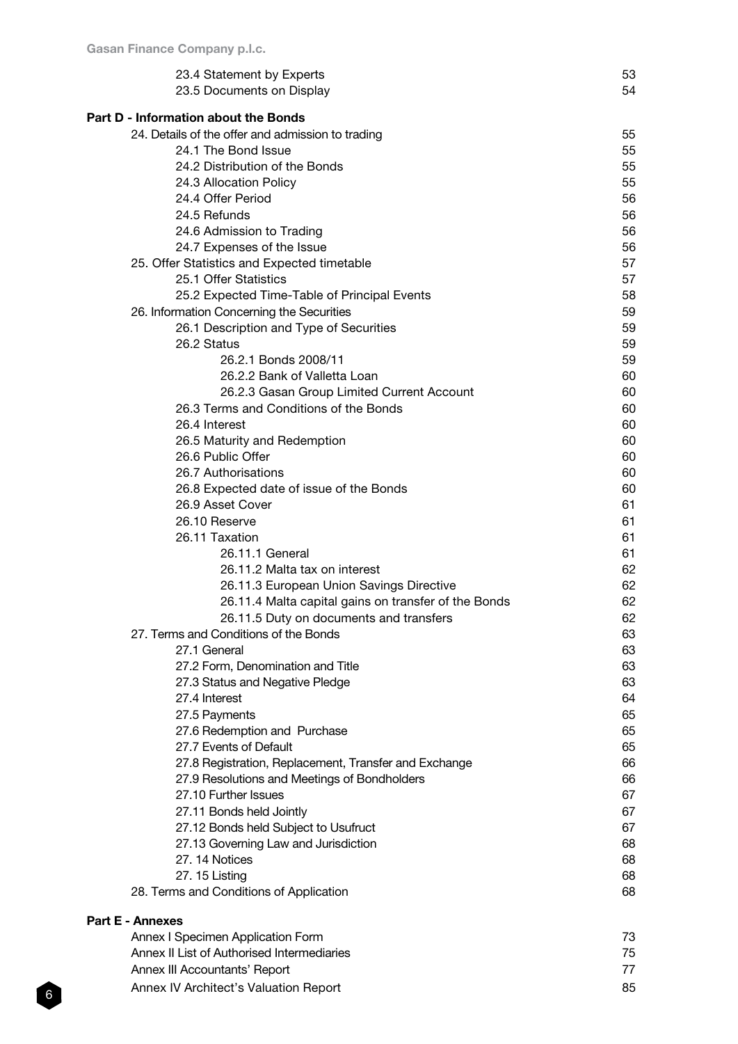| | |
|---|---|
| 23.4 Statement by Experts | 53 |
| 23.5 Documents on Display | 54 |
| **Part D - Information about the Bonds** | |
| 24. Details of the offer and admission to trading | 55 |
| 24.1 The Bond Issue | 55 |
| 24.2 Distribution of the Bonds | 55 |
| 24.3 Allocation Policy | 55 |
| 24.4 Offer Period | 56 |
| 24.5 Refunds | 56 |
| 24.6 Admission to Trading | 56 |
| 24.7 Expenses of the Issue | 56 |
| 25. Offer Statistics and Expected timetable | 57 |
| 25.1 Offer Statistics | 57 |
| 25.2 Expected Time-Table of Principal Events | 58 |
| 26. Information Concerning the Securities | 59 |
| 26.1 Description and Type of Securities | 59 |
| 26.2 Status | 59 |
| 26.2.1 Bonds 2008/11 | 59 |
| 26.2.2 Bank of Valletta Loan | 60 |
| 26.2.3 Gasan Group Limited Current Account | 60 |
| 26.3 Terms and Conditions of the Bonds | 60 |
| 26.4 Interest | 60 |
| 26.5 Maturity and Redemption | 60 |
| 26.6 Public Offer | 60 |
| 26.7 Authorisations | 60 |
| 26.8 Expected date of issue of the Bonds | 60 |
| 26.9 Asset Cover | 61 |
| 26.10 Reserve | 61 |
| 26.11 Taxation | 61 |
| 26.11.1 General | 61 |
| 26.11.2 Malta tax on interest | 62 |
| 26.11.3 European Union Savings Directive | 62 |
| 26.11.4 Malta capital gains on transfer of the Bonds | 62 |
| 26.11.5 Duty on documents and transfers | 62 |
| 27. Terms and Conditions of the Bonds | 63 |
| 27.1 General | 63 |
| 27.2 Form, Denomination and Title | 63 |
| 27.3 Status and Negative Pledge | 63 |
| 27.4 Interest | 64 |
| 27.5 Payments | 65 |
| 27.6 Redemption and Purchase | 65 |
| 27.7 Events of Default | 65 |
| 27.8 Registration, Replacement, Transfer and Exchange | 66 |
| 27.9 Resolutions and Meetings of Bondholders | 66 |
| 27.10 Further Issues | 67 |
| 27.11 Bonds held Jointly | 67 |
| 27.12 Bonds held Subject to Usufruct | 67 |
| 27.13 Governing Law and Jurisdiction | 68 |
| 27. 14 Notices | 68 |
| 27. 15 Listing | 68 |
| 28. Terms and Conditions of Application | 68 |
| **Part E - Annexes** | |
| Annex I Specimen Application Form | 73 |
| Annex II List of Authorised Intermediaries | 75 |
| Annex III Accountants' Report | 77 |
| Annex IV Architect's Valuation Report | 85 |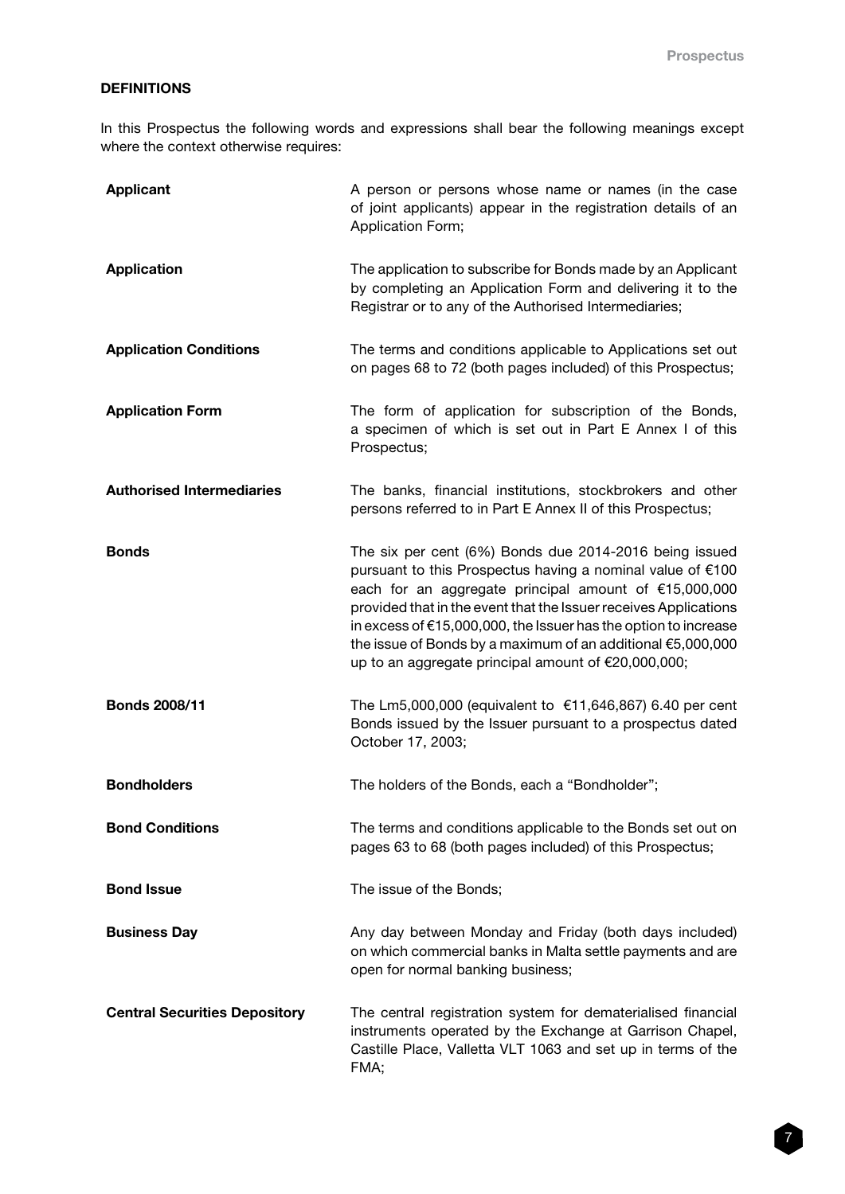## DEFINITIONS

In this Prospectus the following words and expressions shall bear the following meanings except where the context otherwise requires:

| | |
|---|---|
| **Applicant** | A person or persons whose name or names (in the case of joint applicants) appear in the registration details of an Application Form; |
| **Application** | The application to subscribe for Bonds made by an Applicant by completing an Application Form and delivering it to the Registrar or to any of the Authorised Intermediaries; |
| **Application Conditions** | The terms and conditions applicable to Applications set out on pages 68 to 72 (both pages included) of this Prospectus; |
| **Application Form** | The form of application for subscription of the Bonds, a specimen of which is set out in Part E Annex I of this Prospectus; |
| **Authorised Intermediaries** | The banks, financial institutions, stockbrokers and other persons referred to in Part E Annex II of this Prospectus; |
| **Bonds** | The six per cent (6%) Bonds due 2014-2016 being issued pursuant to this Prospectus having a nominal value of €100 each for an aggregate principal amount of €15,000,000 provided that in the event that the Issuer receives Applications in excess of €15,000,000, the Issuer has the option to increase the issue of Bonds by a maximum of an additional €5,000,000 up to an aggregate principal amount of €20,000,000; |
| **Bonds 2008/11** | The Lm5,000,000 (equivalent to €11,646,867) 6.40 per cent Bonds issued by the Issuer pursuant to a prospectus dated October 17, 2003; |
| **Bondholders** | The holders of the Bonds, each a "Bondholder"; |
| **Bond Conditions** | The terms and conditions applicable to the Bonds set out on pages 63 to 68 (both pages included) of this Prospectus; |
| **Bond Issue** | The issue of the Bonds; |
| **Business Day** | Any day between Monday and Friday (both days included) on which commercial banks in Malta settle payments and are open for normal banking business; |
| **Central Securities Depository** | The central registration system for dematerialised financial instruments operated by the Exchange at Garrison Chapel, Castille Place, Valletta VLT 1063 and set up in terms of the FMA; |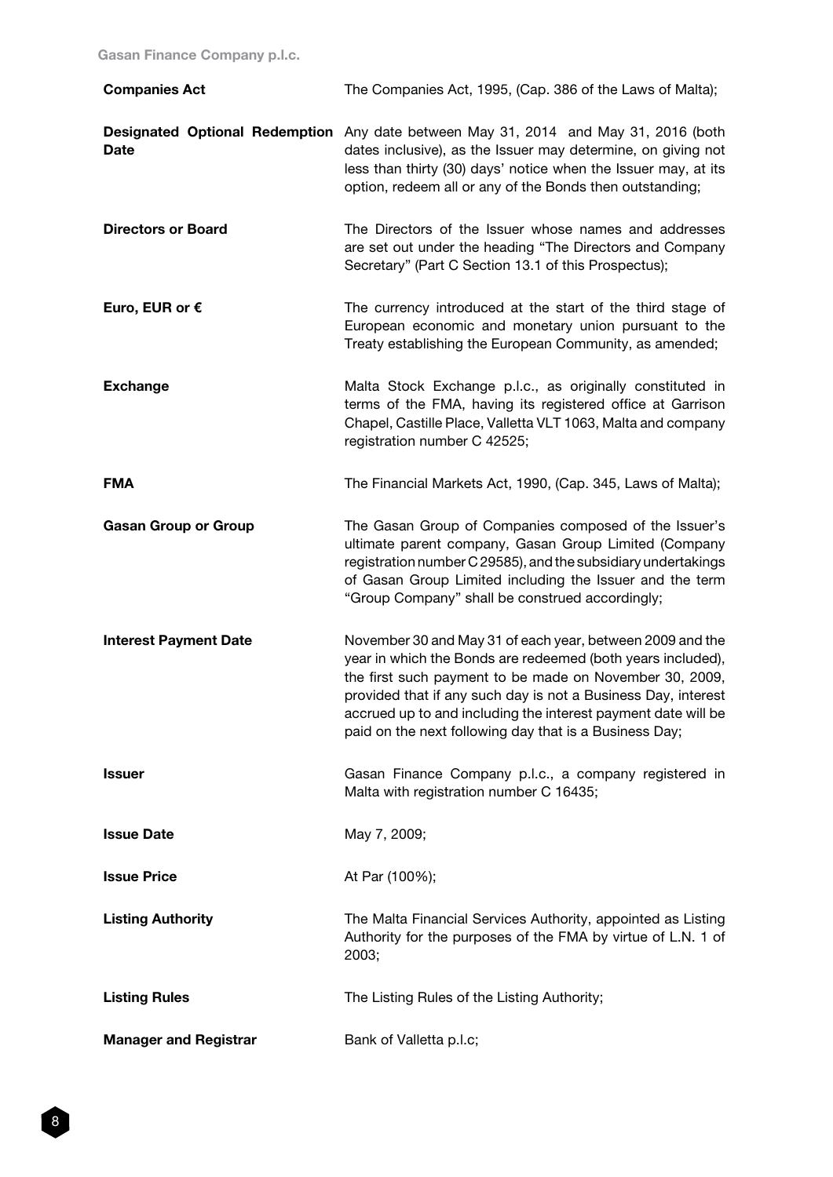| | |
|---|---|
| **Companies Act** | The Companies Act, 1995, (Cap. 386 of the Laws of Malta); |
| **Designated Optional Redemption Date** | Any date between May 31, 2014 and May 31, 2016 (both dates inclusive), as the Issuer may determine, on giving not less than thirty (30) days' notice when the Issuer may, at its option, redeem all or any of the Bonds then outstanding; |
| **Directors or Board** | The Directors of the Issuer whose names and addresses are set out under the heading "The Directors and Company Secretary" (Part C Section 13.1 of this Prospectus); |
| **Euro, EUR or €** | The currency introduced at the start of the third stage of European economic and monetary union pursuant to the Treaty establishing the European Community, as amended; |
| **Exchange** | Malta Stock Exchange p.l.c., as originally constituted in terms of the FMA, having its registered office at Garrison Chapel, Castille Place, Valletta VLT 1063, Malta and company registration number C 42525; |
| **FMA** | The Financial Markets Act, 1990, (Cap. 345, Laws of Malta); |
| **Gasan Group or Group** | The Gasan Group of Companies composed of the Issuer's ultimate parent company, Gasan Group Limited (Company registration number C 29585), and the subsidiary undertakings of Gasan Group Limited including the Issuer and the term "Group Company" shall be construed accordingly; |
| **Interest Payment Date** | November 30 and May 31 of each year, between 2009 and the year in which the Bonds are redeemed (both years included), the first such payment to be made on November 30, 2009, provided that if any such day is not a Business Day, interest accrued up to and including the interest payment date will be paid on the next following day that is a Business Day; |
| **Issuer** | Gasan Finance Company p.l.c., a company registered in Malta with registration number C 16435; |
| **Issue Date** | May 7, 2009; |
| **Issue Price** | At Par (100%); |
| **Listing Authority** | The Malta Financial Services Authority, appointed as Listing Authority for the purposes of the FMA by virtue of L.N. 1 of 2003; |
| **Listing Rules** | The Listing Rules of the Listing Authority; |
| **Manager and Registrar** | Bank of Valletta p.l.c; |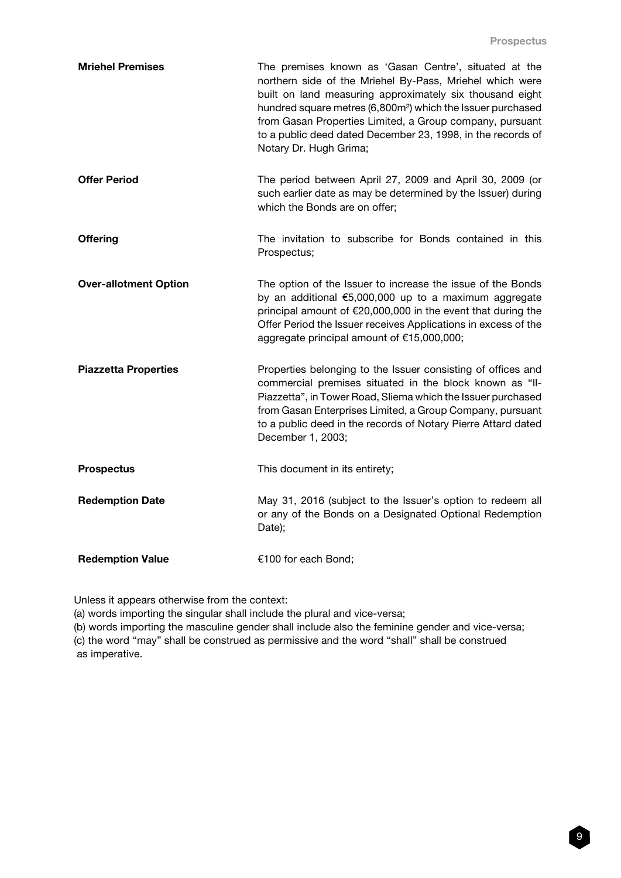| | |
|---|---|
| **Mriehel Premises** | The premises known as 'Gasan Centre', situated at the northern side of the Mriehel By-Pass, Mriehel which were built on land measuring approximately six thousand eight hundred square metres (6,800m²) which the Issuer purchased from Gasan Properties Limited, a Group company, pursuant to a public deed dated December 23, 1998, in the records of Notary Dr. Hugh Grima; |
| **Offer Period** | The period between April 27, 2009 and April 30, 2009 (or such earlier date as may be determined by the Issuer) during which the Bonds are on offer; |
| **Offering** | The invitation to subscribe for Bonds contained in this Prospectus; |
| **Over-allotment Option** | The option of the Issuer to increase the issue of the Bonds by an additional €5,000,000 up to a maximum aggregate principal amount of €20,000,000 in the event that during the Offer Period the Issuer receives Applications in excess of the aggregate principal amount of €15,000,000; |
| **Piazzetta Properties** | Properties belonging to the Issuer consisting of offices and commercial premises situated in the block known as "Il-Piazzetta", in Tower Road, Sliema which the Issuer purchased from Gasan Enterprises Limited, a Group Company, pursuant to a public deed in the records of Notary Pierre Attard dated December 1, 2003; |
| **Prospectus** | This document in its entirety; |
| **Redemption Date** | May 31, 2016 (subject to the Issuer's option to redeem all or any of the Bonds on a Designated Optional Redemption Date); |
| **Redemption Value** | €100 for each Bond; |

Unless it appears otherwise from the context:

(a) words importing the singular shall include the plural and vice-versa;

(b) words importing the masculine gender shall include also the feminine gender and vice-versa;

(c) the word "may" shall be construed as permissive and the word "shall" shall be construed as imperative.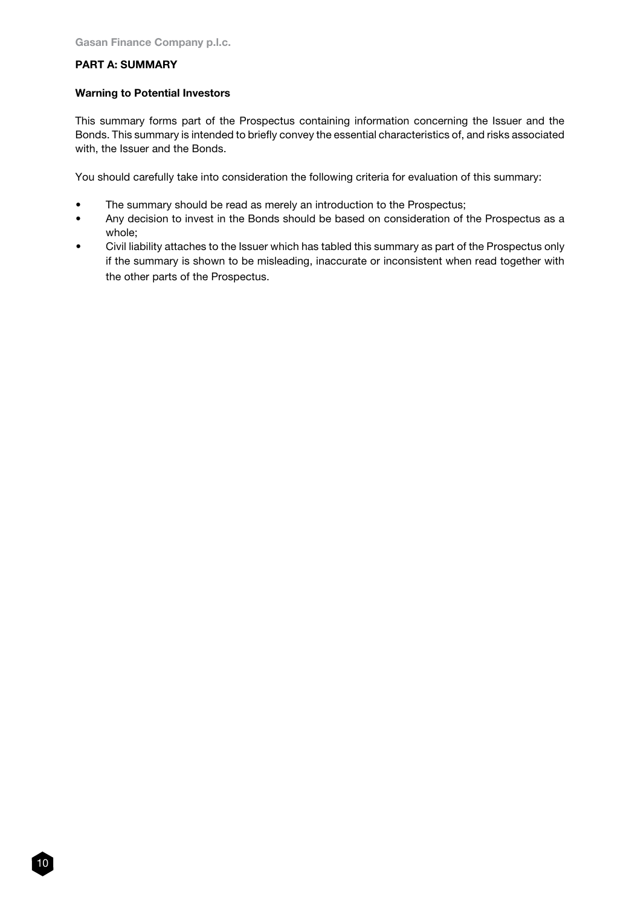## PART A: SUMMARY

### Warning to Potential Investors

This summary forms part of the Prospectus containing information concerning the Issuer and the Bonds. This summary is intended to briefly convey the essential characteristics of, and risks associated with, the Issuer and the Bonds.

You should carefully take into consideration the following criteria for evaluation of this summary:

- The summary should be read as merely an introduction to the Prospectus;
- Any decision to invest in the Bonds should be based on consideration of the Prospectus as a whole;
- Civil liability attaches to the Issuer which has tabled this summary as part of the Prospectus only if the summary is shown to be misleading, inaccurate or inconsistent when read together with the other parts of the Prospectus.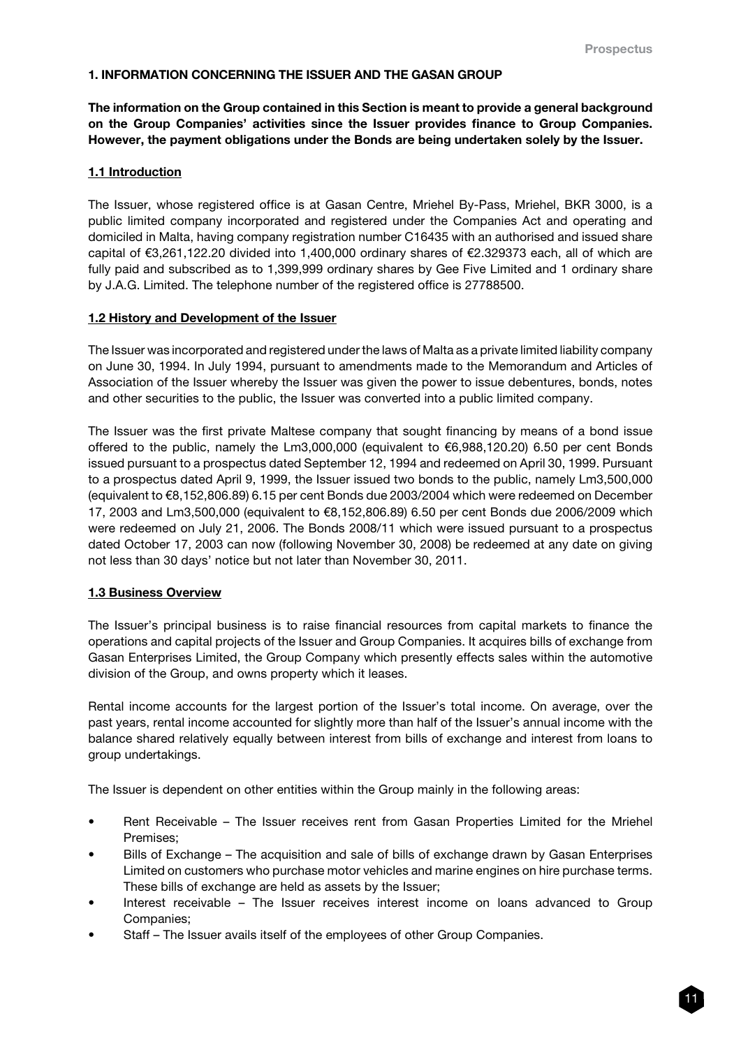# 1. INFORMATION CONCERNING THE ISSUER AND THE GASAN GROUP

**The information on the Group contained in this Section is meant to provide a general background on the Group Companies' activities since the Issuer provides finance to Group Companies. However, the payment obligations under the Bonds are being undertaken solely by the Issuer.**

## 1.1 Introduction

The Issuer, whose registered office is at Gasan Centre, Mriehel By-Pass, Mriehel, BKR 3000, is a public limited company incorporated and registered under the Companies Act and operating and domiciled in Malta, having company registration number C16435 with an authorised and issued share capital of €3,261,122.20 divided into 1,400,000 ordinary shares of €2.329373 each, all of which are fully paid and subscribed as to 1,399,999 ordinary shares by Gee Five Limited and 1 ordinary share by J.A.G. Limited. The telephone number of the registered office is 27788500.

## 1.2 History and Development of the Issuer

The Issuer was incorporated and registered under the laws of Malta as a private limited liability company on June 30, 1994. In July 1994, pursuant to amendments made to the Memorandum and Articles of Association of the Issuer whereby the Issuer was given the power to issue debentures, bonds, notes and other securities to the public, the Issuer was converted into a public limited company.

The Issuer was the first private Maltese company that sought financing by means of a bond issue offered to the public, namely the Lm3,000,000 (equivalent to €6,988,120.20) 6.50 per cent Bonds issued pursuant to a prospectus dated September 12, 1994 and redeemed on April 30, 1999. Pursuant to a prospectus dated April 9, 1999, the Issuer issued two bonds to the public, namely Lm3,500,000 (equivalent to €8,152,806.89) 6.15 per cent Bonds due 2003/2004 which were redeemed on December 17, 2003 and Lm3,500,000 (equivalent to €8,152,806.89) 6.50 per cent Bonds due 2006/2009 which were redeemed on July 21, 2006. The Bonds 2008/11 which were issued pursuant to a prospectus dated October 17, 2003 can now (following November 30, 2008) be redeemed at any date on giving not less than 30 days' notice but not later than November 30, 2011.

## 1.3 Business Overview

The Issuer's principal business is to raise financial resources from capital markets to finance the operations and capital projects of the Issuer and Group Companies. It acquires bills of exchange from Gasan Enterprises Limited, the Group Company which presently effects sales within the automotive division of the Group, and owns property which it leases.

Rental income accounts for the largest portion of the Issuer's total income. On average, over the past years, rental income accounted for slightly more than half of the Issuer's annual income with the balance shared relatively equally between interest from bills of exchange and interest from loans to group undertakings.

The Issuer is dependent on other entities within the Group mainly in the following areas:

- Rent Receivable – The Issuer receives rent from Gasan Properties Limited for the Mriehel Premises;
- Bills of Exchange – The acquisition and sale of bills of exchange drawn by Gasan Enterprises Limited on customers who purchase motor vehicles and marine engines on hire purchase terms. These bills of exchange are held as assets by the Issuer;
- Interest receivable – The Issuer receives interest income on loans advanced to Group Companies;
- Staff – The Issuer avails itself of the employees of other Group Companies.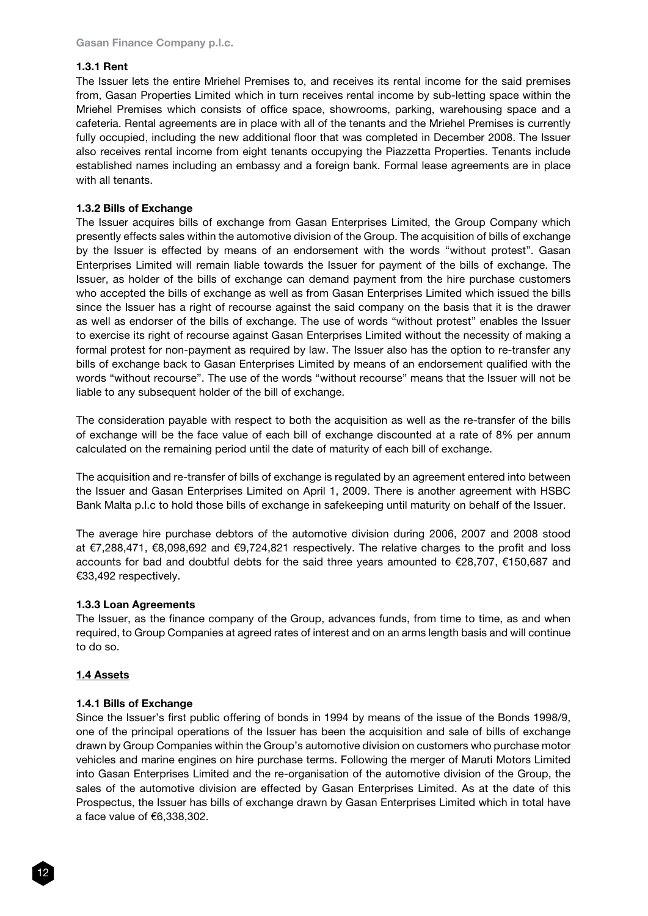**1.3.1 Rent**

The Issuer lets the entire Mriehel Premises to, and receives its rental income for the said premises from, Gasan Properties Limited which in turn receives rental income by sub-letting space within the Mriehel Premises which consists of office space, showrooms, parking, warehousing space and a cafeteria. Rental agreements are in place with all of the tenants and the Mriehel Premises is currently fully occupied, including the new additional floor that was completed in December 2008. The Issuer also receives rental income from eight tenants occupying the Piazzetta Properties. Tenants include established names including an embassy and a foreign bank. Formal lease agreements are in place with all tenants.

**1.3.2 Bills of Exchange**

The Issuer acquires bills of exchange from Gasan Enterprises Limited, the Group Company which presently effects sales within the automotive division of the Group. The acquisition of bills of exchange by the Issuer is effected by means of an endorsement with the words "without protest". Gasan Enterprises Limited will remain liable towards the Issuer for payment of the bills of exchange. The Issuer, as holder of the bills of exchange can demand payment from the hire purchase customers who accepted the bills of exchange as well as from Gasan Enterprises Limited which issued the bills since the Issuer has a right of recourse against the said company on the basis that it is the drawer as well as endorser of the bills of exchange. The use of words "without protest" enables the Issuer to exercise its right of recourse against Gasan Enterprises Limited without the necessity of making a formal protest for non-payment as required by law. The Issuer also has the option to re-transfer any bills of exchange back to Gasan Enterprises Limited by means of an endorsement qualified with the words "without recourse". The use of the words "without recourse" means that the Issuer will not be liable to any subsequent holder of the bill of exchange.

The consideration payable with respect to both the acquisition as well as the re-transfer of the bills of exchange will be the face value of each bill of exchange discounted at a rate of 8% per annum calculated on the remaining period until the date of maturity of each bill of exchange.

The acquisition and re-transfer of bills of exchange is regulated by an agreement entered into between the Issuer and Gasan Enterprises Limited on April 1, 2009. There is another agreement with HSBC Bank Malta p.l.c to hold those bills of exchange in safekeeping until maturity on behalf of the Issuer.

The average hire purchase debtors of the automotive division during 2006, 2007 and 2008 stood at €7,288,471, €8,098,692 and €9,724,821 respectively. The relative charges to the profit and loss accounts for bad and doubtful debts for the said three years amounted to €28,707, €150,687 and €33,492 respectively.

**1.3.3 Loan Agreements**

The Issuer, as the finance company of the Group, advances funds, from time to time, as and when required, to Group Companies at agreed rates of interest and on an arms length basis and will continue to do so.

## 1.4 Assets

**1.4.1 Bills of Exchange**

Since the Issuer's first public offering of bonds in 1994 by means of the issue of the Bonds 1998/9, one of the principal operations of the Issuer has been the acquisition and sale of bills of exchange drawn by Group Companies within the Group's automotive division on customers who purchase motor vehicles and marine engines on hire purchase terms. Following the merger of Maruti Motors Limited into Gasan Enterprises Limited and the re-organisation of the automotive division of the Group, the sales of the automotive division are effected by Gasan Enterprises Limited. As at the date of this Prospectus, the Issuer has bills of exchange drawn by Gasan Enterprises Limited which in total have a face value of €6,338,302.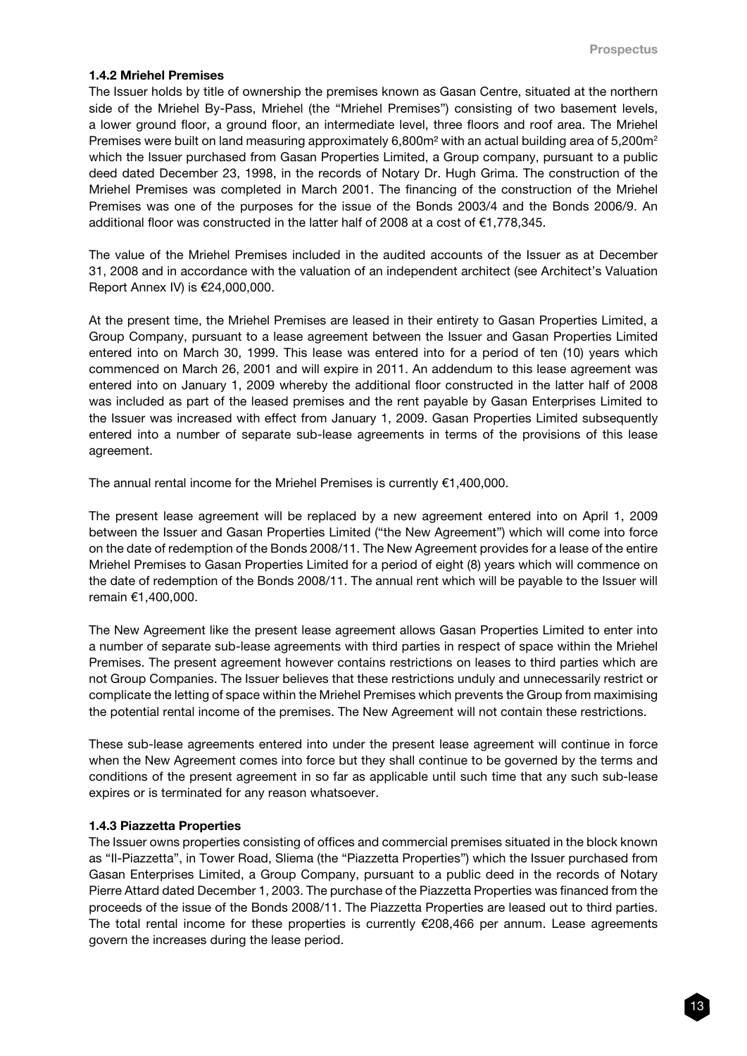#### 1.4.2 Mriehel Premises

The Issuer holds by title of ownership the premises known as Gasan Centre, situated at the northern side of the Mriehel By-Pass, Mriehel (the "Mriehel Premises") consisting of two basement levels, a lower ground floor, a ground floor, an intermediate level, three floors and roof area. The Mriehel Premises were built on land measuring approximately 6,800m² with an actual building area of 5,200m² which the Issuer purchased from Gasan Properties Limited, a Group company, pursuant to a public deed dated December 23, 1998, in the records of Notary Dr. Hugh Grima. The construction of the Mriehel Premises was completed in March 2001. The financing of the construction of the Mriehel Premises was one of the purposes for the issue of the Bonds 2003/4 and the Bonds 2006/9. An additional floor was constructed in the latter half of 2008 at a cost of €1,778,345.

The value of the Mriehel Premises included in the audited accounts of the Issuer as at December 31, 2008 and in accordance with the valuation of an independent architect (see Architect's Valuation Report Annex IV) is €24,000,000.

At the present time, the Mriehel Premises are leased in their entirety to Gasan Properties Limited, a Group Company, pursuant to a lease agreement between the Issuer and Gasan Properties Limited entered into on March 30, 1999. This lease was entered into for a period of ten (10) years which commenced on March 26, 2001 and will expire in 2011. An addendum to this lease agreement was entered into on January 1, 2009 whereby the additional floor constructed in the latter half of 2008 was included as part of the leased premises and the rent payable by Gasan Enterprises Limited to the Issuer was increased with effect from January 1, 2009. Gasan Properties Limited subsequently entered into a number of separate sub-lease agreements in terms of the provisions of this lease agreement.

The annual rental income for the Mriehel Premises is currently €1,400,000.

The present lease agreement will be replaced by a new agreement entered into on April 1, 2009 between the Issuer and Gasan Properties Limited ("the New Agreement") which will come into force on the date of redemption of the Bonds 2008/11. The New Agreement provides for a lease of the entire Mriehel Premises to Gasan Properties Limited for a period of eight (8) years which will commence on the date of redemption of the Bonds 2008/11. The annual rent which will be payable to the Issuer will remain €1,400,000.

The New Agreement like the present lease agreement allows Gasan Properties Limited to enter into a number of separate sub-lease agreements with third parties in respect of space within the Mriehel Premises. The present agreement however contains restrictions on leases to third parties which are not Group Companies. The Issuer believes that these restrictions unduly and unnecessarily restrict or complicate the letting of space within the Mriehel Premises which prevents the Group from maximising the potential rental income of the premises. The New Agreement will not contain these restrictions.

These sub-lease agreements entered into under the present lease agreement will continue in force when the New Agreement comes into force but they shall continue to be governed by the terms and conditions of the present agreement in so far as applicable until such time that any such sub-lease expires or is terminated for any reason whatsoever.

#### 1.4.3 Piazzetta Properties

The Issuer owns properties consisting of offices and commercial premises situated in the block known as "Il-Piazzetta", in Tower Road, Sliema (the "Piazzetta Properties") which the Issuer purchased from Gasan Enterprises Limited, a Group Company, pursuant to a public deed in the records of Notary Pierre Attard dated December 1, 2003. The purchase of the Piazzetta Properties was financed from the proceeds of the issue of the Bonds 2008/11. The Piazzetta Properties are leased out to third parties. The total rental income for these properties is currently €208,466 per annum. Lease agreements govern the increases during the lease period.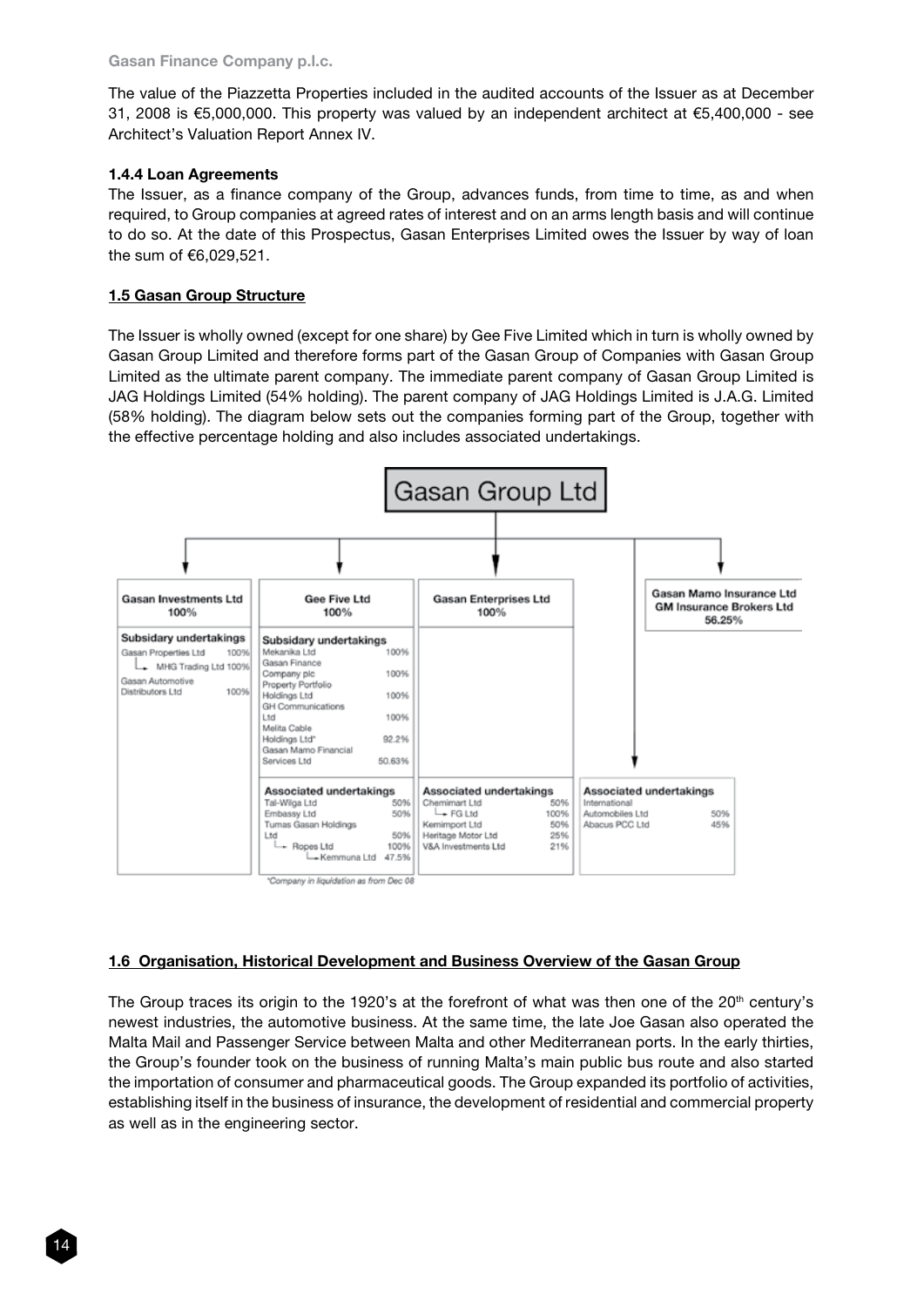The value of the Piazzetta Properties included in the audited accounts of the Issuer as at December 31, 2008 is €5,000,000. This property was valued by an independent architect at €5,400,000 - see Architect's Valuation Report Annex IV.

### 1.4.4 Loan Agreements

The Issuer, as a finance company of the Group, advances funds, from time to time, as and when required, to Group companies at agreed rates of interest and on an arms length basis and will continue to do so. At the date of this Prospectus, Gasan Enterprises Limited owes the Issuer by way of loan the sum of €6,029,521.

## 1.5 Gasan Group Structure

The Issuer is wholly owned (except for one share) by Gee Five Limited which in turn is wholly owned by Gasan Group Limited and therefore forms part of the Gasan Group of Companies with Gasan Group Limited as the ultimate parent company. The immediate parent company of Gasan Group Limited is JAG Holdings Limited (54% holding). The parent company of JAG Holdings Limited is J.A.G. Limited (58% holding). The diagram below sets out the companies forming part of the Group, together with the effective percentage holding and also includes associated undertakings.

**Gasan Group Ltd**

| Gasan Investments Ltd 100% | Gee Five Ltd 100% | Gasan Enterprises Ltd 100% | | Gasan Mamo Insurance Ltd / GM Insurance Brokers Ltd 56.25% |
|---|---|---|---|---|
| **Subsidiary undertakings**<br>Gasan Properties Ltd 100%<br>└ MHG Trading Ltd 100%<br>Gasan Automotive Distributors Ltd 100% | **Subsidiary undertakings**<br>Mekanika Ltd 100%<br>Gasan Finance Company plc 100%<br>Property Portfolio Holdings Ltd 100%<br>GH Communications Ltd 100%<br>Melita Cable Holdings Ltd* 92.2%<br>Gasan Mamo Financial Services Ltd 50.63% | | | |
| | **Associated undertakings**<br>Tal-Wilga Ltd 50%<br>Embassy Ltd 50%<br>Tumas Gasan Holdings Ltd 50%<br>└ Ropes Ltd 100%<br>└ Kemmuna Ltd 47.5% | **Associated undertakings**<br>Chemimart Ltd 50%<br>└ FG Ltd 100%<br>Kemimport Ltd 50%<br>Heritage Motor Ltd 25%<br>V&A Investments Ltd 21% | **Associated undertakings**<br>International Automobiles Ltd 50%<br>Abacus PCC Ltd 45% | |

*Company in liquidation as from Dec 08

## 1.6 Organisation, Historical Development and Business Overview of the Gasan Group

The Group traces its origin to the 1920's at the forefront of what was then one of the 20th century's newest industries, the automotive business. At the same time, the late Joe Gasan also operated the Malta Mail and Passenger Service between Malta and other Mediterranean ports. In the early thirties, the Group's founder took on the business of running Malta's main public bus route and also started the importation of consumer and pharmaceutical goods. The Group expanded its portfolio of activities, establishing itself in the business of insurance, the development of residential and commercial property as well as in the engineering sector.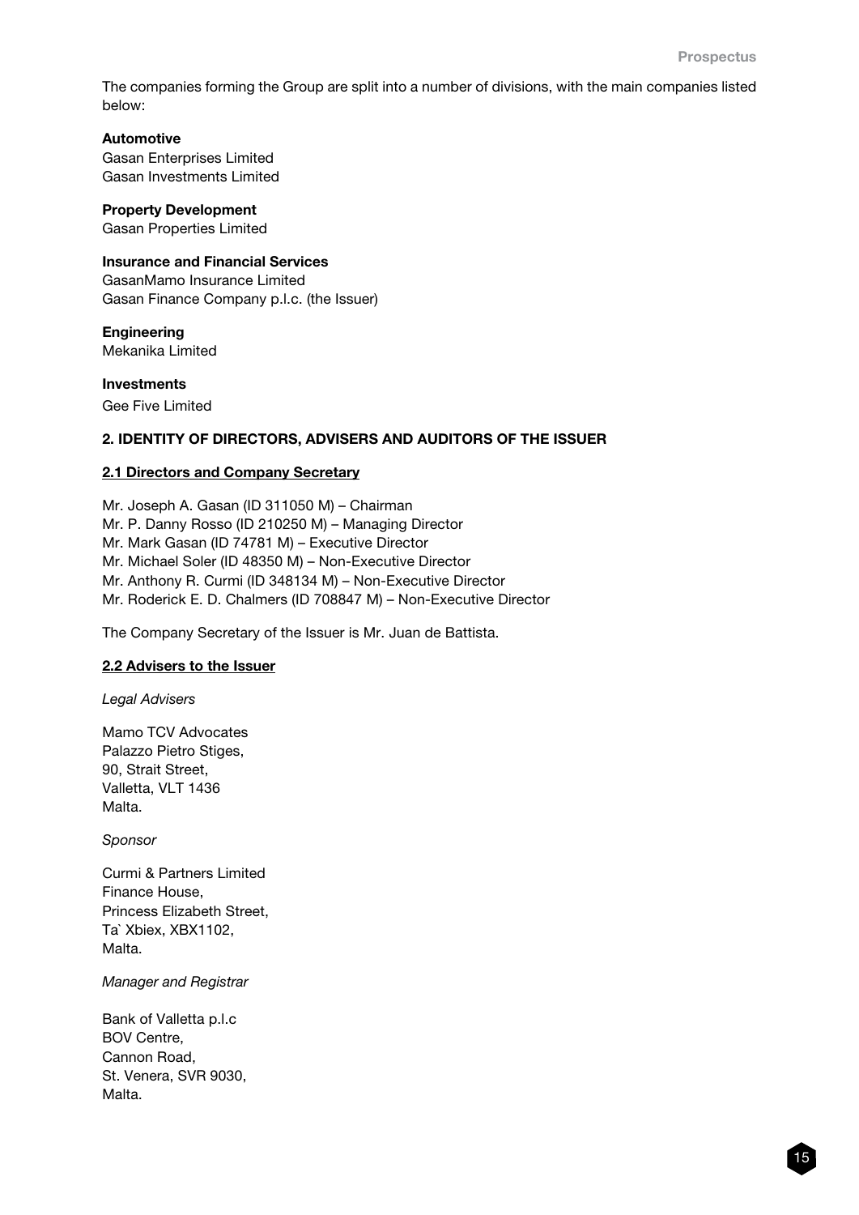The companies forming the Group are split into a number of divisions, with the main companies listed below:

**Automotive**
Gasan Enterprises Limited
Gasan Investments Limited

**Property Development**
Gasan Properties Limited

**Insurance and Financial Services**
GasanMamo Insurance Limited
Gasan Finance Company p.l.c. (the Issuer)

**Engineering**
Mekanika Limited

**Investments**
Gee Five Limited

## 2. IDENTITY OF DIRECTORS, ADVISERS AND AUDITORS OF THE ISSUER

### 2.1 Directors and Company Secretary

Mr. Joseph A. Gasan (ID 311050 M) – Chairman
Mr. P. Danny Rosso (ID 210250 M) – Managing Director
Mr. Mark Gasan (ID 74781 M) – Executive Director
Mr. Michael Soler (ID 48350 M) – Non-Executive Director
Mr. Anthony R. Curmi (ID 348134 M) – Non-Executive Director
Mr. Roderick E. D. Chalmers (ID 708847 M) – Non-Executive Director

The Company Secretary of the Issuer is Mr. Juan de Battista.

### 2.2 Advisers to the Issuer

*Legal Advisers*

Mamo TCV Advocates
Palazzo Pietro Stiges,
90, Strait Street,
Valletta, VLT 1436
Malta.

*Sponsor*

Curmi & Partners Limited
Finance House,
Princess Elizabeth Street,
Ta` Xbiex, XBX1102,
Malta.

*Manager and Registrar*

Bank of Valletta p.l.c
BOV Centre,
Cannon Road,
St. Venera, SVR 9030,
Malta.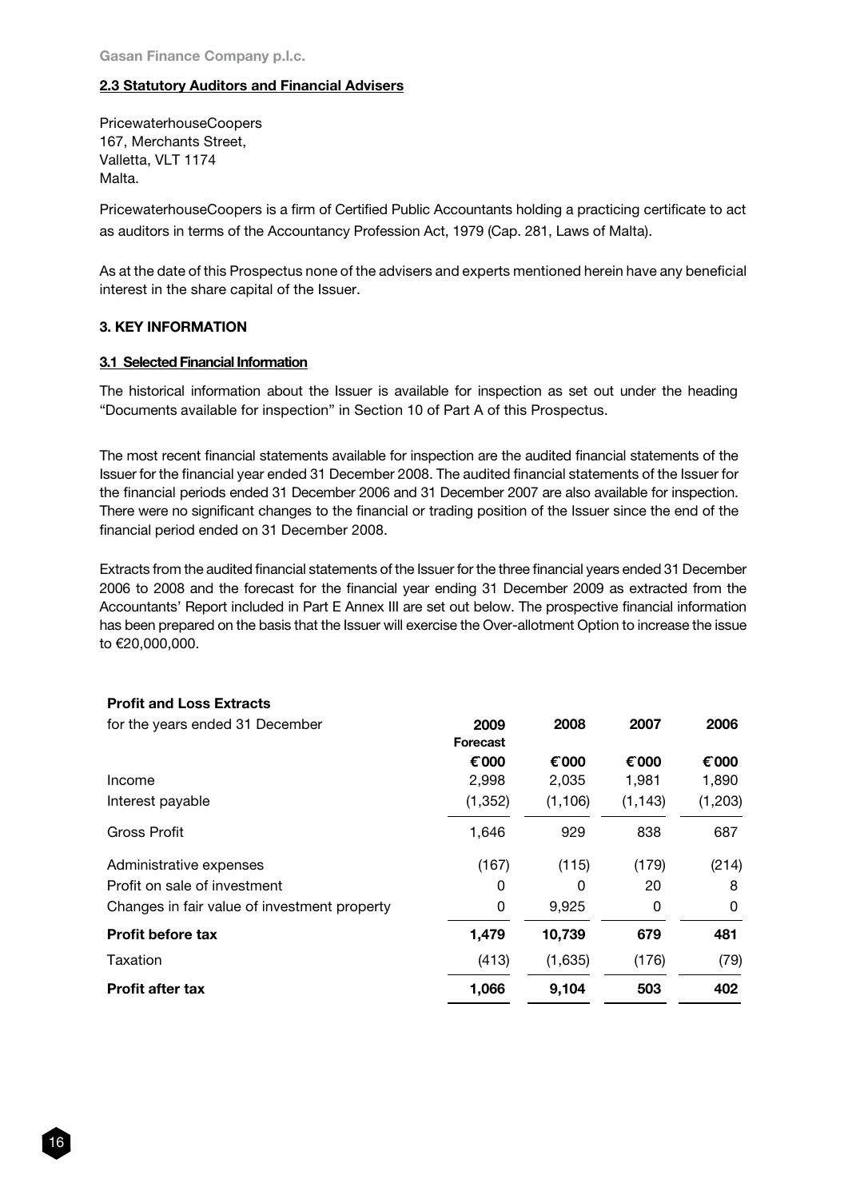### 2.3 Statutory Auditors and Financial Advisers

PricewaterhouseCoopers
167, Merchants Street,
Valletta, VLT 1174
Malta.

PricewaterhouseCoopers is a firm of Certified Public Accountants holding a practicing certificate to act as auditors in terms of the Accountancy Profession Act, 1979 (Cap. 281, Laws of Malta).

As at the date of this Prospectus none of the advisers and experts mentioned herein have any beneficial interest in the share capital of the Issuer.

## 3. KEY INFORMATION

### 3.1 Selected Financial Information

The historical information about the Issuer is available for inspection as set out under the heading "Documents available for inspection" in Section 10 of Part A of this Prospectus.

The most recent financial statements available for inspection are the audited financial statements of the Issuer for the financial year ended 31 December 2008. The audited financial statements of the Issuer for the financial periods ended 31 December 2006 and 31 December 2007 are also available for inspection. There were no significant changes to the financial or trading position of the Issuer since the end of the financial period ended on 31 December 2008.

Extracts from the audited financial statements of the Issuer for the three financial years ended 31 December 2006 to 2008 and the forecast for the financial year ending 31 December 2009 as extracted from the Accountants' Report included in Part E Annex III are set out below. The prospective financial information has been prepared on the basis that the Issuer will exercise the Over-allotment Option to increase the issue to €20,000,000.

**Profit and Loss Extracts**

| for the years ended 31 December | 2009 Forecast | 2008 | 2007 | 2006 |
|---|---|---|---|---|
| | €000 | €000 | €000 | €000 |
| Income | 2,998 | 2,035 | 1,981 | 1,890 |
| Interest payable | (1,352) | (1,106) | (1,143) | (1,203) |
| Gross Profit | 1,646 | 929 | 838 | 687 |
| Administrative expenses | (167) | (115) | (179) | (214) |
| Profit on sale of investment | 0 | 0 | 20 | 8 |
| Changes in fair value of investment property | 0 | 9,925 | 0 | 0 |
| **Profit before tax** | **1,479** | **10,739** | **679** | **481** |
| Taxation | (413) | (1,635) | (176) | (79) |
| **Profit after tax** | **1,066** | **9,104** | **503** | **402** |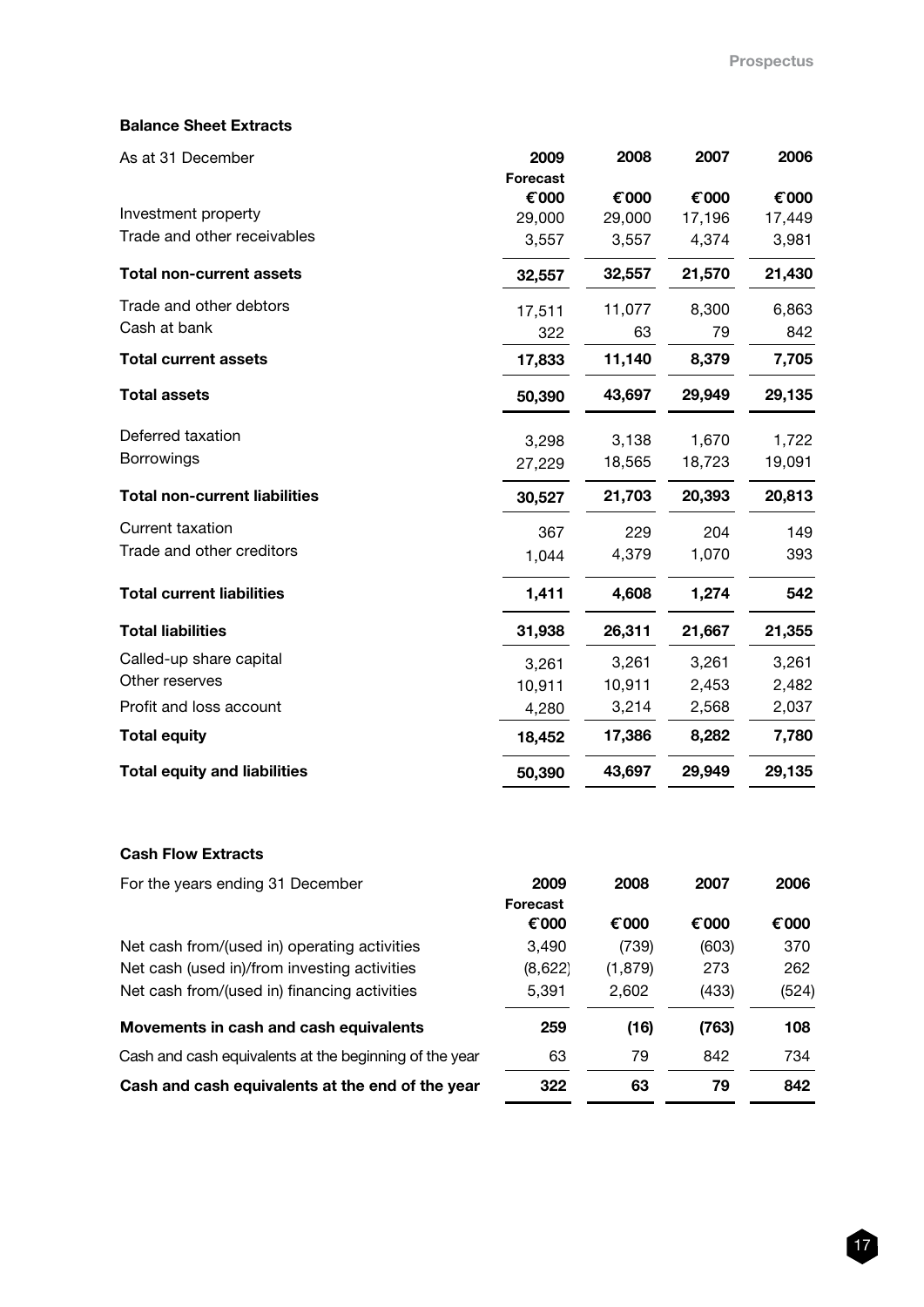### Balance Sheet Extracts

| As at 31 December | 2009 Forecast | 2008 | 2007 | 2006 |
|---|---|---|---|---|
| | €000 | €000 | €000 | €000 |
| Investment property | 29,000 | 29,000 | 17,196 | 17,449 |
| Trade and other receivables | 3,557 | 3,557 | 4,374 | 3,981 |
| **Total non-current assets** | **32,557** | **32,557** | **21,570** | **21,430** |
| Trade and other debtors | 17,511 | 11,077 | 8,300 | 6,863 |
| Cash at bank | 322 | 63 | 79 | 842 |
| **Total current assets** | **17,833** | **11,140** | **8,379** | **7,705** |
| **Total assets** | **50,390** | **43,697** | **29,949** | **29,135** |
| Deferred taxation | 3,298 | 3,138 | 1,670 | 1,722 |
| Borrowings | 27,229 | 18,565 | 18,723 | 19,091 |
| **Total non-current liabilities** | **30,527** | **21,703** | **20,393** | **20,813** |
| Current taxation | 367 | 229 | 204 | 149 |
| Trade and other creditors | 1,044 | 4,379 | 1,070 | 393 |
| **Total current liabilities** | **1,411** | **4,608** | **1,274** | **542** |
| **Total liabilities** | **31,938** | **26,311** | **21,667** | **21,355** |
| Called-up share capital | 3,261 | 3,261 | 3,261 | 3,261 |
| Other reserves | 10,911 | 10,911 | 2,453 | 2,482 |
| Profit and loss account | 4,280 | 3,214 | 2,568 | 2,037 |
| **Total equity** | **18,452** | **17,386** | **8,282** | **7,780** |
| **Total equity and liabilities** | **50,390** | **43,697** | **29,949** | **29,135** |

### Cash Flow Extracts

| For the years ending 31 December | 2009 Forecast | 2008 | 2007 | 2006 |
|---|---|---|---|---|
| | €000 | €000 | €000 | €000 |
| Net cash from/(used in) operating activities | 3,490 | (739) | (603) | 370 |
| Net cash (used in)/from investing activities | (8,622) | (1,879) | 273 | 262 |
| Net cash from/(used in) financing activities | 5,391 | 2,602 | (433) | (524) |
| **Movements in cash and cash equivalents** | **259** | **(16)** | **(763)** | **108** |
| Cash and cash equivalents at the beginning of the year | 63 | 79 | 842 | 734 |
| **Cash and cash equivalents at the end of the year** | **322** | **63** | **79** | **842** |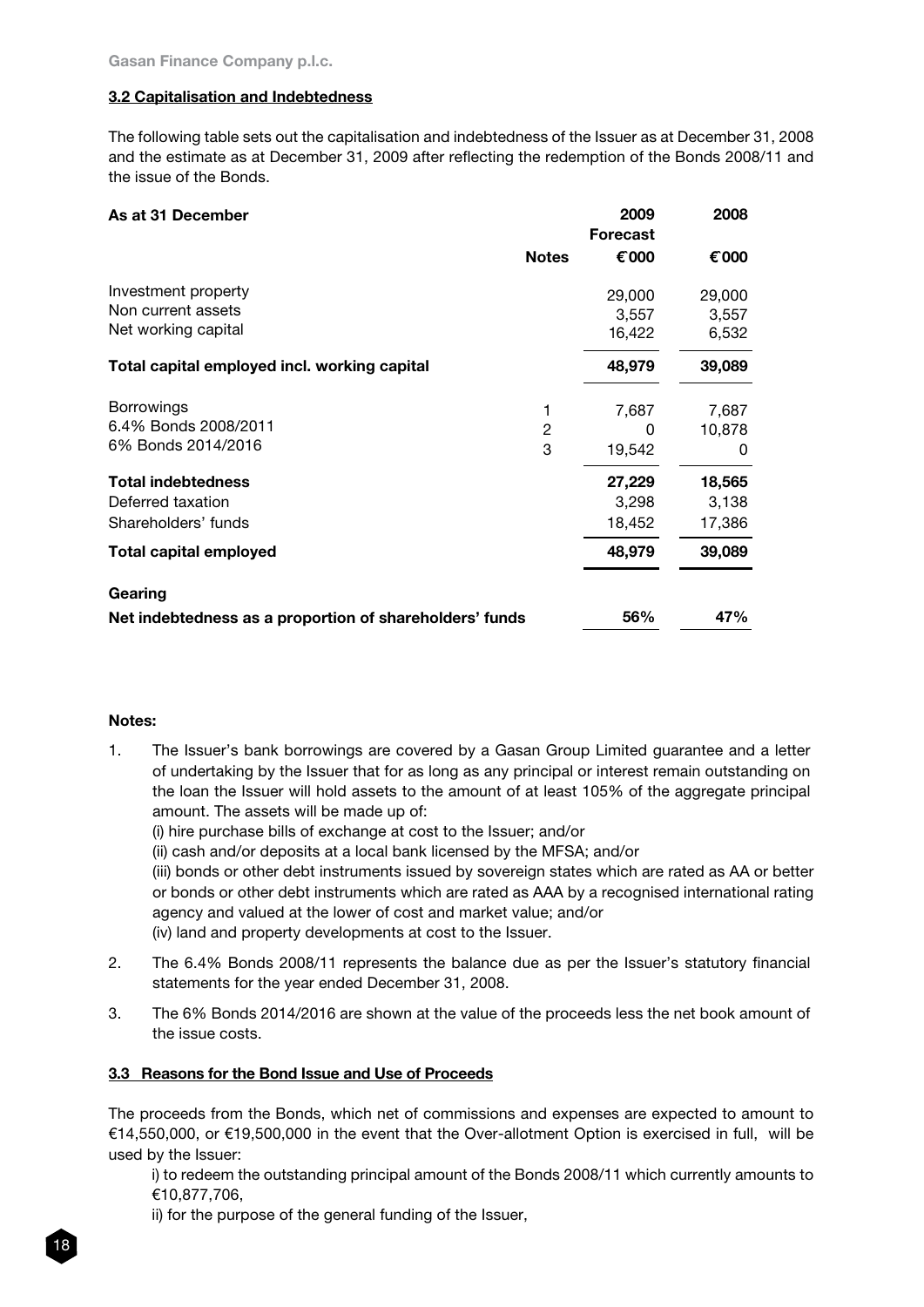### 3.2 Capitalisation and Indebtedness

The following table sets out the capitalisation and indebtedness of the Issuer as at December 31, 2008 and the estimate as at December 31, 2009 after reflecting the redemption of the Bonds 2008/11 and the issue of the Bonds.

| As at 31 December | Notes | 2009 Forecast €000 | 2008 €000 |
|---|---|---|---|
| Investment property | | 29,000 | 29,000 |
| Non current assets | | 3,557 | 3,557 |
| Net working capital | | 16,422 | 6,532 |
| **Total capital employed incl. working capital** | | **48,979** | **39,089** |
| Borrowings | 1 | 7,687 | 7,687 |
| 6.4% Bonds 2008/2011 | 2 | 0 | 10,878 |
| 6% Bonds 2014/2016 | 3 | 19,542 | 0 |
| **Total indebtedness** | | **27,229** | **18,565** |
| Deferred taxation | | 3,298 | 3,138 |
| Shareholders' funds | | 18,452 | 17,386 |
| **Total capital employed** | | **48,979** | **39,089** |
| **Gearing** | | | |
| **Net indebtedness as a proportion of shareholders' funds** | | **56%** | **47%** |

**Notes:**

1. The Issuer's bank borrowings are covered by a Gasan Group Limited guarantee and a letter of undertaking by the Issuer that for as long as any principal or interest remain outstanding on the loan the Issuer will hold assets to the amount of at least 105% of the aggregate principal amount. The assets will be made up of:
   (i) hire purchase bills of exchange at cost to the Issuer; and/or
   (ii) cash and/or deposits at a local bank licensed by the MFSA; and/or
   (iii) bonds or other debt instruments issued by sovereign states which are rated as AA or better or bonds or other debt instruments which are rated as AAA by a recognised international rating agency and valued at the lower of cost and market value; and/or
   (iv) land and property developments at cost to the Issuer.
2. The 6.4% Bonds 2008/11 represents the balance due as per the Issuer's statutory financial statements for the year ended December 31, 2008.
3. The 6% Bonds 2014/2016 are shown at the value of the proceeds less the net book amount of the issue costs.

### 3.3 Reasons for the Bond Issue and Use of Proceeds

The proceeds from the Bonds, which net of commissions and expenses are expected to amount to €14,550,000, or €19,500,000 in the event that the Over-allotment Option is exercised in full, will be used by the Issuer:

i) to redeem the outstanding principal amount of the Bonds 2008/11 which currently amounts to €10,877,706,

ii) for the purpose of the general funding of the Issuer,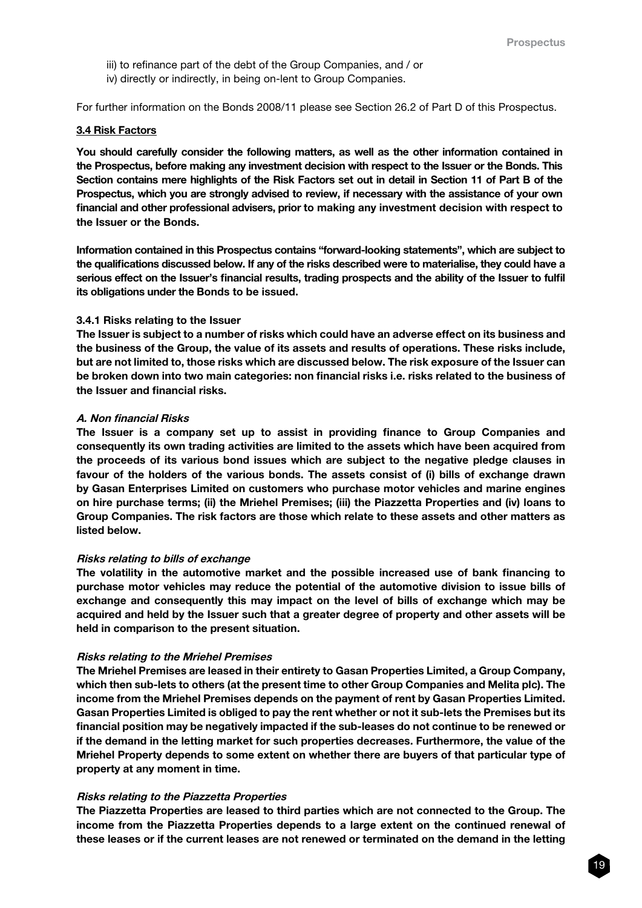iii) to refinance part of the debt of the Group Companies, and / or
iv) directly or indirectly, in being on-lent to Group Companies.

For further information on the Bonds 2008/11 please see Section 26.2 of Part D of this Prospectus.

## 3.4 Risk Factors

**You should carefully consider the following matters, as well as the other information contained in the Prospectus, before making any investment decision with respect to the Issuer or the Bonds. This Section contains mere highlights of the Risk Factors set out in detail in Section 11 of Part B of the Prospectus, which you are strongly advised to review, if necessary with the assistance of your own financial and other professional advisers, prior to making any investment decision with respect to the Issuer or the Bonds.**

**Information contained in this Prospectus contains "forward-looking statements", which are subject to the qualifications discussed below. If any of the risks described were to materialise, they could have a serious effect on the Issuer's financial results, trading prospects and the ability of the Issuer to fulfil its obligations under the Bonds to be issued.**

### 3.4.1 Risks relating to the Issuer

**The Issuer is subject to a number of risks which could have an adverse effect on its business and the business of the Group, the value of its assets and results of operations. These risks include, but are not limited to, those risks which are discussed below. The risk exposure of the Issuer can be broken down into two main categories: non financial risks i.e. risks related to the business of the Issuer and financial risks.**

#### *A. Non financial Risks*

**The Issuer is a company set up to assist in providing finance to Group Companies and consequently its own trading activities are limited to the assets which have been acquired from the proceeds of its various bond issues which are subject to the negative pledge clauses in favour of the holders of the various bonds. The assets consist of (i) bills of exchange drawn by Gasan Enterprises Limited on customers who purchase motor vehicles and marine engines on hire purchase terms; (ii) the Mriehel Premises; (iii) the Piazzetta Properties and (iv) loans to Group Companies. The risk factors are those which relate to these assets and other matters as listed below.**

***Risks relating to bills of exchange***

**The volatility in the automotive market and the possible increased use of bank financing to purchase motor vehicles may reduce the potential of the automotive division to issue bills of exchange and consequently this may impact on the level of bills of exchange which may be acquired and held by the Issuer such that a greater degree of property and other assets will be held in comparison to the present situation.**

***Risks relating to the Mriehel Premises***

**The Mriehel Premises are leased in their entirety to Gasan Properties Limited, a Group Company, which then sub-lets to others (at the present time to other Group Companies and Melita plc). The income from the Mriehel Premises depends on the payment of rent by Gasan Properties Limited. Gasan Properties Limited is obliged to pay the rent whether or not it sub-lets the Premises but its financial position may be negatively impacted if the sub-leases do not continue to be renewed or if the demand in the letting market for such properties decreases. Furthermore, the value of the Mriehel Property depends to some extent on whether there are buyers of that particular type of property at any moment in time.**

***Risks relating to the Piazzetta Properties***

**The Piazzetta Properties are leased to third parties which are not connected to the Group. The income from the Piazzetta Properties depends to a large extent on the continued renewal of these leases or if the current leases are not renewed or terminated on the demand in the letting**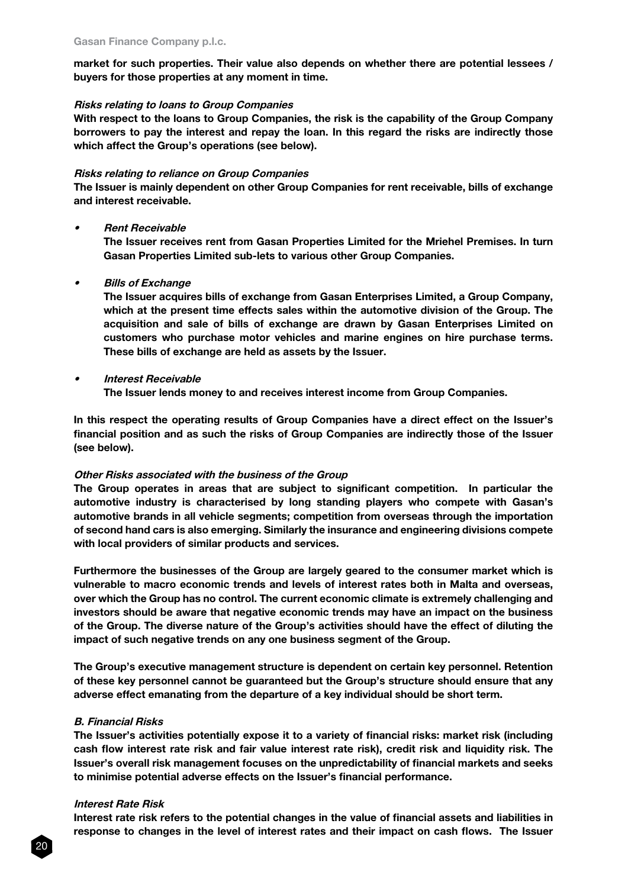**market for such properties. Their value also depends on whether there are potential lessees / buyers for those properties at any moment in time.**

***Risks relating to loans to Group Companies***

**With respect to the loans to Group Companies, the risk is the capability of the Group Company borrowers to pay the interest and repay the loan. In this regard the risks are indirectly those which affect the Group's operations (see below).**

***Risks relating to reliance on Group Companies***

**The Issuer is mainly dependent on other Group Companies for rent receivable, bills of exchange and interest receivable.**

- ***Rent Receivable***

  **The Issuer receives rent from Gasan Properties Limited for the Mriehel Premises. In turn Gasan Properties Limited sub-lets to various other Group Companies.**

- ***Bills of Exchange***

  **The Issuer acquires bills of exchange from Gasan Enterprises Limited, a Group Company, which at the present time effects sales within the automotive division of the Group. The acquisition and sale of bills of exchange are drawn by Gasan Enterprises Limited on customers who purchase motor vehicles and marine engines on hire purchase terms. These bills of exchange are held as assets by the Issuer.**

- ***Interest Receivable***

  **The Issuer lends money to and receives interest income from Group Companies.**

**In this respect the operating results of Group Companies have a direct effect on the Issuer's financial position and as such the risks of Group Companies are indirectly those of the Issuer (see below).**

***Other Risks associated with the business of the Group***

**The Group operates in areas that are subject to significant competition. In particular the automotive industry is characterised by long standing players who compete with Gasan's automotive brands in all vehicle segments; competition from overseas through the importation of second hand cars is also emerging. Similarly the insurance and engineering divisions compete with local providers of similar products and services.**

**Furthermore the businesses of the Group are largely geared to the consumer market which is vulnerable to macro economic trends and levels of interest rates both in Malta and overseas, over which the Group has no control. The current economic climate is extremely challenging and investors should be aware that negative economic trends may have an impact on the business of the Group. The diverse nature of the Group's activities should have the effect of diluting the impact of such negative trends on any one business segment of the Group.**

**The Group's executive management structure is dependent on certain key personnel. Retention of these key personnel cannot be guaranteed but the Group's structure should ensure that any adverse effect emanating from the departure of a key individual should be short term.**

***B. Financial Risks***

**The Issuer's activities potentially expose it to a variety of financial risks: market risk (including cash flow interest rate risk and fair value interest rate risk), credit risk and liquidity risk. The Issuer's overall risk management focuses on the unpredictability of financial markets and seeks to minimise potential adverse effects on the Issuer's financial performance.**

***Interest Rate Risk***

**Interest rate risk refers to the potential changes in the value of financial assets and liabilities in response to changes in the level of interest rates and their impact on cash flows. The Issuer**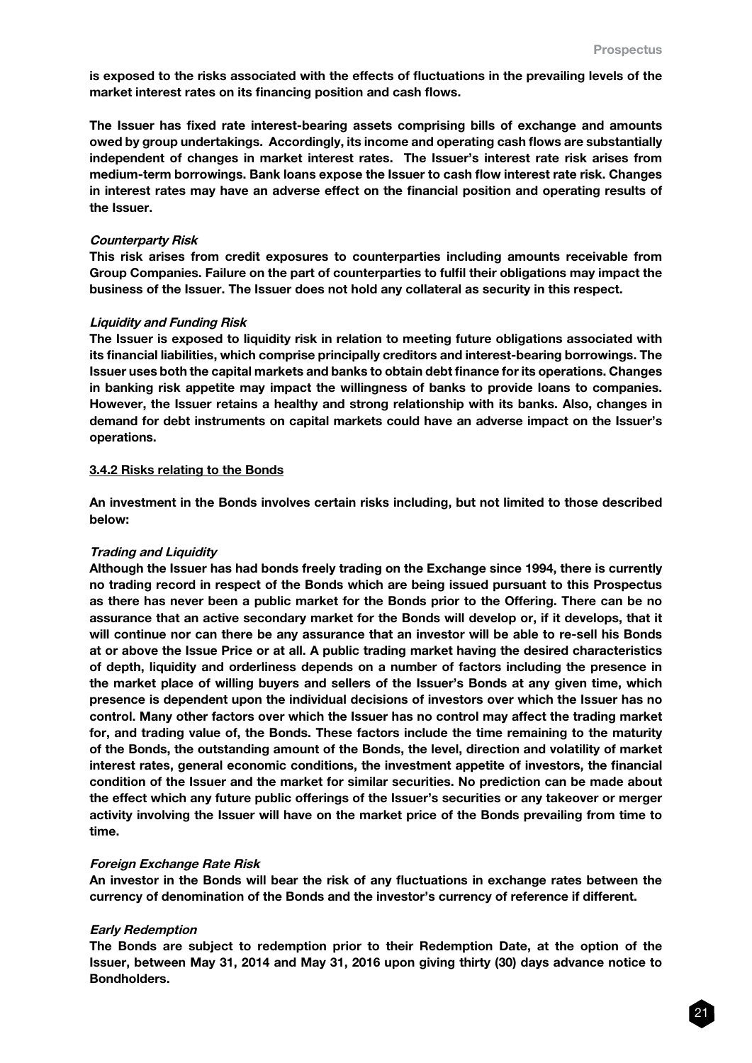**is exposed to the risks associated with the effects of fluctuations in the prevailing levels of the market interest rates on its financing position and cash flows.**

**The Issuer has fixed rate interest-bearing assets comprising bills of exchange and amounts owed by group undertakings. Accordingly, its income and operating cash flows are substantially independent of changes in market interest rates. The Issuer's interest rate risk arises from medium-term borrowings. Bank loans expose the Issuer to cash flow interest rate risk. Changes in interest rates may have an adverse effect on the financial position and operating results of the Issuer.**

***Counterparty Risk***

**This risk arises from credit exposures to counterparties including amounts receivable from Group Companies. Failure on the part of counterparties to fulfil their obligations may impact the business of the Issuer. The Issuer does not hold any collateral as security in this respect.**

***Liquidity and Funding Risk***

**The Issuer is exposed to liquidity risk in relation to meeting future obligations associated with its financial liabilities, which comprise principally creditors and interest-bearing borrowings. The Issuer uses both the capital markets and banks to obtain debt finance for its operations. Changes in banking risk appetite may impact the willingness of banks to provide loans to companies. However, the Issuer retains a healthy and strong relationship with its banks. Also, changes in demand for debt instruments on capital markets could have an adverse impact on the Issuer's operations.**

**3.4.2 Risks relating to the Bonds**

**An investment in the Bonds involves certain risks including, but not limited to those described below:**

***Trading and Liquidity***

**Although the Issuer has had bonds freely trading on the Exchange since 1994, there is currently no trading record in respect of the Bonds which are being issued pursuant to this Prospectus as there has never been a public market for the Bonds prior to the Offering. There can be no assurance that an active secondary market for the Bonds will develop or, if it develops, that it will continue nor can there be any assurance that an investor will be able to re-sell his Bonds at or above the Issue Price or at all. A public trading market having the desired characteristics of depth, liquidity and orderliness depends on a number of factors including the presence in the market place of willing buyers and sellers of the Issuer's Bonds at any given time, which presence is dependent upon the individual decisions of investors over which the Issuer has no control. Many other factors over which the Issuer has no control may affect the trading market for, and trading value of, the Bonds. These factors include the time remaining to the maturity of the Bonds, the outstanding amount of the Bonds, the level, direction and volatility of market interest rates, general economic conditions, the investment appetite of investors, the financial condition of the Issuer and the market for similar securities. No prediction can be made about the effect which any future public offerings of the Issuer's securities or any takeover or merger activity involving the Issuer will have on the market price of the Bonds prevailing from time to time.**

***Foreign Exchange Rate Risk***

**An investor in the Bonds will bear the risk of any fluctuations in exchange rates between the currency of denomination of the Bonds and the investor's currency of reference if different.**

***Early Redemption***

**The Bonds are subject to redemption prior to their Redemption Date, at the option of the Issuer, between May 31, 2014 and May 31, 2016 upon giving thirty (30) days advance notice to Bondholders.**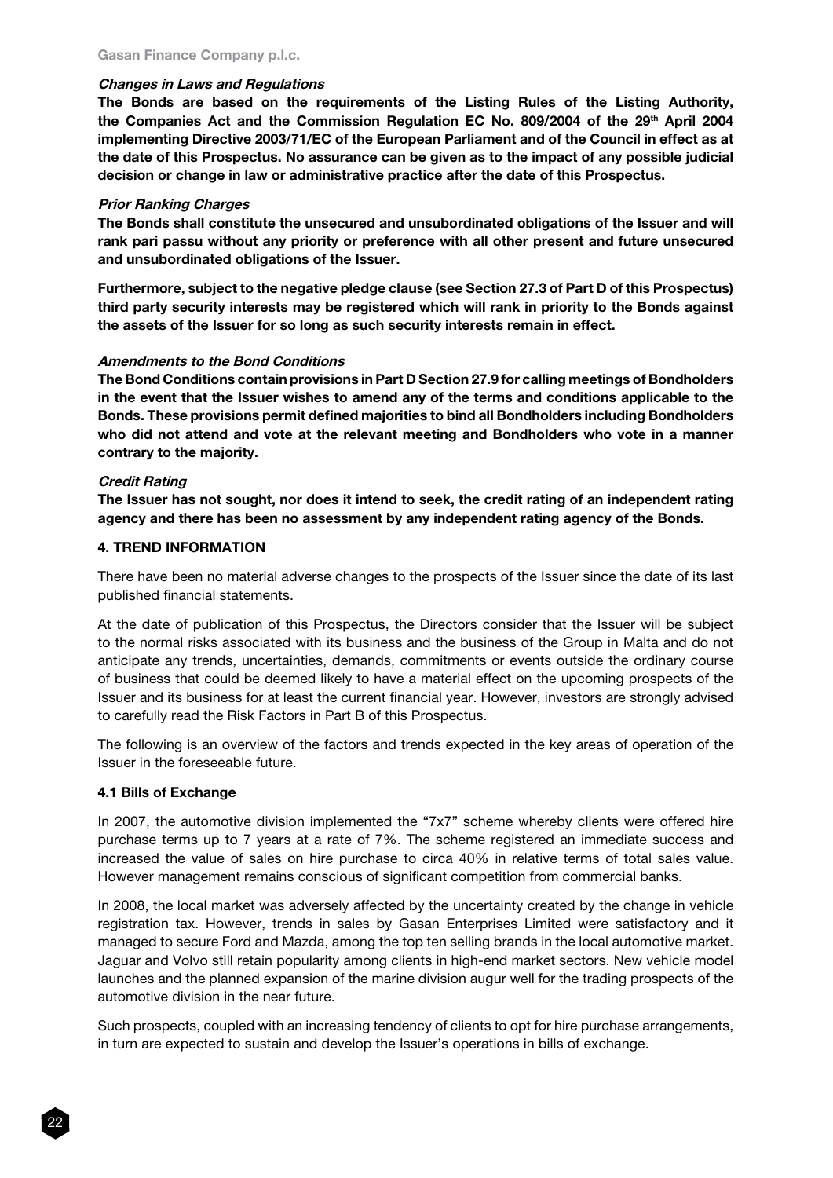***Changes in Laws and Regulations***

**The Bonds are based on the requirements of the Listing Rules of the Listing Authority, the Companies Act and the Commission Regulation EC No. 809/2004 of the 29th April 2004 implementing Directive 2003/71/EC of the European Parliament and of the Council in effect as at the date of this Prospectus. No assurance can be given as to the impact of any possible judicial decision or change in law or administrative practice after the date of this Prospectus.**

***Prior Ranking Charges***

**The Bonds shall constitute the unsecured and unsubordinated obligations of the Issuer and will rank pari passu without any priority or preference with all other present and future unsecured and unsubordinated obligations of the Issuer.**

**Furthermore, subject to the negative pledge clause (see Section 27.3 of Part D of this Prospectus) third party security interests may be registered which will rank in priority to the Bonds against the assets of the Issuer for so long as such security interests remain in effect.**

***Amendments to the Bond Conditions***

**The Bond Conditions contain provisions in Part D Section 27.9 for calling meetings of Bondholders in the event that the Issuer wishes to amend any of the terms and conditions applicable to the Bonds. These provisions permit defined majorities to bind all Bondholders including Bondholders who did not attend and vote at the relevant meeting and Bondholders who vote in a manner contrary to the majority.**

***Credit Rating***

**The Issuer has not sought, nor does it intend to seek, the credit rating of an independent rating agency and there has been no assessment by any independent rating agency of the Bonds.**

## 4. TREND INFORMATION

There have been no material adverse changes to the prospects of the Issuer since the date of its last published financial statements.

At the date of publication of this Prospectus, the Directors consider that the Issuer will be subject to the normal risks associated with its business and the business of the Group in Malta and do not anticipate any trends, uncertainties, demands, commitments or events outside the ordinary course of business that could be deemed likely to have a material effect on the upcoming prospects of the Issuer and its business for at least the current financial year. However, investors are strongly advised to carefully read the Risk Factors in Part B of this Prospectus.

The following is an overview of the factors and trends expected in the key areas of operation of the Issuer in the foreseeable future.

### 4.1 Bills of Exchange

In 2007, the automotive division implemented the "7x7" scheme whereby clients were offered hire purchase terms up to 7 years at a rate of 7%. The scheme registered an immediate success and increased the value of sales on hire purchase to circa 40% in relative terms of total sales value. However management remains conscious of significant competition from commercial banks.

In 2008, the local market was adversely affected by the uncertainty created by the change in vehicle registration tax. However, trends in sales by Gasan Enterprises Limited were satisfactory and it managed to secure Ford and Mazda, among the top ten selling brands in the local automotive market. Jaguar and Volvo still retain popularity among clients in high-end market sectors. New vehicle model launches and the planned expansion of the marine division augur well for the trading prospects of the automotive division in the near future.

Such prospects, coupled with an increasing tendency of clients to opt for hire purchase arrangements, in turn are expected to sustain and develop the Issuer's operations in bills of exchange.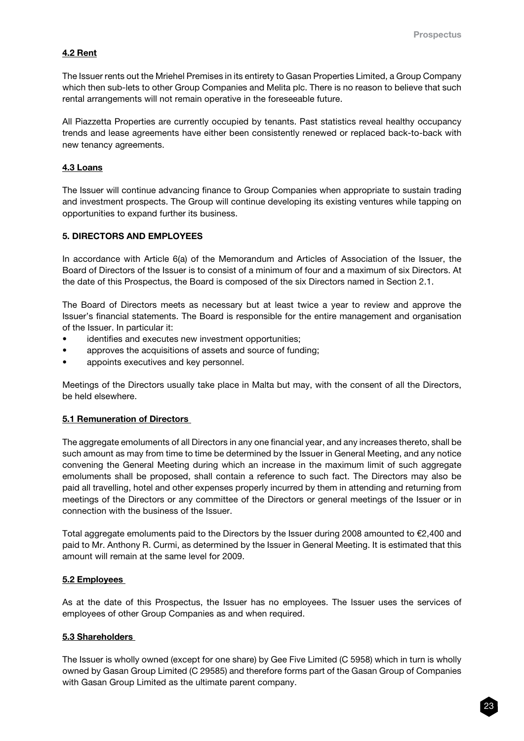### 4.2 Rent

The Issuer rents out the Mriehel Premises in its entirety to Gasan Properties Limited, a Group Company which then sub-lets to other Group Companies and Melita plc. There is no reason to believe that such rental arrangements will not remain operative in the foreseeable future.

All Piazzetta Properties are currently occupied by tenants. Past statistics reveal healthy occupancy trends and lease agreements have either been consistently renewed or replaced back-to-back with new tenancy agreements.

### 4.3 Loans

The Issuer will continue advancing finance to Group Companies when appropriate to sustain trading and investment prospects. The Group will continue developing its existing ventures while tapping on opportunities to expand further its business.

## 5. DIRECTORS AND EMPLOYEES

In accordance with Article 6(a) of the Memorandum and Articles of Association of the Issuer, the Board of Directors of the Issuer is to consist of a minimum of four and a maximum of six Directors. At the date of this Prospectus, the Board is composed of the six Directors named in Section 2.1.

The Board of Directors meets as necessary but at least twice a year to review and approve the Issuer's financial statements. The Board is responsible for the entire management and organisation of the Issuer. In particular it:

- identifies and executes new investment opportunities;
- approves the acquisitions of assets and source of funding;
- appoints executives and key personnel.

Meetings of the Directors usually take place in Malta but may, with the consent of all the Directors, be held elsewhere.

### 5.1 Remuneration of Directors

The aggregate emoluments of all Directors in any one financial year, and any increases thereto, shall be such amount as may from time to time be determined by the Issuer in General Meeting, and any notice convening the General Meeting during which an increase in the maximum limit of such aggregate emoluments shall be proposed, shall contain a reference to such fact. The Directors may also be paid all travelling, hotel and other expenses properly incurred by them in attending and returning from meetings of the Directors or any committee of the Directors or general meetings of the Issuer or in connection with the business of the Issuer.

Total aggregate emoluments paid to the Directors by the Issuer during 2008 amounted to €2,400 and paid to Mr. Anthony R. Curmi, as determined by the Issuer in General Meeting. It is estimated that this amount will remain at the same level for 2009.

### 5.2 Employees

As at the date of this Prospectus, the Issuer has no employees. The Issuer uses the services of employees of other Group Companies as and when required.

### 5.3 Shareholders

The Issuer is wholly owned (except for one share) by Gee Five Limited (C 5958) which in turn is wholly owned by Gasan Group Limited (C 29585) and therefore forms part of the Gasan Group of Companies with Gasan Group Limited as the ultimate parent company.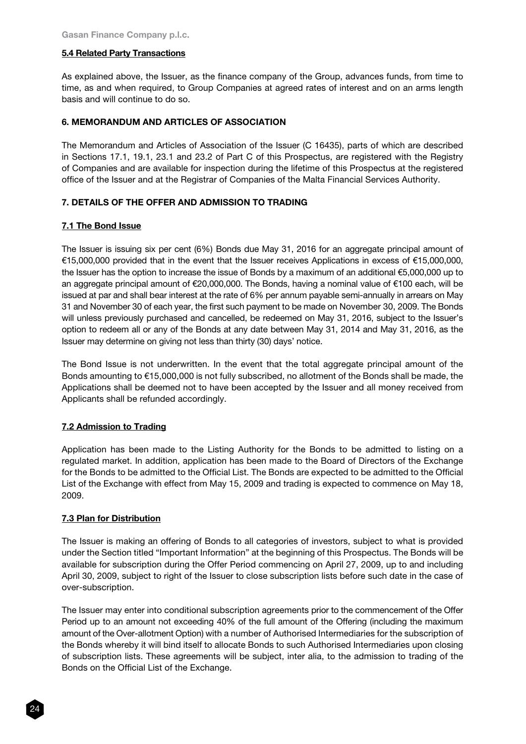### 5.4 Related Party Transactions

As explained above, the Issuer, as the finance company of the Group, advances funds, from time to time, as and when required, to Group Companies at agreed rates of interest and on an arms length basis and will continue to do so.

## 6. MEMORANDUM AND ARTICLES OF ASSOCIATION

The Memorandum and Articles of Association of the Issuer (C 16435), parts of which are described in Sections 17.1, 19.1, 23.1 and 23.2 of Part C of this Prospectus, are registered with the Registry of Companies and are available for inspection during the lifetime of this Prospectus at the registered office of the Issuer and at the Registrar of Companies of the Malta Financial Services Authority.

## 7. DETAILS OF THE OFFER AND ADMISSION TO TRADING

### 7.1 The Bond Issue

The Issuer is issuing six per cent (6%) Bonds due May 31, 2016 for an aggregate principal amount of €15,000,000 provided that in the event that the Issuer receives Applications in excess of €15,000,000, the Issuer has the option to increase the issue of Bonds by a maximum of an additional €5,000,000 up to an aggregate principal amount of €20,000,000. The Bonds, having a nominal value of €100 each, will be issued at par and shall bear interest at the rate of 6% per annum payable semi-annually in arrears on May 31 and November 30 of each year, the first such payment to be made on November 30, 2009. The Bonds will unless previously purchased and cancelled, be redeemed on May 31, 2016, subject to the Issuer's option to redeem all or any of the Bonds at any date between May 31, 2014 and May 31, 2016, as the Issuer may determine on giving not less than thirty (30) days' notice.

The Bond Issue is not underwritten. In the event that the total aggregate principal amount of the Bonds amounting to €15,000,000 is not fully subscribed, no allotment of the Bonds shall be made, the Applications shall be deemed not to have been accepted by the Issuer and all money received from Applicants shall be refunded accordingly.

### 7.2 Admission to Trading

Application has been made to the Listing Authority for the Bonds to be admitted to listing on a regulated market. In addition, application has been made to the Board of Directors of the Exchange for the Bonds to be admitted to the Official List. The Bonds are expected to be admitted to the Official List of the Exchange with effect from May 15, 2009 and trading is expected to commence on May 18, 2009.

### 7.3 Plan for Distribution

The Issuer is making an offering of Bonds to all categories of investors, subject to what is provided under the Section titled "Important Information" at the beginning of this Prospectus. The Bonds will be available for subscription during the Offer Period commencing on April 27, 2009, up to and including April 30, 2009, subject to right of the Issuer to close subscription lists before such date in the case of over-subscription.

The Issuer may enter into conditional subscription agreements prior to the commencement of the Offer Period up to an amount not exceeding 40% of the full amount of the Offering (including the maximum amount of the Over-allotment Option) with a number of Authorised Intermediaries for the subscription of the Bonds whereby it will bind itself to allocate Bonds to such Authorised Intermediaries upon closing of subscription lists. These agreements will be subject, inter alia, to the admission to trading of the Bonds on the Official List of the Exchange.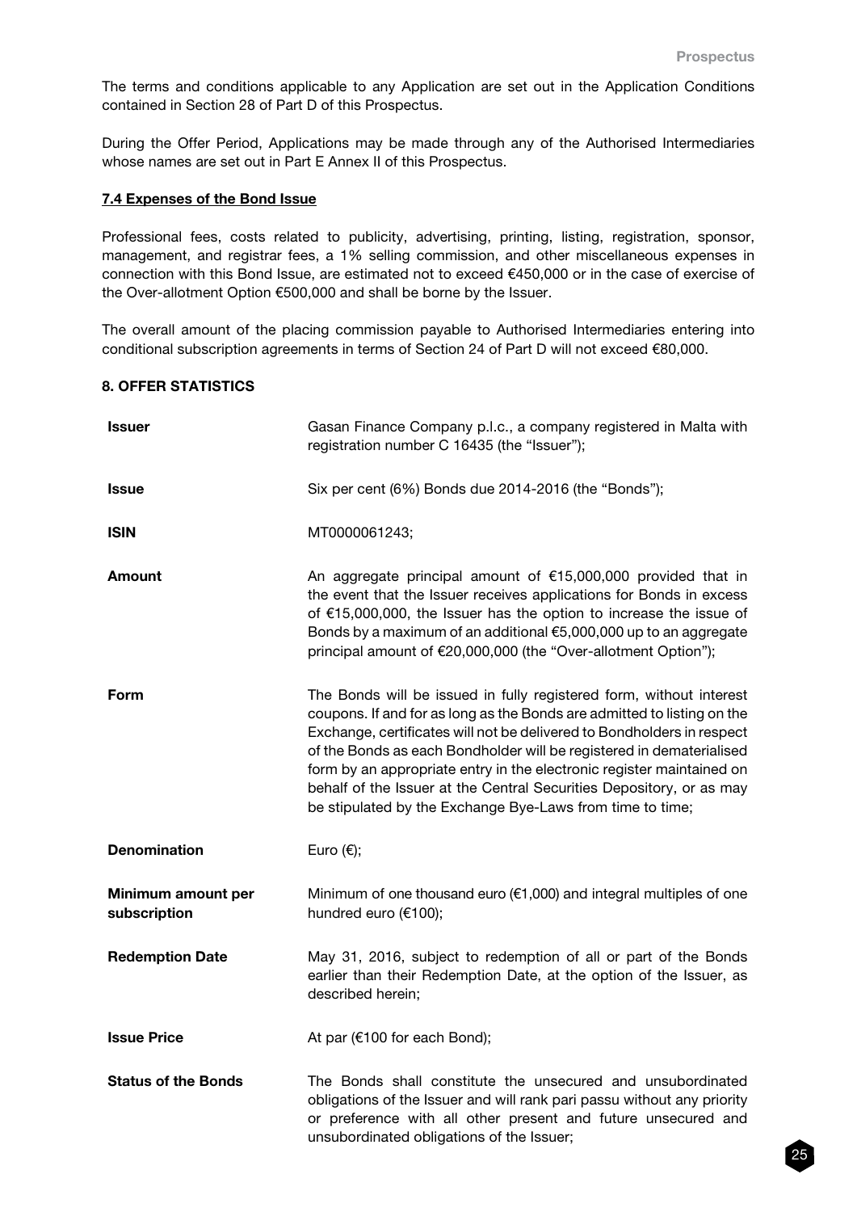The terms and conditions applicable to any Application are set out in the Application Conditions contained in Section 28 of Part D of this Prospectus.

During the Offer Period, Applications may be made through any of the Authorised Intermediaries whose names are set out in Part E Annex II of this Prospectus.

### 7.4 Expenses of the Bond Issue

Professional fees, costs related to publicity, advertising, printing, listing, registration, sponsor, management, and registrar fees, a 1% selling commission, and other miscellaneous expenses in connection with this Bond Issue, are estimated not to exceed €450,000 or in the case of exercise of the Over-allotment Option €500,000 and shall be borne by the Issuer.

The overall amount of the placing commission payable to Authorised Intermediaries entering into conditional subscription agreements in terms of Section 24 of Part D will not exceed €80,000.

## 8. OFFER STATISTICS

| | |
|---|---|
| **Issuer** | Gasan Finance Company p.l.c., a company registered in Malta with registration number C 16435 (the "Issuer"); |
| **Issue** | Six per cent (6%) Bonds due 2014-2016 (the "Bonds"); |
| **ISIN** | MT0000061243; |
| **Amount** | An aggregate principal amount of €15,000,000 provided that in the event that the Issuer receives applications for Bonds in excess of €15,000,000, the Issuer has the option to increase the issue of Bonds by a maximum of an additional €5,000,000 up to an aggregate principal amount of €20,000,000 (the "Over-allotment Option"); |
| **Form** | The Bonds will be issued in fully registered form, without interest coupons. If and for as long as the Bonds are admitted to listing on the Exchange, certificates will not be delivered to Bondholders in respect of the Bonds as each Bondholder will be registered in dematerialised form by an appropriate entry in the electronic register maintained on behalf of the Issuer at the Central Securities Depository, or as may be stipulated by the Exchange Bye-Laws from time to time; |
| **Denomination** | Euro (€); |
| **Minimum amount per subscription** | Minimum of one thousand euro (€1,000) and integral multiples of one hundred euro (€100); |
| **Redemption Date** | May 31, 2016, subject to redemption of all or part of the Bonds earlier than their Redemption Date, at the option of the Issuer, as described herein; |
| **Issue Price** | At par (€100 for each Bond); |
| **Status of the Bonds** | The Bonds shall constitute the unsecured and unsubordinated obligations of the Issuer and will rank pari passu without any priority or preference with all other present and future unsecured and unsubordinated obligations of the Issuer; |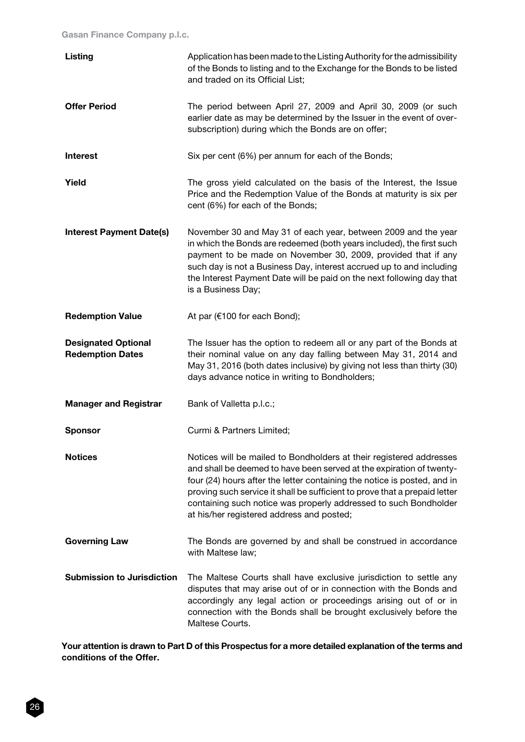| | |
|---|---|
| **Listing** | Application has been made to the Listing Authority for the admissibility of the Bonds to listing and to the Exchange for the Bonds to be listed and traded on its Official List; |
| **Offer Period** | The period between April 27, 2009 and April 30, 2009 (or such earlier date as may be determined by the Issuer in the event of over-subscription) during which the Bonds are on offer; |
| **Interest** | Six per cent (6%) per annum for each of the Bonds; |
| **Yield** | The gross yield calculated on the basis of the Interest, the Issue Price and the Redemption Value of the Bonds at maturity is six per cent (6%) for each of the Bonds; |
| **Interest Payment Date(s)** | November 30 and May 31 of each year, between 2009 and the year in which the Bonds are redeemed (both years included), the first such payment to be made on November 30, 2009, provided that if any such day is not a Business Day, interest accrued up to and including the Interest Payment Date will be paid on the next following day that is a Business Day; |
| **Redemption Value** | At par (€100 for each Bond); |
| **Designated Optional Redemption Dates** | The Issuer has the option to redeem all or any part of the Bonds at their nominal value on any day falling between May 31, 2014 and May 31, 2016 (both dates inclusive) by giving not less than thirty (30) days advance notice in writing to Bondholders; |
| **Manager and Registrar** | Bank of Valletta p.l.c.; |
| **Sponsor** | Curmi & Partners Limited; |
| **Notices** | Notices will be mailed to Bondholders at their registered addresses and shall be deemed to have been served at the expiration of twenty-four (24) hours after the letter containing the notice is posted, and in proving such service it shall be sufficient to prove that a prepaid letter containing such notice was properly addressed to such Bondholder at his/her registered address and posted; |
| **Governing Law** | The Bonds are governed by and shall be construed in accordance with Maltese law; |
| **Submission to Jurisdiction** | The Maltese Courts shall have exclusive jurisdiction to settle any disputes that may arise out of or in connection with the Bonds and accordingly any legal action or proceedings arising out of or in connection with the Bonds shall be brought exclusively before the Maltese Courts. |

**Your attention is drawn to Part D of this Prospectus for a more detailed explanation of the terms and conditions of the Offer.**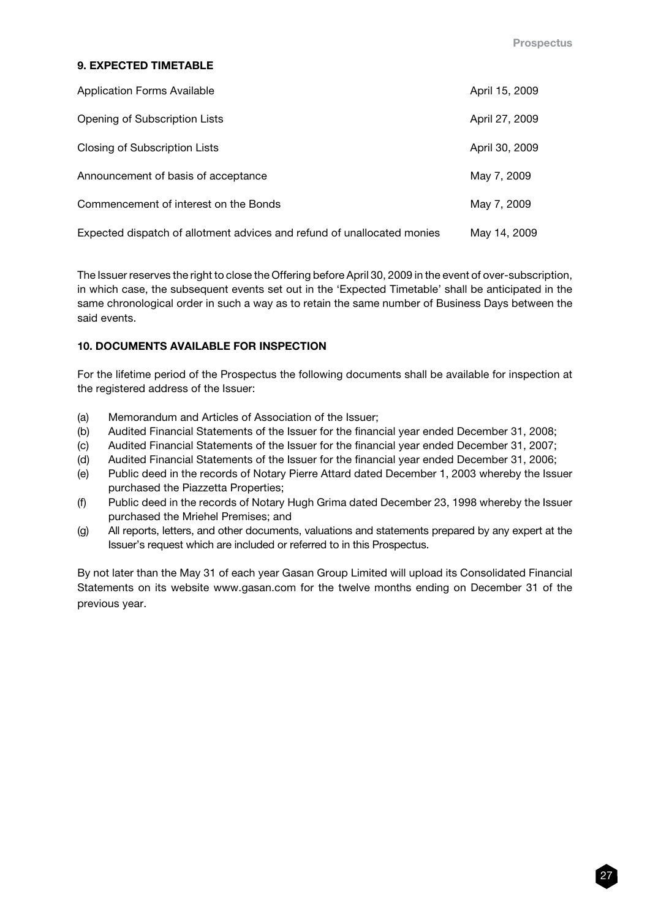## 9. EXPECTED TIMETABLE

| | |
|---|---|
| Application Forms Available | April 15, 2009 |
| Opening of Subscription Lists | April 27, 2009 |
| Closing of Subscription Lists | April 30, 2009 |
| Announcement of basis of acceptance | May 7, 2009 |
| Commencement of interest on the Bonds | May 7, 2009 |
| Expected dispatch of allotment advices and refund of unallocated monies | May 14, 2009 |

The Issuer reserves the right to close the Offering before April 30, 2009 in the event of over-subscription, in which case, the subsequent events set out in the 'Expected Timetable' shall be anticipated in the same chronological order in such a way as to retain the same number of Business Days between the said events.

## 10. DOCUMENTS AVAILABLE FOR INSPECTION

For the lifetime period of the Prospectus the following documents shall be available for inspection at the registered address of the Issuer:

(a) Memorandum and Articles of Association of the Issuer;
(b) Audited Financial Statements of the Issuer for the financial year ended December 31, 2008;
(c) Audited Financial Statements of the Issuer for the financial year ended December 31, 2007;
(d) Audited Financial Statements of the Issuer for the financial year ended December 31, 2006;
(e) Public deed in the records of Notary Pierre Attard dated December 1, 2003 whereby the Issuer purchased the Piazzetta Properties;
(f) Public deed in the records of Notary Hugh Grima dated December 23, 1998 whereby the Issuer purchased the Mriehel Premises; and
(g) All reports, letters, and other documents, valuations and statements prepared by any expert at the Issuer's request which are included or referred to in this Prospectus.

By not later than the May 31 of each year Gasan Group Limited will upload its Consolidated Financial Statements on its website www.gasan.com for the twelve months ending on December 31 of the previous year.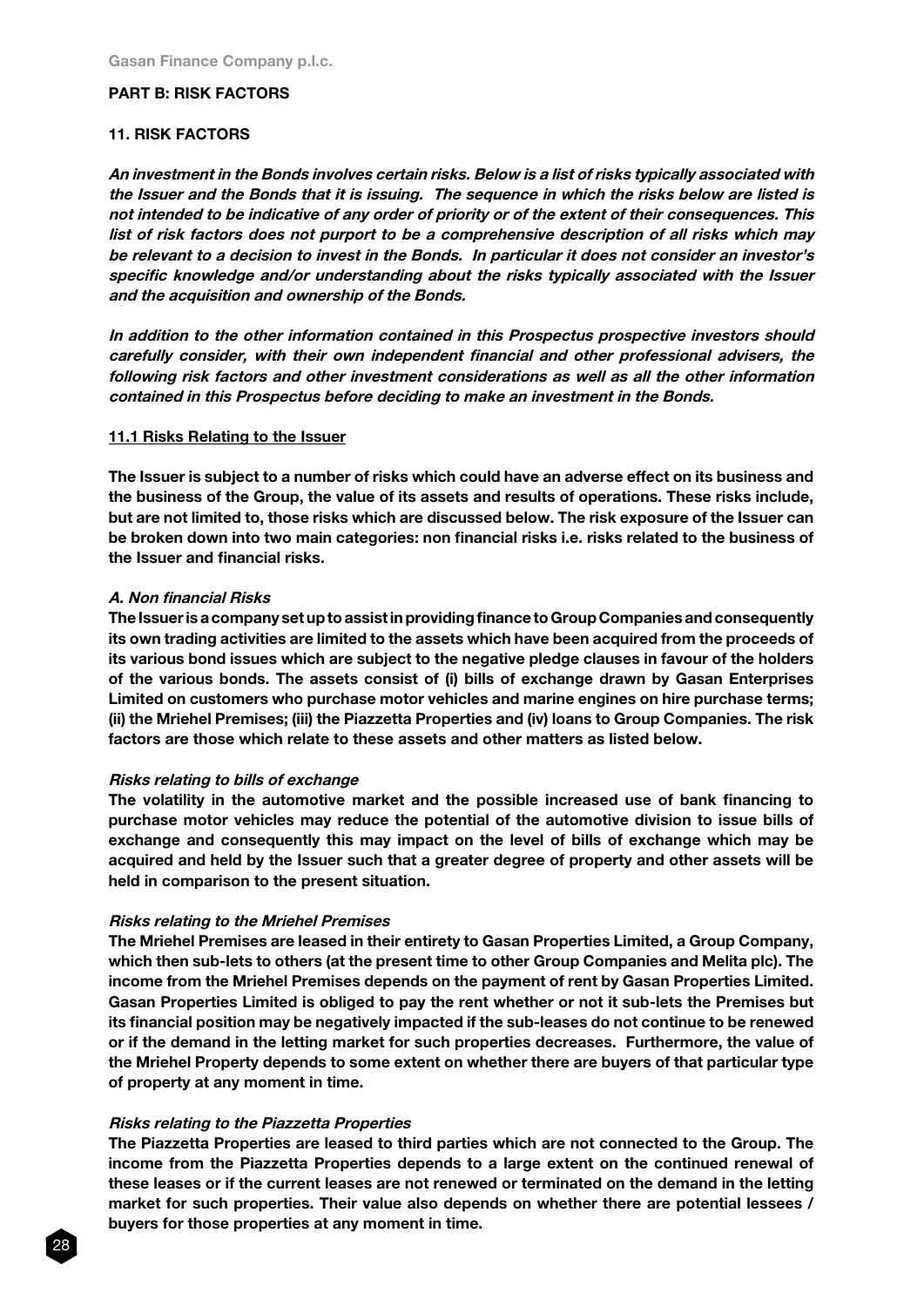## PART B: RISK FACTORS

### 11. RISK FACTORS

***An investment in the Bonds involves certain risks. Below is a list of risks typically associated with the Issuer and the Bonds that it is issuing. The sequence in which the risks below are listed is not intended to be indicative of any order of priority or of the extent of their consequences. This list of risk factors does not purport to be a comprehensive description of all risks which may be relevant to a decision to invest in the Bonds. In particular it does not consider an investor's specific knowledge and/or understanding about the risks typically associated with the Issuer and the acquisition and ownership of the Bonds.***

***In addition to the other information contained in this Prospectus prospective investors should carefully consider, with their own independent financial and other professional advisers, the following risk factors and other investment considerations as well as all the other information contained in this Prospectus before deciding to make an investment in the Bonds.***

#### 11.1 Risks Relating to the Issuer

**The Issuer is subject to a number of risks which could have an adverse effect on its business and the business of the Group, the value of its assets and results of operations. These risks include, but are not limited to, those risks which are discussed below. The risk exposure of the Issuer can be broken down into two main categories: non financial risks i.e. risks related to the business of the Issuer and financial risks.**

***A. Non financial Risks***

**The Issuer is a company set up to assist in providing finance to Group Companies and consequently its own trading activities are limited to the assets which have been acquired from the proceeds of its various bond issues which are subject to the negative pledge clauses in favour of the holders of the various bonds. The assets consist of (i) bills of exchange drawn by Gasan Enterprises Limited on customers who purchase motor vehicles and marine engines on hire purchase terms; (ii) the Mriehel Premises; (iii) the Piazzetta Properties and (iv) loans to Group Companies. The risk factors are those which relate to these assets and other matters as listed below.**

***Risks relating to bills of exchange***

**The volatility in the automotive market and the possible increased use of bank financing to purchase motor vehicles may reduce the potential of the automotive division to issue bills of exchange and consequently this may impact on the level of bills of exchange which may be acquired and held by the Issuer such that a greater degree of property and other assets will be held in comparison to the present situation.**

***Risks relating to the Mriehel Premises***

**The Mriehel Premises are leased in their entirety to Gasan Properties Limited, a Group Company, which then sub-lets to others (at the present time to other Group Companies and Melita plc). The income from the Mriehel Premises depends on the payment of rent by Gasan Properties Limited. Gasan Properties Limited is obliged to pay the rent whether or not it sub-lets the Premises but its financial position may be negatively impacted if the sub-leases do not continue to be renewed or if the demand in the letting market for such properties decreases. Furthermore, the value of the Mriehel Property depends to some extent on whether there are buyers of that particular type of property at any moment in time.**

***Risks relating to the Piazzetta Properties***

**The Piazzetta Properties are leased to third parties which are not connected to the Group. The income from the Piazzetta Properties depends to a large extent on the continued renewal of these leases or if the current leases are not renewed or terminated on the demand in the letting market for such properties. Their value also depends on whether there are potential lessees / buyers for those properties at any moment in time.**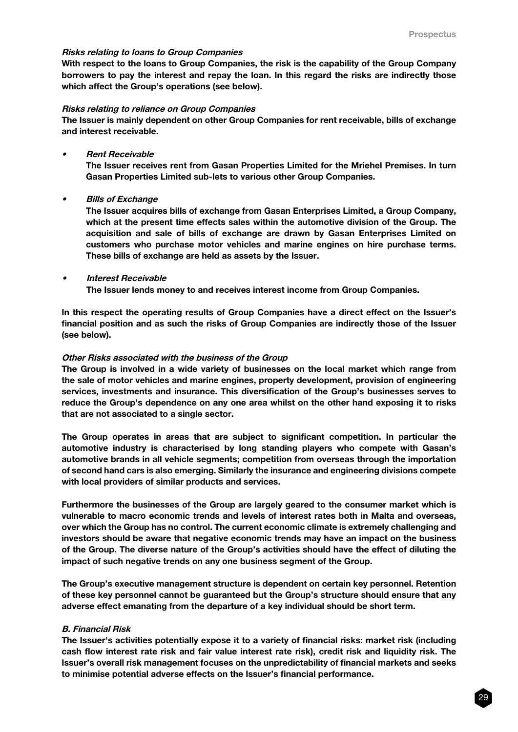***Risks relating to loans to Group Companies***

**With respect to the loans to Group Companies, the risk is the capability of the Group Company borrowers to pay the interest and repay the loan. In this regard the risks are indirectly those which affect the Group's operations (see below).**

***Risks relating to reliance on Group Companies***

**The Issuer is mainly dependent on other Group Companies for rent receivable, bills of exchange and interest receivable.**

- ***Rent Receivable***
  **The Issuer receives rent from Gasan Properties Limited for the Mriehel Premises. In turn Gasan Properties Limited sub-lets to various other Group Companies.**

- ***Bills of Exchange***
  **The Issuer acquires bills of exchange from Gasan Enterprises Limited, a Group Company, which at the present time effects sales within the automotive division of the Group. The acquisition and sale of bills of exchange are drawn by Gasan Enterprises Limited on customers who purchase motor vehicles and marine engines on hire purchase terms. These bills of exchange are held as assets by the Issuer.**

- ***Interest Receivable***
  **The Issuer lends money to and receives interest income from Group Companies.**

**In this respect the operating results of Group Companies have a direct effect on the Issuer's financial position and as such the risks of Group Companies are indirectly those of the Issuer (see below).**

***Other Risks associated with the business of the Group***

**The Group is involved in a wide variety of businesses on the local market which range from the sale of motor vehicles and marine engines, property development, provision of engineering services, investments and insurance. This diversification of the Group's businesses serves to reduce the Group's dependence on any one area whilst on the other hand exposing it to risks that are not associated to a single sector.**

**The Group operates in areas that are subject to significant competition. In particular the automotive industry is characterised by long standing players who compete with Gasan's automotive brands in all vehicle segments; competition from overseas through the importation of second hand cars is also emerging. Similarly the insurance and engineering divisions compete with local providers of similar products and services.**

**Furthermore the businesses of the Group are largely geared to the consumer market which is vulnerable to macro economic trends and levels of interest rates both in Malta and overseas, over which the Group has no control. The current economic climate is extremely challenging and investors should be aware that negative economic trends may have an impact on the business of the Group. The diverse nature of the Group's activities should have the effect of diluting the impact of such negative trends on any one business segment of the Group.**

**The Group's executive management structure is dependent on certain key personnel. Retention of these key personnel cannot be guaranteed but the Group's structure should ensure that any adverse effect emanating from the departure of a key individual should be short term.**

***B. Financial Risk***

**The Issuer's activities potentially expose it to a variety of financial risks: market risk (including cash flow interest rate risk and fair value interest rate risk), credit risk and liquidity risk. The Issuer's overall risk management focuses on the unpredictability of financial markets and seeks to minimise potential adverse effects on the Issuer's financial performance.**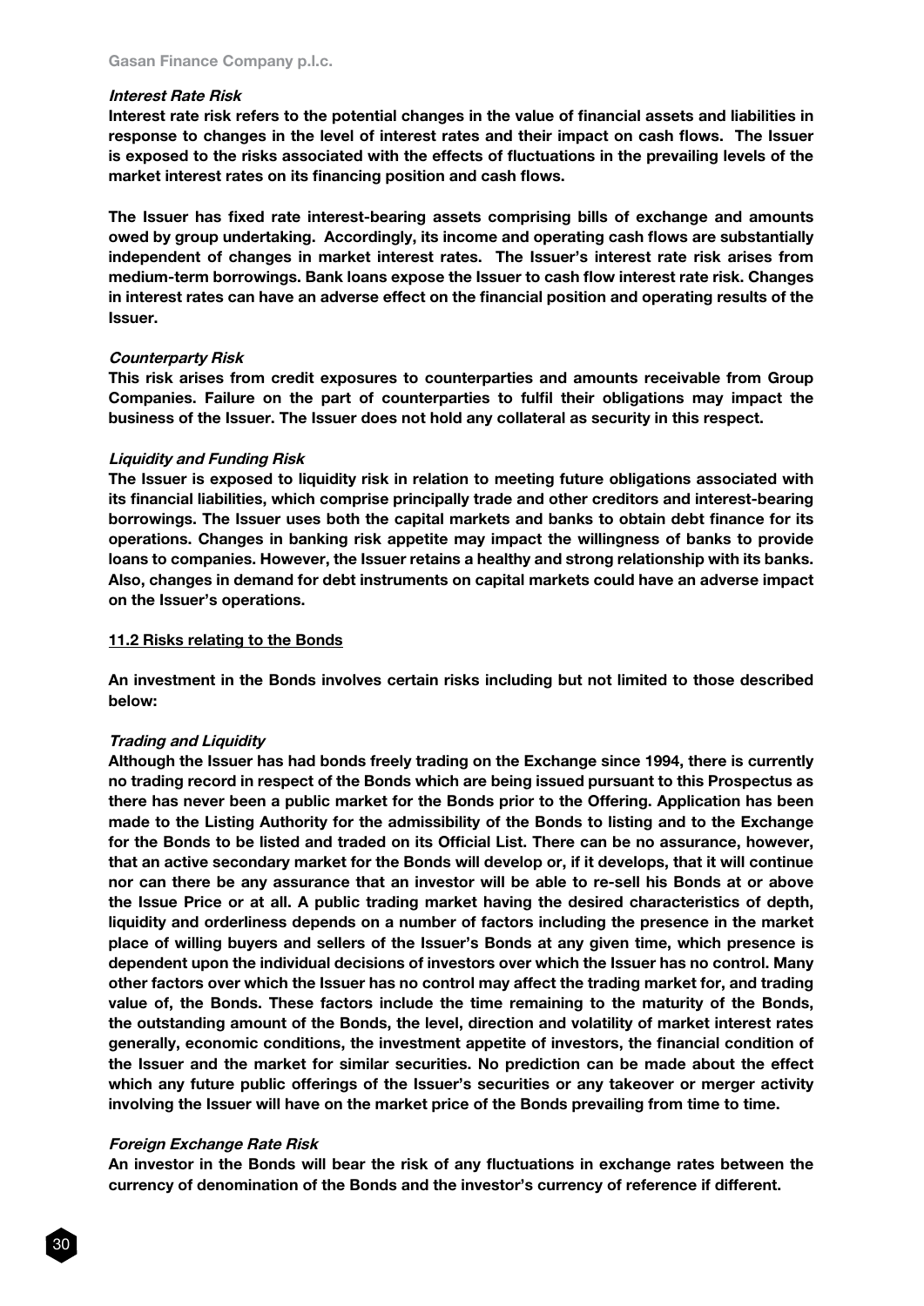***Interest Rate Risk***

**Interest rate risk refers to the potential changes in the value of financial assets and liabilities in response to changes in the level of interest rates and their impact on cash flows. The Issuer is exposed to the risks associated with the effects of fluctuations in the prevailing levels of the market interest rates on its financing position and cash flows.**

**The Issuer has fixed rate interest-bearing assets comprising bills of exchange and amounts owed by group undertaking. Accordingly, its income and operating cash flows are substantially independent of changes in market interest rates. The Issuer's interest rate risk arises from medium-term borrowings. Bank loans expose the Issuer to cash flow interest rate risk. Changes in interest rates can have an adverse effect on the financial position and operating results of the Issuer.**

***Counterparty Risk***

**This risk arises from credit exposures to counterparties and amounts receivable from Group Companies. Failure on the part of counterparties to fulfil their obligations may impact the business of the Issuer. The Issuer does not hold any collateral as security in this respect.**

***Liquidity and Funding Risk***

**The Issuer is exposed to liquidity risk in relation to meeting future obligations associated with its financial liabilities, which comprise principally trade and other creditors and interest-bearing borrowings. The Issuer uses both the capital markets and banks to obtain debt finance for its operations. Changes in banking risk appetite may impact the willingness of banks to provide loans to companies. However, the Issuer retains a healthy and strong relationship with its banks. Also, changes in demand for debt instruments on capital markets could have an adverse impact on the Issuer's operations.**

**11.2 Risks relating to the Bonds**

**An investment in the Bonds involves certain risks including but not limited to those described below:**

***Trading and Liquidity***

**Although the Issuer has had bonds freely trading on the Exchange since 1994, there is currently no trading record in respect of the Bonds which are being issued pursuant to this Prospectus as there has never been a public market for the Bonds prior to the Offering. Application has been made to the Listing Authority for the admissibility of the Bonds to listing and to the Exchange for the Bonds to be listed and traded on its Official List. There can be no assurance, however, that an active secondary market for the Bonds will develop or, if it develops, that it will continue nor can there be any assurance that an investor will be able to re-sell his Bonds at or above the Issue Price or at all. A public trading market having the desired characteristics of depth, liquidity and orderliness depends on a number of factors including the presence in the market place of willing buyers and sellers of the Issuer's Bonds at any given time, which presence is dependent upon the individual decisions of investors over which the Issuer has no control. Many other factors over which the Issuer has no control may affect the trading market for, and trading value of, the Bonds. These factors include the time remaining to the maturity of the Bonds, the outstanding amount of the Bonds, the level, direction and volatility of market interest rates generally, economic conditions, the investment appetite of investors, the financial condition of the Issuer and the market for similar securities. No prediction can be made about the effect which any future public offerings of the Issuer's securities or any takeover or merger activity involving the Issuer will have on the market price of the Bonds prevailing from time to time.**

***Foreign Exchange Rate Risk***

**An investor in the Bonds will bear the risk of any fluctuations in exchange rates between the currency of denomination of the Bonds and the investor's currency of reference if different.**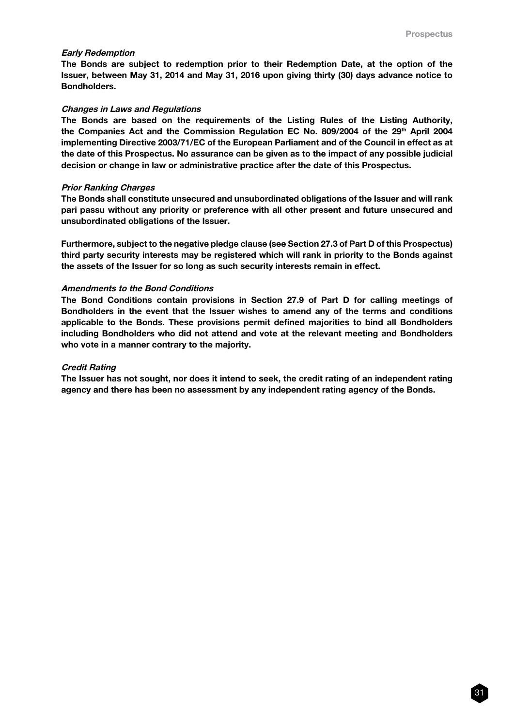***Early Redemption***

**The Bonds are subject to redemption prior to their Redemption Date, at the option of the Issuer, between May 31, 2014 and May 31, 2016 upon giving thirty (30) days advance notice to Bondholders.**

***Changes in Laws and Regulations***

**The Bonds are based on the requirements of the Listing Rules of the Listing Authority, the Companies Act and the Commission Regulation EC No. 809/2004 of the 29th April 2004 implementing Directive 2003/71/EC of the European Parliament and of the Council in effect as at the date of this Prospectus. No assurance can be given as to the impact of any possible judicial decision or change in law or administrative practice after the date of this Prospectus.**

***Prior Ranking Charges***

**The Bonds shall constitute unsecured and unsubordinated obligations of the Issuer and will rank pari passu without any priority or preference with all other present and future unsecured and unsubordinated obligations of the Issuer.**

**Furthermore, subject to the negative pledge clause (see Section 27.3 of Part D of this Prospectus) third party security interests may be registered which will rank in priority to the Bonds against the assets of the Issuer for so long as such security interests remain in effect.**

***Amendments to the Bond Conditions***

**The Bond Conditions contain provisions in Section 27.9 of Part D for calling meetings of Bondholders in the event that the Issuer wishes to amend any of the terms and conditions applicable to the Bonds. These provisions permit defined majorities to bind all Bondholders including Bondholders who did not attend and vote at the relevant meeting and Bondholders who vote in a manner contrary to the majority.**

***Credit Rating***

**The Issuer has not sought, nor does it intend to seek, the credit rating of an independent rating agency and there has been no assessment by any independent rating agency of the Bonds.**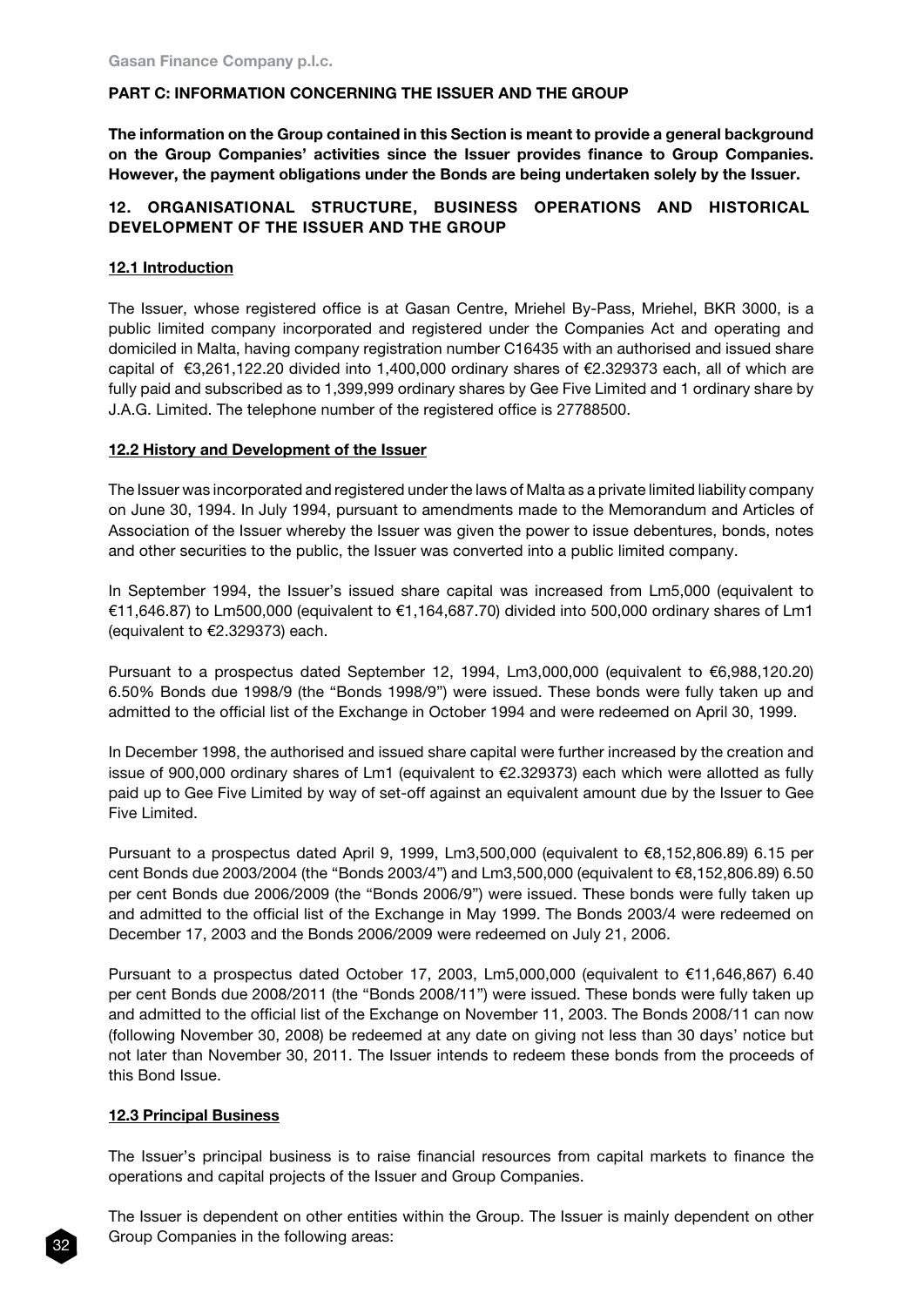**PART C: INFORMATION CONCERNING THE ISSUER AND THE GROUP**

**The information on the Group contained in this Section is meant to provide a general background on the Group Companies' activities since the Issuer provides finance to Group Companies. However, the payment obligations under the Bonds are being undertaken solely by the Issuer.**

## 12. ORGANISATIONAL STRUCTURE, BUSINESS OPERATIONS AND HISTORICAL DEVELOPMENT OF THE ISSUER AND THE GROUP

### 12.1 Introduction

The Issuer, whose registered office is at Gasan Centre, Mriehel By-Pass, Mriehel, BKR 3000, is a public limited company incorporated and registered under the Companies Act and operating and domiciled in Malta, having company registration number C16435 with an authorised and issued share capital of €3,261,122.20 divided into 1,400,000 ordinary shares of €2.329373 each, all of which are fully paid and subscribed as to 1,399,999 ordinary shares by Gee Five Limited and 1 ordinary share by J.A.G. Limited. The telephone number of the registered office is 27788500.

### 12.2 History and Development of the Issuer

The Issuer was incorporated and registered under the laws of Malta as a private limited liability company on June 30, 1994. In July 1994, pursuant to amendments made to the Memorandum and Articles of Association of the Issuer whereby the Issuer was given the power to issue debentures, bonds, notes and other securities to the public, the Issuer was converted into a public limited company.

In September 1994, the Issuer's issued share capital was increased from Lm5,000 (equivalent to €11,646.87) to Lm500,000 (equivalent to €1,164,687.70) divided into 500,000 ordinary shares of Lm1 (equivalent to €2.329373) each.

Pursuant to a prospectus dated September 12, 1994, Lm3,000,000 (equivalent to €6,988,120.20) 6.50% Bonds due 1998/9 (the "Bonds 1998/9") were issued. These bonds were fully taken up and admitted to the official list of the Exchange in October 1994 and were redeemed on April 30, 1999.

In December 1998, the authorised and issued share capital were further increased by the creation and issue of 900,000 ordinary shares of Lm1 (equivalent to €2.329373) each which were allotted as fully paid up to Gee Five Limited by way of set-off against an equivalent amount due by the Issuer to Gee Five Limited.

Pursuant to a prospectus dated April 9, 1999, Lm3,500,000 (equivalent to €8,152,806.89) 6.15 per cent Bonds due 2003/2004 (the "Bonds 2003/4") and Lm3,500,000 (equivalent to €8,152,806.89) 6.50 per cent Bonds due 2006/2009 (the "Bonds 2006/9") were issued. These bonds were fully taken up and admitted to the official list of the Exchange in May 1999. The Bonds 2003/4 were redeemed on December 17, 2003 and the Bonds 2006/2009 were redeemed on July 21, 2006.

Pursuant to a prospectus dated October 17, 2003, Lm5,000,000 (equivalent to €11,646,867) 6.40 per cent Bonds due 2008/2011 (the "Bonds 2008/11") were issued. These bonds were fully taken up and admitted to the official list of the Exchange on November 11, 2003. The Bonds 2008/11 can now (following November 30, 2008) be redeemed at any date on giving not less than 30 days' notice but not later than November 30, 2011. The Issuer intends to redeem these bonds from the proceeds of this Bond Issue.

### 12.3 Principal Business

The Issuer's principal business is to raise financial resources from capital markets to finance the operations and capital projects of the Issuer and Group Companies.

The Issuer is dependent on other entities within the Group. The Issuer is mainly dependent on other Group Companies in the following areas: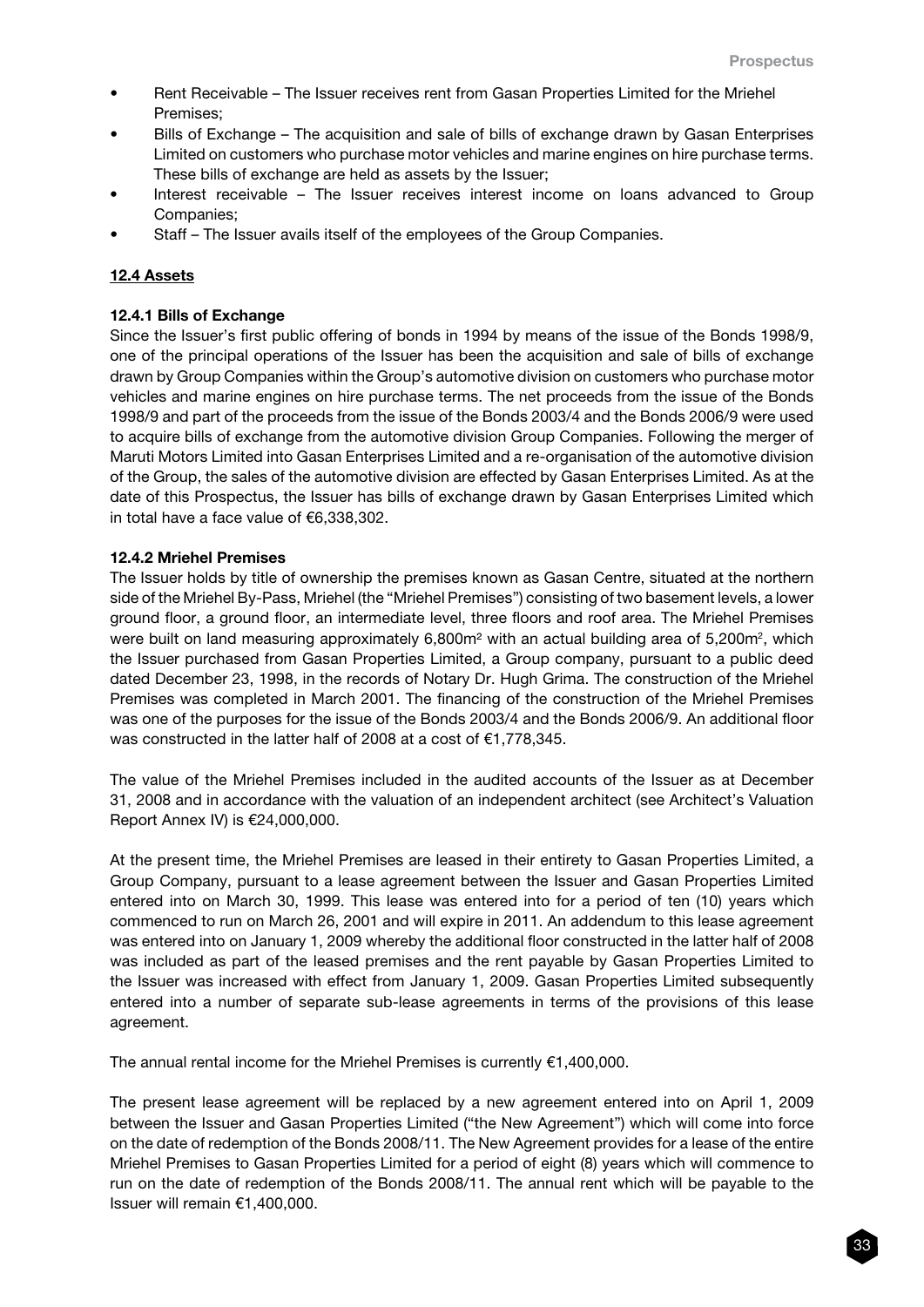- Rent Receivable – The Issuer receives rent from Gasan Properties Limited for the Mriehel Premises;
- Bills of Exchange – The acquisition and sale of bills of exchange drawn by Gasan Enterprises Limited on customers who purchase motor vehicles and marine engines on hire purchase terms. These bills of exchange are held as assets by the Issuer;
- Interest receivable – The Issuer receives interest income on loans advanced to Group Companies;
- Staff – The Issuer avails itself of the employees of the Group Companies.

## 12.4 Assets

### 12.4.1 Bills of Exchange

Since the Issuer's first public offering of bonds in 1994 by means of the issue of the Bonds 1998/9, one of the principal operations of the Issuer has been the acquisition and sale of bills of exchange drawn by Group Companies within the Group's automotive division on customers who purchase motor vehicles and marine engines on hire purchase terms. The net proceeds from the issue of the Bonds 1998/9 and part of the proceeds from the issue of the Bonds 2003/4 and the Bonds 2006/9 were used to acquire bills of exchange from the automotive division Group Companies. Following the merger of Maruti Motors Limited into Gasan Enterprises Limited and a re-organisation of the automotive division of the Group, the sales of the automotive division are effected by Gasan Enterprises Limited. As at the date of this Prospectus, the Issuer has bills of exchange drawn by Gasan Enterprises Limited which in total have a face value of €6,338,302.

### 12.4.2 Mriehel Premises

The Issuer holds by title of ownership the premises known as Gasan Centre, situated at the northern side of the Mriehel By-Pass, Mriehel (the "Mriehel Premises") consisting of two basement levels, a lower ground floor, a ground floor, an intermediate level, three floors and roof area. The Mriehel Premises were built on land measuring approximately 6,800m² with an actual building area of 5,200m², which the Issuer purchased from Gasan Properties Limited, a Group company, pursuant to a public deed dated December 23, 1998, in the records of Notary Dr. Hugh Grima. The construction of the Mriehel Premises was completed in March 2001. The financing of the construction of the Mriehel Premises was one of the purposes for the issue of the Bonds 2003/4 and the Bonds 2006/9. An additional floor was constructed in the latter half of 2008 at a cost of €1,778,345.

The value of the Mriehel Premises included in the audited accounts of the Issuer as at December 31, 2008 and in accordance with the valuation of an independent architect (see Architect's Valuation Report Annex IV) is €24,000,000.

At the present time, the Mriehel Premises are leased in their entirety to Gasan Properties Limited, a Group Company, pursuant to a lease agreement between the Issuer and Gasan Properties Limited entered into on March 30, 1999. This lease was entered into for a period of ten (10) years which commenced to run on March 26, 2001 and will expire in 2011. An addendum to this lease agreement was entered into on January 1, 2009 whereby the additional floor constructed in the latter half of 2008 was included as part of the leased premises and the rent payable by Gasan Properties Limited to the Issuer was increased with effect from January 1, 2009. Gasan Properties Limited subsequently entered into a number of separate sub-lease agreements in terms of the provisions of this lease agreement.

The annual rental income for the Mriehel Premises is currently €1,400,000.

The present lease agreement will be replaced by a new agreement entered into on April 1, 2009 between the Issuer and Gasan Properties Limited ("the New Agreement") which will come into force on the date of redemption of the Bonds 2008/11. The New Agreement provides for a lease of the entire Mriehel Premises to Gasan Properties Limited for a period of eight (8) years which will commence to run on the date of redemption of the Bonds 2008/11. The annual rent which will be payable to the Issuer will remain €1,400,000.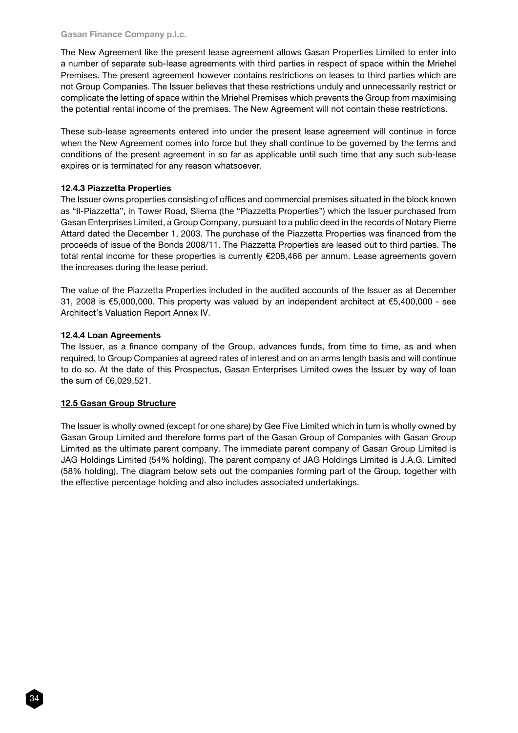The New Agreement like the present lease agreement allows Gasan Properties Limited to enter into a number of separate sub-lease agreements with third parties in respect of space within the Mriehel Premises. The present agreement however contains restrictions on leases to third parties which are not Group Companies. The Issuer believes that these restrictions unduly and unnecessarily restrict or complicate the letting of space within the Mriehel Premises which prevents the Group from maximising the potential rental income of the premises. The New Agreement will not contain these restrictions.

These sub-lease agreements entered into under the present lease agreement will continue in force when the New Agreement comes into force but they shall continue to be governed by the terms and conditions of the present agreement in so far as applicable until such time that any such sub-lease expires or is terminated for any reason whatsoever.

#### 12.4.3 Piazzetta Properties

The Issuer owns properties consisting of offices and commercial premises situated in the block known as "Il-Piazzetta", in Tower Road, Sliema (the "Piazzetta Properties") which the Issuer purchased from Gasan Enterprises Limited, a Group Company, pursuant to a public deed in the records of Notary Pierre Attard dated the December 1, 2003. The purchase of the Piazzetta Properties was financed from the proceeds of issue of the Bonds 2008/11. The Piazzetta Properties are leased out to third parties. The total rental income for these properties is currently €208,466 per annum. Lease agreements govern the increases during the lease period.

The value of the Piazzetta Properties included in the audited accounts of the Issuer as at December 31, 2008 is €5,000,000. This property was valued by an independent architect at €5,400,000 - see Architect's Valuation Report Annex IV.

#### 12.4.4 Loan Agreements

The Issuer, as a finance company of the Group, advances funds, from time to time, as and when required, to Group Companies at agreed rates of interest and on an arms length basis and will continue to do so. At the date of this Prospectus, Gasan Enterprises Limited owes the Issuer by way of loan the sum of €6,029,521.

### 12.5 Gasan Group Structure

The Issuer is wholly owned (except for one share) by Gee Five Limited which in turn is wholly owned by Gasan Group Limited and therefore forms part of the Gasan Group of Companies with Gasan Group Limited as the ultimate parent company. The immediate parent company of Gasan Group Limited is JAG Holdings Limited (54% holding). The parent company of JAG Holdings Limited is J.A.G. Limited (58% holding). The diagram below sets out the companies forming part of the Group, together with the effective percentage holding and also includes associated undertakings.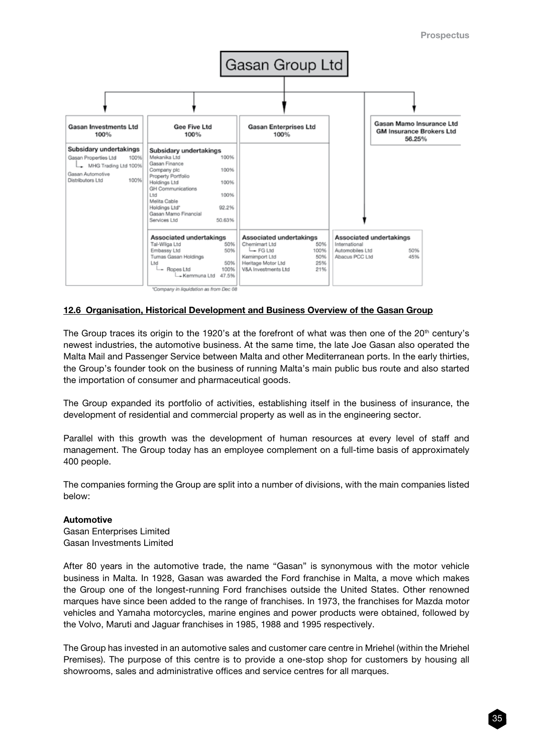# Gasan Group Ltd

| Gasan Investments Ltd 100% | Gee Five Ltd 100% | Gasan Enterprises Ltd 100% | | Gasan Mamo Insurance Ltd GM Insurance Brokers Ltd 56.25% |
|---|---|---|---|---|
| **Subsidary undertakings** | **Subsidary undertakings** | | | |
| Gasan Properties Ltd 100% | Mekanika Ltd 100% | | | |
| → MHG Trading Ltd 100% | Gasan Finance Company plc 100% | | | |
| Gasan Automotive Distributors Ltd 100% | Property Portfolio Holdings Ltd 100% | | | |
| | GH Communications Ltd 100% | | | |
| | Melita Cable Holdings Ltd* 92.2% | | | |
| | Gasan Mamo Financial Services Ltd 50.63% | | | |
| | **Associated undertakings** | **Associated undertakings** | **Associated undertakings** | |
| | Tal-Wilga Ltd 50% | Chemimart Ltd 50% | International Automobiles Ltd 50% | |
| | Embassy Ltd 50% | → FG Ltd 100% | Abacus PCC Ltd 45% | |
| | Tumas Gasan Holdings Ltd 50% | Kemimport Ltd 50% | | |
| | → Ropes Ltd 100% | Heritage Motor Ltd 25% | | |
| | → Kemmuna Ltd 47.5% | V&A Investments Ltd 21% | | |

*Company in liquidation as from Dec 08

## 12.6 Organisation, Historical Development and Business Overview of the Gasan Group

The Group traces its origin to the 1920's at the forefront of what was then one of the 20th century's newest industries, the automotive business. At the same time, the late Joe Gasan also operated the Malta Mail and Passenger Service between Malta and other Mediterranean ports. In the early thirties, the Group's founder took on the business of running Malta's main public bus route and also started the importation of consumer and pharmaceutical goods.

The Group expanded its portfolio of activities, establishing itself in the business of insurance, the development of residential and commercial property as well as in the engineering sector.

Parallel with this growth was the development of human resources at every level of staff and management. The Group today has an employee complement on a full-time basis of approximately 400 people.

The companies forming the Group are split into a number of divisions, with the main companies listed below:

**Automotive**
Gasan Enterprises Limited
Gasan Investments Limited

After 80 years in the automotive trade, the name "Gasan" is synonymous with the motor vehicle business in Malta. In 1928, Gasan was awarded the Ford franchise in Malta, a move which makes the Group one of the longest-running Ford franchises outside the United States. Other renowned marques have since been added to the range of franchises. In 1973, the franchises for Mazda motor vehicles and Yamaha motorcycles, marine engines and power products were obtained, followed by the Volvo, Maruti and Jaguar franchises in 1985, 1988 and 1995 respectively.

The Group has invested in an automotive sales and customer care centre in Mriehel (within the Mriehel Premises). The purpose of this centre is to provide a one-stop shop for customers by housing all showrooms, sales and administrative offices and service centres for all marques.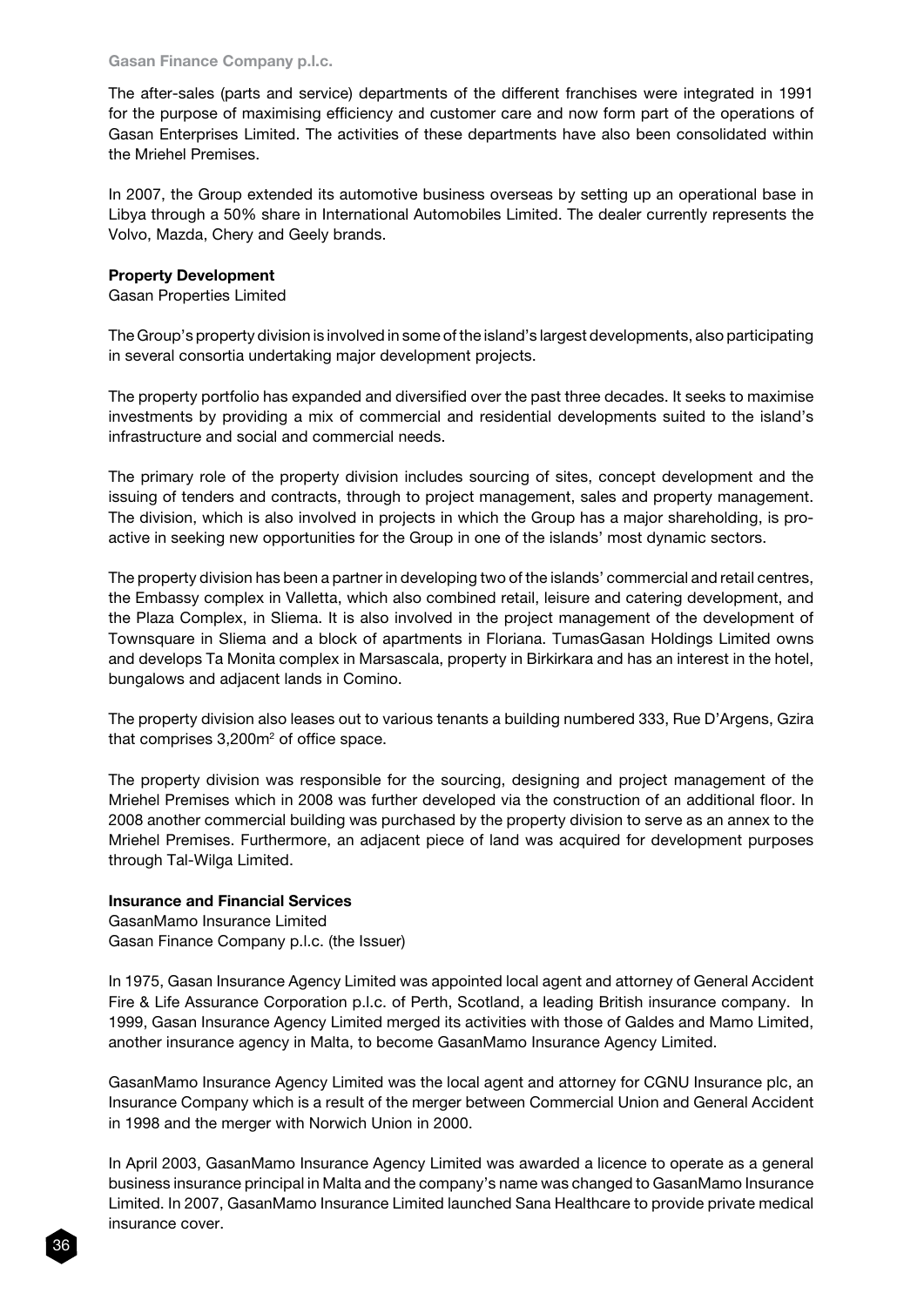The after-sales (parts and service) departments of the different franchises were integrated in 1991 for the purpose of maximising efficiency and customer care and now form part of the operations of Gasan Enterprises Limited. The activities of these departments have also been consolidated within the Mriehel Premises.

In 2007, the Group extended its automotive business overseas by setting up an operational base in Libya through a 50% share in International Automobiles Limited. The dealer currently represents the Volvo, Mazda, Chery and Geely brands.

**Property Development**

Gasan Properties Limited

The Group's property division is involved in some of the island's largest developments, also participating in several consortia undertaking major development projects.

The property portfolio has expanded and diversified over the past three decades. It seeks to maximise investments by providing a mix of commercial and residential developments suited to the island's infrastructure and social and commercial needs.

The primary role of the property division includes sourcing of sites, concept development and the issuing of tenders and contracts, through to project management, sales and property management. The division, which is also involved in projects in which the Group has a major shareholding, is pro-active in seeking new opportunities for the Group in one of the islands' most dynamic sectors.

The property division has been a partner in developing two of the islands' commercial and retail centres, the Embassy complex in Valletta, which also combined retail, leisure and catering development, and the Plaza Complex, in Sliema. It is also involved in the project management of the development of Townsquare in Sliema and a block of apartments in Floriana. TumasGasan Holdings Limited owns and develops Ta Monita complex in Marsascala, property in Birkirkara and has an interest in the hotel, bungalows and adjacent lands in Comino.

The property division also leases out to various tenants a building numbered 333, Rue D'Argens, Gzira that comprises 3,200m$^2$ of office space.

The property division was responsible for the sourcing, designing and project management of the Mriehel Premises which in 2008 was further developed via the construction of an additional floor. In 2008 another commercial building was purchased by the property division to serve as an annex to the Mriehel Premises. Furthermore, an adjacent piece of land was acquired for development purposes through Tal-Wilga Limited.

**Insurance and Financial Services**

GasanMamo Insurance Limited
Gasan Finance Company p.l.c. (the Issuer)

In 1975, Gasan Insurance Agency Limited was appointed local agent and attorney of General Accident Fire & Life Assurance Corporation p.l.c. of Perth, Scotland, a leading British insurance company. In 1999, Gasan Insurance Agency Limited merged its activities with those of Galdes and Mamo Limited, another insurance agency in Malta, to become GasanMamo Insurance Agency Limited.

GasanMamo Insurance Agency Limited was the local agent and attorney for CGNU Insurance plc, an Insurance Company which is a result of the merger between Commercial Union and General Accident in 1998 and the merger with Norwich Union in 2000.

In April 2003, GasanMamo Insurance Agency Limited was awarded a licence to operate as a general business insurance principal in Malta and the company's name was changed to GasanMamo Insurance Limited. In 2007, GasanMamo Insurance Limited launched Sana Healthcare to provide private medical insurance cover.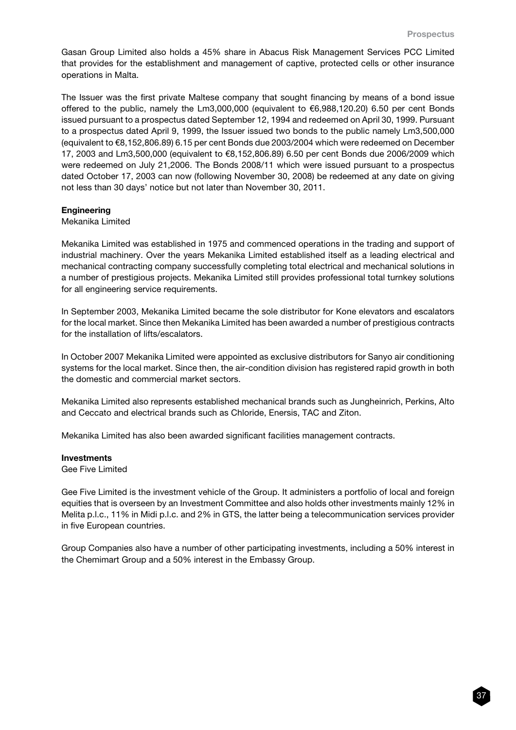Gasan Group Limited also holds a 45% share in Abacus Risk Management Services PCC Limited that provides for the establishment and management of captive, protected cells or other insurance operations in Malta.

The Issuer was the first private Maltese company that sought financing by means of a bond issue offered to the public, namely the Lm3,000,000 (equivalent to €6,988,120.20) 6.50 per cent Bonds issued pursuant to a prospectus dated September 12, 1994 and redeemed on April 30, 1999. Pursuant to a prospectus dated April 9, 1999, the Issuer issued two bonds to the public namely Lm3,500,000 (equivalent to €8,152,806.89) 6.15 per cent Bonds due 2003/2004 which were redeemed on December 17, 2003 and Lm3,500,000 (equivalent to €8,152,806.89) 6.50 per cent Bonds due 2006/2009 which were redeemed on July 21,2006. The Bonds 2008/11 which were issued pursuant to a prospectus dated October 17, 2003 can now (following November 30, 2008) be redeemed at any date on giving not less than 30 days' notice but not later than November 30, 2011.

**Engineering**

Mekanika Limited

Mekanika Limited was established in 1975 and commenced operations in the trading and support of industrial machinery. Over the years Mekanika Limited established itself as a leading electrical and mechanical contracting company successfully completing total electrical and mechanical solutions in a number of prestigious projects. Mekanika Limited still provides professional total turnkey solutions for all engineering service requirements.

In September 2003, Mekanika Limited became the sole distributor for Kone elevators and escalators for the local market. Since then Mekanika Limited has been awarded a number of prestigious contracts for the installation of lifts/escalators.

In October 2007 Mekanika Limited were appointed as exclusive distributors for Sanyo air conditioning systems for the local market. Since then, the air-condition division has registered rapid growth in both the domestic and commercial market sectors.

Mekanika Limited also represents established mechanical brands such as Jungheinrich, Perkins, Alto and Ceccato and electrical brands such as Chloride, Enersis, TAC and Ziton.

Mekanika Limited has also been awarded significant facilities management contracts.

**Investments**

Gee Five Limited

Gee Five Limited is the investment vehicle of the Group. It administers a portfolio of local and foreign equities that is overseen by an Investment Committee and also holds other investments mainly 12% in Melita p.l.c., 11% in Midi p.l.c. and 2% in GTS, the latter being a telecommunication services provider in five European countries.

Group Companies also have a number of other participating investments, including a 50% interest in the Chemimart Group and a 50% interest in the Embassy Group.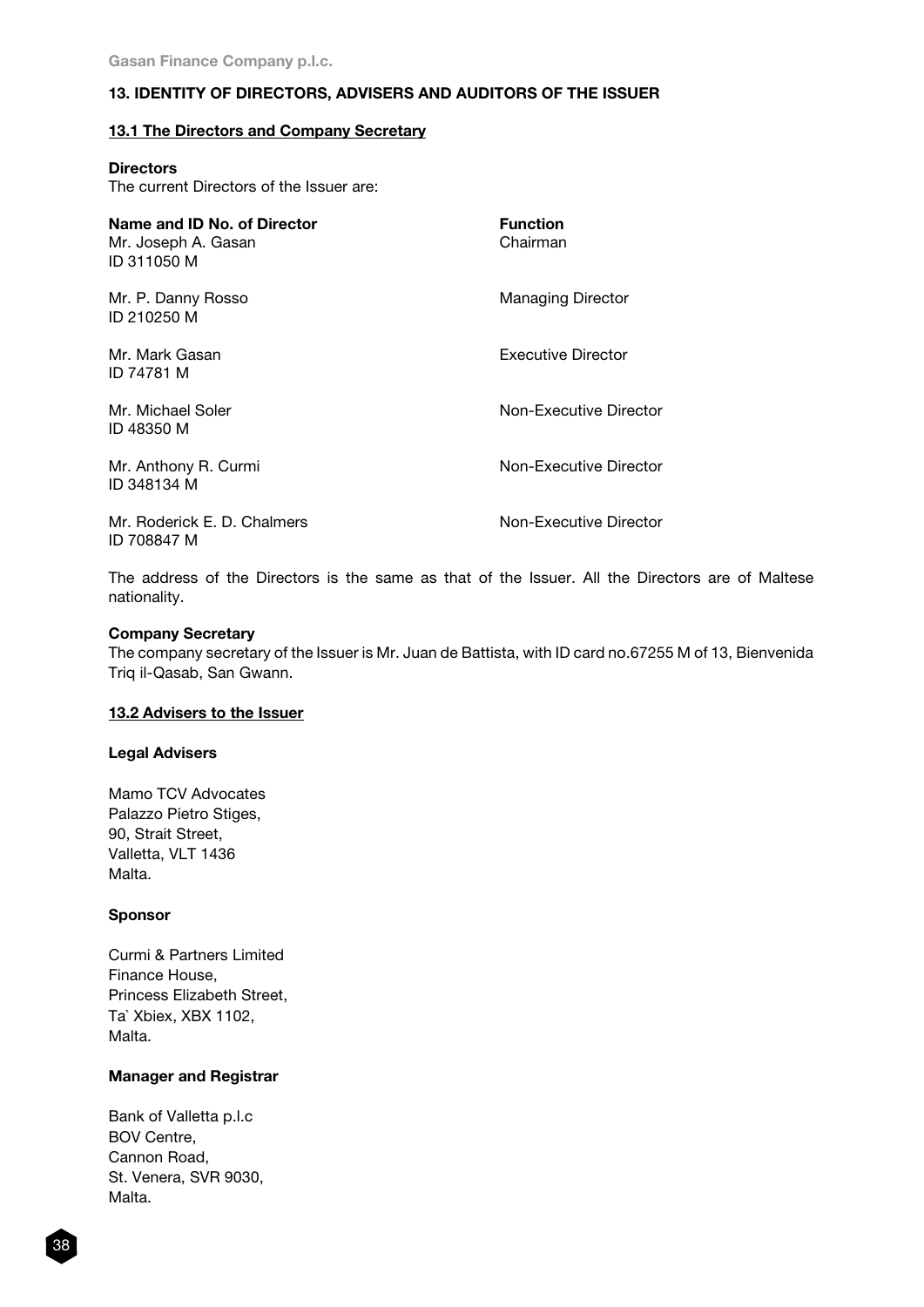## 13. IDENTITY OF DIRECTORS, ADVISERS AND AUDITORS OF THE ISSUER

### 13.1 The Directors and Company Secretary

**Directors**

The current Directors of the Issuer are:

| Name and ID No. of Director | Function |
|---|---|
| Mr. Joseph A. Gasan<br>ID 311050 M | Chairman |
| Mr. P. Danny Rosso<br>ID 210250 M | Managing Director |
| Mr. Mark Gasan<br>ID 74781 M | Executive Director |
| Mr. Michael Soler<br>ID 48350 M | Non-Executive Director |
| Mr. Anthony R. Curmi<br>ID 348134 M | Non-Executive Director |
| Mr. Roderick E. D. Chalmers<br>ID 708847 M | Non-Executive Director |

The address of the Directors is the same as that of the Issuer. All the Directors are of Maltese nationality.

**Company Secretary**

The company secretary of the Issuer is Mr. Juan de Battista, with ID card no.67255 M of 13, Bienvenida Triq il-Qasab, San Gwann.

### 13.2 Advisers to the Issuer

**Legal Advisers**

Mamo TCV Advocates
Palazzo Pietro Stiges,
90, Strait Street,
Valletta, VLT 1436
Malta.

**Sponsor**

Curmi & Partners Limited
Finance House,
Princess Elizabeth Street,
Ta` Xbiex, XBX 1102,
Malta.

**Manager and Registrar**

Bank of Valletta p.l.c
BOV Centre,
Cannon Road,
St. Venera, SVR 9030,
Malta.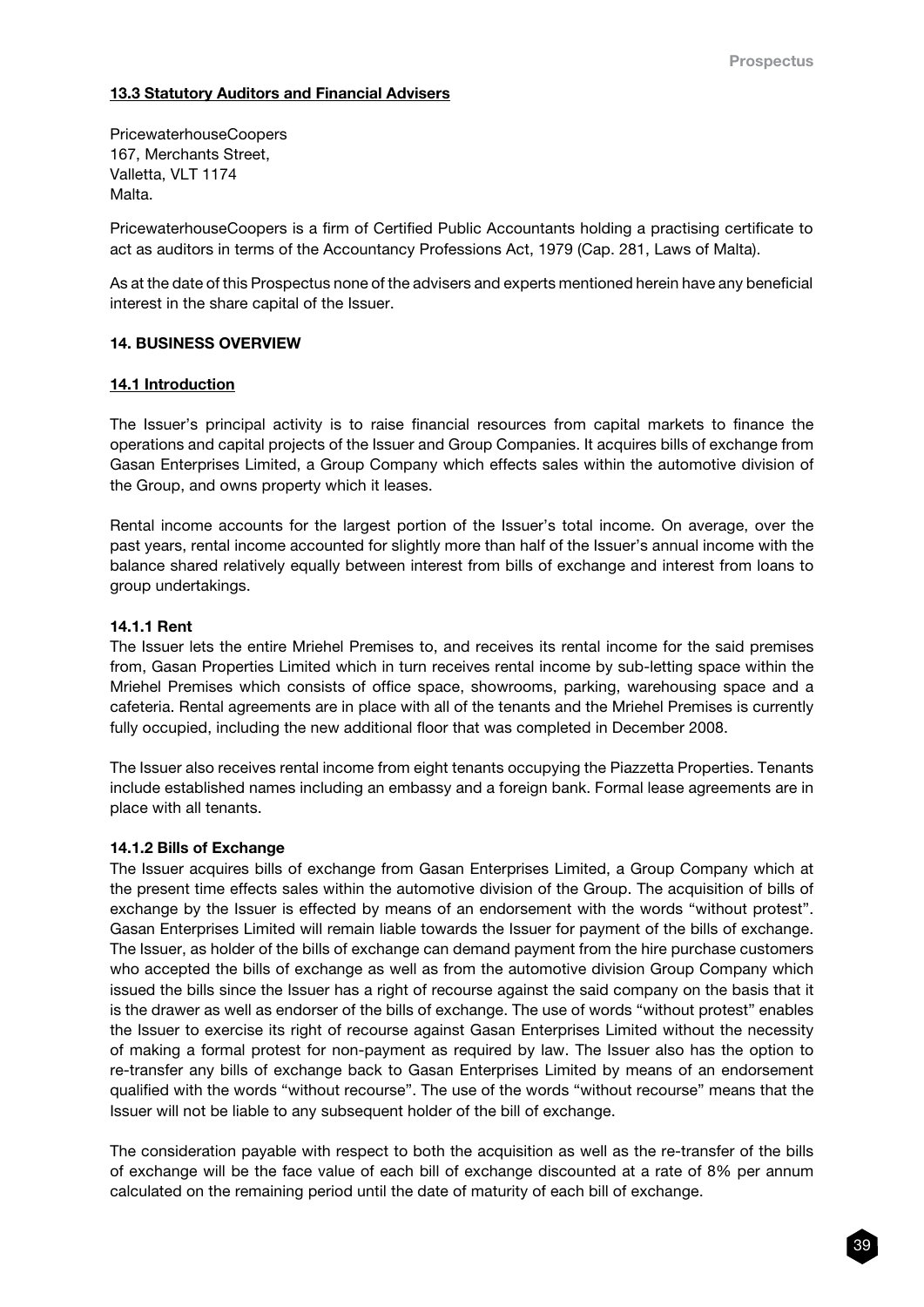#### 13.3 Statutory Auditors and Financial Advisers

PricewaterhouseCoopers
167, Merchants Street,
Valletta, VLT 1174
Malta.

PricewaterhouseCoopers is a firm of Certified Public Accountants holding a practising certificate to act as auditors in terms of the Accountancy Professions Act, 1979 (Cap. 281, Laws of Malta).

As at the date of this Prospectus none of the advisers and experts mentioned herein have any beneficial interest in the share capital of the Issuer.

## 14. BUSINESS OVERVIEW

### 14.1 Introduction

The Issuer's principal activity is to raise financial resources from capital markets to finance the operations and capital projects of the Issuer and Group Companies. It acquires bills of exchange from Gasan Enterprises Limited, a Group Company which effects sales within the automotive division of the Group, and owns property which it leases.

Rental income accounts for the largest portion of the Issuer's total income. On average, over the past years, rental income accounted for slightly more than half of the Issuer's annual income with the balance shared relatively equally between interest from bills of exchange and interest from loans to group undertakings.

#### 14.1.1 Rent

The Issuer lets the entire Mriehel Premises to, and receives its rental income for the said premises from, Gasan Properties Limited which in turn receives rental income by sub-letting space within the Mriehel Premises which consists of office space, showrooms, parking, warehousing space and a cafeteria. Rental agreements are in place with all of the tenants and the Mriehel Premises is currently fully occupied, including the new additional floor that was completed in December 2008.

The Issuer also receives rental income from eight tenants occupying the Piazzetta Properties. Tenants include established names including an embassy and a foreign bank. Formal lease agreements are in place with all tenants.

#### 14.1.2 Bills of Exchange

The Issuer acquires bills of exchange from Gasan Enterprises Limited, a Group Company which at the present time effects sales within the automotive division of the Group. The acquisition of bills of exchange by the Issuer is effected by means of an endorsement with the words "without protest". Gasan Enterprises Limited will remain liable towards the Issuer for payment of the bills of exchange. The Issuer, as holder of the bills of exchange can demand payment from the hire purchase customers who accepted the bills of exchange as well as from the automotive division Group Company which issued the bills since the Issuer has a right of recourse against the said company on the basis that it is the drawer as well as endorser of the bills of exchange. The use of words "without protest" enables the Issuer to exercise its right of recourse against Gasan Enterprises Limited without the necessity of making a formal protest for non-payment as required by law. The Issuer also has the option to re-transfer any bills of exchange back to Gasan Enterprises Limited by means of an endorsement qualified with the words "without recourse". The use of the words "without recourse" means that the Issuer will not be liable to any subsequent holder of the bill of exchange.

The consideration payable with respect to both the acquisition as well as the re-transfer of the bills of exchange will be the face value of each bill of exchange discounted at a rate of 8% per annum calculated on the remaining period until the date of maturity of each bill of exchange.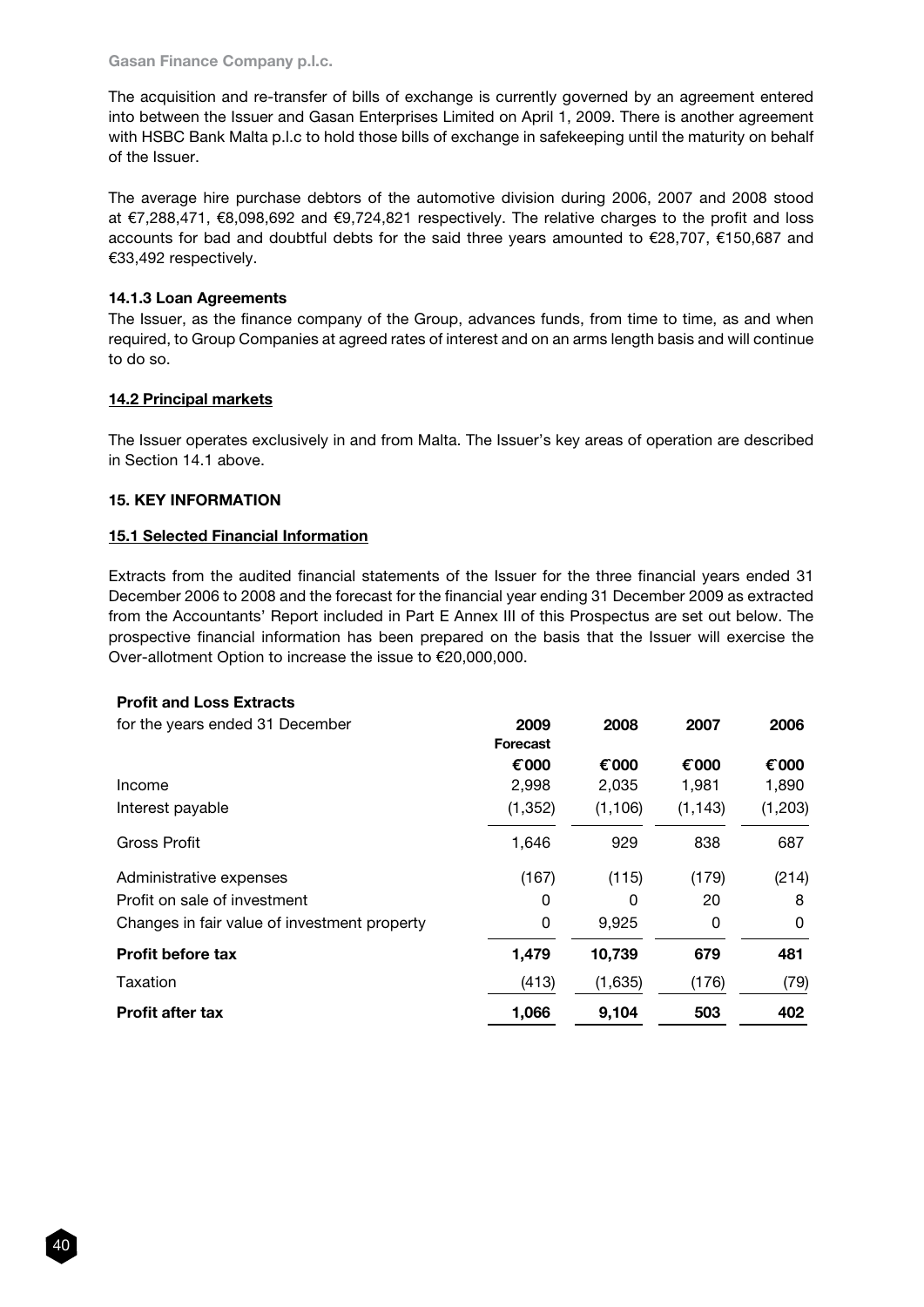The acquisition and re-transfer of bills of exchange is currently governed by an agreement entered into between the Issuer and Gasan Enterprises Limited on April 1, 2009. There is another agreement with HSBC Bank Malta p.l.c to hold those bills of exchange in safekeeping until the maturity on behalf of the Issuer.

The average hire purchase debtors of the automotive division during 2006, 2007 and 2008 stood at €7,288,471, €8,098,692 and €9,724,821 respectively. The relative charges to the profit and loss accounts for bad and doubtful debts for the said three years amounted to €28,707, €150,687 and €33,492 respectively.

#### 14.1.3 Loan Agreements

The Issuer, as the finance company of the Group, advances funds, from time to time, as and when required, to Group Companies at agreed rates of interest and on an arms length basis and will continue to do so.

### 14.2 Principal markets

The Issuer operates exclusively in and from Malta. The Issuer's key areas of operation are described in Section 14.1 above.

## 15. KEY INFORMATION

### 15.1 Selected Financial Information

Extracts from the audited financial statements of the Issuer for the three financial years ended 31 December 2006 to 2008 and the forecast for the financial year ending 31 December 2009 as extracted from the Accountants' Report included in Part E Annex III of this Prospectus are set out below. The prospective financial information has been prepared on the basis that the Issuer will exercise the Over-allotment Option to increase the issue to €20,000,000.

**Profit and Loss Extracts**

| for the years ended 31 December | 2009 Forecast | 2008 | 2007 | 2006 |
|---|---|---|---|---|
| | €'000 | €'000 | €'000 | €'000 |
| Income | 2,998 | 2,035 | 1,981 | 1,890 |
| Interest payable | (1,352) | (1,106) | (1,143) | (1,203) |
| Gross Profit | 1,646 | 929 | 838 | 687 |
| Administrative expenses | (167) | (115) | (179) | (214) |
| Profit on sale of investment | 0 | 0 | 20 | 8 |
| Changes in fair value of investment property | 0 | 9,925 | 0 | 0 |
| **Profit before tax** | **1,479** | **10,739** | **679** | **481** |
| Taxation | (413) | (1,635) | (176) | (79) |
| **Profit after tax** | **1,066** | **9,104** | **503** | **402** |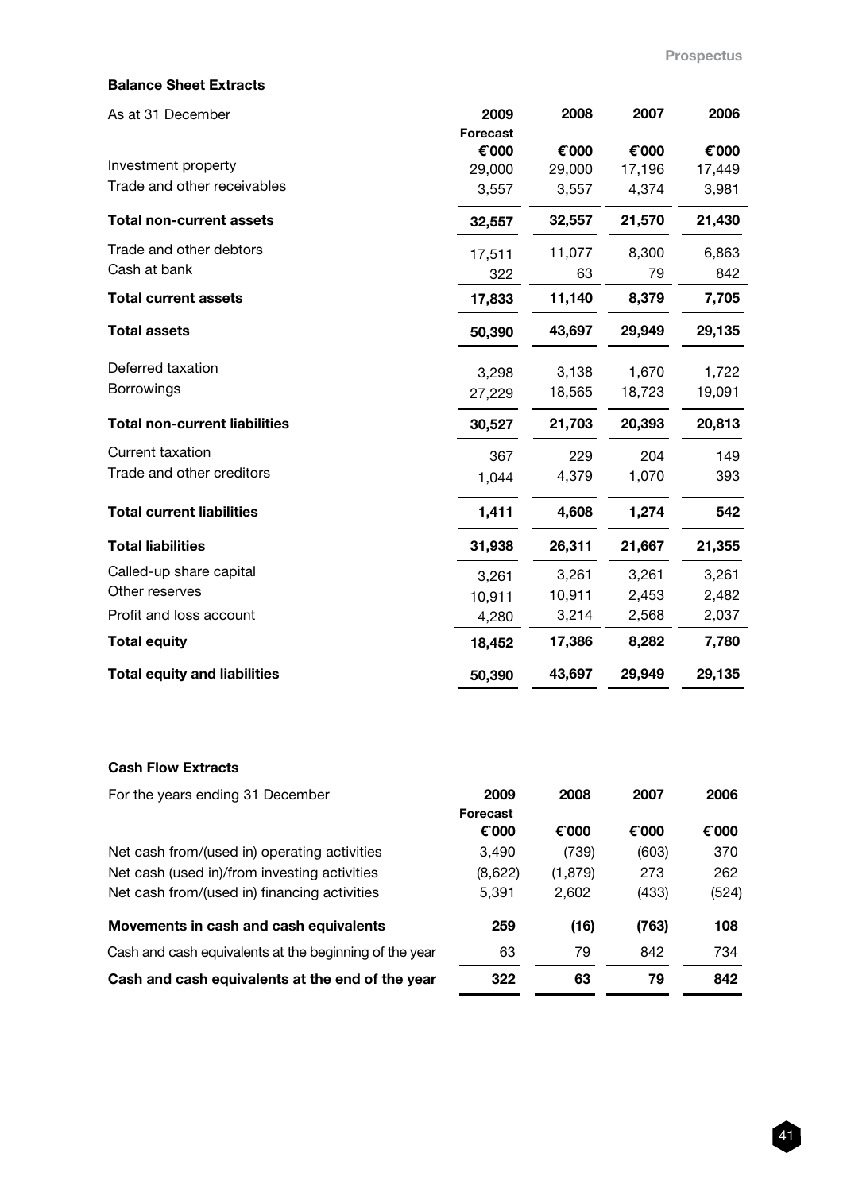**Balance Sheet Extracts**

| As at 31 December | 2009 Forecast €000 | 2008 €000 | 2007 €000 | 2006 €000 |
|---|---|---|---|---|
| Investment property | 29,000 | 29,000 | 17,196 | 17,449 |
| Trade and other receivables | 3,557 | 3,557 | 4,374 | 3,981 |
| **Total non-current assets** | **32,557** | **32,557** | **21,570** | **21,430** |
| Trade and other debtors | 17,511 | 11,077 | 8,300 | 6,863 |
| Cash at bank | 322 | 63 | 79 | 842 |
| **Total current assets** | **17,833** | **11,140** | **8,379** | **7,705** |
| **Total assets** | **50,390** | **43,697** | **29,949** | **29,135** |
| Deferred taxation | 3,298 | 3,138 | 1,670 | 1,722 |
| Borrowings | 27,229 | 18,565 | 18,723 | 19,091 |
| **Total non-current liabilities** | **30,527** | **21,703** | **20,393** | **20,813** |
| Current taxation | 367 | 229 | 204 | 149 |
| Trade and other creditors | 1,044 | 4,379 | 1,070 | 393 |
| **Total current liabilities** | **1,411** | **4,608** | **1,274** | **542** |
| **Total liabilities** | **31,938** | **26,311** | **21,667** | **21,355** |
| Called-up share capital | 3,261 | 3,261 | 3,261 | 3,261 |
| Other reserves | 10,911 | 10,911 | 2,453 | 2,482 |
| Profit and loss account | 4,280 | 3,214 | 2,568 | 2,037 |
| **Total equity** | **18,452** | **17,386** | **8,282** | **7,780** |
| **Total equity and liabilities** | **50,390** | **43,697** | **29,949** | **29,135** |

**Cash Flow Extracts**

| For the years ending 31 December | 2009 Forecast €000 | 2008 €000 | 2007 €000 | 2006 €000 |
|---|---|---|---|---|
| Net cash from/(used in) operating activities | 3,490 | (739) | (603) | 370 |
| Net cash (used in)/from investing activities | (8,622) | (1,879) | 273 | 262 |
| Net cash from/(used in) financing activities | 5,391 | 2,602 | (433) | (524) |
| **Movements in cash and cash equivalents** | **259** | **(16)** | **(763)** | **108** |
| Cash and cash equivalents at the beginning of the year | 63 | 79 | 842 | 734 |
| **Cash and cash equivalents at the end of the year** | **322** | **63** | **79** | **842** |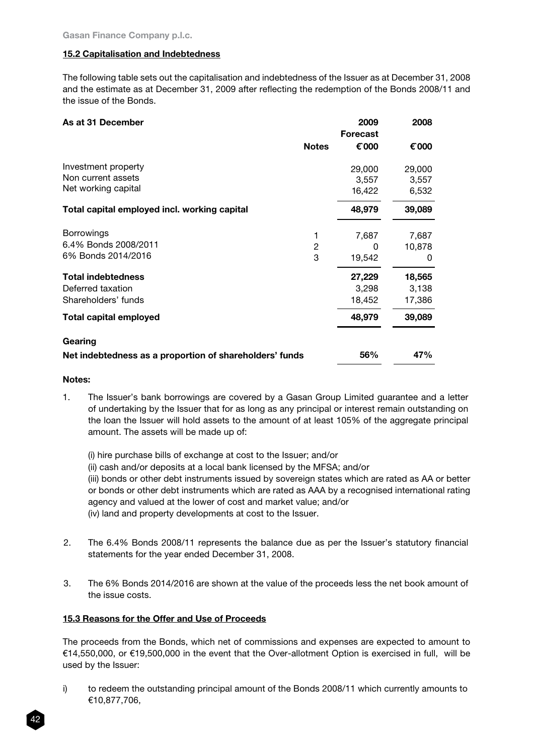### 15.2 Capitalisation and Indebtedness

The following table sets out the capitalisation and indebtedness of the Issuer as at December 31, 2008 and the estimate as at December 31, 2009 after reflecting the redemption of the Bonds 2008/11 and the issue of the Bonds.

| As at 31 December | Notes | 2009 Forecast €000 | 2008 €000 |
|---|---|---|---|
| Investment property | | 29,000 | 29,000 |
| Non current assets | | 3,557 | 3,557 |
| Net working capital | | 16,422 | 6,532 |
| **Total capital employed incl. working capital** | | **48,979** | **39,089** |
| Borrowings | 1 | 7,687 | 7,687 |
| 6.4% Bonds 2008/2011 | 2 | 0 | 10,878 |
| 6% Bonds 2014/2016 | 3 | 19,542 | 0 |
| **Total indebtedness** | | **27,229** | **18,565** |
| Deferred taxation | | 3,298 | 3,138 |
| Shareholders' funds | | 18,452 | 17,386 |
| **Total capital employed** | | **48,979** | **39,089** |
| **Gearing** | | | |
| **Net indebtedness as a proportion of shareholders' funds** | | **56%** | **47%** |

**Notes:**

1. The Issuer's bank borrowings are covered by a Gasan Group Limited guarantee and a letter of undertaking by the Issuer that for as long as any principal or interest remain outstanding on the loan the Issuer will hold assets to the amount of at least 105% of the aggregate principal amount. The assets will be made up of:

   (i) hire purchase bills of exchange at cost to the Issuer; and/or
   (ii) cash and/or deposits at a local bank licensed by the MFSA; and/or
   (iii) bonds or other debt instruments issued by sovereign states which are rated as AA or better or bonds or other debt instruments which are rated as AAA by a recognised international rating agency and valued at the lower of cost and market value; and/or
   (iv) land and property developments at cost to the Issuer.

2. The 6.4% Bonds 2008/11 represents the balance due as per the Issuer's statutory financial statements for the year ended December 31, 2008.

3. The 6% Bonds 2014/2016 are shown at the value of the proceeds less the net book amount of the issue costs.

### 15.3 Reasons for the Offer and Use of Proceeds

The proceeds from the Bonds, which net of commissions and expenses are expected to amount to €14,550,000, or €19,500,000 in the event that the Over-allotment Option is exercised in full, will be used by the Issuer:

i) to redeem the outstanding principal amount of the Bonds 2008/11 which currently amounts to €10,877,706,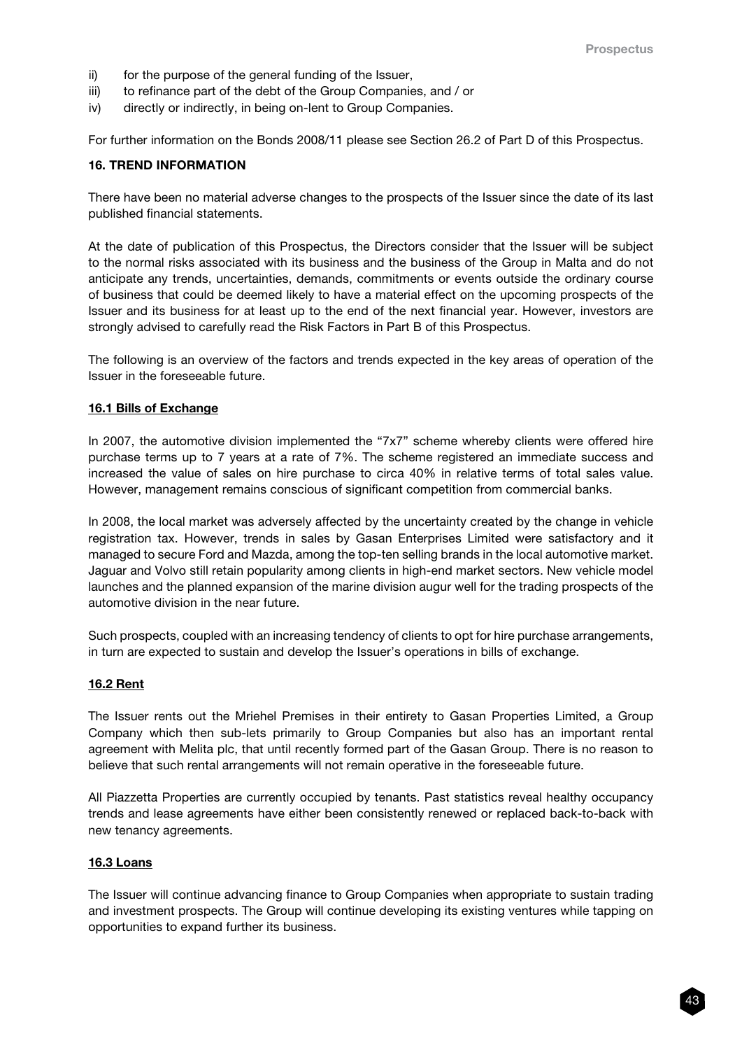ii) for the purpose of the general funding of the Issuer,
iii) to refinance part of the debt of the Group Companies, and / or
iv) directly or indirectly, in being on-lent to Group Companies.

For further information on the Bonds 2008/11 please see Section 26.2 of Part D of this Prospectus.

## 16. TREND INFORMATION

There have been no material adverse changes to the prospects of the Issuer since the date of its last published financial statements.

At the date of publication of this Prospectus, the Directors consider that the Issuer will be subject to the normal risks associated with its business and the business of the Group in Malta and do not anticipate any trends, uncertainties, demands, commitments or events outside the ordinary course of business that could be deemed likely to have a material effect on the upcoming prospects of the Issuer and its business for at least up to the end of the next financial year. However, investors are strongly advised to carefully read the Risk Factors in Part B of this Prospectus.

The following is an overview of the factors and trends expected in the key areas of operation of the Issuer in the foreseeable future.

### 16.1 Bills of Exchange

In 2007, the automotive division implemented the "7x7" scheme whereby clients were offered hire purchase terms up to 7 years at a rate of 7%. The scheme registered an immediate success and increased the value of sales on hire purchase to circa 40% in relative terms of total sales value. However, management remains conscious of significant competition from commercial banks.

In 2008, the local market was adversely affected by the uncertainty created by the change in vehicle registration tax. However, trends in sales by Gasan Enterprises Limited were satisfactory and it managed to secure Ford and Mazda, among the top-ten selling brands in the local automotive market. Jaguar and Volvo still retain popularity among clients in high-end market sectors. New vehicle model launches and the planned expansion of the marine division augur well for the trading prospects of the automotive division in the near future.

Such prospects, coupled with an increasing tendency of clients to opt for hire purchase arrangements, in turn are expected to sustain and develop the Issuer's operations in bills of exchange.

### 16.2 Rent

The Issuer rents out the Mriehel Premises in their entirety to Gasan Properties Limited, a Group Company which then sub-lets primarily to Group Companies but also has an important rental agreement with Melita plc, that until recently formed part of the Gasan Group. There is no reason to believe that such rental arrangements will not remain operative in the foreseeable future.

All Piazzetta Properties are currently occupied by tenants. Past statistics reveal healthy occupancy trends and lease agreements have either been consistently renewed or replaced back-to-back with new tenancy agreements.

### 16.3 Loans

The Issuer will continue advancing finance to Group Companies when appropriate to sustain trading and investment prospects. The Group will continue developing its existing ventures while tapping on opportunities to expand further its business.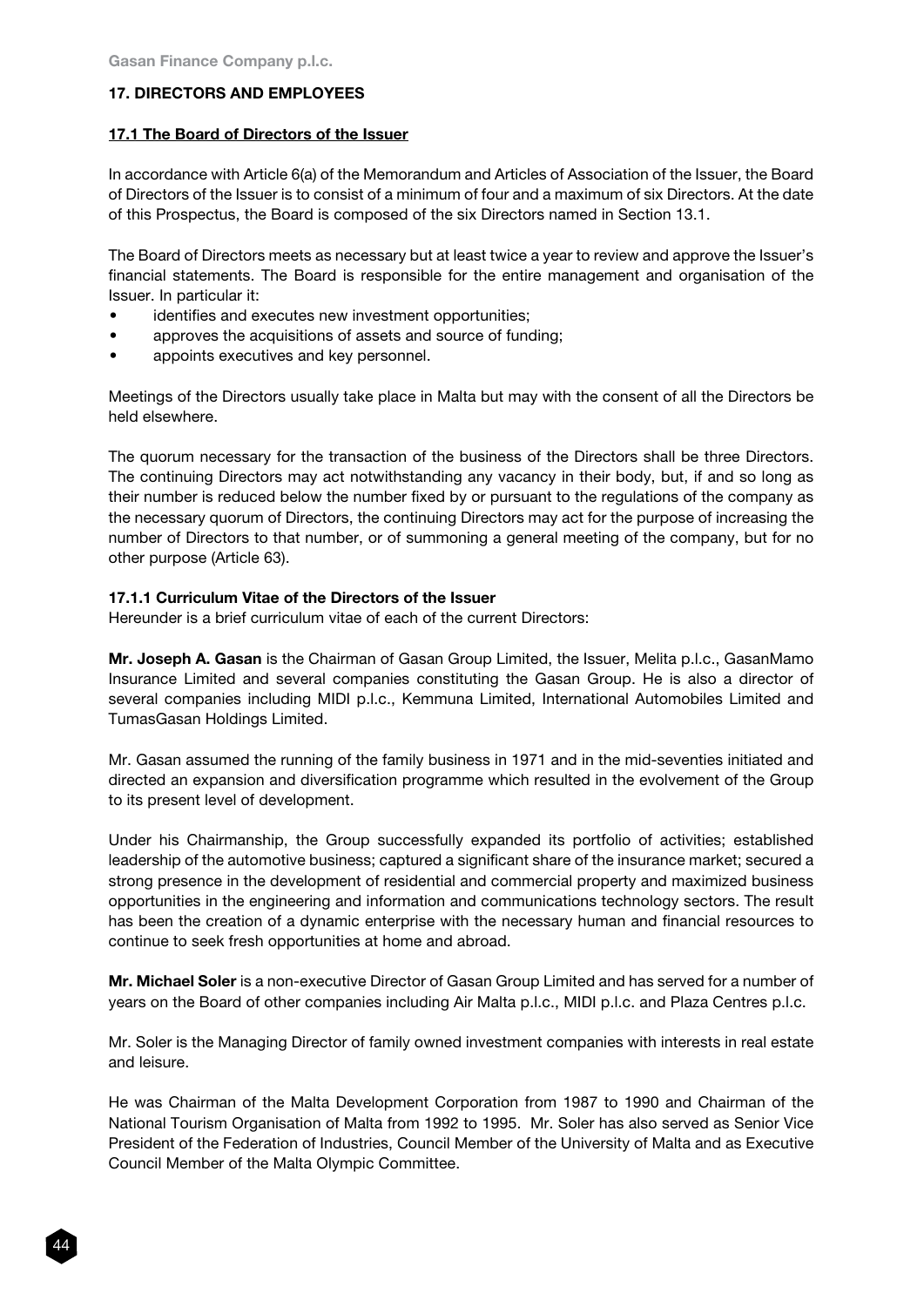## 17. DIRECTORS AND EMPLOYEES

### 17.1 The Board of Directors of the Issuer

In accordance with Article 6(a) of the Memorandum and Articles of Association of the Issuer, the Board of Directors of the Issuer is to consist of a minimum of four and a maximum of six Directors. At the date of this Prospectus, the Board is composed of the six Directors named in Section 13.1.

The Board of Directors meets as necessary but at least twice a year to review and approve the Issuer's financial statements. The Board is responsible for the entire management and organisation of the Issuer. In particular it:

- identifies and executes new investment opportunities;
- approves the acquisitions of assets and source of funding;
- appoints executives and key personnel.

Meetings of the Directors usually take place in Malta but may with the consent of all the Directors be held elsewhere.

The quorum necessary for the transaction of the business of the Directors shall be three Directors. The continuing Directors may act notwithstanding any vacancy in their body, but, if and so long as their number is reduced below the number fixed by or pursuant to the regulations of the company as the necessary quorum of Directors, the continuing Directors may act for the purpose of increasing the number of Directors to that number, or of summoning a general meeting of the company, but for no other purpose (Article 63).

#### 17.1.1 Curriculum Vitae of the Directors of the Issuer

Hereunder is a brief curriculum vitae of each of the current Directors:

**Mr. Joseph A. Gasan** is the Chairman of Gasan Group Limited, the Issuer, Melita p.l.c., GasanMamo Insurance Limited and several companies constituting the Gasan Group. He is also a director of several companies including MIDI p.l.c., Kemmuna Limited, International Automobiles Limited and TumasGasan Holdings Limited.

Mr. Gasan assumed the running of the family business in 1971 and in the mid-seventies initiated and directed an expansion and diversification programme which resulted in the evolvement of the Group to its present level of development.

Under his Chairmanship, the Group successfully expanded its portfolio of activities; established leadership of the automotive business; captured a significant share of the insurance market; secured a strong presence in the development of residential and commercial property and maximized business opportunities in the engineering and information and communications technology sectors. The result has been the creation of a dynamic enterprise with the necessary human and financial resources to continue to seek fresh opportunities at home and abroad.

**Mr. Michael Soler** is a non-executive Director of Gasan Group Limited and has served for a number of years on the Board of other companies including Air Malta p.l.c., MIDI p.l.c. and Plaza Centres p.l.c.

Mr. Soler is the Managing Director of family owned investment companies with interests in real estate and leisure.

He was Chairman of the Malta Development Corporation from 1987 to 1990 and Chairman of the National Tourism Organisation of Malta from 1992 to 1995. Mr. Soler has also served as Senior Vice President of the Federation of Industries, Council Member of the University of Malta and as Executive Council Member of the Malta Olympic Committee.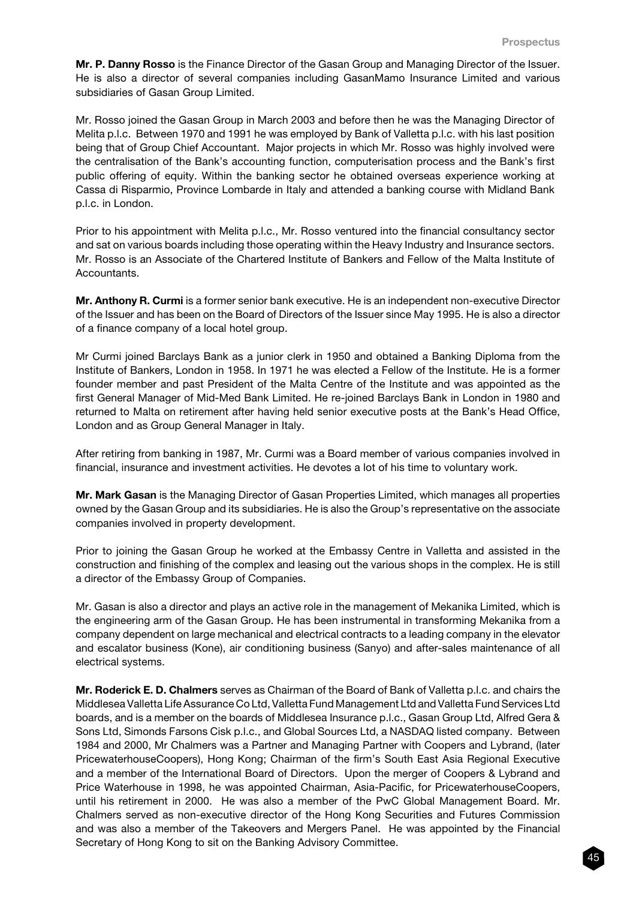**Mr. P. Danny Rosso** is the Finance Director of the Gasan Group and Managing Director of the Issuer. He is also a director of several companies including GasanMamo Insurance Limited and various subsidiaries of Gasan Group Limited.

Mr. Rosso joined the Gasan Group in March 2003 and before then he was the Managing Director of Melita p.l.c. Between 1970 and 1991 he was employed by Bank of Valletta p.l.c. with his last position being that of Group Chief Accountant. Major projects in which Mr. Rosso was highly involved were the centralisation of the Bank's accounting function, computerisation process and the Bank's first public offering of equity. Within the banking sector he obtained overseas experience working at Cassa di Risparmio, Province Lombarde in Italy and attended a banking course with Midland Bank p.l.c. in London.

Prior to his appointment with Melita p.l.c., Mr. Rosso ventured into the financial consultancy sector and sat on various boards including those operating within the Heavy Industry and Insurance sectors. Mr. Rosso is an Associate of the Chartered Institute of Bankers and Fellow of the Malta Institute of Accountants.

**Mr. Anthony R. Curmi** is a former senior bank executive. He is an independent non-executive Director of the Issuer and has been on the Board of Directors of the Issuer since May 1995. He is also a director of a finance company of a local hotel group.

Mr Curmi joined Barclays Bank as a junior clerk in 1950 and obtained a Banking Diploma from the Institute of Bankers, London in 1958. In 1971 he was elected a Fellow of the Institute. He is a former founder member and past President of the Malta Centre of the Institute and was appointed as the first General Manager of Mid-Med Bank Limited. He re-joined Barclays Bank in London in 1980 and returned to Malta on retirement after having held senior executive posts at the Bank's Head Office, London and as Group General Manager in Italy.

After retiring from banking in 1987, Mr. Curmi was a Board member of various companies involved in financial, insurance and investment activities. He devotes a lot of his time to voluntary work.

**Mr. Mark Gasan** is the Managing Director of Gasan Properties Limited, which manages all properties owned by the Gasan Group and its subsidiaries. He is also the Group's representative on the associate companies involved in property development.

Prior to joining the Gasan Group he worked at the Embassy Centre in Valletta and assisted in the construction and finishing of the complex and leasing out the various shops in the complex. He is still a director of the Embassy Group of Companies.

Mr. Gasan is also a director and plays an active role in the management of Mekanika Limited, which is the engineering arm of the Gasan Group. He has been instrumental in transforming Mekanika from a company dependent on large mechanical and electrical contracts to a leading company in the elevator and escalator business (Kone), air conditioning business (Sanyo) and after-sales maintenance of all electrical systems.

**Mr. Roderick E. D. Chalmers** serves as Chairman of the Board of Bank of Valletta p.l.c. and chairs the Middlesea Valletta Life Assurance Co Ltd, Valletta Fund Management Ltd and Valletta Fund Services Ltd boards, and is a member on the boards of Middlesea Insurance p.l.c., Gasan Group Ltd, Alfred Gera & Sons Ltd, Simonds Farsons Cisk p.l.c., and Global Sources Ltd, a NASDAQ listed company. Between 1984 and 2000, Mr Chalmers was a Partner and Managing Partner with Coopers and Lybrand, (later PricewaterhouseCoopers), Hong Kong; Chairman of the firm's South East Asia Regional Executive and a member of the International Board of Directors. Upon the merger of Coopers & Lybrand and Price Waterhouse in 1998, he was appointed Chairman, Asia-Pacific, for PricewaterhouseCoopers, until his retirement in 2000. He was also a member of the PwC Global Management Board. Mr. Chalmers served as non-executive director of the Hong Kong Securities and Futures Commission and was also a member of the Takeovers and Mergers Panel. He was appointed by the Financial Secretary of Hong Kong to sit on the Banking Advisory Committee.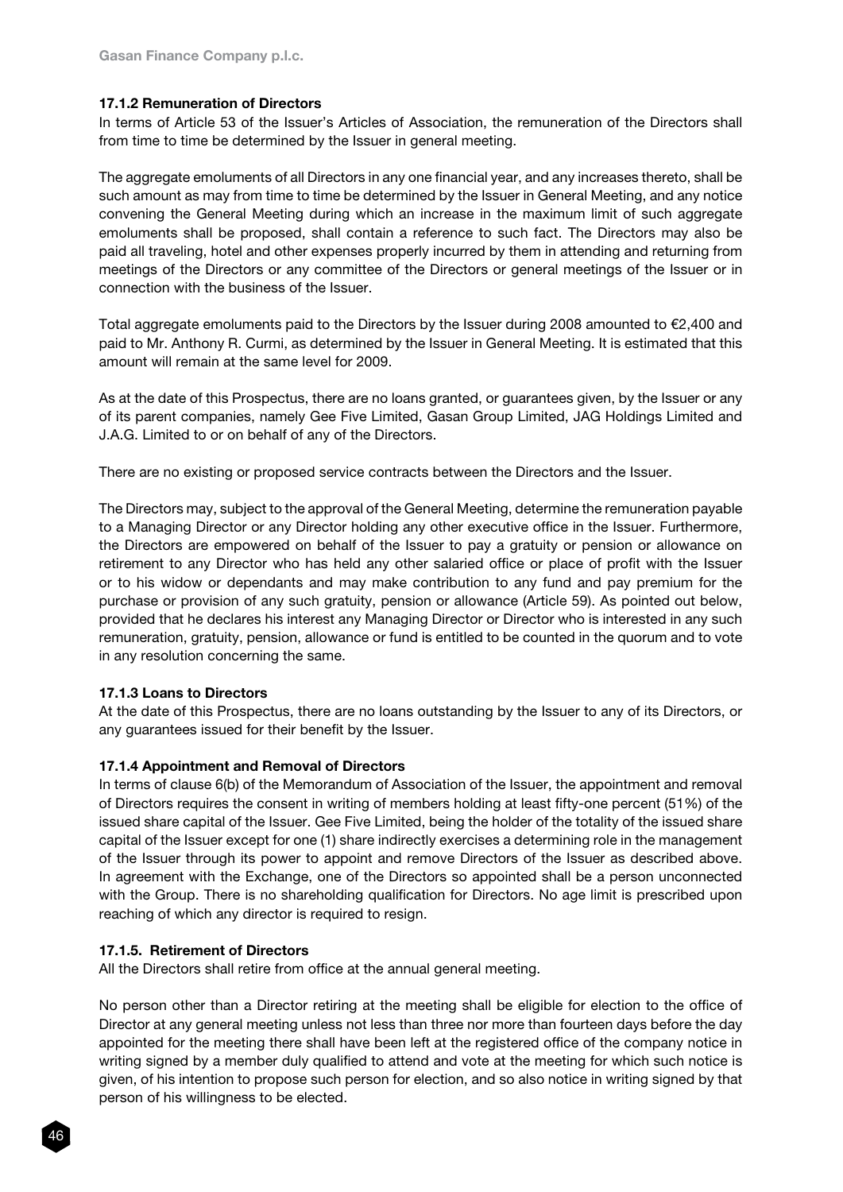#### 17.1.2 Remuneration of Directors

In terms of Article 53 of the Issuer's Articles of Association, the remuneration of the Directors shall from time to time be determined by the Issuer in general meeting.

The aggregate emoluments of all Directors in any one financial year, and any increases thereto, shall be such amount as may from time to time be determined by the Issuer in General Meeting, and any notice convening the General Meeting during which an increase in the maximum limit of such aggregate emoluments shall be proposed, shall contain a reference to such fact. The Directors may also be paid all traveling, hotel and other expenses properly incurred by them in attending and returning from meetings of the Directors or any committee of the Directors or general meetings of the Issuer or in connection with the business of the Issuer.

Total aggregate emoluments paid to the Directors by the Issuer during 2008 amounted to €2,400 and paid to Mr. Anthony R. Curmi, as determined by the Issuer in General Meeting. It is estimated that this amount will remain at the same level for 2009.

As at the date of this Prospectus, there are no loans granted, or guarantees given, by the Issuer or any of its parent companies, namely Gee Five Limited, Gasan Group Limited, JAG Holdings Limited and J.A.G. Limited to or on behalf of any of the Directors.

There are no existing or proposed service contracts between the Directors and the Issuer.

The Directors may, subject to the approval of the General Meeting, determine the remuneration payable to a Managing Director or any Director holding any other executive office in the Issuer. Furthermore, the Directors are empowered on behalf of the Issuer to pay a gratuity or pension or allowance on retirement to any Director who has held any other salaried office or place of profit with the Issuer or to his widow or dependants and may make contribution to any fund and pay premium for the purchase or provision of any such gratuity, pension or allowance (Article 59). As pointed out below, provided that he declares his interest any Managing Director or Director who is interested in any such remuneration, gratuity, pension, allowance or fund is entitled to be counted in the quorum and to vote in any resolution concerning the same.

#### 17.1.3 Loans to Directors

At the date of this Prospectus, there are no loans outstanding by the Issuer to any of its Directors, or any guarantees issued for their benefit by the Issuer.

#### 17.1.4 Appointment and Removal of Directors

In terms of clause 6(b) of the Memorandum of Association of the Issuer, the appointment and removal of Directors requires the consent in writing of members holding at least fifty-one percent (51%) of the issued share capital of the Issuer. Gee Five Limited, being the holder of the totality of the issued share capital of the Issuer except for one (1) share indirectly exercises a determining role in the management of the Issuer through its power to appoint and remove Directors of the Issuer as described above. In agreement with the Exchange, one of the Directors so appointed shall be a person unconnected with the Group. There is no shareholding qualification for Directors. No age limit is prescribed upon reaching of which any director is required to resign.

#### 17.1.5. Retirement of Directors

All the Directors shall retire from office at the annual general meeting.

No person other than a Director retiring at the meeting shall be eligible for election to the office of Director at any general meeting unless not less than three nor more than fourteen days before the day appointed for the meeting there shall have been left at the registered office of the company notice in writing signed by a member duly qualified to attend and vote at the meeting for which such notice is given, of his intention to propose such person for election, and so also notice in writing signed by that person of his willingness to be elected.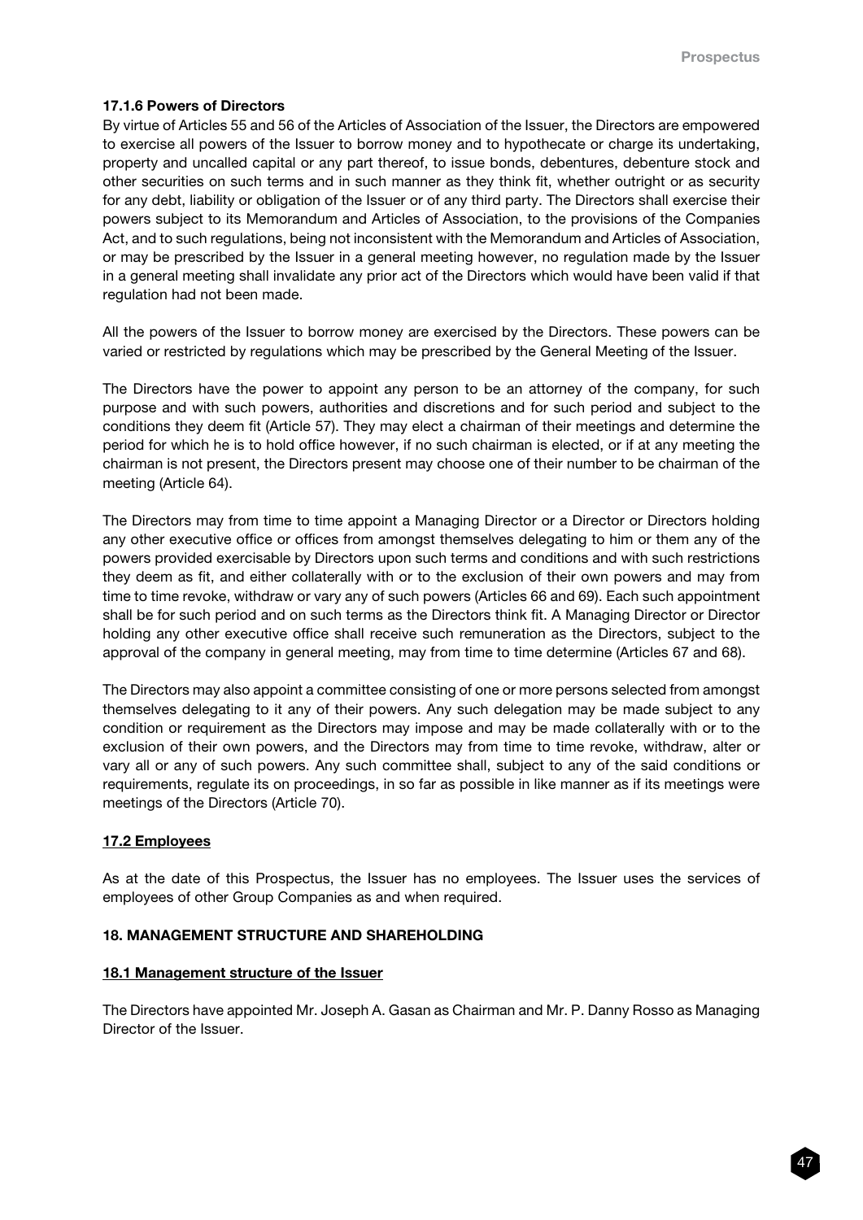#### 17.1.6 Powers of Directors

By virtue of Articles 55 and 56 of the Articles of Association of the Issuer, the Directors are empowered to exercise all powers of the Issuer to borrow money and to hypothecate or charge its undertaking, property and uncalled capital or any part thereof, to issue bonds, debentures, debenture stock and other securities on such terms and in such manner as they think fit, whether outright or as security for any debt, liability or obligation of the Issuer or of any third party. The Directors shall exercise their powers subject to its Memorandum and Articles of Association, to the provisions of the Companies Act, and to such regulations, being not inconsistent with the Memorandum and Articles of Association, or may be prescribed by the Issuer in a general meeting however, no regulation made by the Issuer in a general meeting shall invalidate any prior act of the Directors which would have been valid if that regulation had not been made.

All the powers of the Issuer to borrow money are exercised by the Directors. These powers can be varied or restricted by regulations which may be prescribed by the General Meeting of the Issuer.

The Directors have the power to appoint any person to be an attorney of the company, for such purpose and with such powers, authorities and discretions and for such period and subject to the conditions they deem fit (Article 57). They may elect a chairman of their meetings and determine the period for which he is to hold office however, if no such chairman is elected, or if at any meeting the chairman is not present, the Directors present may choose one of their number to be chairman of the meeting (Article 64).

The Directors may from time to time appoint a Managing Director or a Director or Directors holding any other executive office or offices from amongst themselves delegating to him or them any of the powers provided exercisable by Directors upon such terms and conditions and with such restrictions they deem as fit, and either collaterally with or to the exclusion of their own powers and may from time to time revoke, withdraw or vary any of such powers (Articles 66 and 69). Each such appointment shall be for such period and on such terms as the Directors think fit. A Managing Director or Director holding any other executive office shall receive such remuneration as the Directors, subject to the approval of the company in general meeting, may from time to time determine (Articles 67 and 68).

The Directors may also appoint a committee consisting of one or more persons selected from amongst themselves delegating to it any of their powers. Any such delegation may be made subject to any condition or requirement as the Directors may impose and may be made collaterally with or to the exclusion of their own powers, and the Directors may from time to time revoke, withdraw, alter or vary all or any of such powers. Any such committee shall, subject to any of the said conditions or requirements, regulate its on proceedings, in so far as possible in like manner as if its meetings were meetings of the Directors (Article 70).

### 17.2 Employees

As at the date of this Prospectus, the Issuer has no employees. The Issuer uses the services of employees of other Group Companies as and when required.

## 18. MANAGEMENT STRUCTURE AND SHAREHOLDING

### 18.1 Management structure of the Issuer

The Directors have appointed Mr. Joseph A. Gasan as Chairman and Mr. P. Danny Rosso as Managing Director of the Issuer.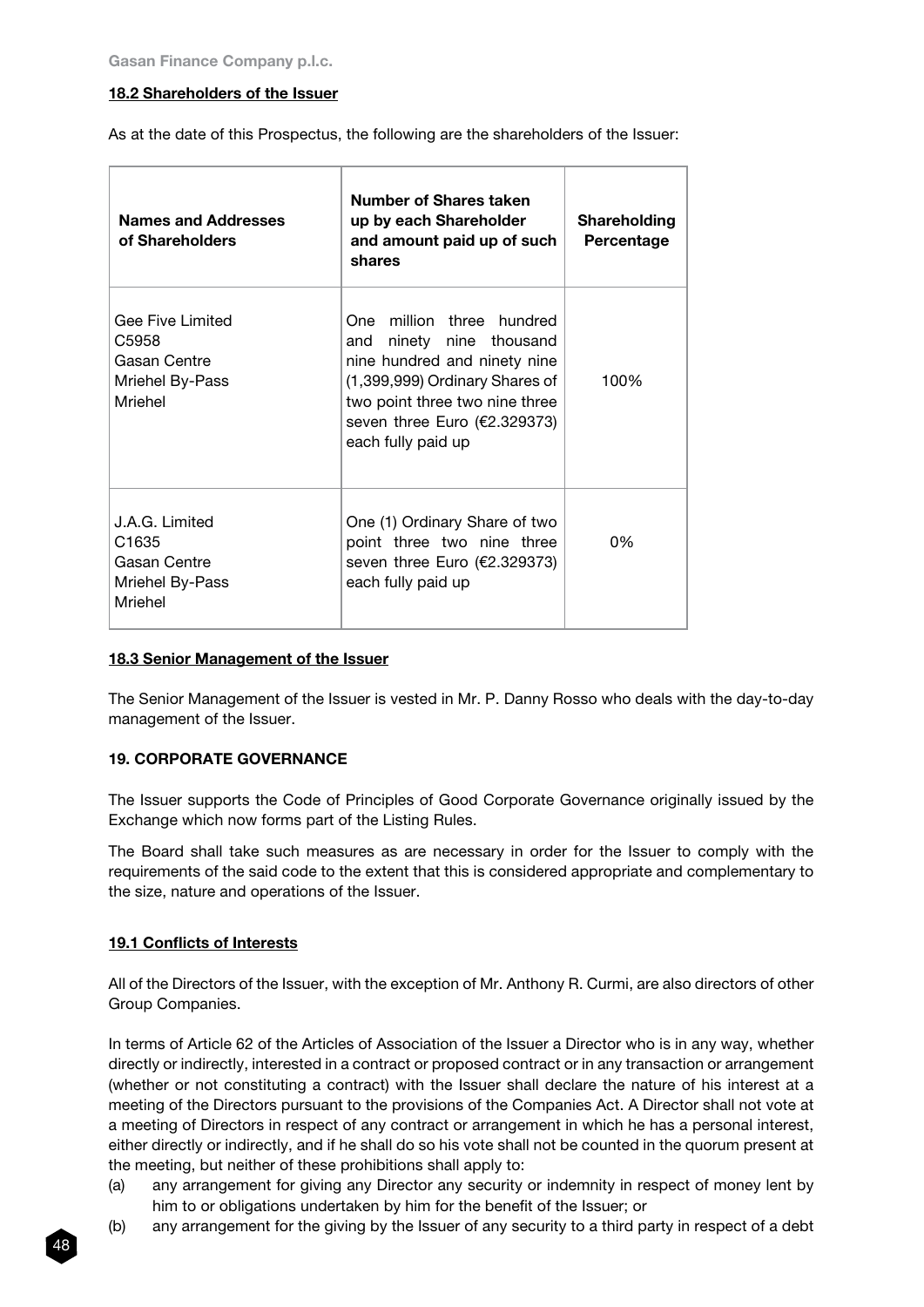### 18.2 Shareholders of the Issuer

As at the date of this Prospectus, the following are the shareholders of the Issuer:

| Names and Addresses of Shareholders | Number of Shares taken up by each Shareholder and amount paid up of such shares | Shareholding Percentage |
|---|---|---|
| Gee Five Limited<br>C5958<br>Gasan Centre<br>Mriehel By-Pass<br>Mriehel | One million three hundred and ninety nine thousand nine hundred and ninety nine (1,399,999) Ordinary Shares of two point three two nine three seven three Euro (€2.329373) each fully paid up | 100% |
| J.A.G. Limited<br>C1635<br>Gasan Centre<br>Mriehel By-Pass<br>Mriehel | One (1) Ordinary Share of two point three two nine three seven three Euro (€2.329373) each fully paid up | 0% |

### 18.3 Senior Management of the Issuer

The Senior Management of the Issuer is vested in Mr. P. Danny Rosso who deals with the day-to-day management of the Issuer.

## 19. CORPORATE GOVERNANCE

The Issuer supports the Code of Principles of Good Corporate Governance originally issued by the Exchange which now forms part of the Listing Rules.

The Board shall take such measures as are necessary in order for the Issuer to comply with the requirements of the said code to the extent that this is considered appropriate and complementary to the size, nature and operations of the Issuer.

### 19.1 Conflicts of Interests

All of the Directors of the Issuer, with the exception of Mr. Anthony R. Curmi, are also directors of other Group Companies.

In terms of Article 62 of the Articles of Association of the Issuer a Director who is in any way, whether directly or indirectly, interested in a contract or proposed contract or in any transaction or arrangement (whether or not constituting a contract) with the Issuer shall declare the nature of his interest at a meeting of the Directors pursuant to the provisions of the Companies Act. A Director shall not vote at a meeting of Directors in respect of any contract or arrangement in which he has a personal interest, either directly or indirectly, and if he shall do so his vote shall not be counted in the quorum present at the meeting, but neither of these prohibitions shall apply to:

(a) any arrangement for giving any Director any security or indemnity in respect of money lent by him to or obligations undertaken by him for the benefit of the Issuer; or

(b) any arrangement for the giving by the Issuer of any security to a third party in respect of a debt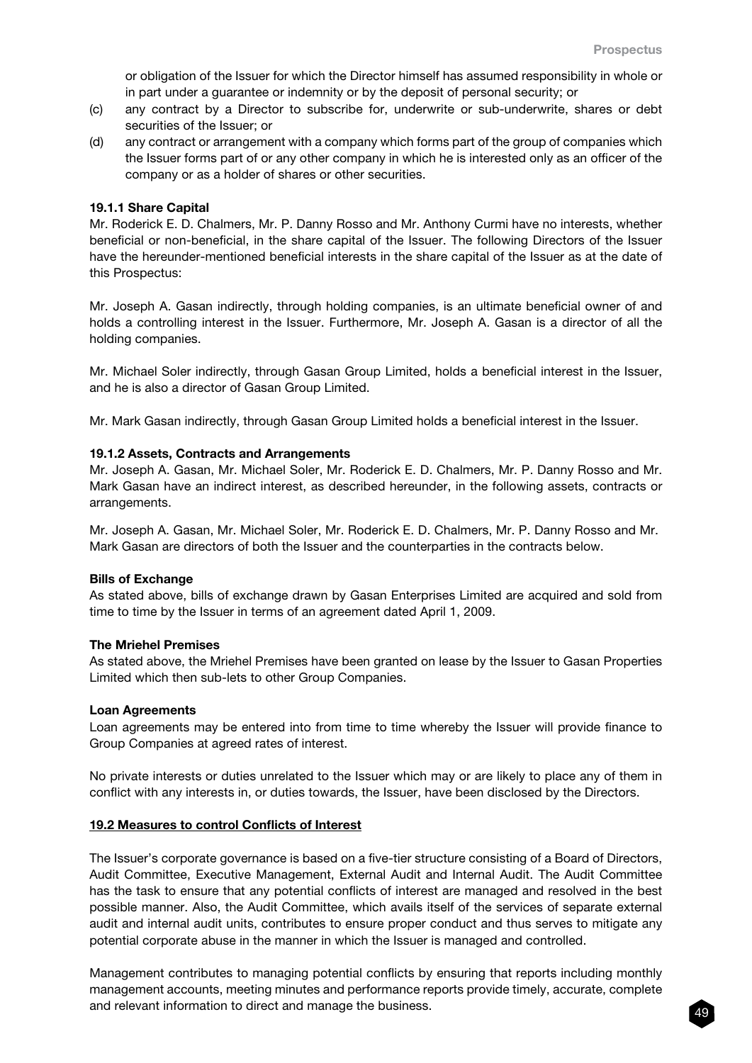or obligation of the Issuer for which the Director himself has assumed responsibility in whole or in part under a guarantee or indemnity or by the deposit of personal security; or

(c) any contract by a Director to subscribe for, underwrite or sub-underwrite, shares or debt securities of the Issuer; or

(d) any contract or arrangement with a company which forms part of the group of companies which the Issuer forms part of or any other company in which he is interested only as an officer of the company or as a holder of shares or other securities.

**19.1.1 Share Capital**

Mr. Roderick E. D. Chalmers, Mr. P. Danny Rosso and Mr. Anthony Curmi have no interests, whether beneficial or non-beneficial, in the share capital of the Issuer. The following Directors of the Issuer have the hereunder-mentioned beneficial interests in the share capital of the Issuer as at the date of this Prospectus:

Mr. Joseph A. Gasan indirectly, through holding companies, is an ultimate beneficial owner of and holds a controlling interest in the Issuer. Furthermore, Mr. Joseph A. Gasan is a director of all the holding companies.

Mr. Michael Soler indirectly, through Gasan Group Limited, holds a beneficial interest in the Issuer, and he is also a director of Gasan Group Limited.

Mr. Mark Gasan indirectly, through Gasan Group Limited holds a beneficial interest in the Issuer.

**19.1.2 Assets, Contracts and Arrangements**

Mr. Joseph A. Gasan, Mr. Michael Soler, Mr. Roderick E. D. Chalmers, Mr. P. Danny Rosso and Mr. Mark Gasan have an indirect interest, as described hereunder, in the following assets, contracts or arrangements.

Mr. Joseph A. Gasan, Mr. Michael Soler, Mr. Roderick E. D. Chalmers, Mr. P. Danny Rosso and Mr. Mark Gasan are directors of both the Issuer and the counterparties in the contracts below.

**Bills of Exchange**

As stated above, bills of exchange drawn by Gasan Enterprises Limited are acquired and sold from time to time by the Issuer in terms of an agreement dated April 1, 2009.

**The Mriehel Premises**

As stated above, the Mriehel Premises have been granted on lease by the Issuer to Gasan Properties Limited which then sub-lets to other Group Companies.

**Loan Agreements**

Loan agreements may be entered into from time to time whereby the Issuer will provide finance to Group Companies at agreed rates of interest.

No private interests or duties unrelated to the Issuer which may or are likely to place any of them in conflict with any interests in, or duties towards, the Issuer, have been disclosed by the Directors.

**19.2 Measures to control Conflicts of Interest**

The Issuer's corporate governance is based on a five-tier structure consisting of a Board of Directors, Audit Committee, Executive Management, External Audit and Internal Audit. The Audit Committee has the task to ensure that any potential conflicts of interest are managed and resolved in the best possible manner. Also, the Audit Committee, which avails itself of the services of separate external audit and internal audit units, contributes to ensure proper conduct and thus serves to mitigate any potential corporate abuse in the manner in which the Issuer is managed and controlled.

Management contributes to managing potential conflicts by ensuring that reports including monthly management accounts, meeting minutes and performance reports provide timely, accurate, complete and relevant information to direct and manage the business.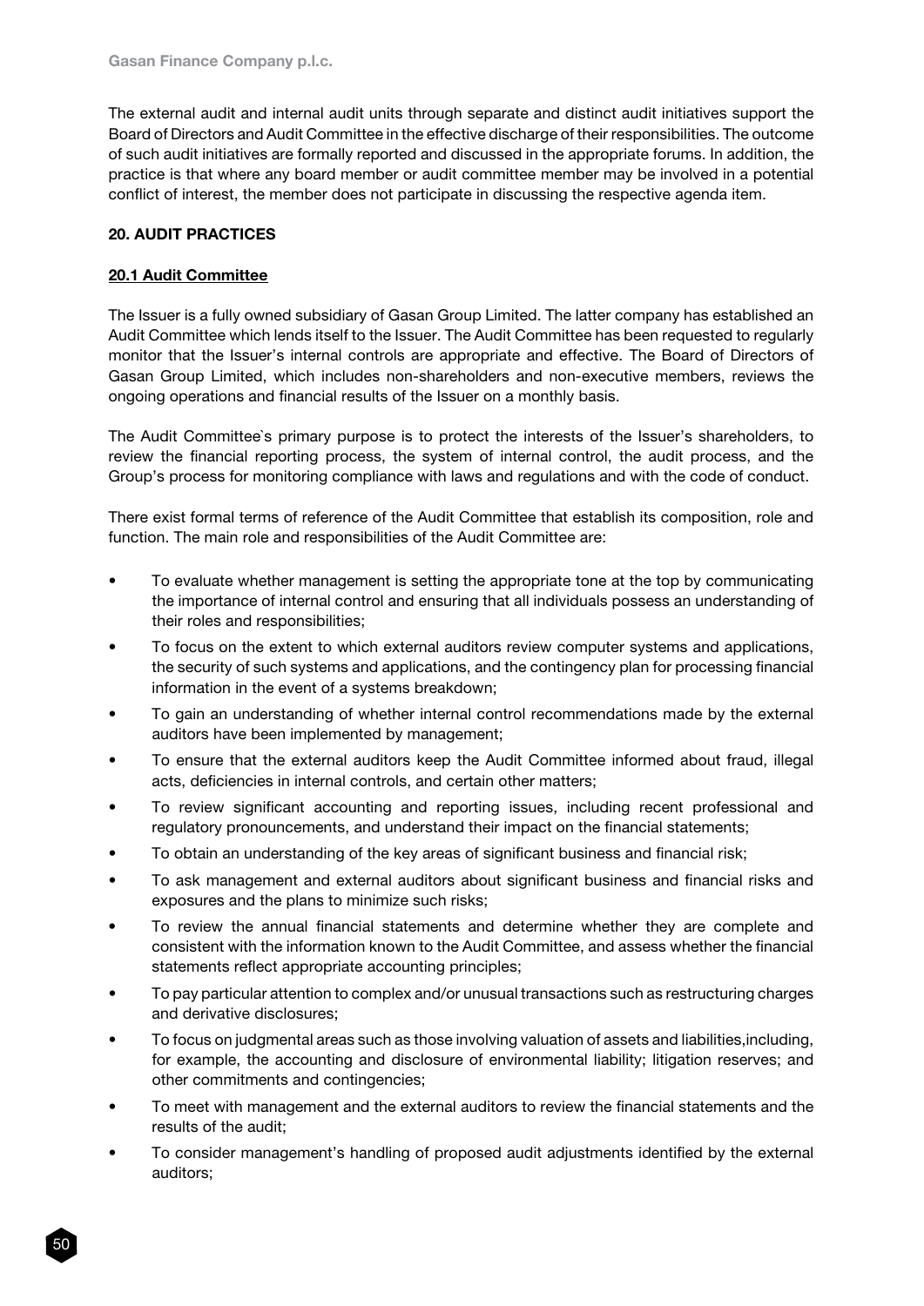The external audit and internal audit units through separate and distinct audit initiatives support the Board of Directors and Audit Committee in the effective discharge of their responsibilities. The outcome of such audit initiatives are formally reported and discussed in the appropriate forums. In addition, the practice is that where any board member or audit committee member may be involved in a potential conflict of interest, the member does not participate in discussing the respective agenda item.

## 20. AUDIT PRACTICES

### 20.1 Audit Committee

The Issuer is a fully owned subsidiary of Gasan Group Limited. The latter company has established an Audit Committee which lends itself to the Issuer. The Audit Committee has been requested to regularly monitor that the Issuer's internal controls are appropriate and effective. The Board of Directors of Gasan Group Limited, which includes non-shareholders and non-executive members, reviews the ongoing operations and financial results of the Issuer on a monthly basis.

The Audit Committee`s primary purpose is to protect the interests of the Issuer's shareholders, to review the financial reporting process, the system of internal control, the audit process, and the Group's process for monitoring compliance with laws and regulations and with the code of conduct.

There exist formal terms of reference of the Audit Committee that establish its composition, role and function. The main role and responsibilities of the Audit Committee are:

- To evaluate whether management is setting the appropriate tone at the top by communicating the importance of internal control and ensuring that all individuals possess an understanding of their roles and responsibilities;
- To focus on the extent to which external auditors review computer systems and applications, the security of such systems and applications, and the contingency plan for processing financial information in the event of a systems breakdown;
- To gain an understanding of whether internal control recommendations made by the external auditors have been implemented by management;
- To ensure that the external auditors keep the Audit Committee informed about fraud, illegal acts, deficiencies in internal controls, and certain other matters;
- To review significant accounting and reporting issues, including recent professional and regulatory pronouncements, and understand their impact on the financial statements;
- To obtain an understanding of the key areas of significant business and financial risk;
- To ask management and external auditors about significant business and financial risks and exposures and the plans to minimize such risks;
- To review the annual financial statements and determine whether they are complete and consistent with the information known to the Audit Committee, and assess whether the financial statements reflect appropriate accounting principles;
- To pay particular attention to complex and/or unusual transactions such as restructuring charges and derivative disclosures;
- To focus on judgmental areas such as those involving valuation of assets and liabilities,including, for example, the accounting and disclosure of environmental liability; litigation reserves; and other commitments and contingencies;
- To meet with management and the external auditors to review the financial statements and the results of the audit;
- To consider management's handling of proposed audit adjustments identified by the external auditors;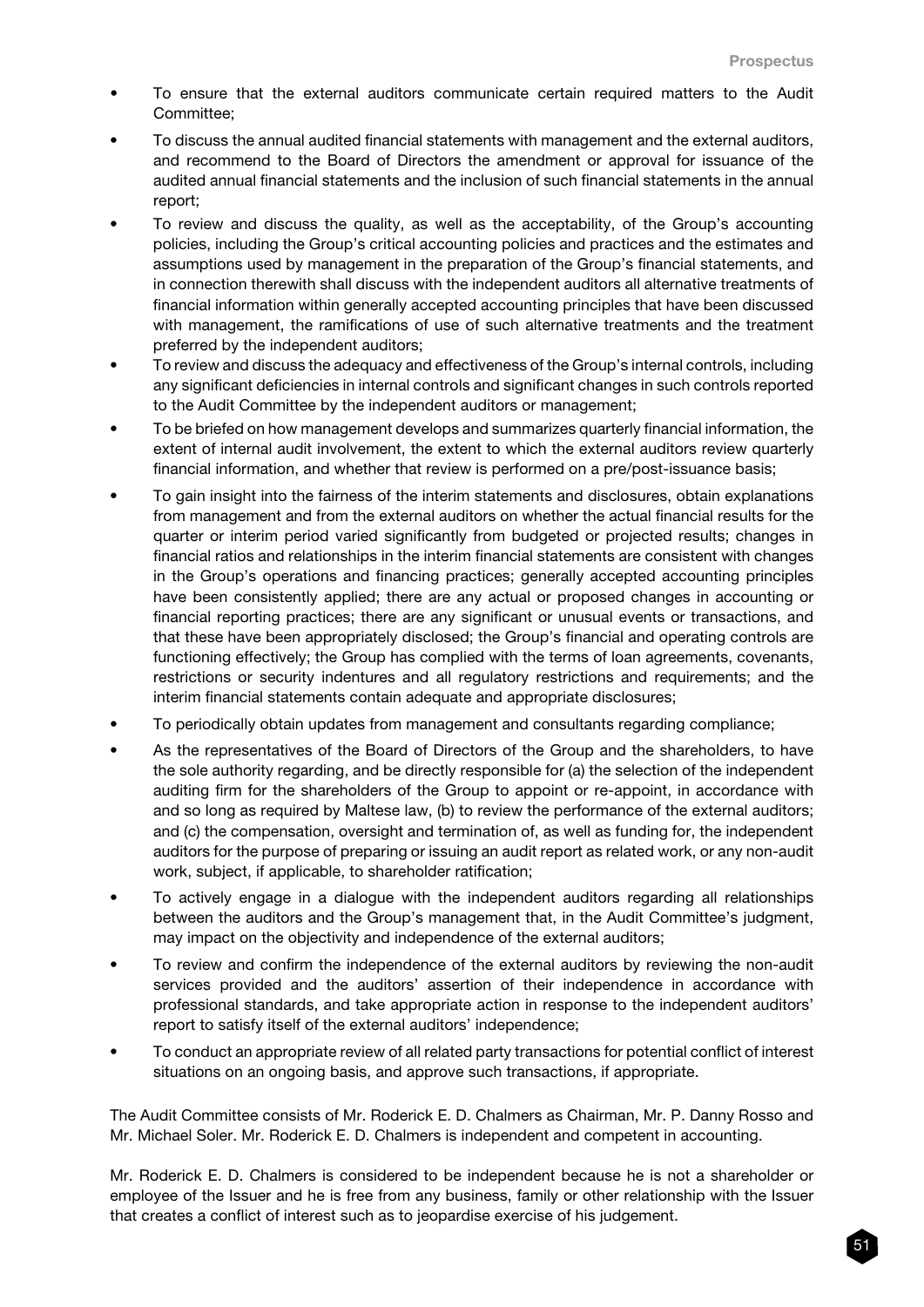- To ensure that the external auditors communicate certain required matters to the Audit Committee;
- To discuss the annual audited financial statements with management and the external auditors, and recommend to the Board of Directors the amendment or approval for issuance of the audited annual financial statements and the inclusion of such financial statements in the annual report;
- To review and discuss the quality, as well as the acceptability, of the Group's accounting policies, including the Group's critical accounting policies and practices and the estimates and assumptions used by management in the preparation of the Group's financial statements, and in connection therewith shall discuss with the independent auditors all alternative treatments of financial information within generally accepted accounting principles that have been discussed with management, the ramifications of use of such alternative treatments and the treatment preferred by the independent auditors;
- To review and discuss the adequacy and effectiveness of the Group's internal controls, including any significant deficiencies in internal controls and significant changes in such controls reported to the Audit Committee by the independent auditors or management;
- To be briefed on how management develops and summarizes quarterly financial information, the extent of internal audit involvement, the extent to which the external auditors review quarterly financial information, and whether that review is performed on a pre/post-issuance basis;
- To gain insight into the fairness of the interim statements and disclosures, obtain explanations from management and from the external auditors on whether the actual financial results for the quarter or interim period varied significantly from budgeted or projected results; changes in financial ratios and relationships in the interim financial statements are consistent with changes in the Group's operations and financing practices; generally accepted accounting principles have been consistently applied; there are any actual or proposed changes in accounting or financial reporting practices; there are any significant or unusual events or transactions, and that these have been appropriately disclosed; the Group's financial and operating controls are functioning effectively; the Group has complied with the terms of loan agreements, covenants, restrictions or security indentures and all regulatory restrictions and requirements; and the interim financial statements contain adequate and appropriate disclosures;
- To periodically obtain updates from management and consultants regarding compliance;
- As the representatives of the Board of Directors of the Group and the shareholders, to have the sole authority regarding, and be directly responsible for (a) the selection of the independent auditing firm for the shareholders of the Group to appoint or re-appoint, in accordance with and so long as required by Maltese law, (b) to review the performance of the external auditors; and (c) the compensation, oversight and termination of, as well as funding for, the independent auditors for the purpose of preparing or issuing an audit report as related work, or any non-audit work, subject, if applicable, to shareholder ratification;
- To actively engage in a dialogue with the independent auditors regarding all relationships between the auditors and the Group's management that, in the Audit Committee's judgment, may impact on the objectivity and independence of the external auditors;
- To review and confirm the independence of the external auditors by reviewing the non-audit services provided and the auditors' assertion of their independence in accordance with professional standards, and take appropriate action in response to the independent auditors' report to satisfy itself of the external auditors' independence;
- To conduct an appropriate review of all related party transactions for potential conflict of interest situations on an ongoing basis, and approve such transactions, if appropriate.

The Audit Committee consists of Mr. Roderick E. D. Chalmers as Chairman, Mr. P. Danny Rosso and Mr. Michael Soler. Mr. Roderick E. D. Chalmers is independent and competent in accounting.

Mr. Roderick E. D. Chalmers is considered to be independent because he is not a shareholder or employee of the Issuer and he is free from any business, family or other relationship with the Issuer that creates a conflict of interest such as to jeopardise exercise of his judgement.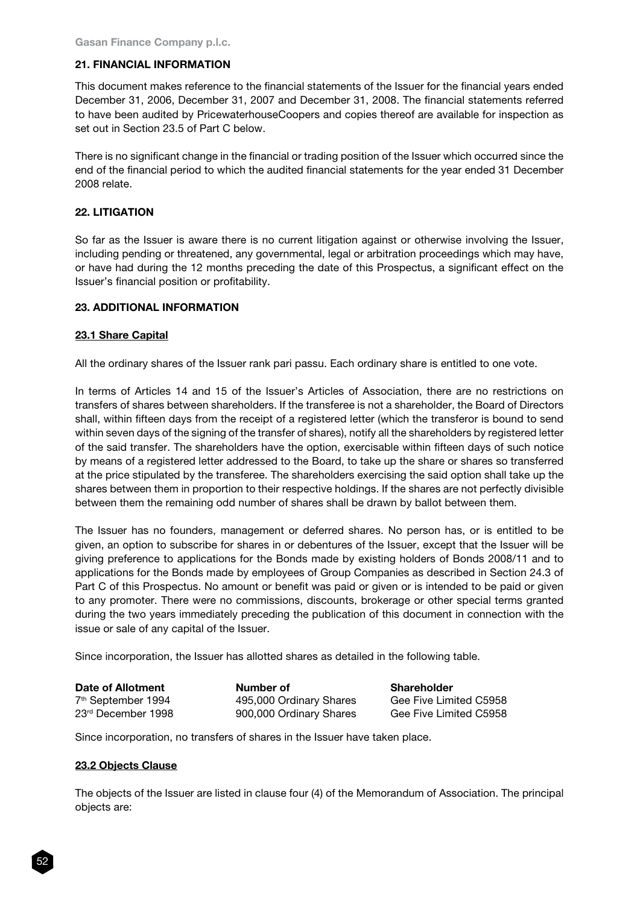## 21. FINANCIAL INFORMATION

This document makes reference to the financial statements of the Issuer for the financial years ended December 31, 2006, December 31, 2007 and December 31, 2008. The financial statements referred to have been audited by PricewaterhouseCoopers and copies thereof are available for inspection as set out in Section 23.5 of Part C below.

There is no significant change in the financial or trading position of the Issuer which occurred since the end of the financial period to which the audited financial statements for the year ended 31 December 2008 relate.

## 22. LITIGATION

So far as the Issuer is aware there is no current litigation against or otherwise involving the Issuer, including pending or threatened, any governmental, legal or arbitration proceedings which may have, or have had during the 12 months preceding the date of this Prospectus, a significant effect on the Issuer's financial position or profitability.

## 23. ADDITIONAL INFORMATION

### 23.1 Share Capital

All the ordinary shares of the Issuer rank pari passu. Each ordinary share is entitled to one vote.

In terms of Articles 14 and 15 of the Issuer's Articles of Association, there are no restrictions on transfers of shares between shareholders. If the transferee is not a shareholder, the Board of Directors shall, within fifteen days from the receipt of a registered letter (which the transferor is bound to send within seven days of the signing of the transfer of shares), notify all the shareholders by registered letter of the said transfer. The shareholders have the option, exercisable within fifteen days of such notice by means of a registered letter addressed to the Board, to take up the share or shares so transferred at the price stipulated by the transferee. The shareholders exercising the said option shall take up the shares between them in proportion to their respective holdings. If the shares are not perfectly divisible between them the remaining odd number of shares shall be drawn by ballot between them.

The Issuer has no founders, management or deferred shares. No person has, or is entitled to be given, an option to subscribe for shares in or debentures of the Issuer, except that the Issuer will be giving preference to applications for the Bonds made by existing holders of Bonds 2008/11 and to applications for the Bonds made by employees of Group Companies as described in Section 24.3 of Part C of this Prospectus. No amount or benefit was paid or given or is intended to be paid or given to any promoter. There were no commissions, discounts, brokerage or other special terms granted during the two years immediately preceding the publication of this document in connection with the issue or sale of any capital of the Issuer.

Since incorporation, the Issuer has allotted shares as detailed in the following table.

| Date of Allotment | Number of | Shareholder |
|---|---|---|
| 7th September 1994 | 495,000 Ordinary Shares | Gee Five Limited C5958 |
| 23rd December 1998 | 900,000 Ordinary Shares | Gee Five Limited C5958 |

Since incorporation, no transfers of shares in the Issuer have taken place.

### 23.2 Objects Clause

The objects of the Issuer are listed in clause four (4) of the Memorandum of Association. The principal objects are: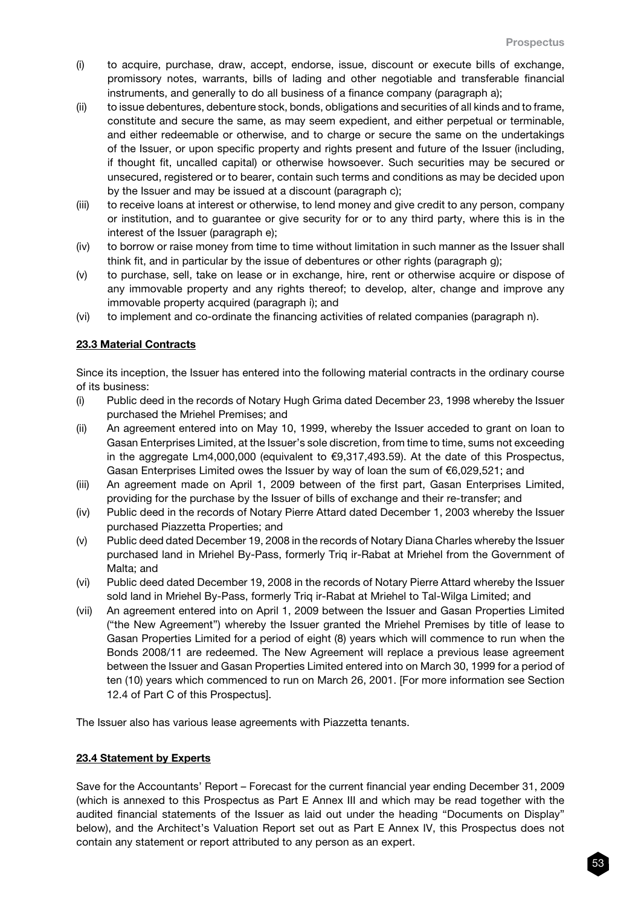(i) to acquire, purchase, draw, accept, endorse, issue, discount or execute bills of exchange, promissory notes, warrants, bills of lading and other negotiable and transferable financial instruments, and generally to do all business of a finance company (paragraph a);

(ii) to issue debentures, debenture stock, bonds, obligations and securities of all kinds and to frame, constitute and secure the same, as may seem expedient, and either perpetual or terminable, and either redeemable or otherwise, and to charge or secure the same on the undertakings of the Issuer, or upon specific property and rights present and future of the Issuer (including, if thought fit, uncalled capital) or otherwise howsoever. Such securities may be secured or unsecured, registered or to bearer, contain such terms and conditions as may be decided upon by the Issuer and may be issued at a discount (paragraph c);

(iii) to receive loans at interest or otherwise, to lend money and give credit to any person, company or institution, and to guarantee or give security for or to any third party, where this is in the interest of the Issuer (paragraph e);

(iv) to borrow or raise money from time to time without limitation in such manner as the Issuer shall think fit, and in particular by the issue of debentures or other rights (paragraph g);

(v) to purchase, sell, take on lease or in exchange, hire, rent or otherwise acquire or dispose of any immovable property and any rights thereof; to develop, alter, change and improve any immovable property acquired (paragraph i); and

(vi) to implement and co-ordinate the financing activities of related companies (paragraph n).

**23.3 Material Contracts**

Since its inception, the Issuer has entered into the following material contracts in the ordinary course of its business:

(i) Public deed in the records of Notary Hugh Grima dated December 23, 1998 whereby the Issuer purchased the Mriehel Premises; and

(ii) An agreement entered into on May 10, 1999, whereby the Issuer acceded to grant on loan to Gasan Enterprises Limited, at the Issuer's sole discretion, from time to time, sums not exceeding in the aggregate Lm4,000,000 (equivalent to €9,317,493.59). At the date of this Prospectus, Gasan Enterprises Limited owes the Issuer by way of loan the sum of €6,029,521; and

(iii) An agreement made on April 1, 2009 between of the first part, Gasan Enterprises Limited, providing for the purchase by the Issuer of bills of exchange and their re-transfer; and

(iv) Public deed in the records of Notary Pierre Attard dated December 1, 2003 whereby the Issuer purchased Piazzetta Properties; and

(v) Public deed dated December 19, 2008 in the records of Notary Diana Charles whereby the Issuer purchased land in Mriehel By-Pass, formerly Triq ir-Rabat at Mriehel from the Government of Malta; and

(vi) Public deed dated December 19, 2008 in the records of Notary Pierre Attard whereby the Issuer sold land in Mriehel By-Pass, formerly Triq ir-Rabat at Mriehel to Tal-Wilga Limited; and

(vii) An agreement entered into on April 1, 2009 between the Issuer and Gasan Properties Limited ("the New Agreement") whereby the Issuer granted the Mriehel Premises by title of lease to Gasan Properties Limited for a period of eight (8) years which will commence to run when the Bonds 2008/11 are redeemed. The New Agreement will replace a previous lease agreement between the Issuer and Gasan Properties Limited entered into on March 30, 1999 for a period of ten (10) years which commenced to run on March 26, 2001. [For more information see Section 12.4 of Part C of this Prospectus].

The Issuer also has various lease agreements with Piazzetta tenants.

**23.4 Statement by Experts**

Save for the Accountants' Report – Forecast for the current financial year ending December 31, 2009 (which is annexed to this Prospectus as Part E Annex III and which may be read together with the audited financial statements of the Issuer as laid out under the heading "Documents on Display" below), and the Architect's Valuation Report set out as Part E Annex IV, this Prospectus does not contain any statement or report attributed to any person as an expert.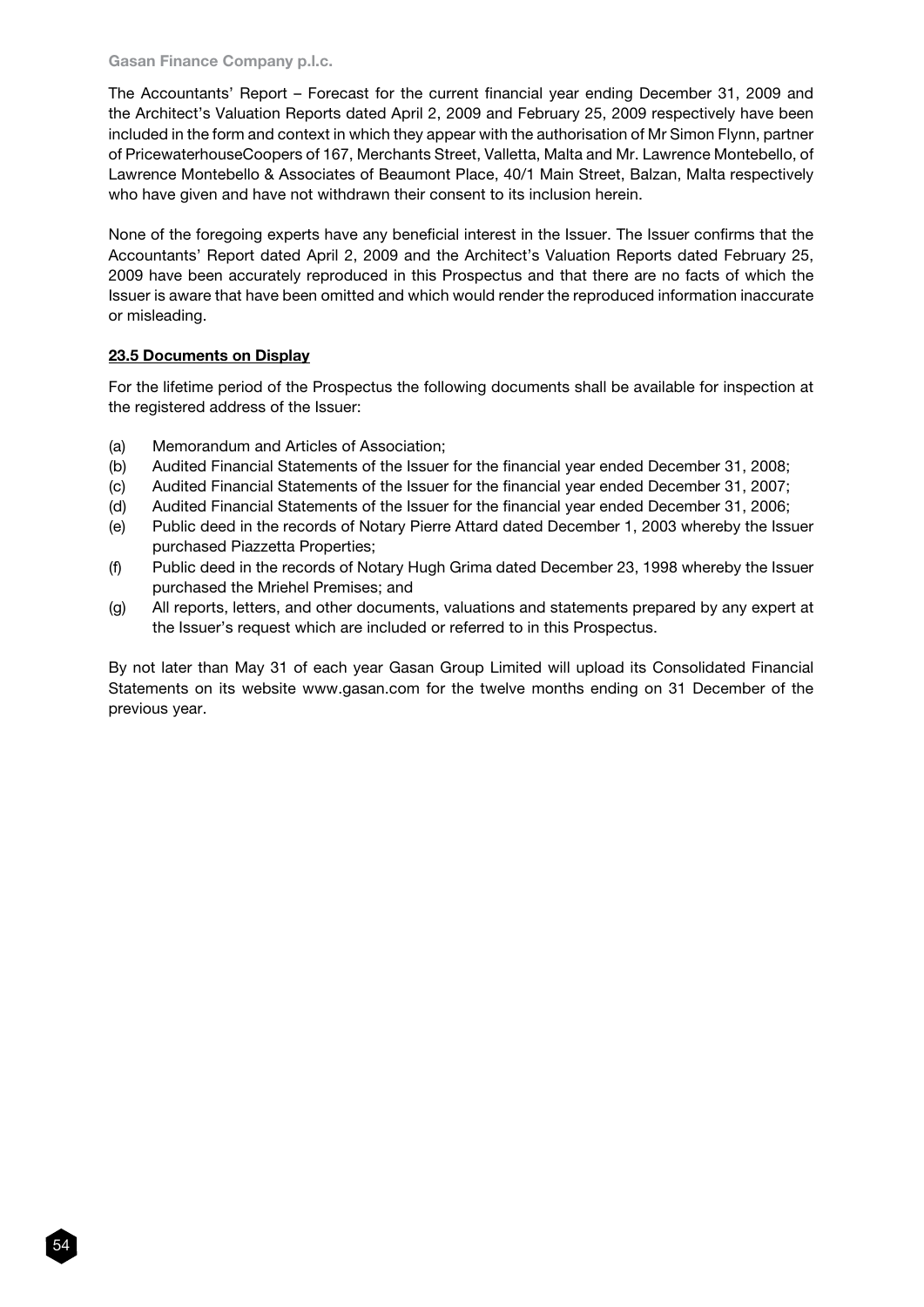The Accountants' Report – Forecast for the current financial year ending December 31, 2009 and the Architect's Valuation Reports dated April 2, 2009 and February 25, 2009 respectively have been included in the form and context in which they appear with the authorisation of Mr Simon Flynn, partner of PricewaterhouseCoopers of 167, Merchants Street, Valletta, Malta and Mr. Lawrence Montebello, of Lawrence Montebello & Associates of Beaumont Place, 40/1 Main Street, Balzan, Malta respectively who have given and have not withdrawn their consent to its inclusion herein.

None of the foregoing experts have any beneficial interest in the Issuer. The Issuer confirms that the Accountants' Report dated April 2, 2009 and the Architect's Valuation Reports dated February 25, 2009 have been accurately reproduced in this Prospectus and that there are no facts of which the Issuer is aware that have been omitted and which would render the reproduced information inaccurate or misleading.

## 23.5 Documents on Display

For the lifetime period of the Prospectus the following documents shall be available for inspection at the registered address of the Issuer:

(a) Memorandum and Articles of Association;
(b) Audited Financial Statements of the Issuer for the financial year ended December 31, 2008;
(c) Audited Financial Statements of the Issuer for the financial year ended December 31, 2007;
(d) Audited Financial Statements of the Issuer for the financial year ended December 31, 2006;
(e) Public deed in the records of Notary Pierre Attard dated December 1, 2003 whereby the Issuer purchased Piazzetta Properties;
(f) Public deed in the records of Notary Hugh Grima dated December 23, 1998 whereby the Issuer purchased the Mriehel Premises; and
(g) All reports, letters, and other documents, valuations and statements prepared by any expert at the Issuer's request which are included or referred to in this Prospectus.

By not later than May 31 of each year Gasan Group Limited will upload its Consolidated Financial Statements on its website www.gasan.com for the twelve months ending on 31 December of the previous year.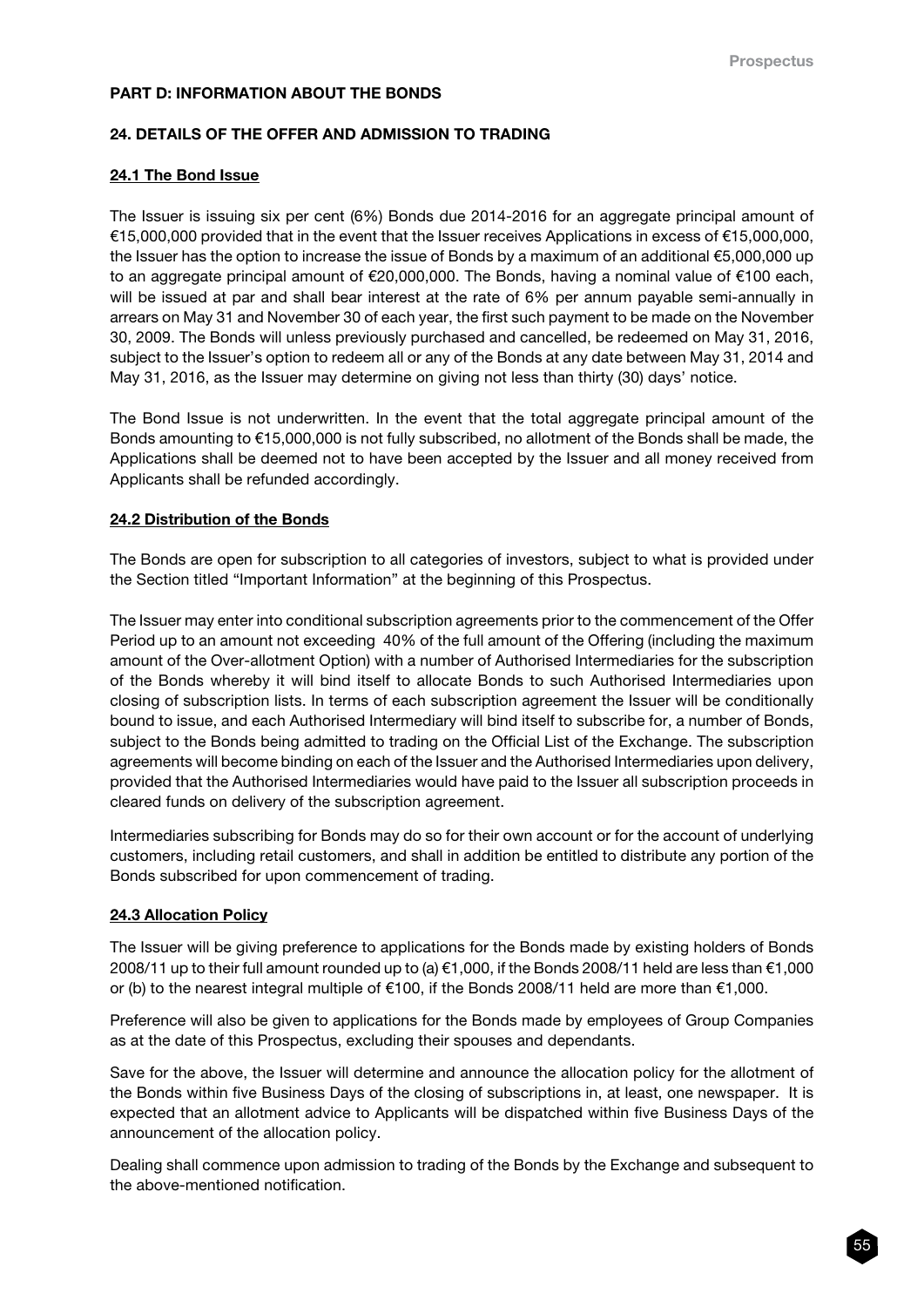## PART D: INFORMATION ABOUT THE BONDS

### 24. DETAILS OF THE OFFER AND ADMISSION TO TRADING

#### 24.1 The Bond Issue

The Issuer is issuing six per cent (6%) Bonds due 2014-2016 for an aggregate principal amount of €15,000,000 provided that in the event that the Issuer receives Applications in excess of €15,000,000, the Issuer has the option to increase the issue of Bonds by a maximum of an additional €5,000,000 up to an aggregate principal amount of €20,000,000. The Bonds, having a nominal value of €100 each, will be issued at par and shall bear interest at the rate of 6% per annum payable semi-annually in arrears on May 31 and November 30 of each year, the first such payment to be made on the November 30, 2009. The Bonds will unless previously purchased and cancelled, be redeemed on May 31, 2016, subject to the Issuer's option to redeem all or any of the Bonds at any date between May 31, 2014 and May 31, 2016, as the Issuer may determine on giving not less than thirty (30) days' notice.

The Bond Issue is not underwritten. In the event that the total aggregate principal amount of the Bonds amounting to €15,000,000 is not fully subscribed, no allotment of the Bonds shall be made, the Applications shall be deemed not to have been accepted by the Issuer and all money received from Applicants shall be refunded accordingly.

#### 24.2 Distribution of the Bonds

The Bonds are open for subscription to all categories of investors, subject to what is provided under the Section titled "Important Information" at the beginning of this Prospectus.

The Issuer may enter into conditional subscription agreements prior to the commencement of the Offer Period up to an amount not exceeding 40% of the full amount of the Offering (including the maximum amount of the Over-allotment Option) with a number of Authorised Intermediaries for the subscription of the Bonds whereby it will bind itself to allocate Bonds to such Authorised Intermediaries upon closing of subscription lists. In terms of each subscription agreement the Issuer will be conditionally bound to issue, and each Authorised Intermediary will bind itself to subscribe for, a number of Bonds, subject to the Bonds being admitted to trading on the Official List of the Exchange. The subscription agreements will become binding on each of the Issuer and the Authorised Intermediaries upon delivery, provided that the Authorised Intermediaries would have paid to the Issuer all subscription proceeds in cleared funds on delivery of the subscription agreement.

Intermediaries subscribing for Bonds may do so for their own account or for the account of underlying customers, including retail customers, and shall in addition be entitled to distribute any portion of the Bonds subscribed for upon commencement of trading.

#### 24.3 Allocation Policy

The Issuer will be giving preference to applications for the Bonds made by existing holders of Bonds 2008/11 up to their full amount rounded up to (a) €1,000, if the Bonds 2008/11 held are less than €1,000 or (b) to the nearest integral multiple of €100, if the Bonds 2008/11 held are more than €1,000.

Preference will also be given to applications for the Bonds made by employees of Group Companies as at the date of this Prospectus, excluding their spouses and dependants.

Save for the above, the Issuer will determine and announce the allocation policy for the allotment of the Bonds within five Business Days of the closing of subscriptions in, at least, one newspaper. It is expected that an allotment advice to Applicants will be dispatched within five Business Days of the announcement of the allocation policy.

Dealing shall commence upon admission to trading of the Bonds by the Exchange and subsequent to the above-mentioned notification.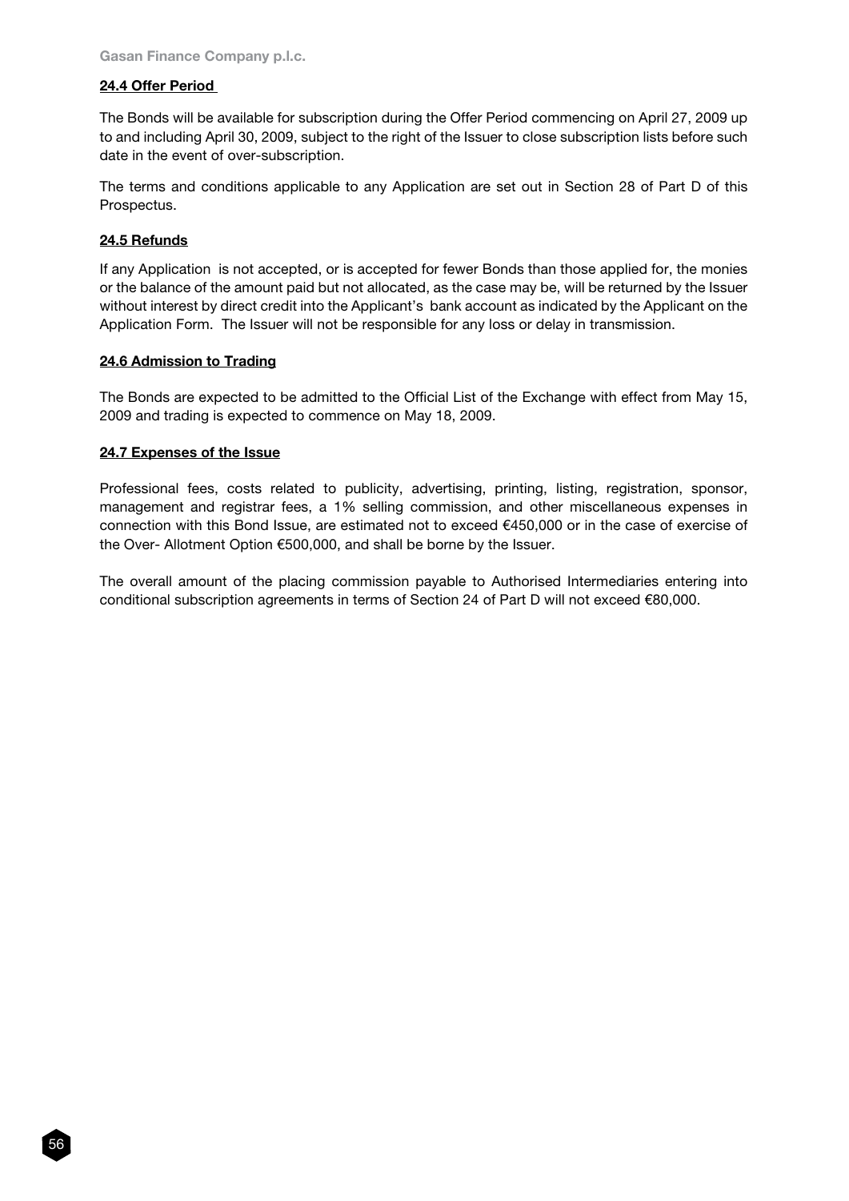#### 24.4 Offer Period

The Bonds will be available for subscription during the Offer Period commencing on April 27, 2009 up to and including April 30, 2009, subject to the right of the Issuer to close subscription lists before such date in the event of over-subscription.

The terms and conditions applicable to any Application are set out in Section 28 of Part D of this Prospectus.

#### 24.5 Refunds

If any Application is not accepted, or is accepted for fewer Bonds than those applied for, the monies or the balance of the amount paid but not allocated, as the case may be, will be returned by the Issuer without interest by direct credit into the Applicant's bank account as indicated by the Applicant on the Application Form. The Issuer will not be responsible for any loss or delay in transmission.

#### 24.6 Admission to Trading

The Bonds are expected to be admitted to the Official List of the Exchange with effect from May 15, 2009 and trading is expected to commence on May 18, 2009.

#### 24.7 Expenses of the Issue

Professional fees, costs related to publicity, advertising, printing, listing, registration, sponsor, management and registrar fees, a 1% selling commission, and other miscellaneous expenses in connection with this Bond Issue, are estimated not to exceed €450,000 or in the case of exercise of the Over- Allotment Option €500,000, and shall be borne by the Issuer.

The overall amount of the placing commission payable to Authorised Intermediaries entering into conditional subscription agreements in terms of Section 24 of Part D will not exceed €80,000.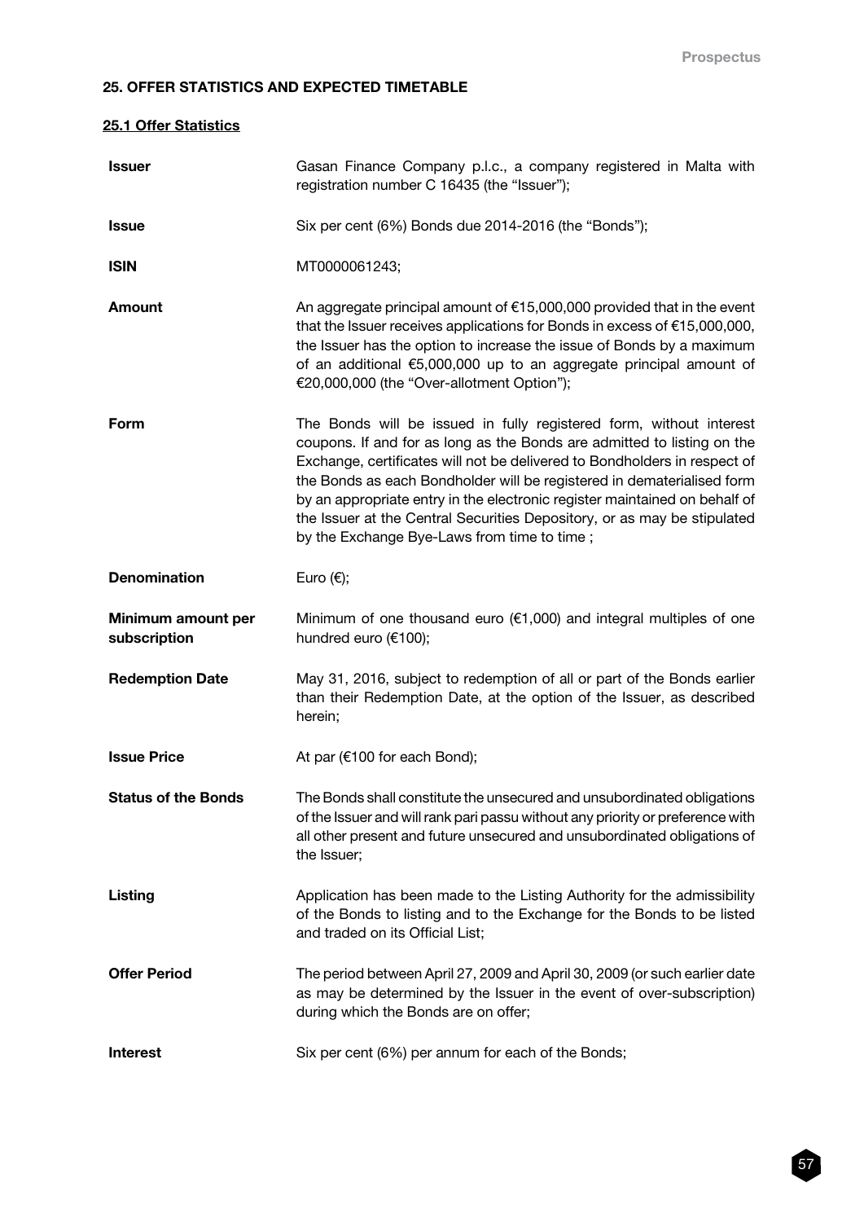## 25. OFFER STATISTICS AND EXPECTED TIMETABLE

### 25.1 Offer Statistics

| | |
|---|---|
| **Issuer** | Gasan Finance Company p.l.c., a company registered in Malta with registration number C 16435 (the "Issuer"); |
| **Issue** | Six per cent (6%) Bonds due 2014-2016 (the "Bonds"); |
| **ISIN** | MT0000061243; |
| **Amount** | An aggregate principal amount of €15,000,000 provided that in the event that the Issuer receives applications for Bonds in excess of €15,000,000, the Issuer has the option to increase the issue of Bonds by a maximum of an additional €5,000,000 up to an aggregate principal amount of €20,000,000 (the "Over-allotment Option"); |
| **Form** | The Bonds will be issued in fully registered form, without interest coupons. If and for as long as the Bonds are admitted to listing on the Exchange, certificates will not be delivered to Bondholders in respect of the Bonds as each Bondholder will be registered in dematerialised form by an appropriate entry in the electronic register maintained on behalf of the Issuer at the Central Securities Depository, or as may be stipulated by the Exchange Bye-Laws from time to time ; |
| **Denomination** | Euro (€); |
| **Minimum amount per subscription** | Minimum of one thousand euro (€1,000) and integral multiples of one hundred euro (€100); |
| **Redemption Date** | May 31, 2016, subject to redemption of all or part of the Bonds earlier than their Redemption Date, at the option of the Issuer, as described herein; |
| **Issue Price** | At par (€100 for each Bond); |
| **Status of the Bonds** | The Bonds shall constitute the unsecured and unsubordinated obligations of the Issuer and will rank pari passu without any priority or preference with all other present and future unsecured and unsubordinated obligations of the Issuer; |
| **Listing** | Application has been made to the Listing Authority for the admissibility of the Bonds to listing and to the Exchange for the Bonds to be listed and traded on its Official List; |
| **Offer Period** | The period between April 27, 2009 and April 30, 2009 (or such earlier date as may be determined by the Issuer in the event of over-subscription) during which the Bonds are on offer; |
| **Interest** | Six per cent (6%) per annum for each of the Bonds; |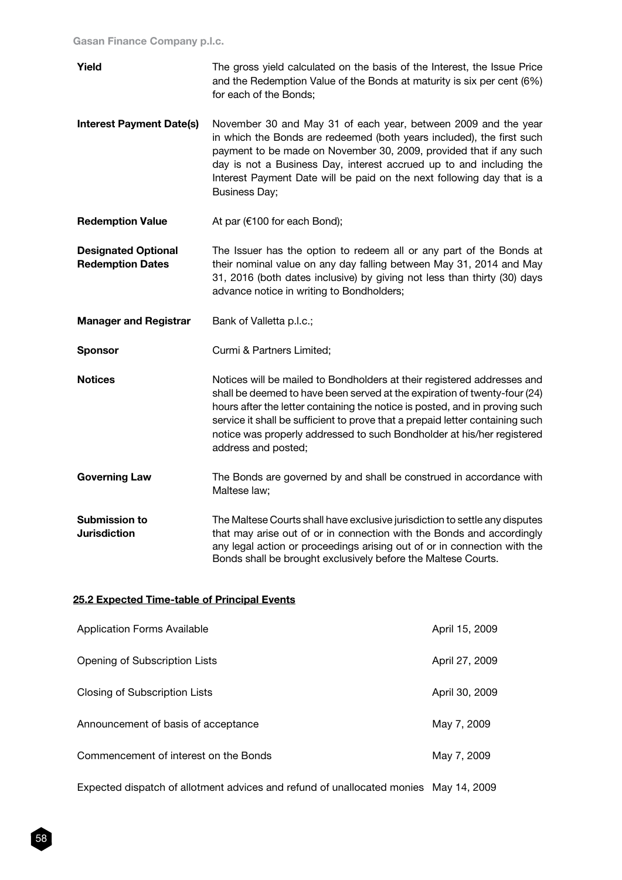| | |
|---|---|
| **Yield** | The gross yield calculated on the basis of the Interest, the Issue Price and the Redemption Value of the Bonds at maturity is six per cent (6%) for each of the Bonds; |
| **Interest Payment Date(s)** | November 30 and May 31 of each year, between 2009 and the year in which the Bonds are redeemed (both years included), the first such payment to be made on November 30, 2009, provided that if any such day is not a Business Day, interest accrued up to and including the Interest Payment Date will be paid on the next following day that is a Business Day; |
| **Redemption Value** | At par (€100 for each Bond); |
| **Designated Optional Redemption Dates** | The Issuer has the option to redeem all or any part of the Bonds at their nominal value on any day falling between May 31, 2014 and May 31, 2016 (both dates inclusive) by giving not less than thirty (30) days advance notice in writing to Bondholders; |
| **Manager and Registrar** | Bank of Valletta p.l.c.; |
| **Sponsor** | Curmi & Partners Limited; |
| **Notices** | Notices will be mailed to Bondholders at their registered addresses and shall be deemed to have been served at the expiration of twenty-four (24) hours after the letter containing the notice is posted, and in proving such service it shall be sufficient to prove that a prepaid letter containing such notice was properly addressed to such Bondholder at his/her registered address and posted; |
| **Governing Law** | The Bonds are governed by and shall be construed in accordance with Maltese law; |
| **Submission to Jurisdiction** | The Maltese Courts shall have exclusive jurisdiction to settle any disputes that may arise out of or in connection with the Bonds and accordingly any legal action or proceedings arising out of or in connection with the Bonds shall be brought exclusively before the Maltese Courts. |

## 25.2 Expected Time-table of Principal Events

| | |
|---|---|
| Application Forms Available | April 15, 2009 |
| Opening of Subscription Lists | April 27, 2009 |
| Closing of Subscription Lists | April 30, 2009 |
| Announcement of basis of acceptance | May 7, 2009 |
| Commencement of interest on the Bonds | May 7, 2009 |
| Expected dispatch of allotment advices and refund of unallocated monies | May 14, 2009 |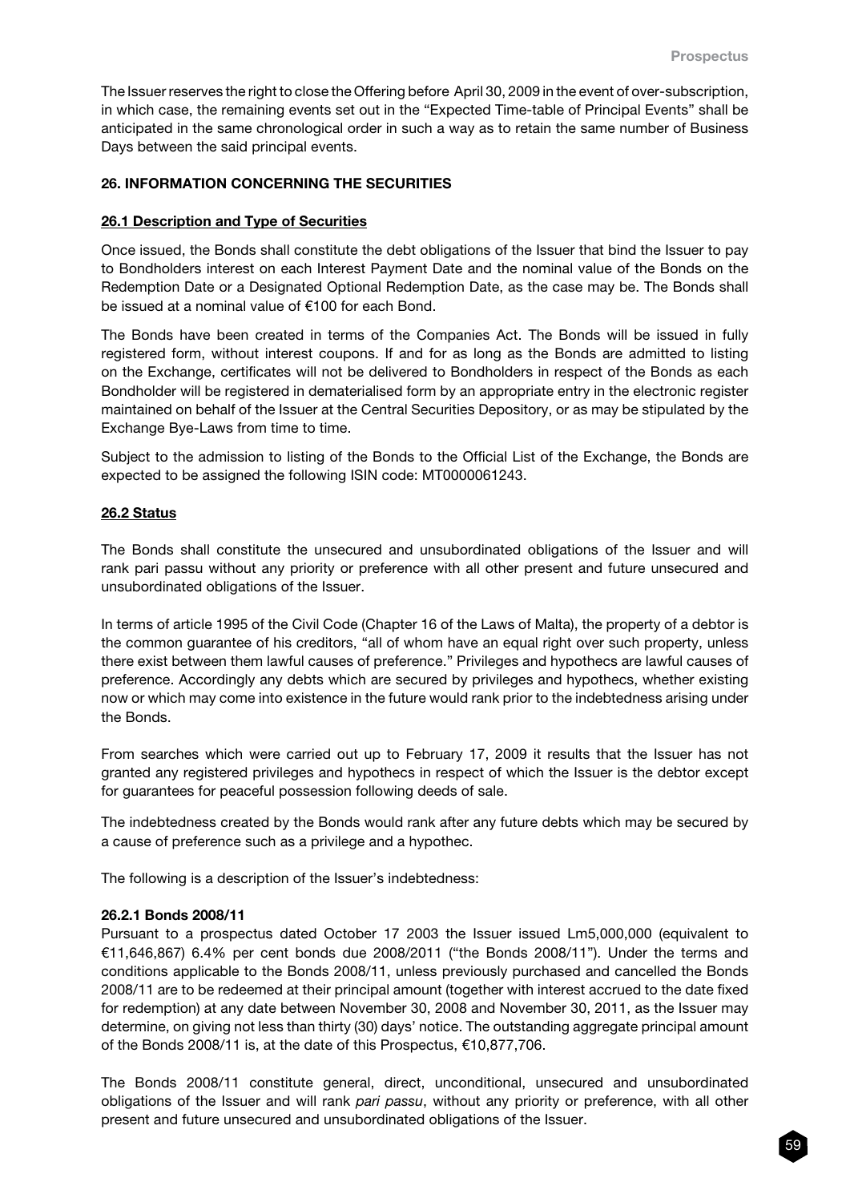The Issuer reserves the right to close the Offering before April 30, 2009 in the event of over-subscription, in which case, the remaining events set out in the "Expected Time-table of Principal Events" shall be anticipated in the same chronological order in such a way as to retain the same number of Business Days between the said principal events.

## 26. INFORMATION CONCERNING THE SECURITIES

### 26.1 Description and Type of Securities

Once issued, the Bonds shall constitute the debt obligations of the Issuer that bind the Issuer to pay to Bondholders interest on each Interest Payment Date and the nominal value of the Bonds on the Redemption Date or a Designated Optional Redemption Date, as the case may be. The Bonds shall be issued at a nominal value of €100 for each Bond.

The Bonds have been created in terms of the Companies Act. The Bonds will be issued in fully registered form, without interest coupons. If and for as long as the Bonds are admitted to listing on the Exchange, certificates will not be delivered to Bondholders in respect of the Bonds as each Bondholder will be registered in dematerialised form by an appropriate entry in the electronic register maintained on behalf of the Issuer at the Central Securities Depository, or as may be stipulated by the Exchange Bye-Laws from time to time.

Subject to the admission to listing of the Bonds to the Official List of the Exchange, the Bonds are expected to be assigned the following ISIN code: MT0000061243.

### 26.2 Status

The Bonds shall constitute the unsecured and unsubordinated obligations of the Issuer and will rank pari passu without any priority or preference with all other present and future unsecured and unsubordinated obligations of the Issuer.

In terms of article 1995 of the Civil Code (Chapter 16 of the Laws of Malta), the property of a debtor is the common guarantee of his creditors, "all of whom have an equal right over such property, unless there exist between them lawful causes of preference." Privileges and hypothecs are lawful causes of preference. Accordingly any debts which are secured by privileges and hypothecs, whether existing now or which may come into existence in the future would rank prior to the indebtedness arising under the Bonds.

From searches which were carried out up to February 17, 2009 it results that the Issuer has not granted any registered privileges and hypothecs in respect of which the Issuer is the debtor except for guarantees for peaceful possession following deeds of sale.

The indebtedness created by the Bonds would rank after any future debts which may be secured by a cause of preference such as a privilege and a hypothec.

The following is a description of the Issuer's indebtedness:

#### 26.2.1 Bonds 2008/11

Pursuant to a prospectus dated October 17 2003 the Issuer issued Lm5,000,000 (equivalent to €11,646,867) 6.4% per cent bonds due 2008/2011 ("the Bonds 2008/11"). Under the terms and conditions applicable to the Bonds 2008/11, unless previously purchased and cancelled the Bonds 2008/11 are to be redeemed at their principal amount (together with interest accrued to the date fixed for redemption) at any date between November 30, 2008 and November 30, 2011, as the Issuer may determine, on giving not less than thirty (30) days' notice. The outstanding aggregate principal amount of the Bonds 2008/11 is, at the date of this Prospectus, €10,877,706.

The Bonds 2008/11 constitute general, direct, unconditional, unsecured and unsubordinated obligations of the Issuer and will rank *pari passu*, without any priority or preference, with all other present and future unsecured and unsubordinated obligations of the Issuer.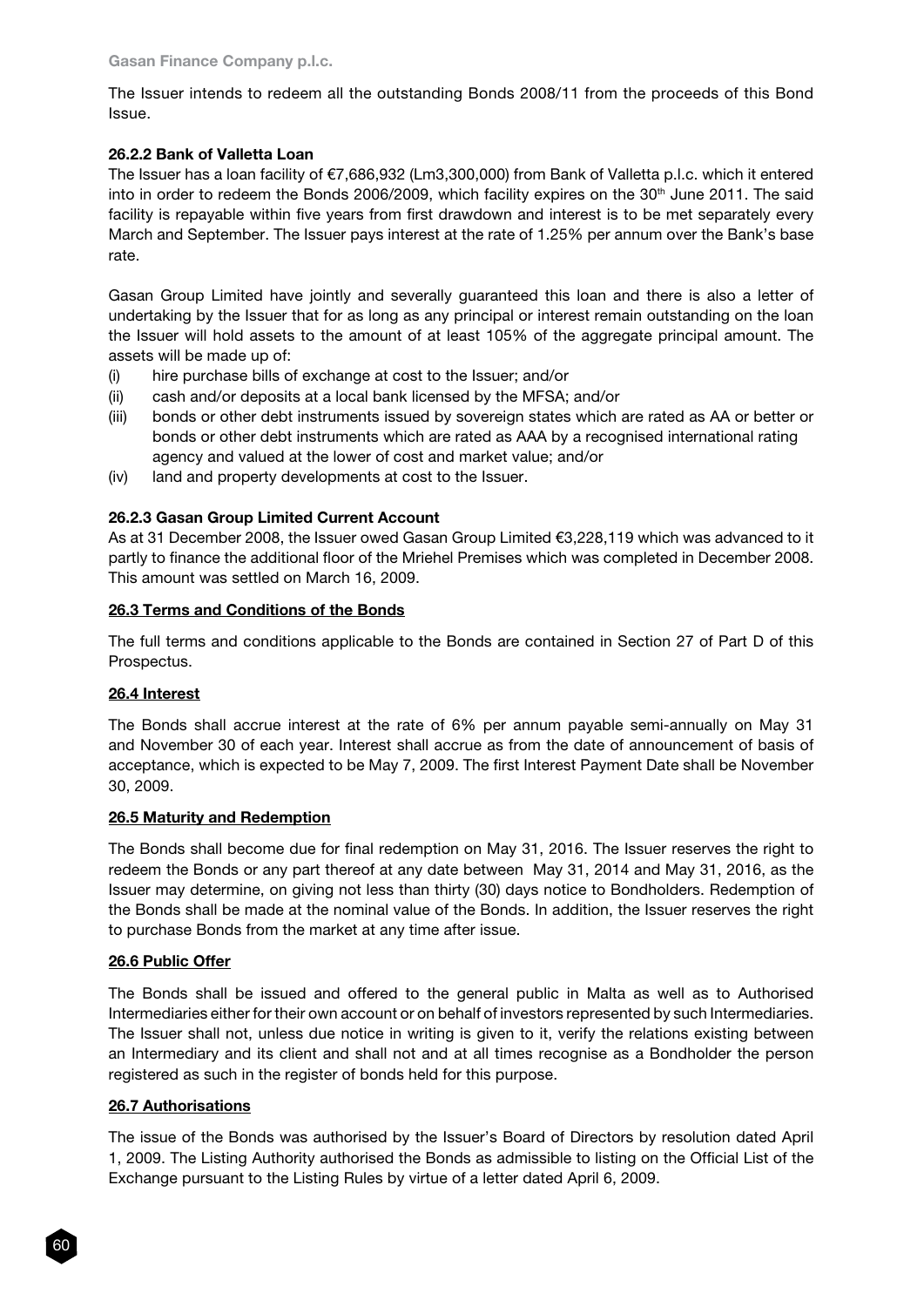The Issuer intends to redeem all the outstanding Bonds 2008/11 from the proceeds of this Bond Issue.

#### 26.2.2 Bank of Valletta Loan

The Issuer has a loan facility of €7,686,932 (Lm3,300,000) from Bank of Valletta p.l.c. which it entered into in order to redeem the Bonds 2006/2009, which facility expires on the 30th June 2011. The said facility is repayable within five years from first drawdown and interest is to be met separately every March and September. The Issuer pays interest at the rate of 1.25% per annum over the Bank's base rate.

Gasan Group Limited have jointly and severally guaranteed this loan and there is also a letter of undertaking by the Issuer that for as long as any principal or interest remain outstanding on the loan the Issuer will hold assets to the amount of at least 105% of the aggregate principal amount. The assets will be made up of:

(i) hire purchase bills of exchange at cost to the Issuer; and/or
(ii) cash and/or deposits at a local bank licensed by the MFSA; and/or
(iii) bonds or other debt instruments issued by sovereign states which are rated as AA or better or bonds or other debt instruments which are rated as AAA by a recognised international rating agency and valued at the lower of cost and market value; and/or
(iv) land and property developments at cost to the Issuer.

#### 26.2.3 Gasan Group Limited Current Account

As at 31 December 2008, the Issuer owed Gasan Group Limited €3,228,119 which was advanced to it partly to finance the additional floor of the Mriehel Premises which was completed in December 2008. This amount was settled on March 16, 2009.

### 26.3 Terms and Conditions of the Bonds

The full terms and conditions applicable to the Bonds are contained in Section 27 of Part D of this Prospectus.

### 26.4 Interest

The Bonds shall accrue interest at the rate of 6% per annum payable semi-annually on May 31 and November 30 of each year. Interest shall accrue as from the date of announcement of basis of acceptance, which is expected to be May 7, 2009. The first Interest Payment Date shall be November 30, 2009.

### 26.5 Maturity and Redemption

The Bonds shall become due for final redemption on May 31, 2016. The Issuer reserves the right to redeem the Bonds or any part thereof at any date between May 31, 2014 and May 31, 2016, as the Issuer may determine, on giving not less than thirty (30) days notice to Bondholders. Redemption of the Bonds shall be made at the nominal value of the Bonds. In addition, the Issuer reserves the right to purchase Bonds from the market at any time after issue.

### 26.6 Public Offer

The Bonds shall be issued and offered to the general public in Malta as well as to Authorised Intermediaries either for their own account or on behalf of investors represented by such Intermediaries. The Issuer shall not, unless due notice in writing is given to it, verify the relations existing between an Intermediary and its client and shall not and at all times recognise as a Bondholder the person registered as such in the register of bonds held for this purpose.

### 26.7 Authorisations

The issue of the Bonds was authorised by the Issuer's Board of Directors by resolution dated April 1, 2009. The Listing Authority authorised the Bonds as admissible to listing on the Official List of the Exchange pursuant to the Listing Rules by virtue of a letter dated April 6, 2009.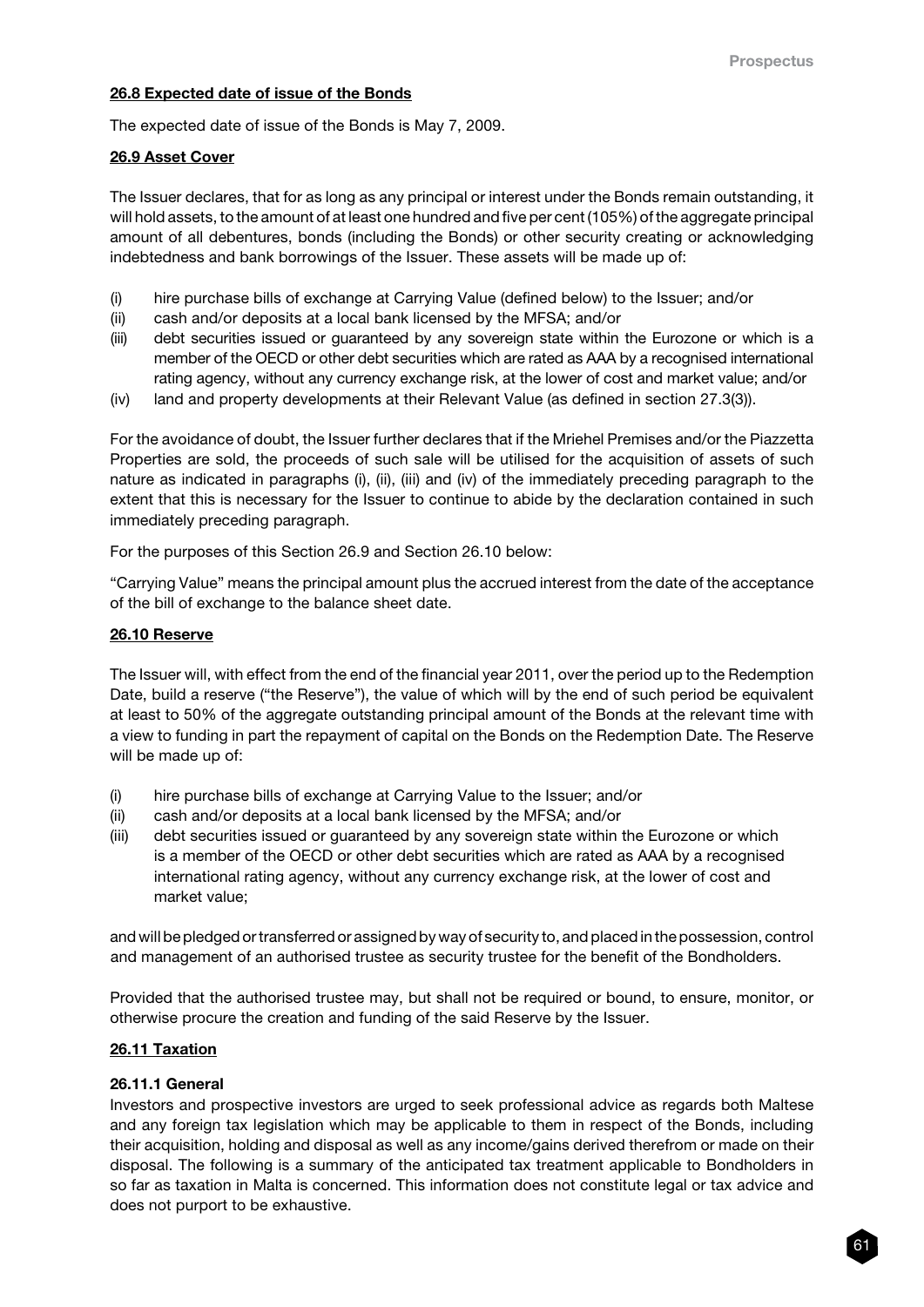### 26.8 Expected date of issue of the Bonds

The expected date of issue of the Bonds is May 7, 2009.

### 26.9 Asset Cover

The Issuer declares, that for as long as any principal or interest under the Bonds remain outstanding, it will hold assets, to the amount of at least one hundred and five per cent (105%) of the aggregate principal amount of all debentures, bonds (including the Bonds) or other security creating or acknowledging indebtedness and bank borrowings of the Issuer. These assets will be made up of:

(i) hire purchase bills of exchange at Carrying Value (defined below) to the Issuer; and/or
(ii) cash and/or deposits at a local bank licensed by the MFSA; and/or
(iii) debt securities issued or guaranteed by any sovereign state within the Eurozone or which is a member of the OECD or other debt securities which are rated as AAA by a recognised international rating agency, without any currency exchange risk, at the lower of cost and market value; and/or
(iv) land and property developments at their Relevant Value (as defined in section 27.3(3)).

For the avoidance of doubt, the Issuer further declares that if the Mriehel Premises and/or the Piazzetta Properties are sold, the proceeds of such sale will be utilised for the acquisition of assets of such nature as indicated in paragraphs (i), (ii), (iii) and (iv) of the immediately preceding paragraph to the extent that this is necessary for the Issuer to continue to abide by the declaration contained in such immediately preceding paragraph.

For the purposes of this Section 26.9 and Section 26.10 below:

"Carrying Value" means the principal amount plus the accrued interest from the date of the acceptance of the bill of exchange to the balance sheet date.

### 26.10 Reserve

The Issuer will, with effect from the end of the financial year 2011, over the period up to the Redemption Date, build a reserve ("the Reserve"), the value of which will by the end of such period be equivalent at least to 50% of the aggregate outstanding principal amount of the Bonds at the relevant time with a view to funding in part the repayment of capital on the Bonds on the Redemption Date. The Reserve will be made up of:

(i) hire purchase bills of exchange at Carrying Value to the Issuer; and/or
(ii) cash and/or deposits at a local bank licensed by the MFSA; and/or
(iii) debt securities issued or guaranteed by any sovereign state within the Eurozone or which is a member of the OECD or other debt securities which are rated as AAA by a recognised international rating agency, without any currency exchange risk, at the lower of cost and market value;

and will be pledged or transferred or assigned by way of security to, and placed in the possession, control and management of an authorised trustee as security trustee for the benefit of the Bondholders.

Provided that the authorised trustee may, but shall not be required or bound, to ensure, monitor, or otherwise procure the creation and funding of the said Reserve by the Issuer.

### 26.11 Taxation

#### 26.11.1 General

Investors and prospective investors are urged to seek professional advice as regards both Maltese and any foreign tax legislation which may be applicable to them in respect of the Bonds, including their acquisition, holding and disposal as well as any income/gains derived therefrom or made on their disposal. The following is a summary of the anticipated tax treatment applicable to Bondholders in so far as taxation in Malta is concerned. This information does not constitute legal or tax advice and does not purport to be exhaustive.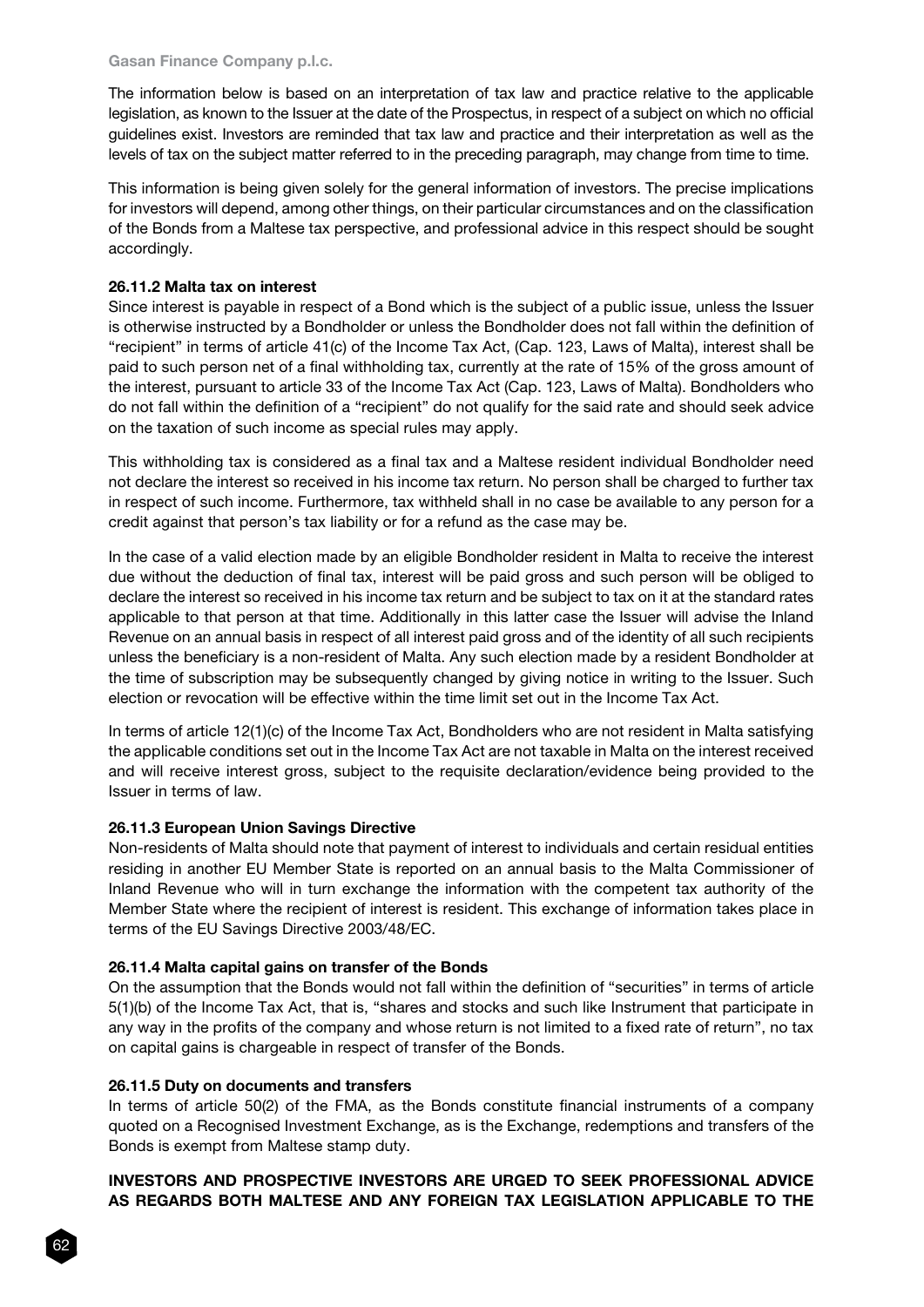The information below is based on an interpretation of tax law and practice relative to the applicable legislation, as known to the Issuer at the date of the Prospectus, in respect of a subject on which no official guidelines exist. Investors are reminded that tax law and practice and their interpretation as well as the levels of tax on the subject matter referred to in the preceding paragraph, may change from time to time.

This information is being given solely for the general information of investors. The precise implications for investors will depend, among other things, on their particular circumstances and on the classification of the Bonds from a Maltese tax perspective, and professional advice in this respect should be sought accordingly.

#### 26.11.2 Malta tax on interest

Since interest is payable in respect of a Bond which is the subject of a public issue, unless the Issuer is otherwise instructed by a Bondholder or unless the Bondholder does not fall within the definition of "recipient" in terms of article 41(c) of the Income Tax Act, (Cap. 123, Laws of Malta), interest shall be paid to such person net of a final withholding tax, currently at the rate of 15% of the gross amount of the interest, pursuant to article 33 of the Income Tax Act (Cap. 123, Laws of Malta). Bondholders who do not fall within the definition of a "recipient" do not qualify for the said rate and should seek advice on the taxation of such income as special rules may apply.

This withholding tax is considered as a final tax and a Maltese resident individual Bondholder need not declare the interest so received in his income tax return. No person shall be charged to further tax in respect of such income. Furthermore, tax withheld shall in no case be available to any person for a credit against that person's tax liability or for a refund as the case may be.

In the case of a valid election made by an eligible Bondholder resident in Malta to receive the interest due without the deduction of final tax, interest will be paid gross and such person will be obliged to declare the interest so received in his income tax return and be subject to tax on it at the standard rates applicable to that person at that time. Additionally in this latter case the Issuer will advise the Inland Revenue on an annual basis in respect of all interest paid gross and of the identity of all such recipients unless the beneficiary is a non-resident of Malta. Any such election made by a resident Bondholder at the time of subscription may be subsequently changed by giving notice in writing to the Issuer. Such election or revocation will be effective within the time limit set out in the Income Tax Act.

In terms of article 12(1)(c) of the Income Tax Act, Bondholders who are not resident in Malta satisfying the applicable conditions set out in the Income Tax Act are not taxable in Malta on the interest received and will receive interest gross, subject to the requisite declaration/evidence being provided to the Issuer in terms of law.

#### 26.11.3 European Union Savings Directive

Non-residents of Malta should note that payment of interest to individuals and certain residual entities residing in another EU Member State is reported on an annual basis to the Malta Commissioner of Inland Revenue who will in turn exchange the information with the competent tax authority of the Member State where the recipient of interest is resident. This exchange of information takes place in terms of the EU Savings Directive 2003/48/EC.

#### 26.11.4 Malta capital gains on transfer of the Bonds

On the assumption that the Bonds would not fall within the definition of "securities" in terms of article 5(1)(b) of the Income Tax Act, that is, "shares and stocks and such like Instrument that participate in any way in the profits of the company and whose return is not limited to a fixed rate of return", no tax on capital gains is chargeable in respect of transfer of the Bonds.

#### 26.11.5 Duty on documents and transfers

In terms of article 50(2) of the FMA, as the Bonds constitute financial instruments of a company quoted on a Recognised Investment Exchange, as is the Exchange, redemptions and transfers of the Bonds is exempt from Maltese stamp duty.

**INVESTORS AND PROSPECTIVE INVESTORS ARE URGED TO SEEK PROFESSIONAL ADVICE AS REGARDS BOTH MALTESE AND ANY FOREIGN TAX LEGISLATION APPLICABLE TO THE**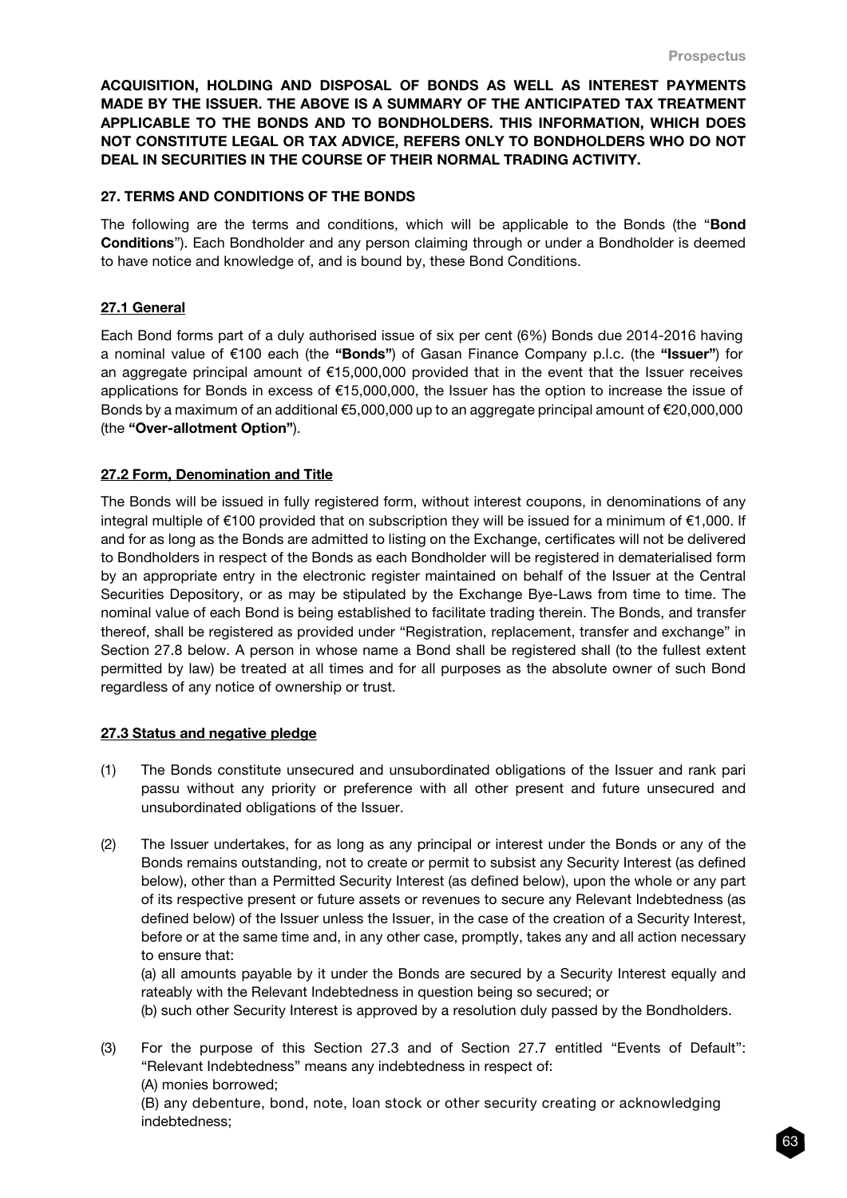**ACQUISITION, HOLDING AND DISPOSAL OF BONDS AS WELL AS INTEREST PAYMENTS MADE BY THE ISSUER. THE ABOVE IS A SUMMARY OF THE ANTICIPATED TAX TREATMENT APPLICABLE TO THE BONDS AND TO BONDHOLDERS. THIS INFORMATION, WHICH DOES NOT CONSTITUTE LEGAL OR TAX ADVICE, REFERS ONLY TO BONDHOLDERS WHO DO NOT DEAL IN SECURITIES IN THE COURSE OF THEIR NORMAL TRADING ACTIVITY.**

## 27. TERMS AND CONDITIONS OF THE BONDS

The following are the terms and conditions, which will be applicable to the Bonds (the "**Bond Conditions**"). Each Bondholder and any person claiming through or under a Bondholder is deemed to have notice and knowledge of, and is bound by, these Bond Conditions.

### 27.1 General

Each Bond forms part of a duly authorised issue of six per cent (6%) Bonds due 2014-2016 having a nominal value of €100 each (the **"Bonds"**) of Gasan Finance Company p.l.c. (the **"Issuer"**) for an aggregate principal amount of €15,000,000 provided that in the event that the Issuer receives applications for Bonds in excess of €15,000,000, the Issuer has the option to increase the issue of Bonds by a maximum of an additional €5,000,000 up to an aggregate principal amount of €20,000,000 (the **"Over-allotment Option"**).

### 27.2 Form, Denomination and Title

The Bonds will be issued in fully registered form, without interest coupons, in denominations of any integral multiple of €100 provided that on subscription they will be issued for a minimum of €1,000. If and for as long as the Bonds are admitted to listing on the Exchange, certificates will not be delivered to Bondholders in respect of the Bonds as each Bondholder will be registered in dematerialised form by an appropriate entry in the electronic register maintained on behalf of the Issuer at the Central Securities Depository, or as may be stipulated by the Exchange Bye-Laws from time to time. The nominal value of each Bond is being established to facilitate trading therein. The Bonds, and transfer thereof, shall be registered as provided under "Registration, replacement, transfer and exchange" in Section 27.8 below. A person in whose name a Bond shall be registered shall (to the fullest extent permitted by law) be treated at all times and for all purposes as the absolute owner of such Bond regardless of any notice of ownership or trust.

### 27.3 Status and negative pledge

(1) The Bonds constitute unsecured and unsubordinated obligations of the Issuer and rank pari passu without any priority or preference with all other present and future unsecured and unsubordinated obligations of the Issuer.

(2) The Issuer undertakes, for as long as any principal or interest under the Bonds or any of the Bonds remains outstanding, not to create or permit to subsist any Security Interest (as defined below), other than a Permitted Security Interest (as defined below), upon the whole or any part of its respective present or future assets or revenues to secure any Relevant Indebtedness (as defined below) of the Issuer unless the Issuer, in the case of the creation of a Security Interest, before or at the same time and, in any other case, promptly, takes any and all action necessary to ensure that:
(a) all amounts payable by it under the Bonds are secured by a Security Interest equally and rateably with the Relevant Indebtedness in question being so secured; or
(b) such other Security Interest is approved by a resolution duly passed by the Bondholders.

(3) For the purpose of this Section 27.3 and of Section 27.7 entitled "Events of Default": "Relevant Indebtedness" means any indebtedness in respect of:
(A) monies borrowed;
(B) any debenture, bond, note, loan stock or other security creating or acknowledging indebtedness;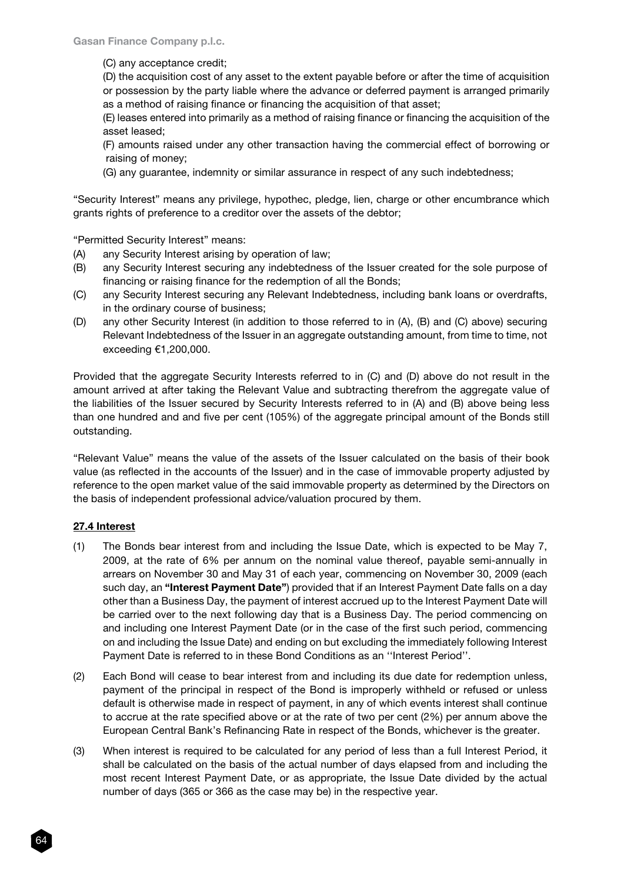(C) any acceptance credit;

(D) the acquisition cost of any asset to the extent payable before or after the time of acquisition or possession by the party liable where the advance or deferred payment is arranged primarily as a method of raising finance or financing the acquisition of that asset;

(E) leases entered into primarily as a method of raising finance or financing the acquisition of the asset leased;

(F) amounts raised under any other transaction having the commercial effect of borrowing or raising of money;

(G) any guarantee, indemnity or similar assurance in respect of any such indebtedness;

"Security Interest" means any privilege, hypothec, pledge, lien, charge or other encumbrance which grants rights of preference to a creditor over the assets of the debtor;

"Permitted Security Interest" means:

(A) any Security Interest arising by operation of law;

(B) any Security Interest securing any indebtedness of the Issuer created for the sole purpose of financing or raising finance for the redemption of all the Bonds;

(C) any Security Interest securing any Relevant Indebtedness, including bank loans or overdrafts, in the ordinary course of business;

(D) any other Security Interest (in addition to those referred to in (A), (B) and (C) above) securing Relevant Indebtedness of the Issuer in an aggregate outstanding amount, from time to time, not exceeding €1,200,000.

Provided that the aggregate Security Interests referred to in (C) and (D) above do not result in the amount arrived at after taking the Relevant Value and subtracting therefrom the aggregate value of the liabilities of the Issuer secured by Security Interests referred to in (A) and (B) above being less than one hundred and and five per cent (105%) of the aggregate principal amount of the Bonds still outstanding.

"Relevant Value" means the value of the assets of the Issuer calculated on the basis of their book value (as reflected in the accounts of the Issuer) and in the case of immovable property adjusted by reference to the open market value of the said immovable property as determined by the Directors on the basis of independent professional advice/valuation procured by them.

## 27.4 Interest

(1) The Bonds bear interest from and including the Issue Date, which is expected to be May 7, 2009, at the rate of 6% per annum on the nominal value thereof, payable semi-annually in arrears on November 30 and May 31 of each year, commencing on November 30, 2009 (each such day, an **"Interest Payment Date"**) provided that if an Interest Payment Date falls on a day other than a Business Day, the payment of interest accrued up to the Interest Payment Date will be carried over to the next following day that is a Business Day. The period commencing on and including one Interest Payment Date (or in the case of the first such period, commencing on and including the Issue Date) and ending on but excluding the immediately following Interest Payment Date is referred to in these Bond Conditions as an ''Interest Period''.

(2) Each Bond will cease to bear interest from and including its due date for redemption unless, payment of the principal in respect of the Bond is improperly withheld or refused or unless default is otherwise made in respect of payment, in any of which events interest shall continue to accrue at the rate specified above or at the rate of two per cent (2%) per annum above the European Central Bank's Refinancing Rate in respect of the Bonds, whichever is the greater.

(3) When interest is required to be calculated for any period of less than a full Interest Period, it shall be calculated on the basis of the actual number of days elapsed from and including the most recent Interest Payment Date, or as appropriate, the Issue Date divided by the actual number of days (365 or 366 as the case may be) in the respective year.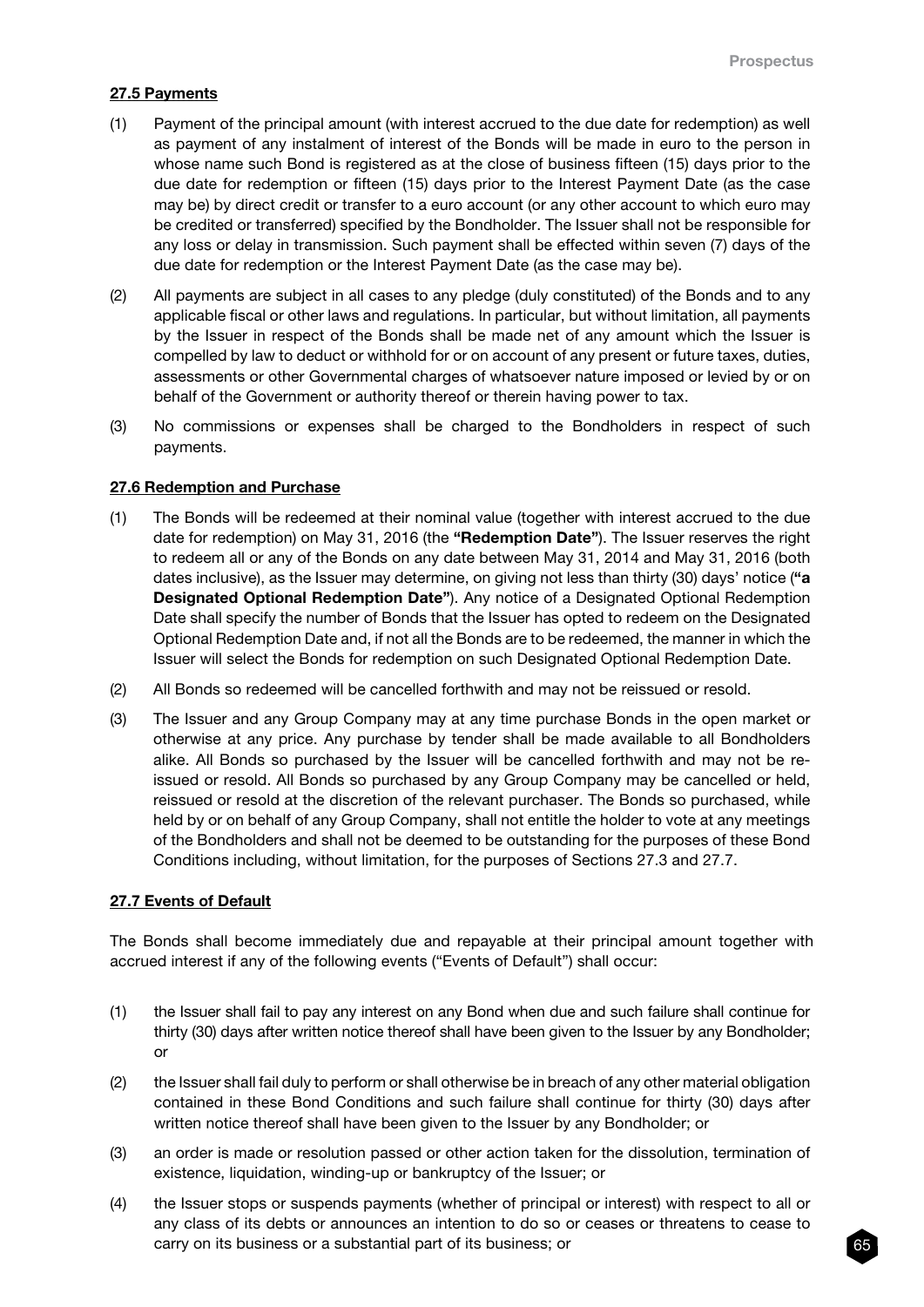**27.5 Payments**

(1) Payment of the principal amount (with interest accrued to the due date for redemption) as well as payment of any instalment of interest of the Bonds will be made in euro to the person in whose name such Bond is registered as at the close of business fifteen (15) days prior to the due date for redemption or fifteen (15) days prior to the Interest Payment Date (as the case may be) by direct credit or transfer to a euro account (or any other account to which euro may be credited or transferred) specified by the Bondholder. The Issuer shall not be responsible for any loss or delay in transmission. Such payment shall be effected within seven (7) days of the due date for redemption or the Interest Payment Date (as the case may be).

(2) All payments are subject in all cases to any pledge (duly constituted) of the Bonds and to any applicable fiscal or other laws and regulations. In particular, but without limitation, all payments by the Issuer in respect of the Bonds shall be made net of any amount which the Issuer is compelled by law to deduct or withhold for or on account of any present or future taxes, duties, assessments or other Governmental charges of whatsoever nature imposed or levied by or on behalf of the Government or authority thereof or therein having power to tax.

(3) No commissions or expenses shall be charged to the Bondholders in respect of such payments.

**27.6 Redemption and Purchase**

(1) The Bonds will be redeemed at their nominal value (together with interest accrued to the due date for redemption) on May 31, 2016 (the **"Redemption Date"**). The Issuer reserves the right to redeem all or any of the Bonds on any date between May 31, 2014 and May 31, 2016 (both dates inclusive), as the Issuer may determine, on giving not less than thirty (30) days' notice (**"a Designated Optional Redemption Date"**). Any notice of a Designated Optional Redemption Date shall specify the number of Bonds that the Issuer has opted to redeem on the Designated Optional Redemption Date and, if not all the Bonds are to be redeemed, the manner in which the Issuer will select the Bonds for redemption on such Designated Optional Redemption Date.

(2) All Bonds so redeemed will be cancelled forthwith and may not be reissued or resold.

(3) The Issuer and any Group Company may at any time purchase Bonds in the open market or otherwise at any price. Any purchase by tender shall be made available to all Bondholders alike. All Bonds so purchased by the Issuer will be cancelled forthwith and may not be re-issued or resold. All Bonds so purchased by any Group Company may be cancelled or held, reissued or resold at the discretion of the relevant purchaser. The Bonds so purchased, while held by or on behalf of any Group Company, shall not entitle the holder to vote at any meetings of the Bondholders and shall not be deemed to be outstanding for the purposes of these Bond Conditions including, without limitation, for the purposes of Sections 27.3 and 27.7.

**27.7 Events of Default**

The Bonds shall become immediately due and repayable at their principal amount together with accrued interest if any of the following events ("Events of Default") shall occur:

(1) the Issuer shall fail to pay any interest on any Bond when due and such failure shall continue for thirty (30) days after written notice thereof shall have been given to the Issuer by any Bondholder; or

(2) the Issuer shall fail duly to perform or shall otherwise be in breach of any other material obligation contained in these Bond Conditions and such failure shall continue for thirty (30) days after written notice thereof shall have been given to the Issuer by any Bondholder; or

(3) an order is made or resolution passed or other action taken for the dissolution, termination of existence, liquidation, winding-up or bankruptcy of the Issuer; or

(4) the Issuer stops or suspends payments (whether of principal or interest) with respect to all or any class of its debts or announces an intention to do so or ceases or threatens to cease to carry on its business or a substantial part of its business; or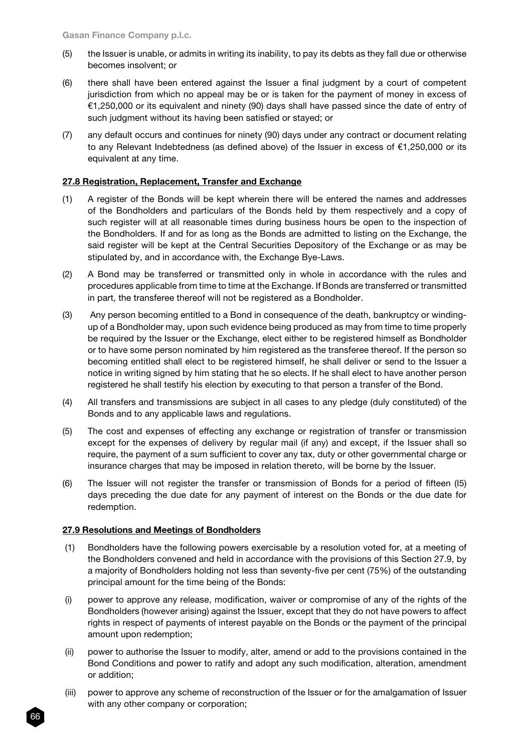(5) the Issuer is unable, or admits in writing its inability, to pay its debts as they fall due or otherwise becomes insolvent; or

(6) there shall have been entered against the Issuer a final judgment by a court of competent jurisdiction from which no appeal may be or is taken for the payment of money in excess of €1,250,000 or its equivalent and ninety (90) days shall have passed since the date of entry of such judgment without its having been satisfied or stayed; or

(7) any default occurs and continues for ninety (90) days under any contract or document relating to any Relevant Indebtedness (as defined above) of the Issuer in excess of €1,250,000 or its equivalent at any time.

**27.8 Registration, Replacement, Transfer and Exchange**

(1) A register of the Bonds will be kept wherein there will be entered the names and addresses of the Bondholders and particulars of the Bonds held by them respectively and a copy of such register will at all reasonable times during business hours be open to the inspection of the Bondholders. If and for as long as the Bonds are admitted to listing on the Exchange, the said register will be kept at the Central Securities Depository of the Exchange or as may be stipulated by, and in accordance with, the Exchange Bye-Laws.

(2) A Bond may be transferred or transmitted only in whole in accordance with the rules and procedures applicable from time to time at the Exchange. If Bonds are transferred or transmitted in part, the transferee thereof will not be registered as a Bondholder.

(3) Any person becoming entitled to a Bond in consequence of the death, bankruptcy or winding-up of a Bondholder may, upon such evidence being produced as may from time to time properly be required by the Issuer or the Exchange, elect either to be registered himself as Bondholder or to have some person nominated by him registered as the transferee thereof. If the person so becoming entitled shall elect to be registered himself, he shall deliver or send to the Issuer a notice in writing signed by him stating that he so elects. If he shall elect to have another person registered he shall testify his election by executing to that person a transfer of the Bond.

(4) All transfers and transmissions are subject in all cases to any pledge (duly constituted) of the Bonds and to any applicable laws and regulations.

(5) The cost and expenses of effecting any exchange or registration of transfer or transmission except for the expenses of delivery by regular mail (if any) and except, if the Issuer shall so require, the payment of a sum sufficient to cover any tax, duty or other governmental charge or insurance charges that may be imposed in relation thereto, will be borne by the Issuer.

(6) The Issuer will not register the transfer or transmission of Bonds for a period of fifteen (I5) days preceding the due date for any payment of interest on the Bonds or the due date for redemption.

**27.9 Resolutions and Meetings of Bondholders**

(1) Bondholders have the following powers exercisable by a resolution voted for, at a meeting of the Bondholders convened and held in accordance with the provisions of this Section 27.9, by a majority of Bondholders holding not less than seventy-five per cent (75%) of the outstanding principal amount for the time being of the Bonds:

(i) power to approve any release, modification, waiver or compromise of any of the rights of the Bondholders (however arising) against the Issuer, except that they do not have powers to affect rights in respect of payments of interest payable on the Bonds or the payment of the principal amount upon redemption;

(ii) power to authorise the Issuer to modify, alter, amend or add to the provisions contained in the Bond Conditions and power to ratify and adopt any such modification, alteration, amendment or addition;

(iii) power to approve any scheme of reconstruction of the Issuer or for the amalgamation of Issuer with any other company or corporation;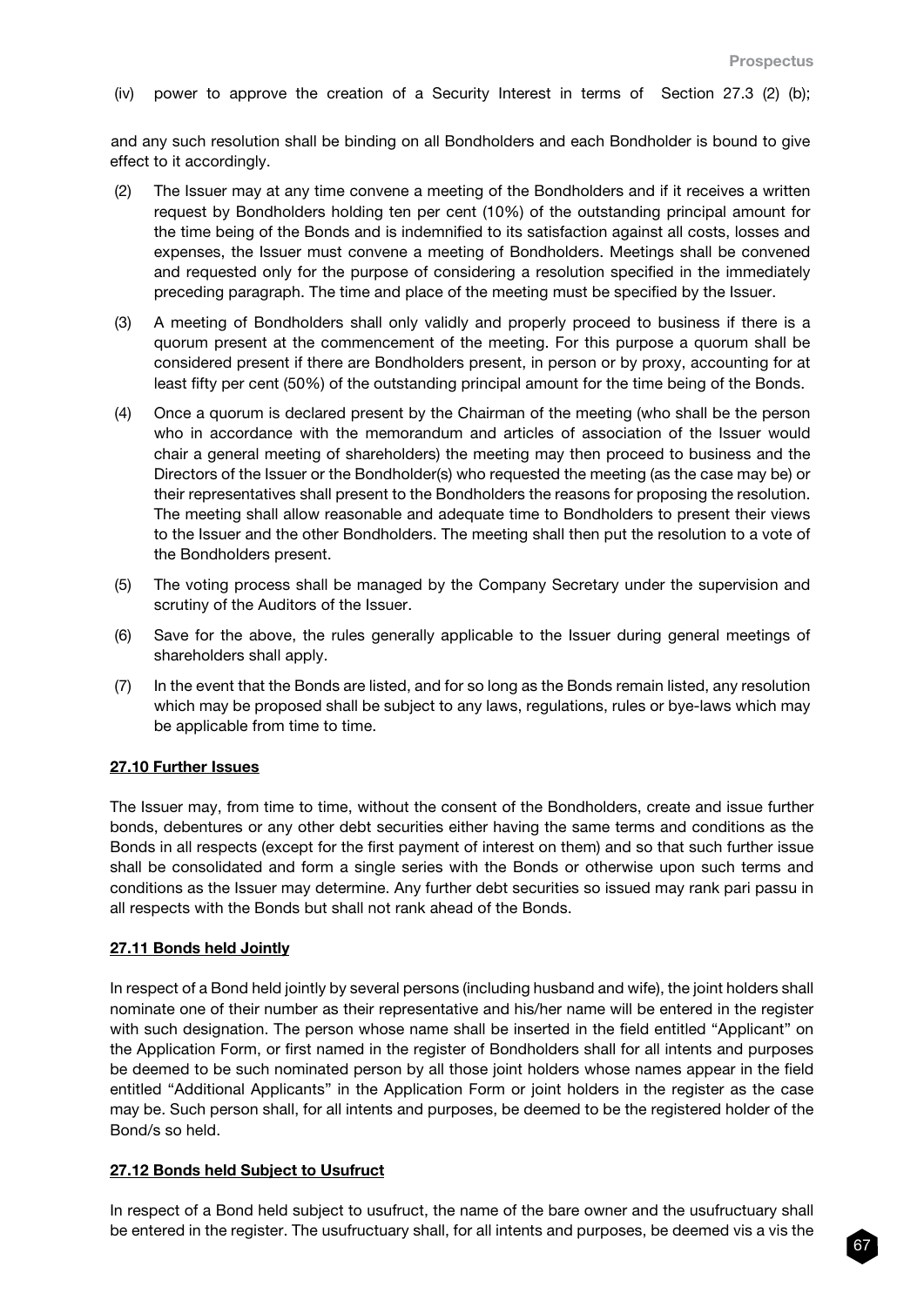(iv) power to approve the creation of a Security Interest in terms of Section 27.3 (2) (b);

and any such resolution shall be binding on all Bondholders and each Bondholder is bound to give effect to it accordingly.

(2) The Issuer may at any time convene a meeting of the Bondholders and if it receives a written request by Bondholders holding ten per cent (10%) of the outstanding principal amount for the time being of the Bonds and is indemnified to its satisfaction against all costs, losses and expenses, the Issuer must convene a meeting of Bondholders. Meetings shall be convened and requested only for the purpose of considering a resolution specified in the immediately preceding paragraph. The time and place of the meeting must be specified by the Issuer.

(3) A meeting of Bondholders shall only validly and properly proceed to business if there is a quorum present at the commencement of the meeting. For this purpose a quorum shall be considered present if there are Bondholders present, in person or by proxy, accounting for at least fifty per cent (50%) of the outstanding principal amount for the time being of the Bonds.

(4) Once a quorum is declared present by the Chairman of the meeting (who shall be the person who in accordance with the memorandum and articles of association of the Issuer would chair a general meeting of shareholders) the meeting may then proceed to business and the Directors of the Issuer or the Bondholder(s) who requested the meeting (as the case may be) or their representatives shall present to the Bondholders the reasons for proposing the resolution. The meeting shall allow reasonable and adequate time to Bondholders to present their views to the Issuer and the other Bondholders. The meeting shall then put the resolution to a vote of the Bondholders present.

(5) The voting process shall be managed by the Company Secretary under the supervision and scrutiny of the Auditors of the Issuer.

(6) Save for the above, the rules generally applicable to the Issuer during general meetings of shareholders shall apply.

(7) In the event that the Bonds are listed, and for so long as the Bonds remain listed, any resolution which may be proposed shall be subject to any laws, regulations, rules or bye-laws which may be applicable from time to time.

### 27.10 Further Issues

The Issuer may, from time to time, without the consent of the Bondholders, create and issue further bonds, debentures or any other debt securities either having the same terms and conditions as the Bonds in all respects (except for the first payment of interest on them) and so that such further issue shall be consolidated and form a single series with the Bonds or otherwise upon such terms and conditions as the Issuer may determine. Any further debt securities so issued may rank pari passu in all respects with the Bonds but shall not rank ahead of the Bonds.

### 27.11 Bonds held Jointly

In respect of a Bond held jointly by several persons (including husband and wife), the joint holders shall nominate one of their number as their representative and his/her name will be entered in the register with such designation. The person whose name shall be inserted in the field entitled "Applicant" on the Application Form, or first named in the register of Bondholders shall for all intents and purposes be deemed to be such nominated person by all those joint holders whose names appear in the field entitled "Additional Applicants" in the Application Form or joint holders in the register as the case may be. Such person shall, for all intents and purposes, be deemed to be the registered holder of the Bond/s so held.

### 27.12 Bonds held Subject to Usufruct

In respect of a Bond held subject to usufruct, the name of the bare owner and the usufructuary shall be entered in the register. The usufructuary shall, for all intents and purposes, be deemed vis a vis the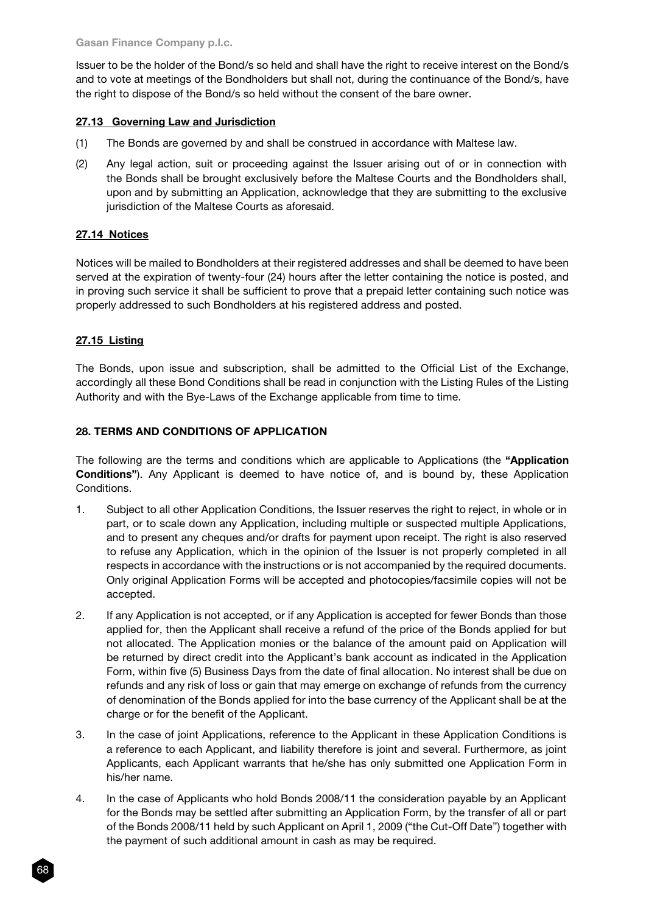Issuer to be the holder of the Bond/s so held and shall have the right to receive interest on the Bond/s and to vote at meetings of the Bondholders but shall not, during the continuance of the Bond/s, have the right to dispose of the Bond/s so held without the consent of the bare owner.

### 27.13 Governing Law and Jurisdiction

(1) The Bonds are governed by and shall be construed in accordance with Maltese law.

(2) Any legal action, suit or proceeding against the Issuer arising out of or in connection with the Bonds shall be brought exclusively before the Maltese Courts and the Bondholders shall, upon and by submitting an Application, acknowledge that they are submitting to the exclusive jurisdiction of the Maltese Courts as aforesaid.

### 27.14 Notices

Notices will be mailed to Bondholders at their registered addresses and shall be deemed to have been served at the expiration of twenty-four (24) hours after the letter containing the notice is posted, and in proving such service it shall be sufficient to prove that a prepaid letter containing such notice was properly addressed to such Bondholders at his registered address and posted.

### 27.15 Listing

The Bonds, upon issue and subscription, shall be admitted to the Official List of the Exchange, accordingly all these Bond Conditions shall be read in conjunction with the Listing Rules of the Listing Authority and with the Bye-Laws of the Exchange applicable from time to time.

## 28. TERMS AND CONDITIONS OF APPLICATION

The following are the terms and conditions which are applicable to Applications (the **"Application Conditions"**). Any Applicant is deemed to have notice of, and is bound by, these Application Conditions.

1. Subject to all other Application Conditions, the Issuer reserves the right to reject, in whole or in part, or to scale down any Application, including multiple or suspected multiple Applications, and to present any cheques and/or drafts for payment upon receipt. The right is also reserved to refuse any Application, which in the opinion of the Issuer is not properly completed in all respects in accordance with the instructions or is not accompanied by the required documents. Only original Application Forms will be accepted and photocopies/facsimile copies will not be accepted.

2. If any Application is not accepted, or if any Application is accepted for fewer Bonds than those applied for, then the Applicant shall receive a refund of the price of the Bonds applied for but not allocated. The Application monies or the balance of the amount paid on Application will be returned by direct credit into the Applicant's bank account as indicated in the Application Form, within five (5) Business Days from the date of final allocation. No interest shall be due on refunds and any risk of loss or gain that may emerge on exchange of refunds from the currency of denomination of the Bonds applied for into the base currency of the Applicant shall be at the charge or for the benefit of the Applicant.

3. In the case of joint Applications, reference to the Applicant in these Application Conditions is a reference to each Applicant, and liability therefore is joint and several. Furthermore, as joint Applicants, each Applicant warrants that he/she has only submitted one Application Form in his/her name.

4. In the case of Applicants who hold Bonds 2008/11 the consideration payable by an Applicant for the Bonds may be settled after submitting an Application Form, by the transfer of all or part of the Bonds 2008/11 held by such Applicant on April 1, 2009 ("the Cut-Off Date") together with the payment of such additional amount in cash as may be required.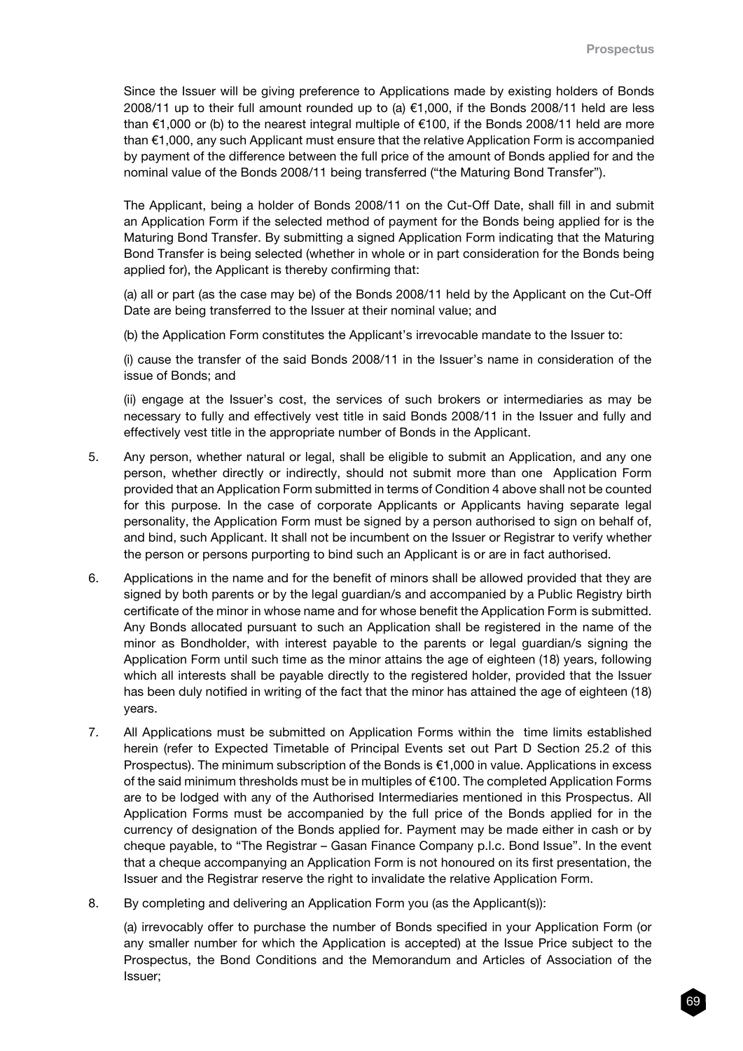Since the Issuer will be giving preference to Applications made by existing holders of Bonds 2008/11 up to their full amount rounded up to (a) €1,000, if the Bonds 2008/11 held are less than €1,000 or (b) to the nearest integral multiple of €100, if the Bonds 2008/11 held are more than €1,000, any such Applicant must ensure that the relative Application Form is accompanied by payment of the difference between the full price of the amount of Bonds applied for and the nominal value of the Bonds 2008/11 being transferred ("the Maturing Bond Transfer").

The Applicant, being a holder of Bonds 2008/11 on the Cut-Off Date, shall fill in and submit an Application Form if the selected method of payment for the Bonds being applied for is the Maturing Bond Transfer. By submitting a signed Application Form indicating that the Maturing Bond Transfer is being selected (whether in whole or in part consideration for the Bonds being applied for), the Applicant is thereby confirming that:

(a) all or part (as the case may be) of the Bonds 2008/11 held by the Applicant on the Cut-Off Date are being transferred to the Issuer at their nominal value; and

(b) the Application Form constitutes the Applicant's irrevocable mandate to the Issuer to:

(i) cause the transfer of the said Bonds 2008/11 in the Issuer's name in consideration of the issue of Bonds; and

(ii) engage at the Issuer's cost, the services of such brokers or intermediaries as may be necessary to fully and effectively vest title in said Bonds 2008/11 in the Issuer and fully and effectively vest title in the appropriate number of Bonds in the Applicant.

5. Any person, whether natural or legal, shall be eligible to submit an Application, and any one person, whether directly or indirectly, should not submit more than one Application Form provided that an Application Form submitted in terms of Condition 4 above shall not be counted for this purpose. In the case of corporate Applicants or Applicants having separate legal personality, the Application Form must be signed by a person authorised to sign on behalf of, and bind, such Applicant. It shall not be incumbent on the Issuer or Registrar to verify whether the person or persons purporting to bind such an Applicant is or are in fact authorised.

6. Applications in the name and for the benefit of minors shall be allowed provided that they are signed by both parents or by the legal guardian/s and accompanied by a Public Registry birth certificate of the minor in whose name and for whose benefit the Application Form is submitted. Any Bonds allocated pursuant to such an Application shall be registered in the name of the minor as Bondholder, with interest payable to the parents or legal guardian/s signing the Application Form until such time as the minor attains the age of eighteen (18) years, following which all interests shall be payable directly to the registered holder, provided that the Issuer has been duly notified in writing of the fact that the minor has attained the age of eighteen (18) years.

7. All Applications must be submitted on Application Forms within the time limits established herein (refer to Expected Timetable of Principal Events set out Part D Section 25.2 of this Prospectus). The minimum subscription of the Bonds is €1,000 in value. Applications in excess of the said minimum thresholds must be in multiples of €100. The completed Application Forms are to be lodged with any of the Authorised Intermediaries mentioned in this Prospectus. All Application Forms must be accompanied by the full price of the Bonds applied for in the currency of designation of the Bonds applied for. Payment may be made either in cash or by cheque payable, to "The Registrar – Gasan Finance Company p.l.c. Bond Issue". In the event that a cheque accompanying an Application Form is not honoured on its first presentation, the Issuer and the Registrar reserve the right to invalidate the relative Application Form.

8. By completing and delivering an Application Form you (as the Applicant(s)):

(a) irrevocably offer to purchase the number of Bonds specified in your Application Form (or any smaller number for which the Application is accepted) at the Issue Price subject to the Prospectus, the Bond Conditions and the Memorandum and Articles of Association of the Issuer;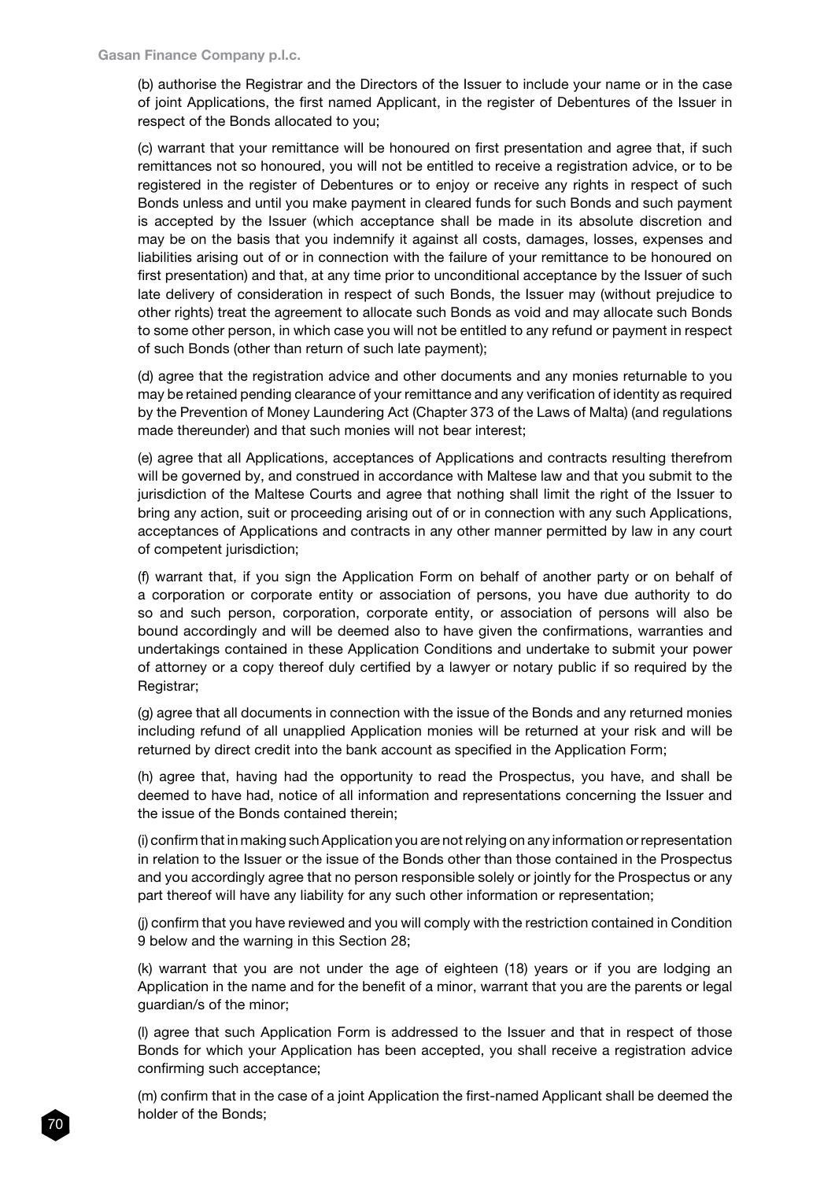(b) authorise the Registrar and the Directors of the Issuer to include your name or in the case of joint Applications, the first named Applicant, in the register of Debentures of the Issuer in respect of the Bonds allocated to you;

(c) warrant that your remittance will be honoured on first presentation and agree that, if such remittances not so honoured, you will not be entitled to receive a registration advice, or to be registered in the register of Debentures or to enjoy or receive any rights in respect of such Bonds unless and until you make payment in cleared funds for such Bonds and such payment is accepted by the Issuer (which acceptance shall be made in its absolute discretion and may be on the basis that you indemnify it against all costs, damages, losses, expenses and liabilities arising out of or in connection with the failure of your remittance to be honoured on first presentation) and that, at any time prior to unconditional acceptance by the Issuer of such late delivery of consideration in respect of such Bonds, the Issuer may (without prejudice to other rights) treat the agreement to allocate such Bonds as void and may allocate such Bonds to some other person, in which case you will not be entitled to any refund or payment in respect of such Bonds (other than return of such late payment);

(d) agree that the registration advice and other documents and any monies returnable to you may be retained pending clearance of your remittance and any verification of identity as required by the Prevention of Money Laundering Act (Chapter 373 of the Laws of Malta) (and regulations made thereunder) and that such monies will not bear interest;

(e) agree that all Applications, acceptances of Applications and contracts resulting therefrom will be governed by, and construed in accordance with Maltese law and that you submit to the jurisdiction of the Maltese Courts and agree that nothing shall limit the right of the Issuer to bring any action, suit or proceeding arising out of or in connection with any such Applications, acceptances of Applications and contracts in any other manner permitted by law in any court of competent jurisdiction;

(f) warrant that, if you sign the Application Form on behalf of another party or on behalf of a corporation or corporate entity or association of persons, you have due authority to do so and such person, corporation, corporate entity, or association of persons will also be bound accordingly and will be deemed also to have given the confirmations, warranties and undertakings contained in these Application Conditions and undertake to submit your power of attorney or a copy thereof duly certified by a lawyer or notary public if so required by the Registrar;

(g) agree that all documents in connection with the issue of the Bonds and any returned monies including refund of all unapplied Application monies will be returned at your risk and will be returned by direct credit into the bank account as specified in the Application Form;

(h) agree that, having had the opportunity to read the Prospectus, you have, and shall be deemed to have had, notice of all information and representations concerning the Issuer and the issue of the Bonds contained therein;

(i) confirm that in making such Application you are not relying on any information or representation in relation to the Issuer or the issue of the Bonds other than those contained in the Prospectus and you accordingly agree that no person responsible solely or jointly for the Prospectus or any part thereof will have any liability for any such other information or representation;

(j) confirm that you have reviewed and you will comply with the restriction contained in Condition 9 below and the warning in this Section 28;

(k) warrant that you are not under the age of eighteen (18) years or if you are lodging an Application in the name and for the benefit of a minor, warrant that you are the parents or legal guardian/s of the minor;

(l) agree that such Application Form is addressed to the Issuer and that in respect of those Bonds for which your Application has been accepted, you shall receive a registration advice confirming such acceptance;

(m) confirm that in the case of a joint Application the first-named Applicant shall be deemed the holder of the Bonds;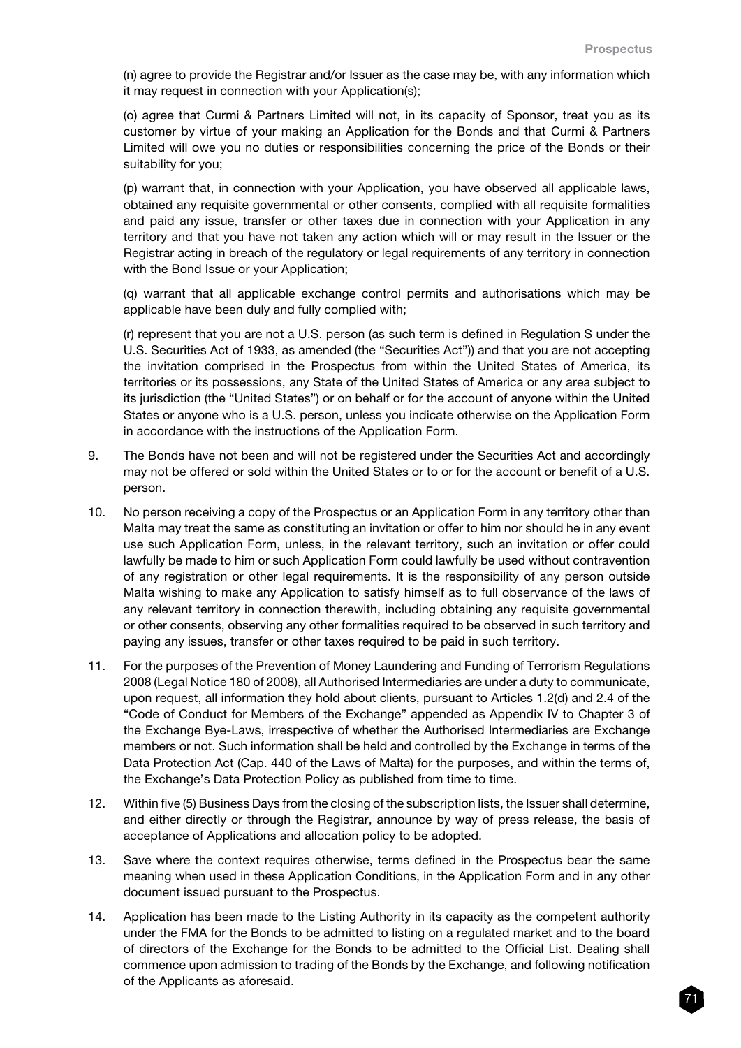(n) agree to provide the Registrar and/or Issuer as the case may be, with any information which it may request in connection with your Application(s);

(o) agree that Curmi & Partners Limited will not, in its capacity of Sponsor, treat you as its customer by virtue of your making an Application for the Bonds and that Curmi & Partners Limited will owe you no duties or responsibilities concerning the price of the Bonds or their suitability for you;

(p) warrant that, in connection with your Application, you have observed all applicable laws, obtained any requisite governmental or other consents, complied with all requisite formalities and paid any issue, transfer or other taxes due in connection with your Application in any territory and that you have not taken any action which will or may result in the Issuer or the Registrar acting in breach of the regulatory or legal requirements of any territory in connection with the Bond Issue or your Application;

(q) warrant that all applicable exchange control permits and authorisations which may be applicable have been duly and fully complied with;

(r) represent that you are not a U.S. person (as such term is defined in Regulation S under the U.S. Securities Act of 1933, as amended (the "Securities Act")) and that you are not accepting the invitation comprised in the Prospectus from within the United States of America, its territories or its possessions, any State of the United States of America or any area subject to its jurisdiction (the "United States") or on behalf or for the account of anyone within the United States or anyone who is a U.S. person, unless you indicate otherwise on the Application Form in accordance with the instructions of the Application Form.

9. The Bonds have not been and will not be registered under the Securities Act and accordingly may not be offered or sold within the United States or to or for the account or benefit of a U.S. person.

10. No person receiving a copy of the Prospectus or an Application Form in any territory other than Malta may treat the same as constituting an invitation or offer to him nor should he in any event use such Application Form, unless, in the relevant territory, such an invitation or offer could lawfully be made to him or such Application Form could lawfully be used without contravention of any registration or other legal requirements. It is the responsibility of any person outside Malta wishing to make any Application to satisfy himself as to full observance of the laws of any relevant territory in connection therewith, including obtaining any requisite governmental or other consents, observing any other formalities required to be observed in such territory and paying any issues, transfer or other taxes required to be paid in such territory.

11. For the purposes of the Prevention of Money Laundering and Funding of Terrorism Regulations 2008 (Legal Notice 180 of 2008), all Authorised Intermediaries are under a duty to communicate, upon request, all information they hold about clients, pursuant to Articles 1.2(d) and 2.4 of the "Code of Conduct for Members of the Exchange" appended as Appendix IV to Chapter 3 of the Exchange Bye-Laws, irrespective of whether the Authorised Intermediaries are Exchange members or not. Such information shall be held and controlled by the Exchange in terms of the Data Protection Act (Cap. 440 of the Laws of Malta) for the purposes, and within the terms of, the Exchange's Data Protection Policy as published from time to time.

12. Within five (5) Business Days from the closing of the subscription lists, the Issuer shall determine, and either directly or through the Registrar, announce by way of press release, the basis of acceptance of Applications and allocation policy to be adopted.

13. Save where the context requires otherwise, terms defined in the Prospectus bear the same meaning when used in these Application Conditions, in the Application Form and in any other document issued pursuant to the Prospectus.

14. Application has been made to the Listing Authority in its capacity as the competent authority under the FMA for the Bonds to be admitted to listing on a regulated market and to the board of directors of the Exchange for the Bonds to be admitted to the Official List. Dealing shall commence upon admission to trading of the Bonds by the Exchange, and following notification of the Applicants as aforesaid.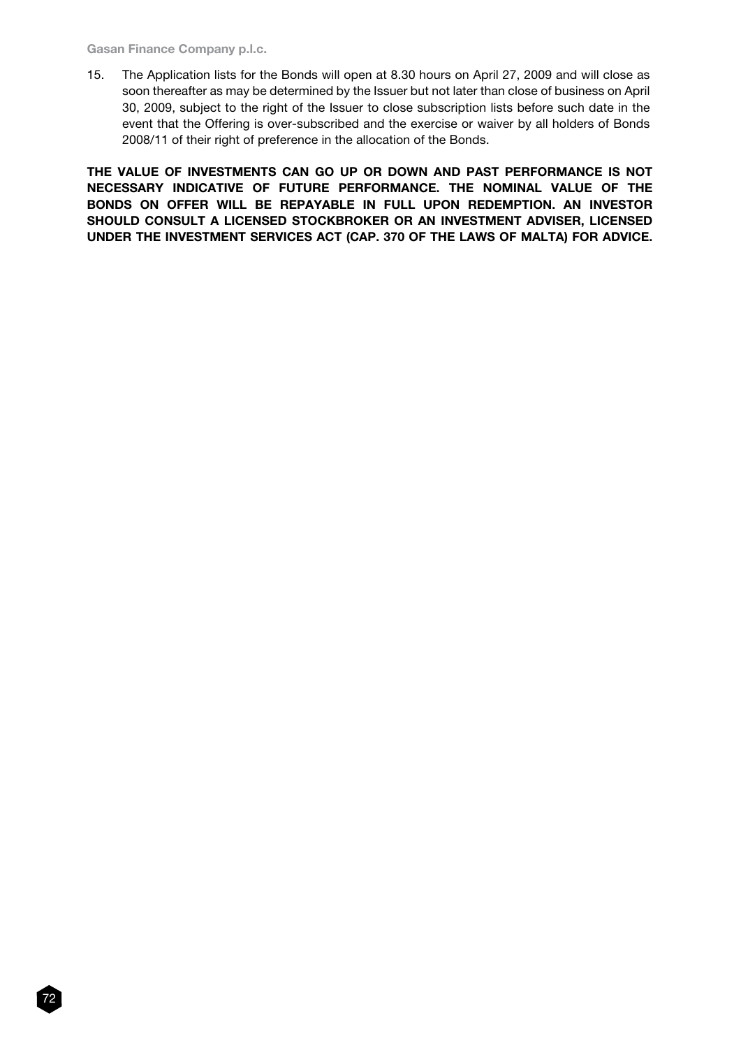15. The Application lists for the Bonds will open at 8.30 hours on April 27, 2009 and will close as soon thereafter as may be determined by the Issuer but not later than close of business on April 30, 2009, subject to the right of the Issuer to close subscription lists before such date in the event that the Offering is over-subscribed and the exercise or waiver by all holders of Bonds 2008/11 of their right of preference in the allocation of the Bonds.

**THE VALUE OF INVESTMENTS CAN GO UP OR DOWN AND PAST PERFORMANCE IS NOT NECESSARY INDICATIVE OF FUTURE PERFORMANCE. THE NOMINAL VALUE OF THE BONDS ON OFFER WILL BE REPAYABLE IN FULL UPON REDEMPTION. AN INVESTOR SHOULD CONSULT A LICENSED STOCKBROKER OR AN INVESTMENT ADVISER, LICENSED UNDER THE INVESTMENT SERVICES ACT (CAP. 370 OF THE LAWS OF MALTA) FOR ADVICE.**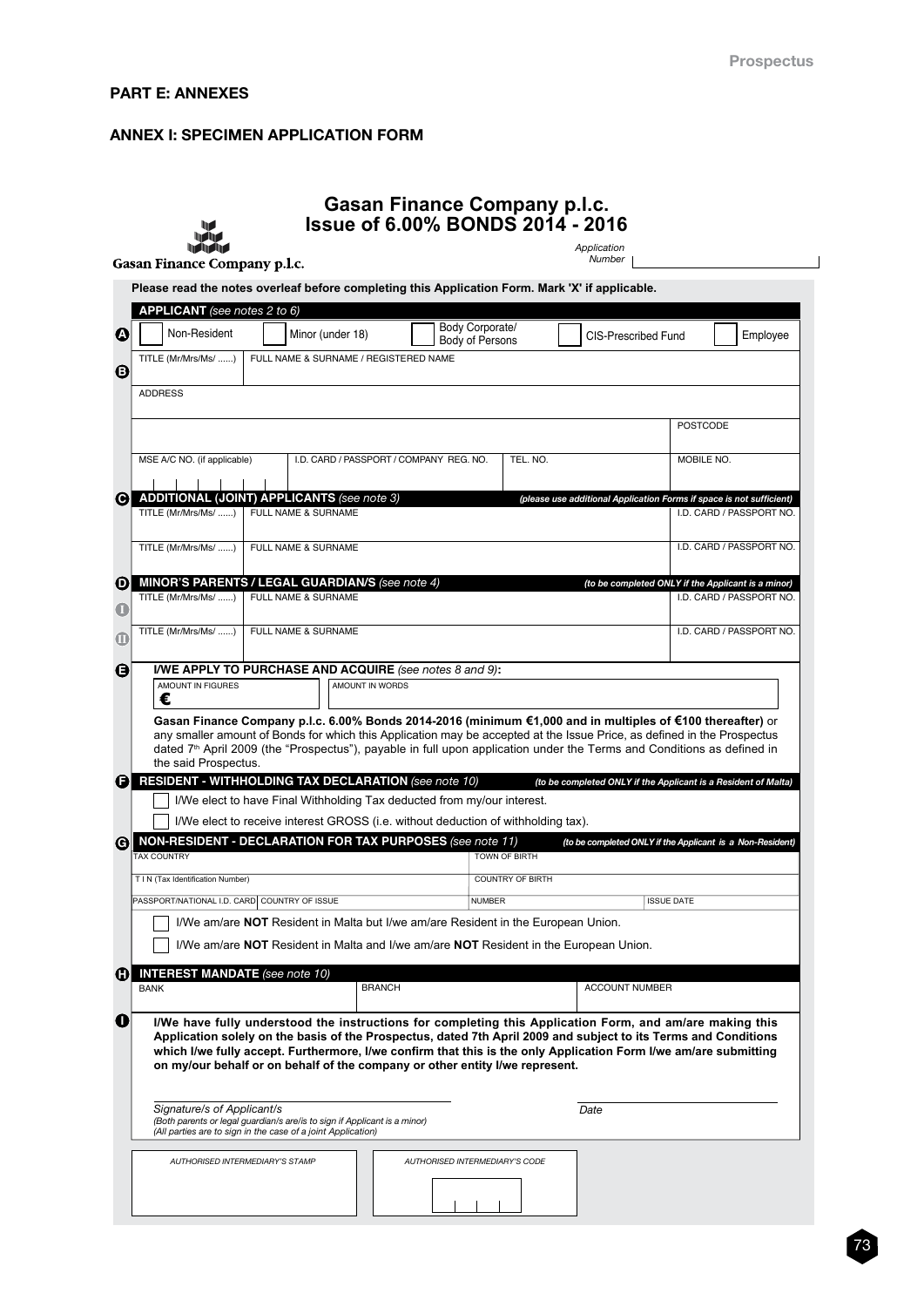## PART E: ANNEXES

### ANNEX I: SPECIMEN APPLICATION FORM

# Gasan Finance Company p.l.c.
## Issue of 6.00% BONDS 2014 - 2016

Gasan Finance Company p.l.c.

Application Number

**Please read the notes overleaf before completing this Application Form. Mark 'X' if applicable.**

**A** **APPLICANT** *(see notes 2 to 6)*

| ☐ Non-Resident | ☐ Minor (under 18) | ☐ Body Corporate/ Body of Persons | ☐ CIS-Prescribed Fund | ☐ Employee |
|---|---|---|---|---|

**B**

| TITLE (Mr/Mrs/Ms/ ......) | FULL NAME & SURNAME / REGISTERED NAME | | |
|---|---|---|---|
| ADDRESS | | | |
| | | | POSTCODE |
| MSE A/C NO. (if applicable) | I.D. CARD / PASSPORT / COMPANY REG. NO. | TEL. NO. | MOBILE NO. |

**C** **ADDITIONAL (JOINT) APPLICANTS** *(see note 3)* *(please use additional Application Forms if space is not sufficient)*

| TITLE (Mr/Mrs/Ms/ ......) | FULL NAME & SURNAME | I.D. CARD / PASSPORT NO. |
|---|---|---|
| TITLE (Mr/Mrs/Ms/ ......) | FULL NAME & SURNAME | I.D. CARD / PASSPORT NO. |

**D** **MINOR'S PARENTS / LEGAL GUARDIAN/S** *(see note 4)* *(to be completed ONLY if the Applicant is a minor)*

| | TITLE (Mr/Mrs/Ms/ ......) | FULL NAME & SURNAME | I.D. CARD / PASSPORT NO. |
|---|---|---|---|
| I | | | |
| II | TITLE (Mr/Mrs/Ms/ ......) | FULL NAME & SURNAME | I.D. CARD / PASSPORT NO. |

**E** **I/WE APPLY TO PURCHASE AND ACQUIRE** *(see notes 8 and 9)***:**

| AMOUNT IN FIGURES | AMOUNT IN WORDS |
|---|---|
| € | |

**Gasan Finance Company p.l.c. 6.00% Bonds 2014-2016 (minimum €1,000 and in multiples of €100 thereafter)** or any smaller amount of Bonds for which this Application may be accepted at the Issue Price, as defined in the Prospectus dated 7th April 2009 (the "Prospectus"), payable in full upon application under the Terms and Conditions as defined in the said Prospectus.

**F** **RESIDENT - WITHHOLDING TAX DECLARATION** *(see note 10)* *(to be completed ONLY if the Applicant is a Resident of Malta)*

☐ I/We elect to have Final Withholding Tax deducted from my/our interest.

☐ I/We elect to receive interest GROSS (i.e. without deduction of withholding tax).

**G** **NON-RESIDENT - DECLARATION FOR TAX PURPOSES** *(see note 11)* *(to be completed ONLY if the Applicant is a Non-Resident)*

| TAX COUNTRY | | TOWN OF BIRTH | |
|---|---|---|---|
| T I N (Tax Identification Number) | | COUNTRY OF BIRTH | |
| PASSPORT/NATIONAL I.D. CARD | COUNTRY OF ISSUE | NUMBER | ISSUE DATE |

☐ I/We am/are **NOT** Resident in Malta but I/we am/are Resident in the European Union.

☐ I/We am/are **NOT** Resident in Malta and I/we am/are **NOT** Resident in the European Union.

**H** **INTEREST MANDATE** *(see note 10)*

| BANK | BRANCH | ACCOUNT NUMBER |
|---|---|---|

**I** **I/We have fully understood the instructions for completing this Application Form, and am/are making this Application solely on the basis of the Prospectus, dated 7th April 2009 and subject to its Terms and Conditions which I/we fully accept. Furthermore, I/we confirm that this is the only Application Form I/we am/are submitting on my/our behalf or on behalf of the company or other entity I/we represent.**

*Signature/s of Applicant/s*
*(Both parents or legal guardian/s are/is to sign if Applicant is a minor)*
*(All parties are to sign in the case of a joint Application)*

*Date*

| *AUTHORISED INTERMEDIARY'S STAMP* | *AUTHORISED INTERMEDIARY'S CODE* |
|---|---|
| | |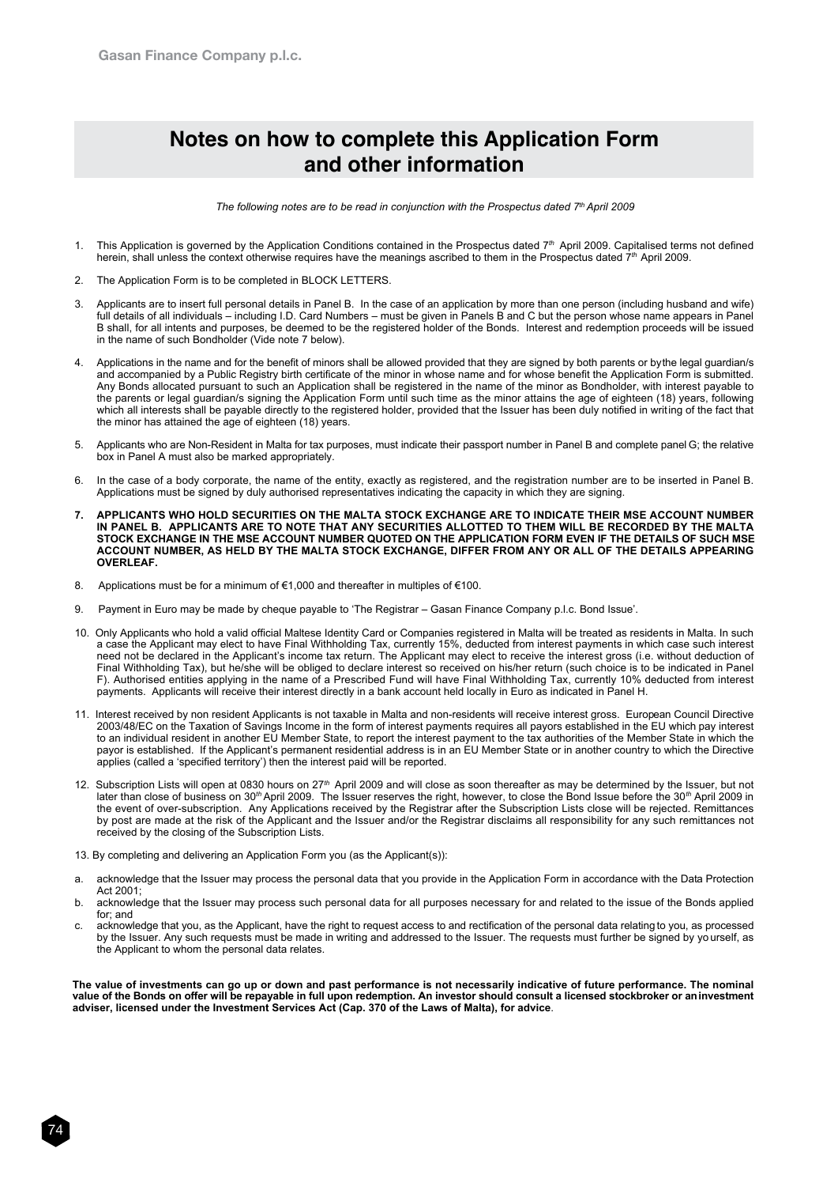# Notes on how to complete this Application Form and other information

*The following notes are to be read in conjunction with the Prospectus dated 7th April 2009*

1. This Application is governed by the Application Conditions contained in the Prospectus dated 7th April 2009. Capitalised terms not defined herein, shall unless the context otherwise requires have the meanings ascribed to them in the Prospectus dated 7th April 2009.

2. The Application Form is to be completed in BLOCK LETTERS.

3. Applicants are to insert full personal details in Panel B. In the case of an application by more than one person (including husband and wife) full details of all individuals – including I.D. Card Numbers – must be given in Panels B and C but the person whose name appears in Panel B shall, for all intents and purposes, be deemed to be the registered holder of the Bonds. Interest and redemption proceeds will be issued in the name of such Bondholder (Vide note 7 below).

4. Applications in the name and for the benefit of minors shall be allowed provided that they are signed by both parents or by the legal guardian/s and accompanied by a Public Registry birth certificate of the minor in whose name and for whose benefit the Application Form is submitted. Any Bonds allocated pursuant to such an Application shall be registered in the name of the minor as Bondholder, with interest payable to the parents or legal guardian/s signing the Application Form until such time as the minor attains the age of eighteen (18) years, following which all interests shall be payable directly to the registered holder, provided that the Issuer has been duly notified in writing of the fact that the minor has attained the age of eighteen (18) years.

5. Applicants who are Non-Resident in Malta for tax purposes, must indicate their passport number in Panel B and complete panel G; the relative box in Panel A must also be marked appropriately.

6. In the case of a body corporate, the name of the entity, exactly as registered, and the registration number are to be inserted in Panel B. Applications must be signed by duly authorised representatives indicating the capacity in which they are signing.

7. **APPLICANTS WHO HOLD SECURITIES ON THE MALTA STOCK EXCHANGE ARE TO INDICATE THEIR MSE ACCOUNT NUMBER IN PANEL B. APPLICANTS ARE TO NOTE THAT ANY SECURITIES ALLOTTED TO THEM WILL BE RECORDED BY THE MALTA STOCK EXCHANGE IN THE MSE ACCOUNT NUMBER QUOTED ON THE APPLICATION FORM EVEN IF THE DETAILS OF SUCH MSE ACCOUNT NUMBER, AS HELD BY THE MALTA STOCK EXCHANGE, DIFFER FROM ANY OR ALL OF THE DETAILS APPEARING OVERLEAF.**

8. Applications must be for a minimum of €1,000 and thereafter in multiples of €100.

9. Payment in Euro may be made by cheque payable to 'The Registrar – Gasan Finance Company p.l.c. Bond Issue'.

10. Only Applicants who hold a valid official Maltese Identity Card or Companies registered in Malta will be treated as residents in Malta. In such a case the Applicant may elect to have Final Withholding Tax, currently 15%, deducted from interest payments in which case such interest need not be declared in the Applicant's income tax return. The Applicant may elect to receive the interest gross (i.e. without deduction of Final Withholding Tax), but he/she will be obliged to declare interest so received on his/her return (such choice is to be indicated in Panel F). Authorised entities applying in the name of a Prescribed Fund will have Final Withholding Tax, currently 10% deducted from interest payments. Applicants will receive their interest directly in a bank account held locally in Euro as indicated in Panel H.

11. Interest received by non resident Applicants is not taxable in Malta and non-residents will receive interest gross. European Council Directive 2003/48/EC on the Taxation of Savings Income in the form of interest payments requires all payors established in the EU which pay interest to an individual resident in another EU Member State, to report the interest payment to the tax authorities of the Member State in which the payor is established. If the Applicant's permanent residential address is in an EU Member State or in another country to which the Directive applies (called a 'specified territory') then the interest paid will be reported.

12. Subscription Lists will open at 0830 hours on 27th April 2009 and will close as soon thereafter as may be determined by the Issuer, but not later than close of business on 30th April 2009. The Issuer reserves the right, however, to close the Bond Issue before the 30th April 2009 in the event of over-subscription. Any Applications received by the Registrar after the Subscription Lists close will be rejected. Remittances by post are made at the risk of the Applicant and the Issuer and/or the Registrar disclaims all responsibility for any such remittances not received by the closing of the Subscription Lists.

13. By completing and delivering an Application Form you (as the Applicant(s)):

a. acknowledge that the Issuer may process the personal data that you provide in the Application Form in accordance with the Data Protection Act 2001;
b. acknowledge that the Issuer may process such personal data for all purposes necessary for and related to the issue of the Bonds applied for; and
c. acknowledge that you, as the Applicant, have the right to request access to and rectification of the personal data relating to you, as processed by the Issuer. Any such requests must be made in writing and addressed to the Issuer. The requests must further be signed by yourself, as the Applicant to whom the personal data relates.

**The value of investments can go up or down and past performance is not necessarily indicative of future performance. The nominal value of the Bonds on offer will be repayable in full upon redemption. An investor should consult a licensed stockbroker or an investment adviser, licensed under the Investment Services Act (Cap. 370 of the Laws of Malta), for advice**.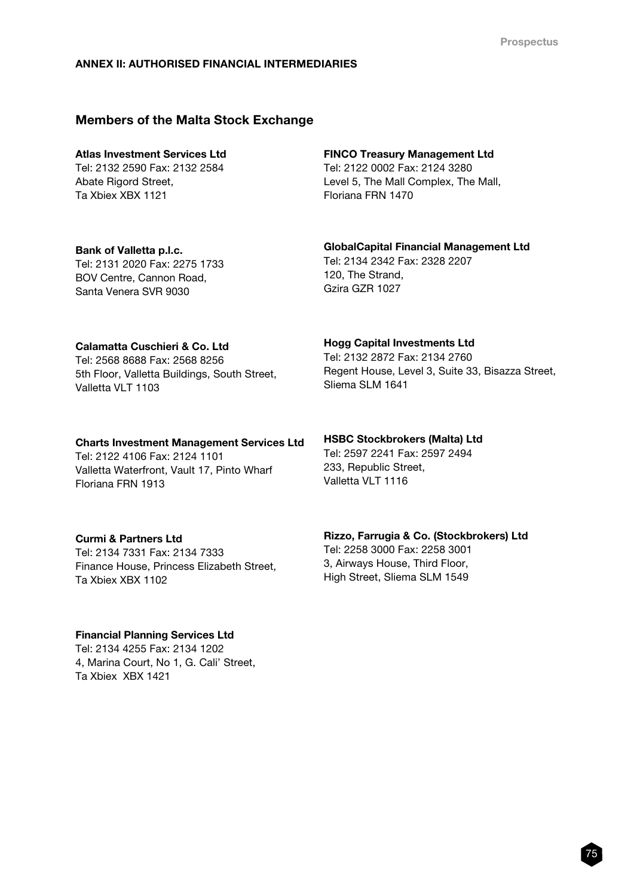**ANNEX II: AUTHORISED FINANCIAL INTERMEDIARIES**

## Members of the Malta Stock Exchange

**Atlas Investment Services Ltd**
Tel: 2132 2590 Fax: 2132 2584
Abate Rigord Street,
Ta Xbiex XBX 1121

**Bank of Valletta p.l.c.**
Tel: 2131 2020 Fax: 2275 1733
BOV Centre, Cannon Road,
Santa Venera SVR 9030

**Calamatta Cuschieri & Co. Ltd**
Tel: 2568 8688 Fax: 2568 8256
5th Floor, Valletta Buildings, South Street,
Valletta VLT 1103

**Charts Investment Management Services Ltd**
Tel: 2122 4106 Fax: 2124 1101
Valletta Waterfront, Vault 17, Pinto Wharf
Floriana FRN 1913

**Curmi & Partners Ltd**
Tel: 2134 7331 Fax: 2134 7333
Finance House, Princess Elizabeth Street,
Ta Xbiex XBX 1102

**Financial Planning Services Ltd**
Tel: 2134 4255 Fax: 2134 1202
4, Marina Court, No 1, G. Cali' Street,
Ta Xbiex XBX 1421

**FINCO Treasury Management Ltd**
Tel: 2122 0002 Fax: 2124 3280
Level 5, The Mall Complex, The Mall,
Floriana FRN 1470

**GlobalCapital Financial Management Ltd**
Tel: 2134 2342 Fax: 2328 2207
120, The Strand,
Gzira GZR 1027

**Hogg Capital Investments Ltd**
Tel: 2132 2872 Fax: 2134 2760
Regent House, Level 3, Suite 33, Bisazza Street,
Sliema SLM 1641

**HSBC Stockbrokers (Malta) Ltd**
Tel: 2597 2241 Fax: 2597 2494
233, Republic Street,
Valletta VLT 1116

**Rizzo, Farrugia & Co. (Stockbrokers) Ltd**
Tel: 2258 3000 Fax: 2258 3001
3, Airways House, Third Floor,
High Street, Sliema SLM 1549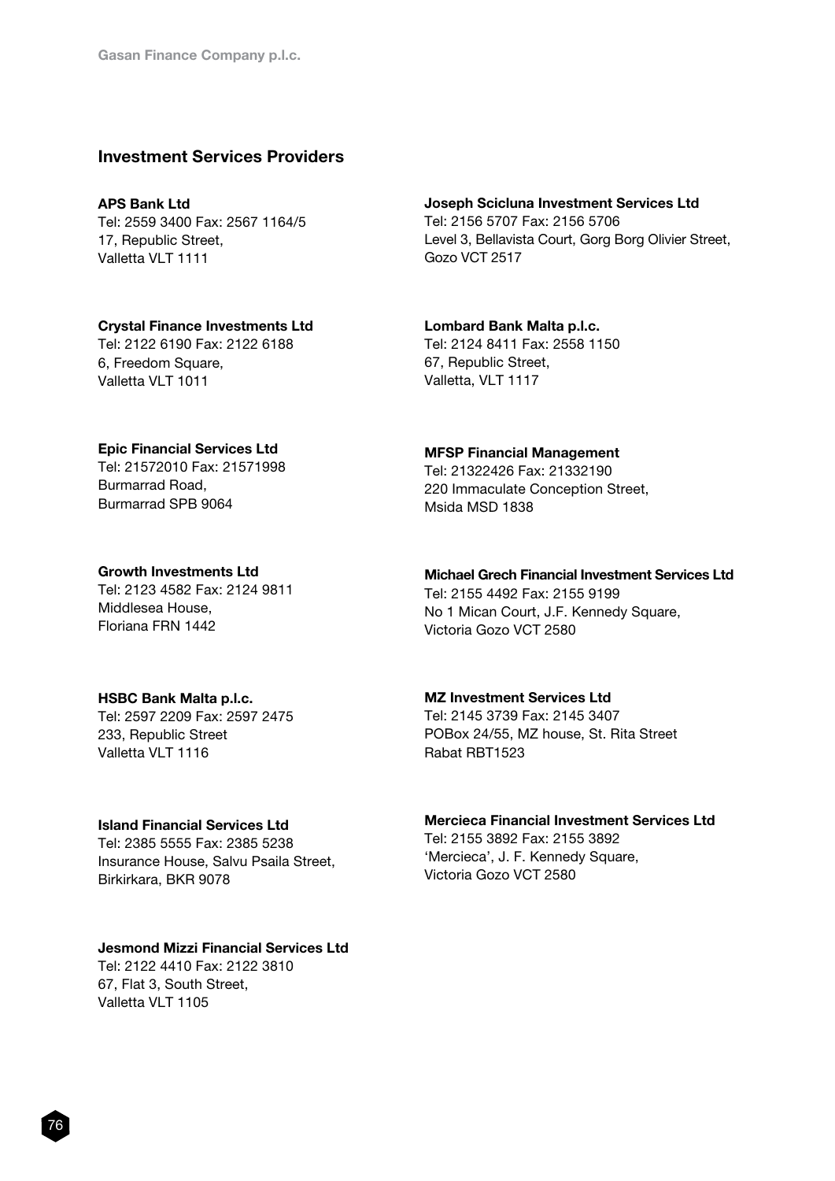## Investment Services Providers

**APS Bank Ltd**
Tel: 2559 3400 Fax: 2567 1164/5
17, Republic Street,
Valletta VLT 1111

**Crystal Finance Investments Ltd**
Tel: 2122 6190 Fax: 2122 6188
6, Freedom Square,
Valletta VLT 1011

**Epic Financial Services Ltd**
Tel: 21572010 Fax: 21571998
Burmarrad Road,
Burmarrad SPB 9064

**Growth Investments Ltd**
Tel: 2123 4582 Fax: 2124 9811
Middlesea House,
Floriana FRN 1442

**HSBC Bank Malta p.l.c.**
Tel: 2597 2209 Fax: 2597 2475
233, Republic Street
Valletta VLT 1116

**Island Financial Services Ltd**
Tel: 2385 5555 Fax: 2385 5238
Insurance House, Salvu Psaila Street,
Birkirkara, BKR 9078

**Jesmond Mizzi Financial Services Ltd**
Tel: 2122 4410 Fax: 2122 3810
67, Flat 3, South Street,
Valletta VLT 1105

**Joseph Scicluna Investment Services Ltd**
Tel: 2156 5707 Fax: 2156 5706
Level 3, Bellavista Court, Gorg Borg Olivier Street,
Gozo VCT 2517

**Lombard Bank Malta p.l.c.**
Tel: 2124 8411 Fax: 2558 1150
67, Republic Street,
Valletta, VLT 1117

**MFSP Financial Management**
Tel: 21322426 Fax: 21332190
220 Immaculate Conception Street,
Msida MSD 1838

**Michael Grech Financial Investment Services Ltd**
Tel: 2155 4492 Fax: 2155 9199
No 1 Mican Court, J.F. Kennedy Square,
Victoria Gozo VCT 2580

**MZ Investment Services Ltd**
Tel: 2145 3739 Fax: 2145 3407
POBox 24/55, MZ house, St. Rita Street
Rabat RBT1523

**Mercieca Financial Investment Services Ltd**
Tel: 2155 3892 Fax: 2155 3892
'Mercieca', J. F. Kennedy Square,
Victoria Gozo VCT 2580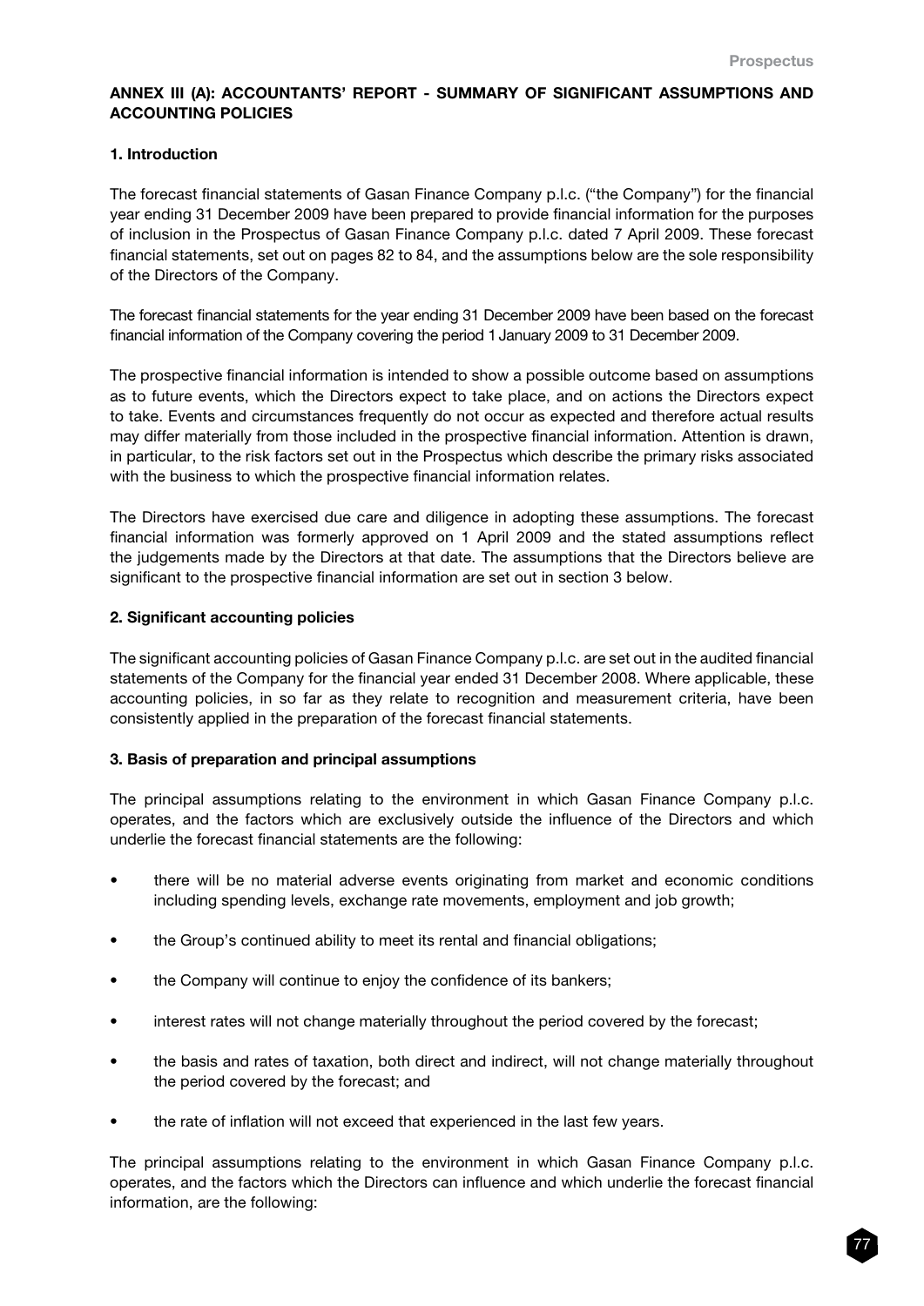## ANNEX III (A): ACCOUNTANTS' REPORT - SUMMARY OF SIGNIFICANT ASSUMPTIONS AND ACCOUNTING POLICIES

### 1. Introduction

The forecast financial statements of Gasan Finance Company p.l.c. ("the Company") for the financial year ending 31 December 2009 have been prepared to provide financial information for the purposes of inclusion in the Prospectus of Gasan Finance Company p.l.c. dated 7 April 2009. These forecast financial statements, set out on pages 82 to 84, and the assumptions below are the sole responsibility of the Directors of the Company.

The forecast financial statements for the year ending 31 December 2009 have been based on the forecast financial information of the Company covering the period 1 January 2009 to 31 December 2009.

The prospective financial information is intended to show a possible outcome based on assumptions as to future events, which the Directors expect to take place, and on actions the Directors expect to take. Events and circumstances frequently do not occur as expected and therefore actual results may differ materially from those included in the prospective financial information. Attention is drawn, in particular, to the risk factors set out in the Prospectus which describe the primary risks associated with the business to which the prospective financial information relates.

The Directors have exercised due care and diligence in adopting these assumptions. The forecast financial information was formerly approved on 1 April 2009 and the stated assumptions reflect the judgements made by the Directors at that date. The assumptions that the Directors believe are significant to the prospective financial information are set out in section 3 below.

### 2. Significant accounting policies

The significant accounting policies of Gasan Finance Company p.l.c. are set out in the audited financial statements of the Company for the financial year ended 31 December 2008. Where applicable, these accounting policies, in so far as they relate to recognition and measurement criteria, have been consistently applied in the preparation of the forecast financial statements.

### 3. Basis of preparation and principal assumptions

The principal assumptions relating to the environment in which Gasan Finance Company p.l.c. operates, and the factors which are exclusively outside the influence of the Directors and which underlie the forecast financial statements are the following:

- there will be no material adverse events originating from market and economic conditions including spending levels, exchange rate movements, employment and job growth;
- the Group's continued ability to meet its rental and financial obligations;
- the Company will continue to enjoy the confidence of its bankers;
- interest rates will not change materially throughout the period covered by the forecast;
- the basis and rates of taxation, both direct and indirect, will not change materially throughout the period covered by the forecast; and
- the rate of inflation will not exceed that experienced in the last few years.

The principal assumptions relating to the environment in which Gasan Finance Company p.l.c. operates, and the factors which the Directors can influence and which underlie the forecast financial information, are the following: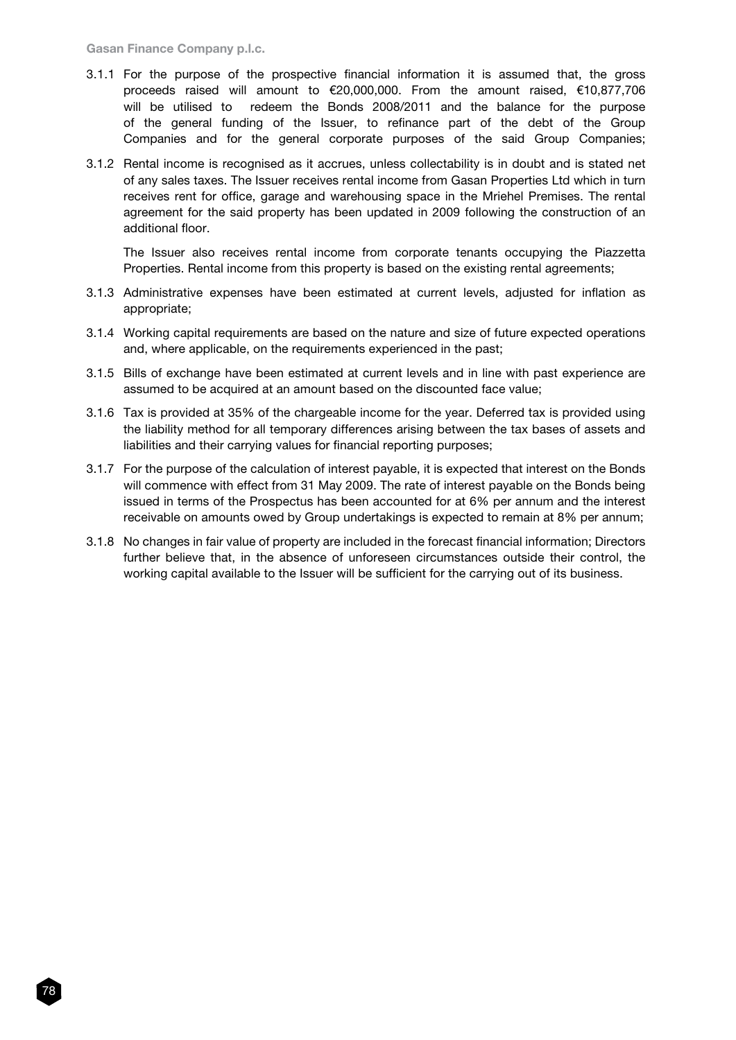3.1.1 For the purpose of the prospective financial information it is assumed that, the gross proceeds raised will amount to €20,000,000. From the amount raised, €10,877,706 will be utilised to redeem the Bonds 2008/2011 and the balance for the purpose of the general funding of the Issuer, to refinance part of the debt of the Group Companies and for the general corporate purposes of the said Group Companies;

3.1.2 Rental income is recognised as it accrues, unless collectability is in doubt and is stated net of any sales taxes. The Issuer receives rental income from Gasan Properties Ltd which in turn receives rent for office, garage and warehousing space in the Mriehel Premises. The rental agreement for the said property has been updated in 2009 following the construction of an additional floor.

The Issuer also receives rental income from corporate tenants occupying the Piazzetta Properties. Rental income from this property is based on the existing rental agreements;

3.1.3 Administrative expenses have been estimated at current levels, adjusted for inflation as appropriate;

3.1.4 Working capital requirements are based on the nature and size of future expected operations and, where applicable, on the requirements experienced in the past;

3.1.5 Bills of exchange have been estimated at current levels and in line with past experience are assumed to be acquired at an amount based on the discounted face value;

3.1.6 Tax is provided at 35% of the chargeable income for the year. Deferred tax is provided using the liability method for all temporary differences arising between the tax bases of assets and liabilities and their carrying values for financial reporting purposes;

3.1.7 For the purpose of the calculation of interest payable, it is expected that interest on the Bonds will commence with effect from 31 May 2009. The rate of interest payable on the Bonds being issued in terms of the Prospectus has been accounted for at 6% per annum and the interest receivable on amounts owed by Group undertakings is expected to remain at 8% per annum;

3.1.8 No changes in fair value of property are included in the forecast financial information; Directors further believe that, in the absence of unforeseen circumstances outside their control, the working capital available to the Issuer will be sufficient for the carrying out of its business.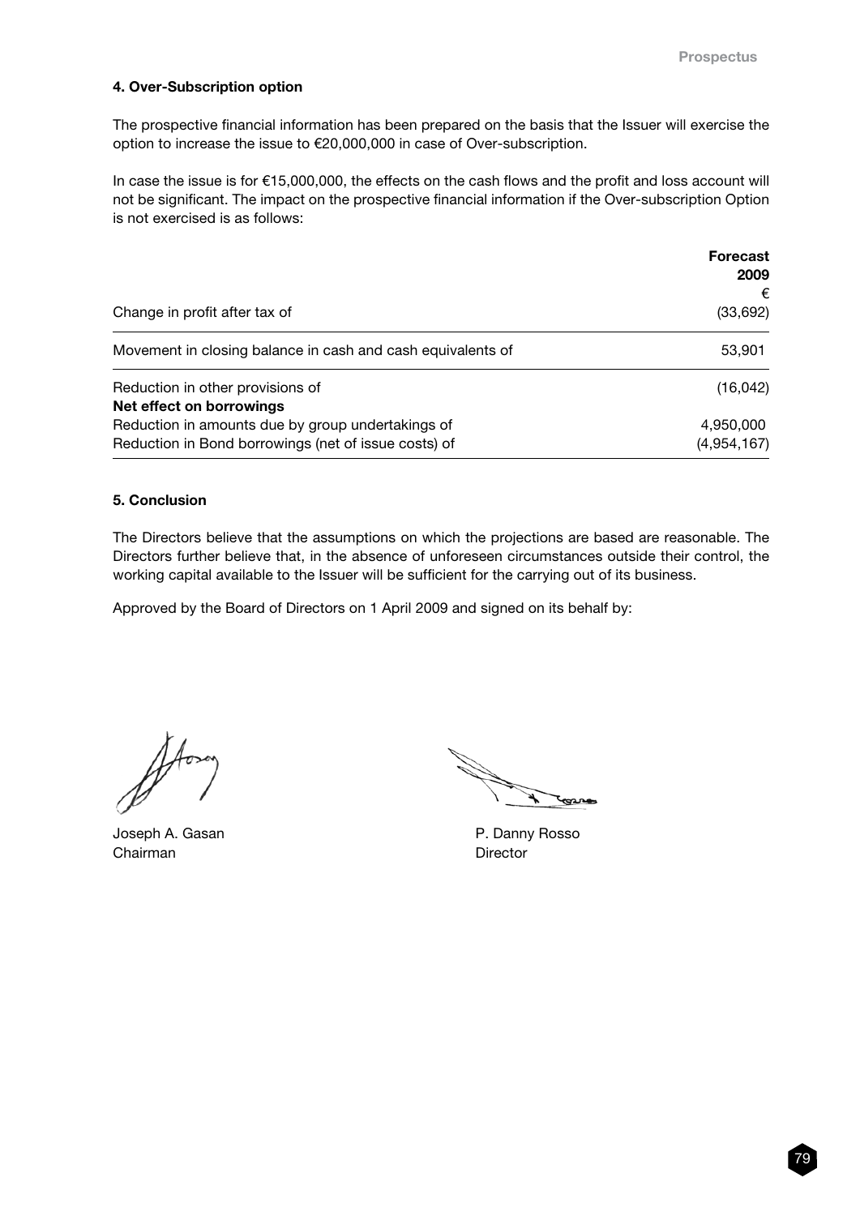#### 4. Over-Subscription option

The prospective financial information has been prepared on the basis that the Issuer will exercise the option to increase the issue to €20,000,000 in case of Over-subscription.

In case the issue is for €15,000,000, the effects on the cash flows and the profit and loss account will not be significant. The impact on the prospective financial information if the Over-subscription Option is not exercised is as follows:

| | Forecast 2009 € |
|---|---|
| Change in profit after tax of | (33,692) |
| Movement in closing balance in cash and cash equivalents of | 53,901 |
| Reduction in other provisions of | (16,042) |
| **Net effect on borrowings** | |
| Reduction in amounts due by group undertakings of | 4,950,000 |
| Reduction in Bond borrowings (net of issue costs) of | (4,954,167) |

#### 5. Conclusion

The Directors believe that the assumptions on which the projections are based are reasonable. The Directors further believe that, in the absence of unforeseen circumstances outside their control, the working capital available to the Issuer will be sufficient for the carrying out of its business.

Approved by the Board of Directors on 1 April 2009 and signed on its behalf by:

Joseph A. Gasan
Chairman

P. Danny Rosso
Director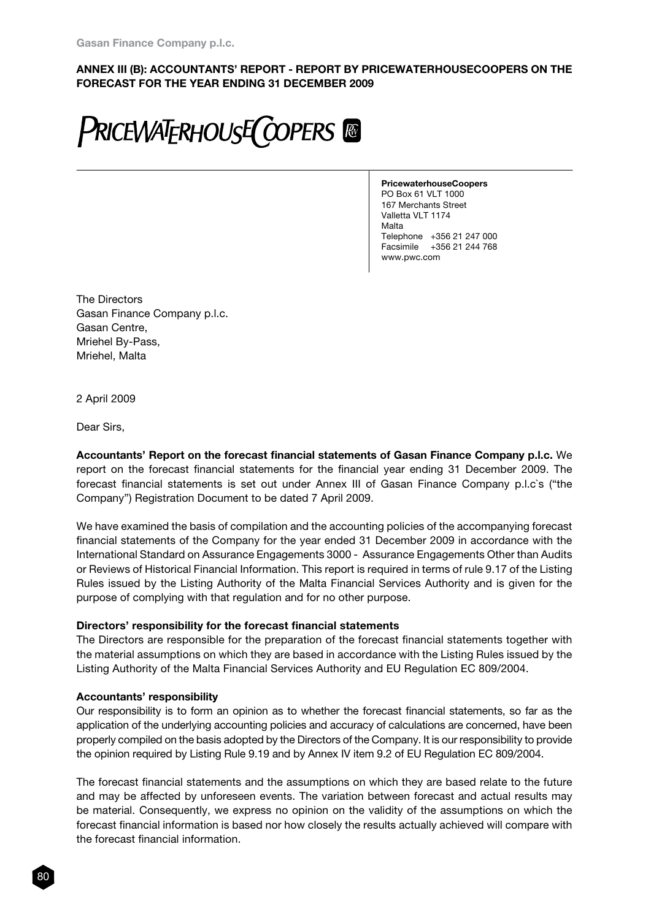**ANNEX III (B): ACCOUNTANTS' REPORT - REPORT BY PRICEWATERHOUSECOOPERS ON THE FORECAST FOR THE YEAR ENDING 31 DECEMBER 2009**

PRICEWATERHOUSECOOPERS

**PricewaterhouseCoopers**
PO Box 61 VLT 1000
167 Merchants Street
Valletta VLT 1174
Malta
Telephone +356 21 247 000
Facsimile +356 21 244 768
www.pwc.com

The Directors
Gasan Finance Company p.l.c.
Gasan Centre,
Mriehel By-Pass,
Mriehel, Malta

2 April 2009

Dear Sirs,

**Accountants' Report on the forecast financial statements of Gasan Finance Company p.l.c.** We report on the forecast financial statements for the financial year ending 31 December 2009. The forecast financial statements is set out under Annex III of Gasan Finance Company p.l.c`s ("the Company") Registration Document to be dated 7 April 2009.

We have examined the basis of compilation and the accounting policies of the accompanying forecast financial statements of the Company for the year ended 31 December 2009 in accordance with the International Standard on Assurance Engagements 3000 - Assurance Engagements Other than Audits or Reviews of Historical Financial Information. This report is required in terms of rule 9.17 of the Listing Rules issued by the Listing Authority of the Malta Financial Services Authority and is given for the purpose of complying with that regulation and for no other purpose.

**Directors' responsibility for the forecast financial statements**

The Directors are responsible for the preparation of the forecast financial statements together with the material assumptions on which they are based in accordance with the Listing Rules issued by the Listing Authority of the Malta Financial Services Authority and EU Regulation EC 809/2004.

**Accountants' responsibility**

Our responsibility is to form an opinion as to whether the forecast financial statements, so far as the application of the underlying accounting policies and accuracy of calculations are concerned, have been properly compiled on the basis adopted by the Directors of the Company. It is our responsibility to provide the opinion required by Listing Rule 9.19 and by Annex IV item 9.2 of EU Regulation EC 809/2004.

The forecast financial statements and the assumptions on which they are based relate to the future and may be affected by unforeseen events. The variation between forecast and actual results may be material. Consequently, we express no opinion on the validity of the assumptions on which the forecast financial information is based nor how closely the results actually achieved will compare with the forecast financial information.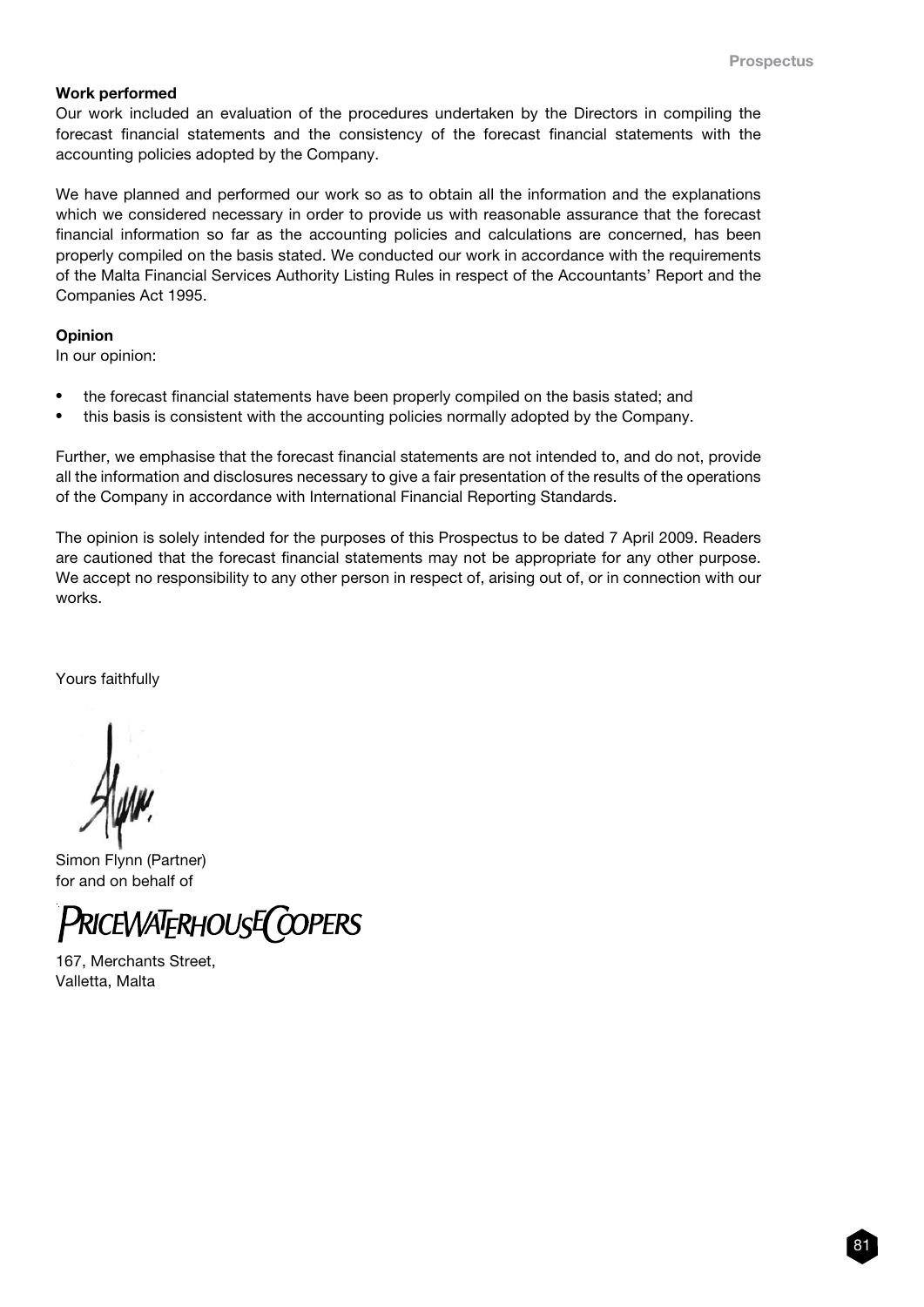**Work performed**

Our work included an evaluation of the procedures undertaken by the Directors in compiling the forecast financial statements and the consistency of the forecast financial statements with the accounting policies adopted by the Company.

We have planned and performed our work so as to obtain all the information and the explanations which we considered necessary in order to provide us with reasonable assurance that the forecast financial information so far as the accounting policies and calculations are concerned, has been properly compiled on the basis stated. We conducted our work in accordance with the requirements of the Malta Financial Services Authority Listing Rules in respect of the Accountants' Report and the Companies Act 1995.

**Opinion**

In our opinion:

- the forecast financial statements have been properly compiled on the basis stated; and
- this basis is consistent with the accounting policies normally adopted by the Company.

Further, we emphasise that the forecast financial statements are not intended to, and do not, provide all the information and disclosures necessary to give a fair presentation of the results of the operations of the Company in accordance with International Financial Reporting Standards.

The opinion is solely intended for the purposes of this Prospectus to be dated 7 April 2009. Readers are cautioned that the forecast financial statements may not be appropriate for any other purpose. We accept no responsibility to any other person in respect of, arising out of, or in connection with our works.

Yours faithfully

Simon Flynn (Partner)
for and on behalf of

PRICEWATERHOUSECOOPERS

167, Merchants Street,
Valletta, Malta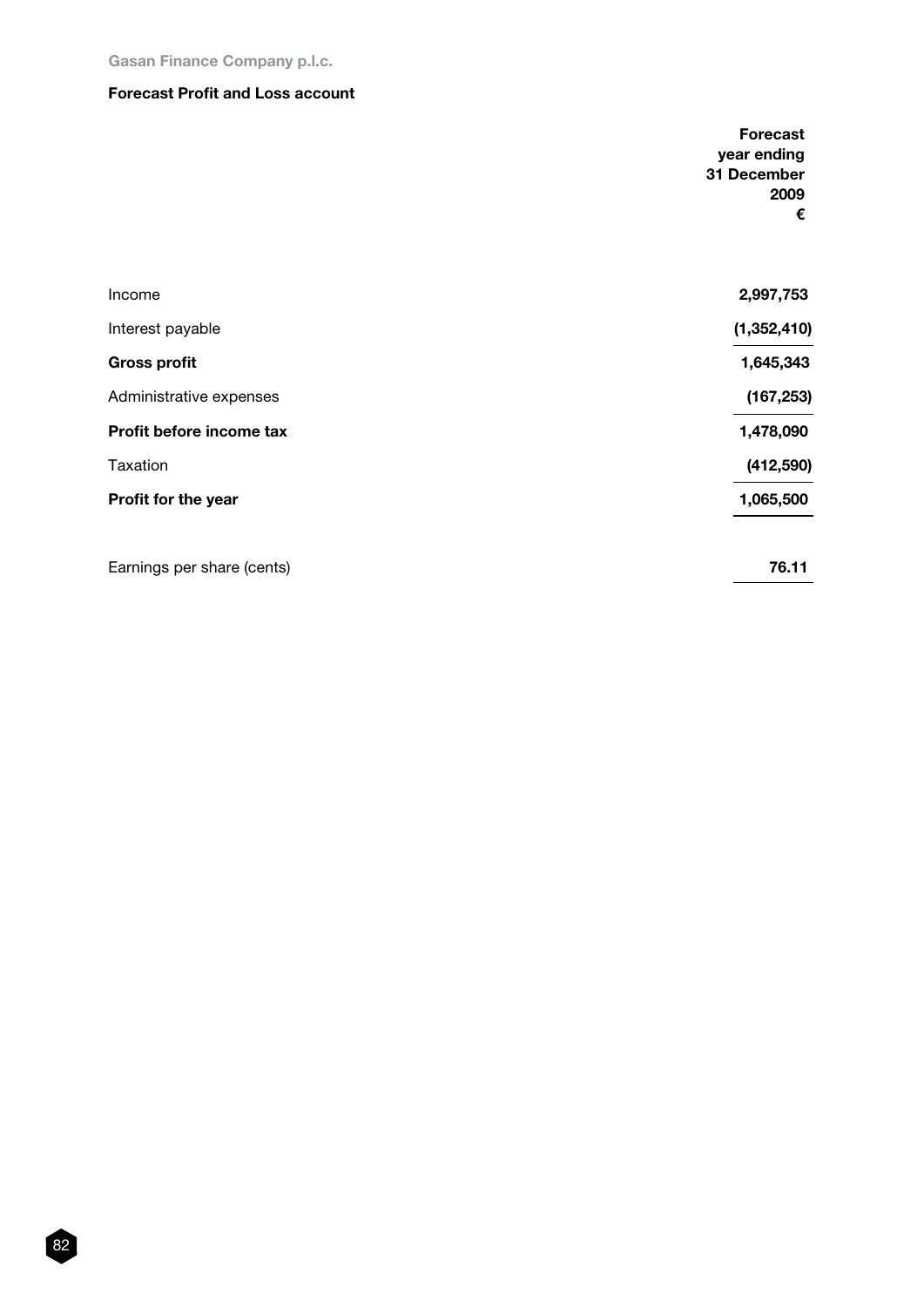Gasan Finance Company p.l.c.

## Forecast Profit and Loss account

| | Forecast year ending 31 December 2009 € |
|---|---|
| Income | **2,997,753** |
| Interest payable | **(1,352,410)** |
| **Gross profit** | **1,645,343** |
| Administrative expenses | **(167,253)** |
| **Profit before income tax** | **1,478,090** |
| Taxation | **(412,590)** |
| **Profit for the year** | **1,065,500** |
| | |
| Earnings per share (cents) | **76.11** |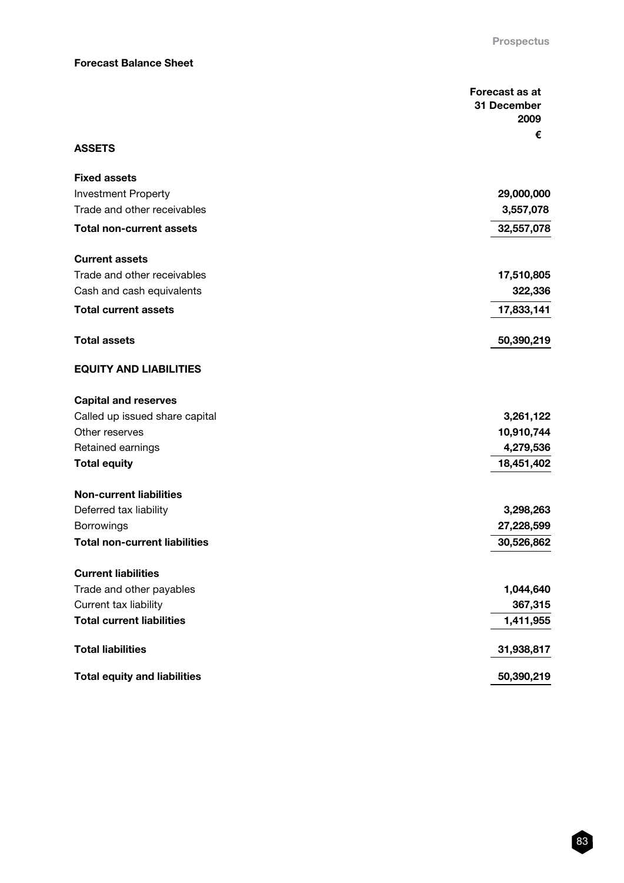**Forecast Balance Sheet**

| | Forecast as at 31 December 2009 |
|---|---|
| | € |
| **ASSETS** | |
| **Fixed assets** | |
| Investment Property | **29,000,000** |
| Trade and other receivables | **3,557,078** |
| **Total non-current assets** | **32,557,078** |
| **Current assets** | |
| Trade and other receivables | **17,510,805** |
| Cash and cash equivalents | **322,336** |
| **Total current assets** | **17,833,141** |
| **Total assets** | **50,390,219** |
| **EQUITY AND LIABILITIES** | |
| **Capital and reserves** | |
| Called up issued share capital | **3,261,122** |
| Other reserves | **10,910,744** |
| Retained earnings | **4,279,536** |
| **Total equity** | **18,451,402** |
| **Non-current liabilities** | |
| Deferred tax liability | **3,298,263** |
| Borrowings | **27,228,599** |
| **Total non-current liabilities** | **30,526,862** |
| **Current liabilities** | |
| Trade and other payables | **1,044,640** |
| Current tax liability | **367,315** |
| **Total current liabilities** | **1,411,955** |
| **Total liabilities** | **31,938,817** |
| **Total equity and liabilities** | **50,390,219** |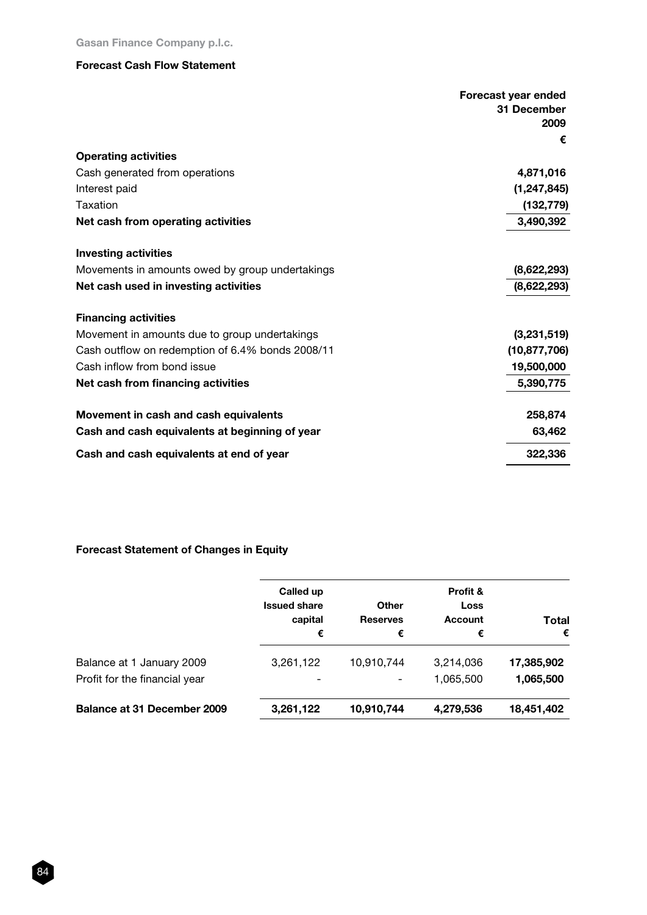**Gasan Finance Company p.l.c.**

## Forecast Cash Flow Statement

| | Forecast year ended 31 December 2009 € |
|---|---|
| **Operating activities** | |
| Cash generated from operations | **4,871,016** |
| Interest paid | **(1,247,845)** |
| Taxation | **(132,779)** |
| **Net cash from operating activities** | **3,490,392** |
| **Investing activities** | |
| Movements in amounts owed by group undertakings | **(8,622,293)** |
| **Net cash used in investing activities** | **(8,622,293)** |
| **Financing activities** | |
| Movement in amounts due to group undertakings | **(3,231,519)** |
| Cash outflow on redemption of 6.4% bonds 2008/11 | **(10,877,706)** |
| Cash inflow from bond issue | **19,500,000** |
| **Net cash from financing activities** | **5,390,775** |
| **Movement in cash and cash equivalents** | **258,874** |
| **Cash and cash equivalents at beginning of year** | **63,462** |
| **Cash and cash equivalents at end of year** | **322,336** |

## Forecast Statement of Changes in Equity

| | Called up Issued share capital € | Other Reserves € | Profit & Loss Account € | Total € |
|---|---|---|---|---|
| Balance at 1 January 2009 | 3,261,122 | 10,910,744 | 3,214,036 | **17,385,902** |
| Profit for the financial year | - | - | 1,065,500 | **1,065,500** |
| **Balance at 31 December 2009** | **3,261,122** | **10,910,744** | **4,279,536** | **18,451,402** |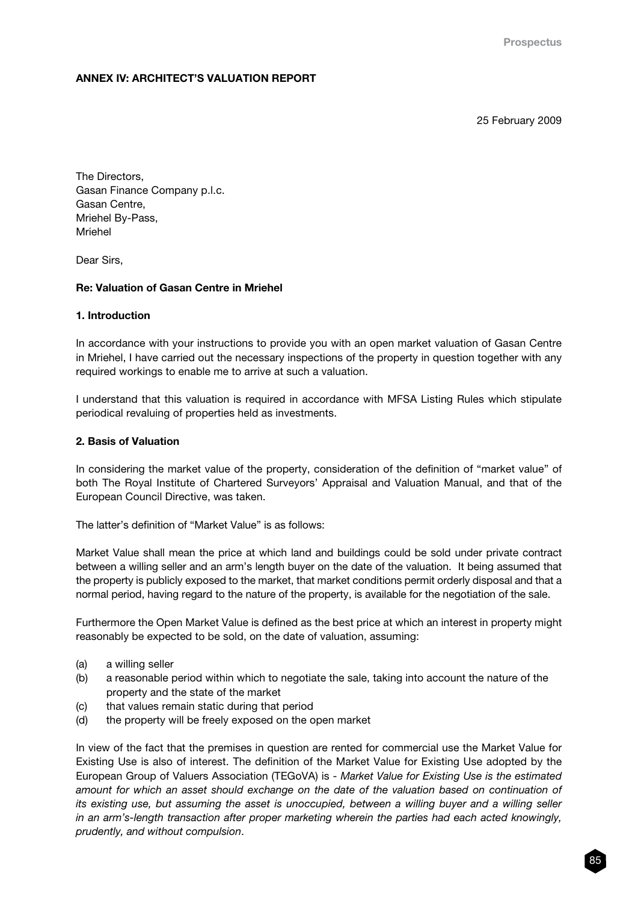## ANNEX IV: ARCHITECT'S VALUATION REPORT

25 February 2009

The Directors,
Gasan Finance Company p.l.c.
Gasan Centre,
Mriehel By-Pass,
Mriehel

Dear Sirs,

**Re: Valuation of Gasan Centre in Mriehel**

**1. Introduction**

In accordance with your instructions to provide you with an open market valuation of Gasan Centre in Mriehel, I have carried out the necessary inspections of the property in question together with any required workings to enable me to arrive at such a valuation.

I understand that this valuation is required in accordance with MFSA Listing Rules which stipulate periodical revaluing of properties held as investments.

**2. Basis of Valuation**

In considering the market value of the property, consideration of the definition of "market value" of both The Royal Institute of Chartered Surveyors' Appraisal and Valuation Manual, and that of the European Council Directive, was taken.

The latter's definition of "Market Value" is as follows:

Market Value shall mean the price at which land and buildings could be sold under private contract between a willing seller and an arm's length buyer on the date of the valuation. It being assumed that the property is publicly exposed to the market, that market conditions permit orderly disposal and that a normal period, having regard to the nature of the property, is available for the negotiation of the sale.

Furthermore the Open Market Value is defined as the best price at which an interest in property might reasonably be expected to be sold, on the date of valuation, assuming:

(a) a willing seller
(b) a reasonable period within which to negotiate the sale, taking into account the nature of the property and the state of the market
(c) that values remain static during that period
(d) the property will be freely exposed on the open market

In view of the fact that the premises in question are rented for commercial use the Market Value for Existing Use is also of interest. The definition of the Market Value for Existing Use adopted by the European Group of Valuers Association (TEGoVA) is - *Market Value for Existing Use is the estimated amount for which an asset should exchange on the date of the valuation based on continuation of its existing use, but assuming the asset is unoccupied, between a willing buyer and a willing seller in an arm's-length transaction after proper marketing wherein the parties had each acted knowingly, prudently, and without compulsion*.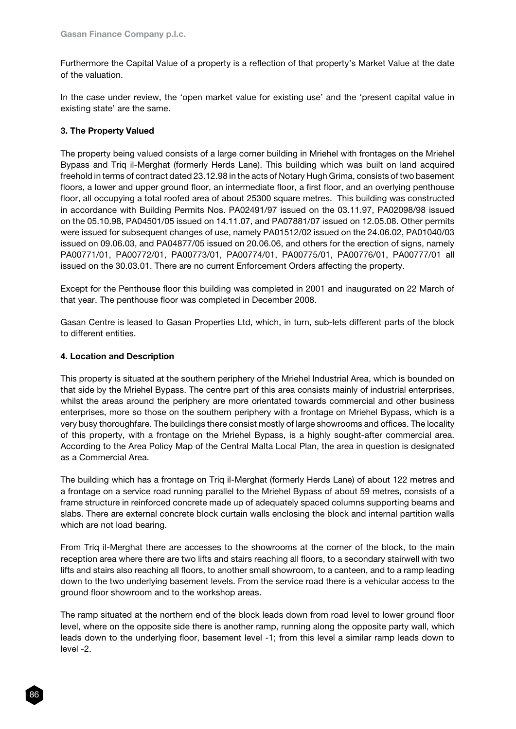Furthermore the Capital Value of a property is a reflection of that property's Market Value at the date of the valuation.

In the case under review, the 'open market value for existing use' and the 'present capital value in existing state' are the same.

### 3. The Property Valued

The property being valued consists of a large corner building in Mriehel with frontages on the Mriehel Bypass and Triq il-Merghat (formerly Herds Lane). This building which was built on land acquired freehold in terms of contract dated 23.12.98 in the acts of Notary Hugh Grima, consists of two basement floors, a lower and upper ground floor, an intermediate floor, a first floor, and an overlying penthouse floor, all occupying a total roofed area of about 25300 square metres. This building was constructed in accordance with Building Permits Nos. PA02491/97 issued on the 03.11.97, PA02098/98 issued on the 05.10.98, PA04501/05 issued on 14.11.07, and PA07881/07 issued on 12.05.08. Other permits were issued for subsequent changes of use, namely PA01512/02 issued on the 24.06.02, PA01040/03 issued on 09.06.03, and PA04877/05 issued on 20.06.06, and others for the erection of signs, namely PA00771/01, PA00772/01, PA00773/01, PA00774/01, PA00775/01, PA00776/01, PA00777/01 all issued on the 30.03.01. There are no current Enforcement Orders affecting the property.

Except for the Penthouse floor this building was completed in 2001 and inaugurated on 22 March of that year. The penthouse floor was completed in December 2008.

Gasan Centre is leased to Gasan Properties Ltd, which, in turn, sub-lets different parts of the block to different entities.

### 4. Location and Description

This property is situated at the southern periphery of the Mriehel Industrial Area, which is bounded on that side by the Mriehel Bypass. The centre part of this area consists mainly of industrial enterprises, whilst the areas around the periphery are more orientated towards commercial and other business enterprises, more so those on the southern periphery with a frontage on Mriehel Bypass, which is a very busy thoroughfare. The buildings there consist mostly of large showrooms and offices. The locality of this property, with a frontage on the Mriehel Bypass, is a highly sought-after commercial area. According to the Area Policy Map of the Central Malta Local Plan, the area in question is designated as a Commercial Area.

The building which has a frontage on Triq il-Merghat (formerly Herds Lane) of about 122 metres and a frontage on a service road running parallel to the Mriehel Bypass of about 59 metres, consists of a frame structure in reinforced concrete made up of adequately spaced columns supporting beams and slabs. There are external concrete block curtain walls enclosing the block and internal partition walls which are not load bearing.

From Triq il-Merghat there are accesses to the showrooms at the corner of the block, to the main reception area where there are two lifts and stairs reaching all floors, to a secondary stairwell with two lifts and stairs also reaching all floors, to another small showroom, to a canteen, and to a ramp leading down to the two underlying basement levels. From the service road there is a vehicular access to the ground floor showroom and to the workshop areas.

The ramp situated at the northern end of the block leads down from road level to lower ground floor level, where on the opposite side there is another ramp, running along the opposite party wall, which leads down to the underlying floor, basement level -1; from this level a similar ramp leads down to level -2.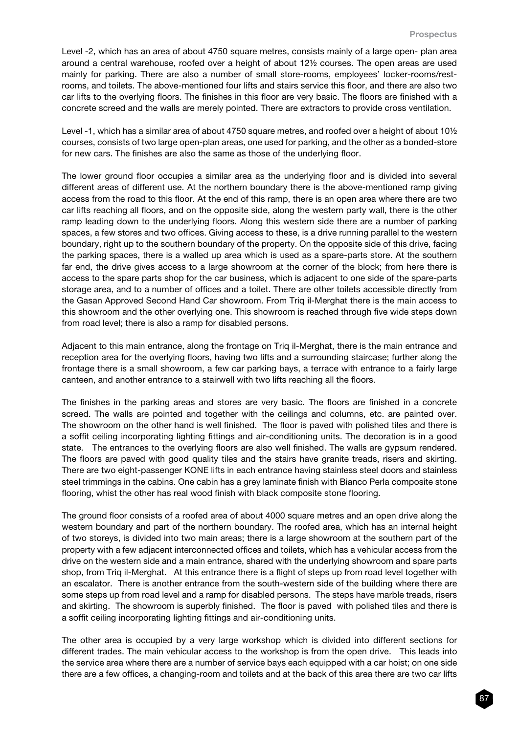Level -2, which has an area of about 4750 square metres, consists mainly of a large open- plan area around a central warehouse, roofed over a height of about 12½ courses. The open areas are used mainly for parking. There are also a number of small store-rooms, employees' locker-rooms/rest-rooms, and toilets. The above-mentioned four lifts and stairs service this floor, and there are also two car lifts to the overlying floors. The finishes in this floor are very basic. The floors are finished with a concrete screed and the walls are merely pointed. There are extractors to provide cross ventilation.

Level -1, which has a similar area of about 4750 square metres, and roofed over a height of about 10½ courses, consists of two large open-plan areas, one used for parking, and the other as a bonded-store for new cars. The finishes are also the same as those of the underlying floor.

The lower ground floor occupies a similar area as the underlying floor and is divided into several different areas of different use. At the northern boundary there is the above-mentioned ramp giving access from the road to this floor. At the end of this ramp, there is an open area where there are two car lifts reaching all floors, and on the opposite side, along the western party wall, there is the other ramp leading down to the underlying floors. Along this western side there are a number of parking spaces, a few stores and two offices. Giving access to these, is a drive running parallel to the western boundary, right up to the southern boundary of the property. On the opposite side of this drive, facing the parking spaces, there is a walled up area which is used as a spare-parts store. At the southern far end, the drive gives access to a large showroom at the corner of the block; from here there is access to the spare parts shop for the car business, which is adjacent to one side of the spare-parts storage area, and to a number of offices and a toilet. There are other toilets accessible directly from the Gasan Approved Second Hand Car showroom. From Triq il-Merghat there is the main access to this showroom and the other overlying one. This showroom is reached through five wide steps down from road level; there is also a ramp for disabled persons.

Adjacent to this main entrance, along the frontage on Triq il-Merghat, there is the main entrance and reception area for the overlying floors, having two lifts and a surrounding staircase; further along the frontage there is a small showroom, a few car parking bays, a terrace with entrance to a fairly large canteen, and another entrance to a stairwell with two lifts reaching all the floors.

The finishes in the parking areas and stores are very basic. The floors are finished in a concrete screed. The walls are pointed and together with the ceilings and columns, etc. are painted over. The showroom on the other hand is well finished. The floor is paved with polished tiles and there is a soffit ceiling incorporating lighting fittings and air-conditioning units. The decoration is in a good state. The entrances to the overlying floors are also well finished. The walls are gypsum rendered. The floors are paved with good quality tiles and the stairs have granite treads, risers and skirting. There are two eight-passenger KONE lifts in each entrance having stainless steel doors and stainless steel trimmings in the cabins. One cabin has a grey laminate finish with Bianco Perla composite stone flooring, whist the other has real wood finish with black composite stone flooring.

The ground floor consists of a roofed area of about 4000 square metres and an open drive along the western boundary and part of the northern boundary. The roofed area, which has an internal height of two storeys, is divided into two main areas; there is a large showroom at the southern part of the property with a few adjacent interconnected offices and toilets, which has a vehicular access from the drive on the western side and a main entrance, shared with the underlying showroom and spare parts shop, from Triq il-Merghat. At this entrance there is a flight of steps up from road level together with an escalator. There is another entrance from the south-western side of the building where there are some steps up from road level and a ramp for disabled persons. The steps have marble treads, risers and skirting. The showroom is superbly finished. The floor is paved with polished tiles and there is a soffit ceiling incorporating lighting fittings and air-conditioning units.

The other area is occupied by a very large workshop which is divided into different sections for different trades. The main vehicular access to the workshop is from the open drive. This leads into the service area where there are a number of service bays each equipped with a car hoist; on one side there are a few offices, a changing-room and toilets and at the back of this area there are two car lifts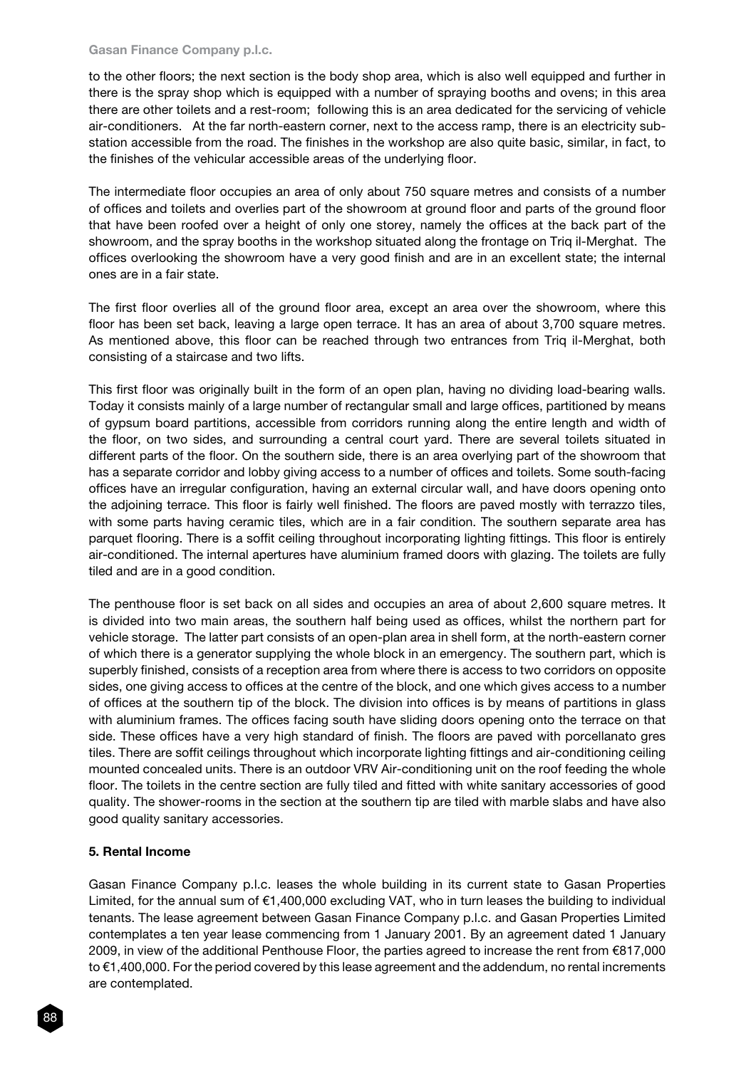to the other floors; the next section is the body shop area, which is also well equipped and further in there is the spray shop which is equipped with a number of spraying booths and ovens; in this area there are other toilets and a rest-room; following this is an area dedicated for the servicing of vehicle air-conditioners. At the far north-eastern corner, next to the access ramp, there is an electricity sub-station accessible from the road. The finishes in the workshop are also quite basic, similar, in fact, to the finishes of the vehicular accessible areas of the underlying floor.

The intermediate floor occupies an area of only about 750 square metres and consists of a number of offices and toilets and overlies part of the showroom at ground floor and parts of the ground floor that have been roofed over a height of only one storey, namely the offices at the back part of the showroom, and the spray booths in the workshop situated along the frontage on Triq il-Merghat. The offices overlooking the showroom have a very good finish and are in an excellent state; the internal ones are in a fair state.

The first floor overlies all of the ground floor area, except an area over the showroom, where this floor has been set back, leaving a large open terrace. It has an area of about 3,700 square metres. As mentioned above, this floor can be reached through two entrances from Triq il-Merghat, both consisting of a staircase and two lifts.

This first floor was originally built in the form of an open plan, having no dividing load-bearing walls. Today it consists mainly of a large number of rectangular small and large offices, partitioned by means of gypsum board partitions, accessible from corridors running along the entire length and width of the floor, on two sides, and surrounding a central court yard. There are several toilets situated in different parts of the floor. On the southern side, there is an area overlying part of the showroom that has a separate corridor and lobby giving access to a number of offices and toilets. Some south-facing offices have an irregular configuration, having an external circular wall, and have doors opening onto the adjoining terrace. This floor is fairly well finished. The floors are paved mostly with terrazzo tiles, with some parts having ceramic tiles, which are in a fair condition. The southern separate area has parquet flooring. There is a soffit ceiling throughout incorporating lighting fittings. This floor is entirely air-conditioned. The internal apertures have aluminium framed doors with glazing. The toilets are fully tiled and are in a good condition.

The penthouse floor is set back on all sides and occupies an area of about 2,600 square metres. It is divided into two main areas, the southern half being used as offices, whilst the northern part for vehicle storage. The latter part consists of an open-plan area in shell form, at the north-eastern corner of which there is a generator supplying the whole block in an emergency. The southern part, which is superbly finished, consists of a reception area from where there is access to two corridors on opposite sides, one giving access to offices at the centre of the block, and one which gives access to a number of offices at the southern tip of the block. The division into offices is by means of partitions in glass with aluminium frames. The offices facing south have sliding doors opening onto the terrace on that side. These offices have a very high standard of finish. The floors are paved with porcellanato gres tiles. There are soffit ceilings throughout which incorporate lighting fittings and air-conditioning ceiling mounted concealed units. There is an outdoor VRV Air-conditioning unit on the roof feeding the whole floor. The toilets in the centre section are fully tiled and fitted with white sanitary accessories of good quality. The shower-rooms in the section at the southern tip are tiled with marble slabs and have also good quality sanitary accessories.

**5. Rental Income**

Gasan Finance Company p.l.c. leases the whole building in its current state to Gasan Properties Limited, for the annual sum of €1,400,000 excluding VAT, who in turn leases the building to individual tenants. The lease agreement between Gasan Finance Company p.l.c. and Gasan Properties Limited contemplates a ten year lease commencing from 1 January 2001. By an agreement dated 1 January 2009, in view of the additional Penthouse Floor, the parties agreed to increase the rent from €817,000 to €1,400,000. For the period covered by this lease agreement and the addendum, no rental increments are contemplated.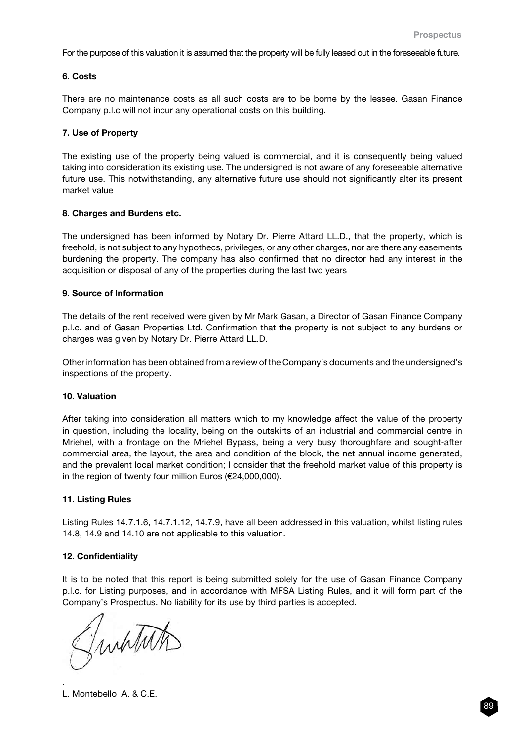For the purpose of this valuation it is assumed that the property will be fully leased out in the foreseeable future.

**6. Costs**

There are no maintenance costs as all such costs are to be borne by the lessee. Gasan Finance Company p.l.c will not incur any operational costs on this building.

**7. Use of Property**

The existing use of the property being valued is commercial, and it is consequently being valued taking into consideration its existing use. The undersigned is not aware of any foreseeable alternative future use. This notwithstanding, any alternative future use should not significantly alter its present market value

**8. Charges and Burdens etc.**

The undersigned has been informed by Notary Dr. Pierre Attard LL.D., that the property, which is freehold, is not subject to any hypothecs, privileges, or any other charges, nor are there any easements burdening the property. The company has also confirmed that no director had any interest in the acquisition or disposal of any of the properties during the last two years

**9. Source of Information**

The details of the rent received were given by Mr Mark Gasan, a Director of Gasan Finance Company p.l.c. and of Gasan Properties Ltd. Confirmation that the property is not subject to any burdens or charges was given by Notary Dr. Pierre Attard LL.D.

Other information has been obtained from a review of the Company's documents and the undersigned's inspections of the property.

**10. Valuation**

After taking into consideration all matters which to my knowledge affect the value of the property in question, including the locality, being on the outskirts of an industrial and commercial centre in Mriehel, with a frontage on the Mriehel Bypass, being a very busy thoroughfare and sought-after commercial area, the layout, the area and condition of the block, the net annual income generated, and the prevalent local market condition; I consider that the freehold market value of this property is in the region of twenty four million Euros (€24,000,000).

**11. Listing Rules**

Listing Rules 14.7.1.6, 14.7.1.12, 14.7.9, have all been addressed in this valuation, whilst listing rules 14.8, 14.9 and 14.10 are not applicable to this valuation.

**12. Confidentiality**

It is to be noted that this report is being submitted solely for the use of Gasan Finance Company p.l.c. for Listing purposes, and in accordance with MFSA Listing Rules, and it will form part of the Company's Prospectus. No liability for its use by third parties is accepted.

.
L. Montebello A. & C.E.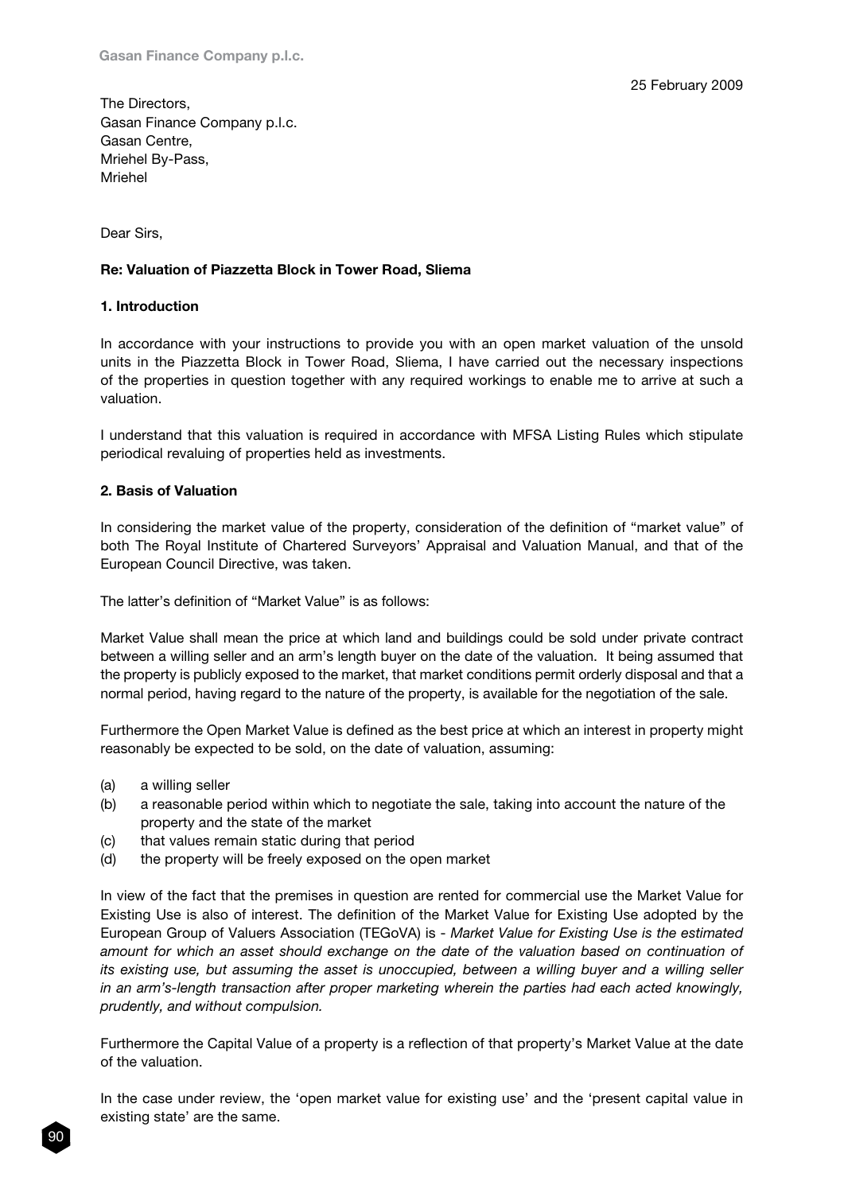25 February 2009

The Directors,
Gasan Finance Company p.l.c.
Gasan Centre,
Mriehel By-Pass,
Mriehel

Dear Sirs,

**Re: Valuation of Piazzetta Block in Tower Road, Sliema**

**1. Introduction**

In accordance with your instructions to provide you with an open market valuation of the unsold units in the Piazzetta Block in Tower Road, Sliema, I have carried out the necessary inspections of the properties in question together with any required workings to enable me to arrive at such a valuation.

I understand that this valuation is required in accordance with MFSA Listing Rules which stipulate periodical revaluing of properties held as investments.

**2. Basis of Valuation**

In considering the market value of the property, consideration of the definition of "market value" of both The Royal Institute of Chartered Surveyors' Appraisal and Valuation Manual, and that of the European Council Directive, was taken.

The latter's definition of "Market Value" is as follows:

Market Value shall mean the price at which land and buildings could be sold under private contract between a willing seller and an arm's length buyer on the date of the valuation. It being assumed that the property is publicly exposed to the market, that market conditions permit orderly disposal and that a normal period, having regard to the nature of the property, is available for the negotiation of the sale.

Furthermore the Open Market Value is defined as the best price at which an interest in property might reasonably be expected to be sold, on the date of valuation, assuming:

- (a) a willing seller
- (b) a reasonable period within which to negotiate the sale, taking into account the nature of the property and the state of the market
- (c) that values remain static during that period
- (d) the property will be freely exposed on the open market

In view of the fact that the premises in question are rented for commercial use the Market Value for Existing Use is also of interest. The definition of the Market Value for Existing Use adopted by the European Group of Valuers Association (TEGoVA) is - *Market Value for Existing Use is the estimated amount for which an asset should exchange on the date of the valuation based on continuation of its existing use, but assuming the asset is unoccupied, between a willing buyer and a willing seller in an arm's-length transaction after proper marketing wherein the parties had each acted knowingly, prudently, and without compulsion.*

Furthermore the Capital Value of a property is a reflection of that property's Market Value at the date of the valuation.

In the case under review, the 'open market value for existing use' and the 'present capital value in existing state' are the same.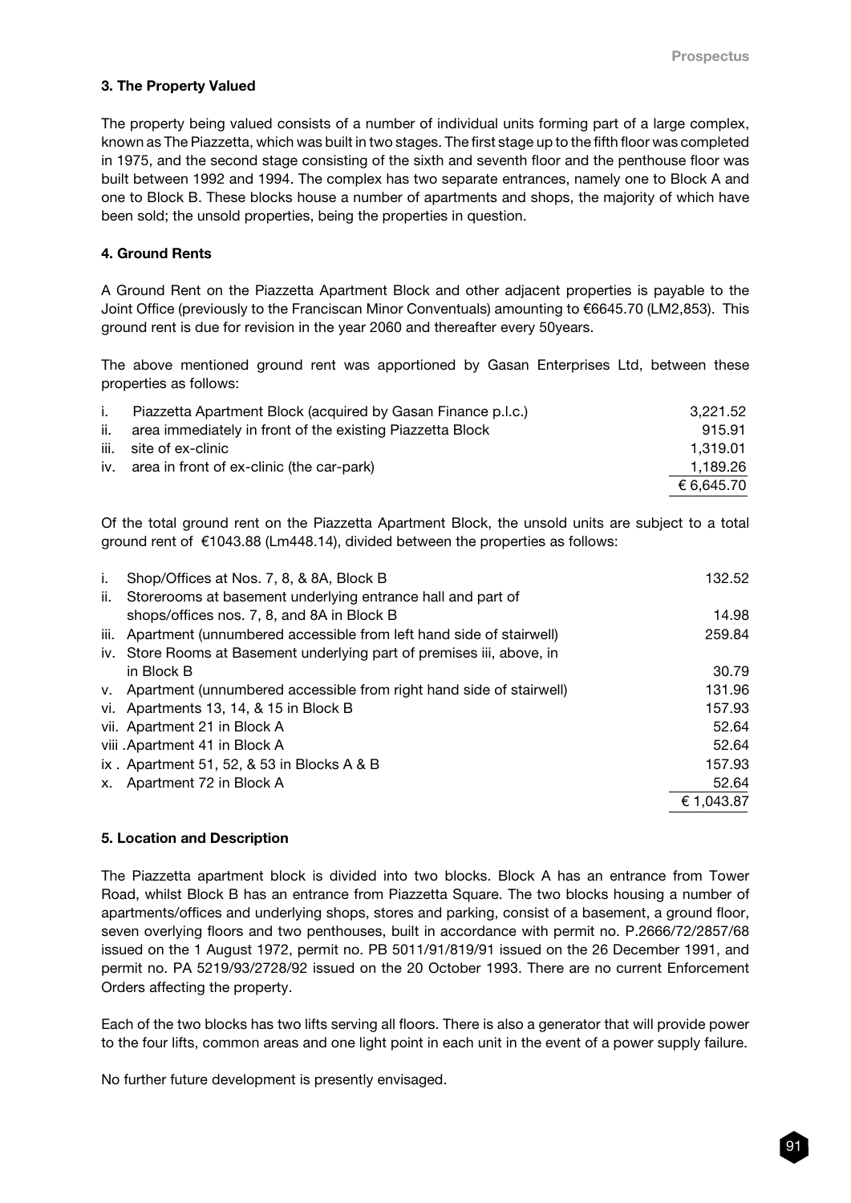### 3. The Property Valued

The property being valued consists of a number of individual units forming part of a large complex, known as The Piazzetta, which was built in two stages. The first stage up to the fifth floor was completed in 1975, and the second stage consisting of the sixth and seventh floor and the penthouse floor was built between 1992 and 1994. The complex has two separate entrances, namely one to Block A and one to Block B. These blocks house a number of apartments and shops, the majority of which have been sold; the unsold properties, being the properties in question.

### 4. Ground Rents

A Ground Rent on the Piazzetta Apartment Block and other adjacent properties is payable to the Joint Office (previously to the Franciscan Minor Conventuals) amounting to €6645.70 (LM2,853). This ground rent is due for revision in the year 2060 and thereafter every 50years.

The above mentioned ground rent was apportioned by Gasan Enterprises Ltd, between these properties as follows:

| | | |
|---|---|---|
| i. | Piazzetta Apartment Block (acquired by Gasan Finance p.l.c.) | 3,221.52 |
| ii. | area immediately in front of the existing Piazzetta Block | 915.91 |
| iii. | site of ex-clinic | 1,319.01 |
| iv. | area in front of ex-clinic (the car-park) | 1,189.26 |
| | | € 6,645.70 |

Of the total ground rent on the Piazzetta Apartment Block, the unsold units are subject to a total ground rent of €1043.88 (Lm448.14), divided between the properties as follows:

| | | |
|---|---|---|
| i. | Shop/Offices at Nos. 7, 8, & 8A, Block B | 132.52 |
| ii. | Storerooms at basement underlying entrance hall and part of shops/offices nos. 7, 8, and 8A in Block B | 14.98 |
| iii. | Apartment (unnumbered accessible from left hand side of stairwell) | 259.84 |
| iv. | Store Rooms at Basement underlying part of premises iii, above, in Block B | 30.79 |
| v. | Apartment (unnumbered accessible from right hand side of stairwell) | 131.96 |
| vi. | Apartments 13, 14, & 15 in Block B | 157.93 |
| vii. | Apartment 21 in Block A | 52.64 |
| viii . | Apartment 41 in Block A | 52.64 |
| ix . | Apartment 51, 52, & 53 in Blocks A & B | 157.93 |
| x. | Apartment 72 in Block A | 52.64 |
| | | € 1,043.87 |

### 5. Location and Description

The Piazzetta apartment block is divided into two blocks. Block A has an entrance from Tower Road, whilst Block B has an entrance from Piazzetta Square. The two blocks housing a number of apartments/offices and underlying shops, stores and parking, consist of a basement, a ground floor, seven overlying floors and two penthouses, built in accordance with permit no. P.2666/72/2857/68 issued on the 1 August 1972, permit no. PB 5011/91/819/91 issued on the 26 December 1991, and permit no. PA 5219/93/2728/92 issued on the 20 October 1993. There are no current Enforcement Orders affecting the property.

Each of the two blocks has two lifts serving all floors. There is also a generator that will provide power to the four lifts, common areas and one light point in each unit in the event of a power supply failure.

No further future development is presently envisaged.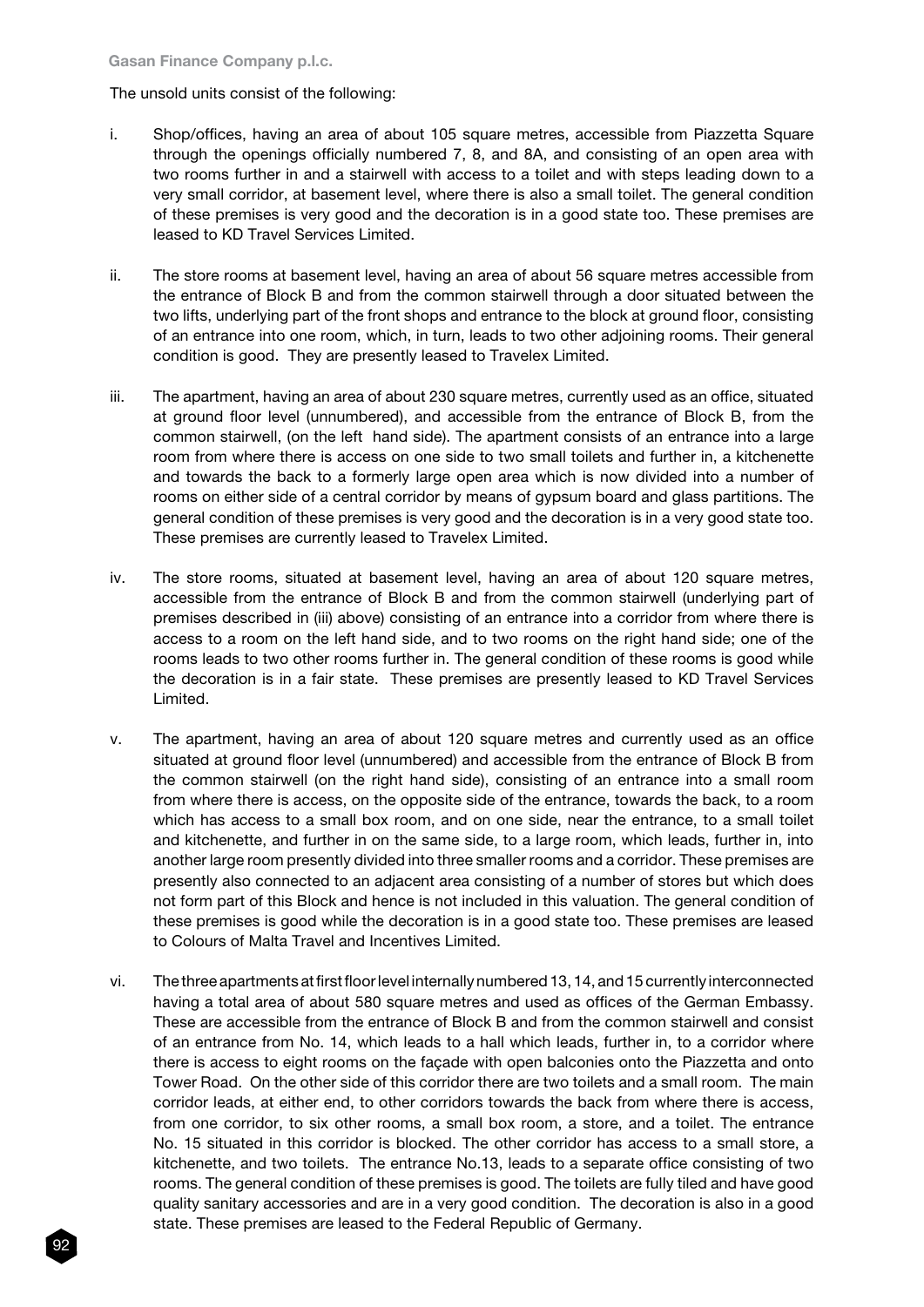The unsold units consist of the following:

i. Shop/offices, having an area of about 105 square metres, accessible from Piazzetta Square through the openings officially numbered 7, 8, and 8A, and consisting of an open area with two rooms further in and a stairwell with access to a toilet and with steps leading down to a very small corridor, at basement level, where there is also a small toilet. The general condition of these premises is very good and the decoration is in a good state too. These premises are leased to KD Travel Services Limited.

ii. The store rooms at basement level, having an area of about 56 square metres accessible from the entrance of Block B and from the common stairwell through a door situated between the two lifts, underlying part of the front shops and entrance to the block at ground floor, consisting of an entrance into one room, which, in turn, leads to two other adjoining rooms. Their general condition is good. They are presently leased to Travelex Limited.

iii. The apartment, having an area of about 230 square metres, currently used as an office, situated at ground floor level (unnumbered), and accessible from the entrance of Block B, from the common stairwell, (on the left hand side). The apartment consists of an entrance into a large room from where there is access on one side to two small toilets and further in, a kitchenette and towards the back to a formerly large open area which is now divided into a number of rooms on either side of a central corridor by means of gypsum board and glass partitions. The general condition of these premises is very good and the decoration is in a very good state too. These premises are currently leased to Travelex Limited.

iv. The store rooms, situated at basement level, having an area of about 120 square metres, accessible from the entrance of Block B and from the common stairwell (underlying part of premises described in (iii) above) consisting of an entrance into a corridor from where there is access to a room on the left hand side, and to two rooms on the right hand side; one of the rooms leads to two other rooms further in. The general condition of these rooms is good while the decoration is in a fair state. These premises are presently leased to KD Travel Services Limited.

v. The apartment, having an area of about 120 square metres and currently used as an office situated at ground floor level (unnumbered) and accessible from the entrance of Block B from the common stairwell (on the right hand side), consisting of an entrance into a small room from where there is access, on the opposite side of the entrance, towards the back, to a room which has access to a small box room, and on one side, near the entrance, to a small toilet and kitchenette, and further in on the same side, to a large room, which leads, further in, into another large room presently divided into three smaller rooms and a corridor. These premises are presently also connected to an adjacent area consisting of a number of stores but which does not form part of this Block and hence is not included in this valuation. The general condition of these premises is good while the decoration is in a good state too. These premises are leased to Colours of Malta Travel and Incentives Limited.

vi. The three apartments at first floor level internally numbered 13, 14, and 15 currently interconnected having a total area of about 580 square metres and used as offices of the German Embassy. These are accessible from the entrance of Block B and from the common stairwell and consist of an entrance from No. 14, which leads to a hall which leads, further in, to a corridor where there is access to eight rooms on the façade with open balconies onto the Piazzetta and onto Tower Road. On the other side of this corridor there are two toilets and a small room. The main corridor leads, at either end, to other corridors towards the back from where there is access, from one corridor, to six other rooms, a small box room, a store, and a toilet. The entrance No. 15 situated in this corridor is blocked. The other corridor has access to a small store, a kitchenette, and two toilets. The entrance No.13, leads to a separate office consisting of two rooms. The general condition of these premises is good. The toilets are fully tiled and have good quality sanitary accessories and are in a very good condition. The decoration is also in a good state. These premises are leased to the Federal Republic of Germany.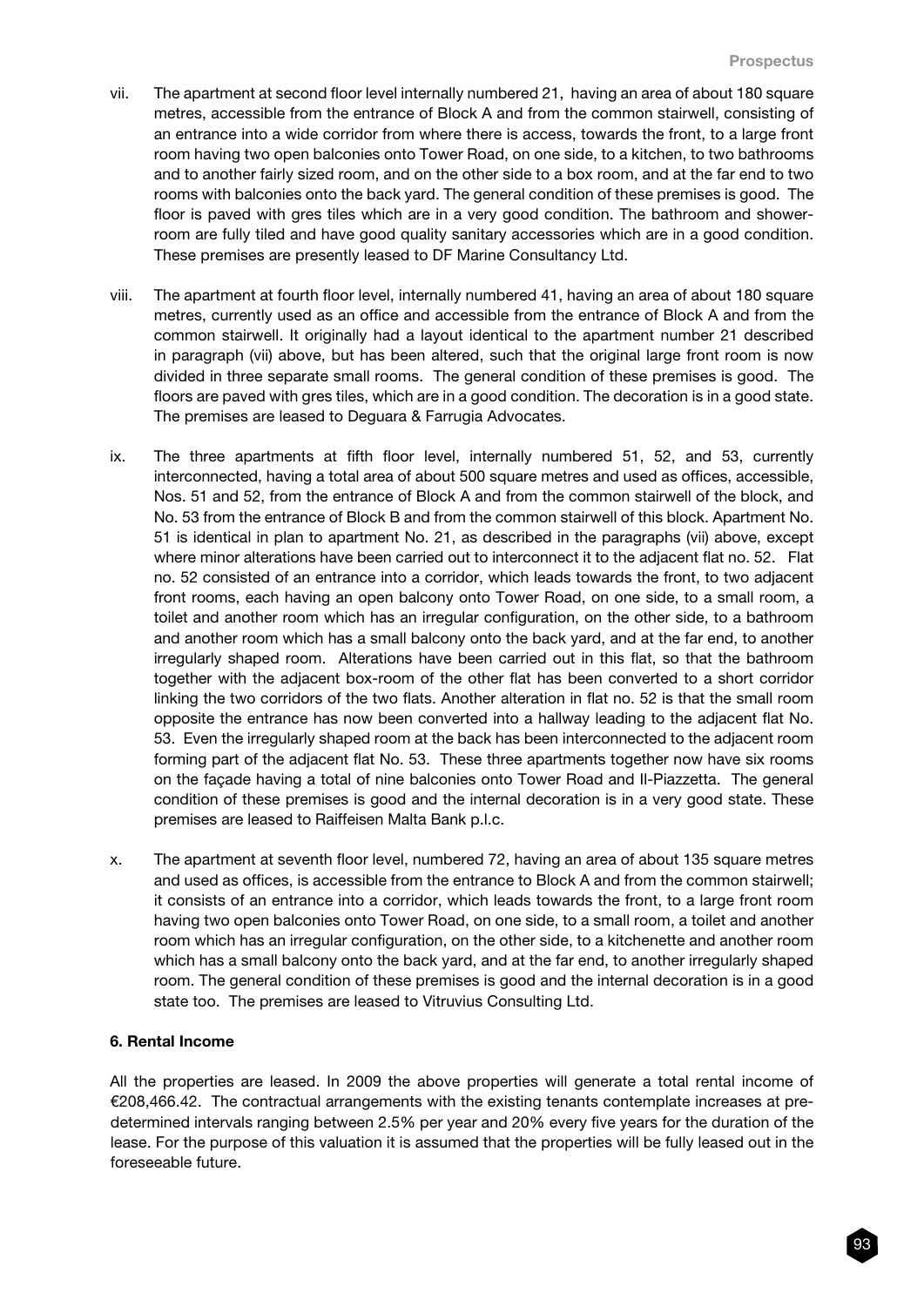vii. The apartment at second floor level internally numbered 21, having an area of about 180 square metres, accessible from the entrance of Block A and from the common stairwell, consisting of an entrance into a wide corridor from where there is access, towards the front, to a large front room having two open balconies onto Tower Road, on one side, to a kitchen, to two bathrooms and to another fairly sized room, and on the other side to a box room, and at the far end to two rooms with balconies onto the back yard. The general condition of these premises is good. The floor is paved with gres tiles which are in a very good condition. The bathroom and shower-room are fully tiled and have good quality sanitary accessories which are in a good condition. These premises are presently leased to DF Marine Consultancy Ltd.

viii. The apartment at fourth floor level, internally numbered 41, having an area of about 180 square metres, currently used as an office and accessible from the entrance of Block A and from the common stairwell. It originally had a layout identical to the apartment number 21 described in paragraph (vii) above, but has been altered, such that the original large front room is now divided in three separate small rooms. The general condition of these premises is good. The floors are paved with gres tiles, which are in a good condition. The decoration is in a good state. The premises are leased to Deguara & Farrugia Advocates.

ix. The three apartments at fifth floor level, internally numbered 51, 52, and 53, currently interconnected, having a total area of about 500 square metres and used as offices, accessible, Nos. 51 and 52, from the entrance of Block A and from the common stairwell of the block, and No. 53 from the entrance of Block B and from the common stairwell of this block. Apartment No. 51 is identical in plan to apartment No. 21, as described in the paragraphs (vii) above, except where minor alterations have been carried out to interconnect it to the adjacent flat no. 52. Flat no. 52 consisted of an entrance into a corridor, which leads towards the front, to two adjacent front rooms, each having an open balcony onto Tower Road, on one side, to a small room, a toilet and another room which has an irregular configuration, on the other side, to a bathroom and another room which has a small balcony onto the back yard, and at the far end, to another irregularly shaped room. Alterations have been carried out in this flat, so that the bathroom together with the adjacent box-room of the other flat has been converted to a short corridor linking the two corridors of the two flats. Another alteration in flat no. 52 is that the small room opposite the entrance has now been converted into a hallway leading to the adjacent flat No. 53. Even the irregularly shaped room at the back has been interconnected to the adjacent room forming part of the adjacent flat No. 53. These three apartments together now have six rooms on the façade having a total of nine balconies onto Tower Road and Il-Piazzetta. The general condition of these premises is good and the internal decoration is in a very good state. These premises are leased to Raiffeisen Malta Bank p.l.c.

x. The apartment at seventh floor level, numbered 72, having an area of about 135 square metres and used as offices, is accessible from the entrance to Block A and from the common stairwell; it consists of an entrance into a corridor, which leads towards the front, to a large front room having two open balconies onto Tower Road, on one side, to a small room, a toilet and another room which has an irregular configuration, on the other side, to a kitchenette and another room which has a small balcony onto the back yard, and at the far end, to another irregularly shaped room. The general condition of these premises is good and the internal decoration is in a good state too. The premises are leased to Vitruvius Consulting Ltd.

#### 6. Rental Income

All the properties are leased. In 2009 the above properties will generate a total rental income of €208,466.42. The contractual arrangements with the existing tenants contemplate increases at pre-determined intervals ranging between 2.5% per year and 20% every five years for the duration of the lease. For the purpose of this valuation it is assumed that the properties will be fully leased out in the foreseeable future.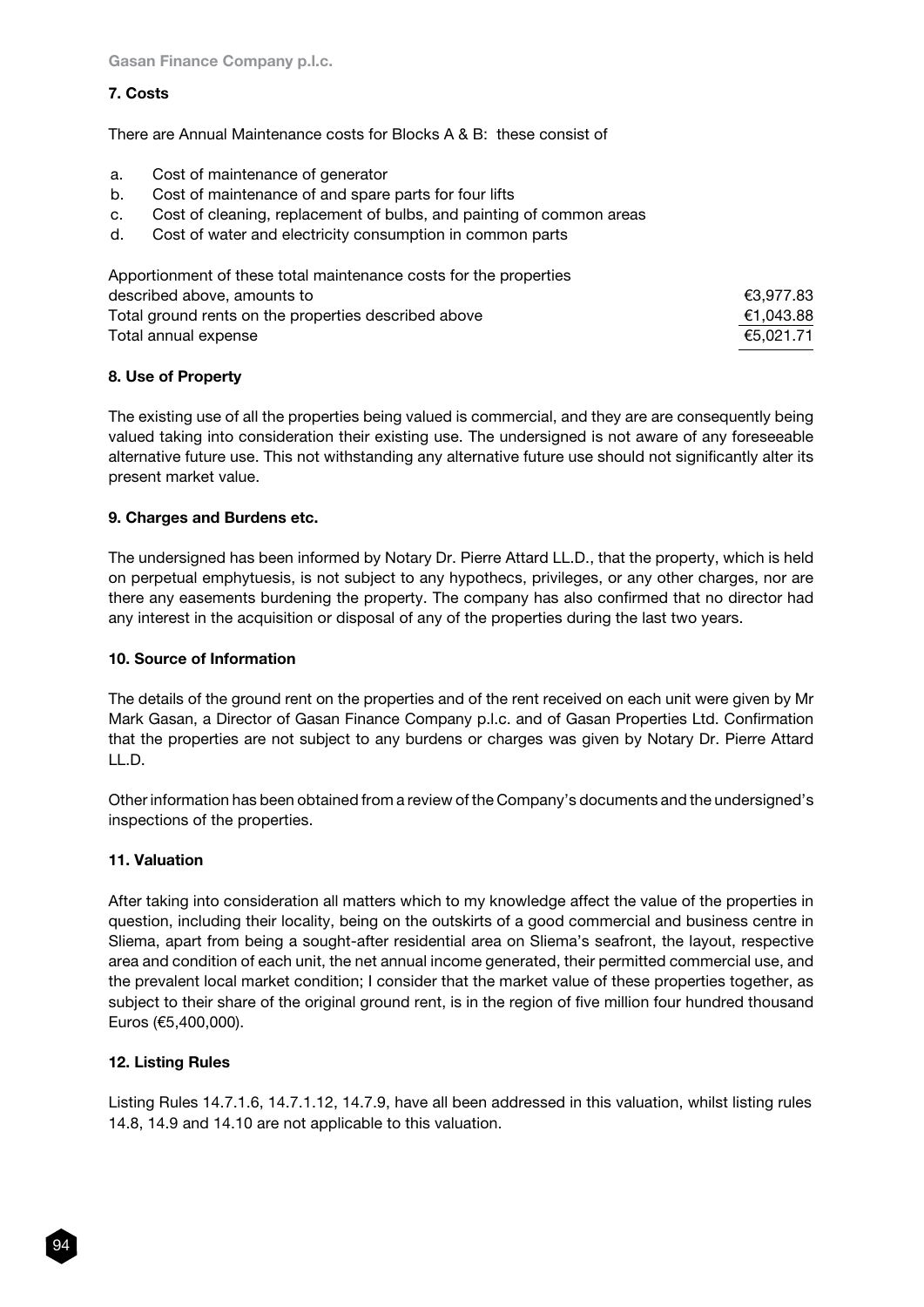### 7. Costs

There are Annual Maintenance costs for Blocks A & B: these consist of

a. Cost of maintenance of generator
b. Cost of maintenance of and spare parts for four lifts
c. Cost of cleaning, replacement of bulbs, and painting of common areas
d. Cost of water and electricity consumption in common parts

| | |
|---|---|
| Apportionment of these total maintenance costs for the properties described above, amounts to | €3,977.83 |
| Total ground rents on the properties described above | €1,043.88 |
| Total annual expense | €5,021.71 |

### 8. Use of Property

The existing use of all the properties being valued is commercial, and they are are consequently being valued taking into consideration their existing use. The undersigned is not aware of any foreseeable alternative future use. This not withstanding any alternative future use should not significantly alter its present market value.

### 9. Charges and Burdens etc.

The undersigned has been informed by Notary Dr. Pierre Attard LL.D., that the property, which is held on perpetual emphytuesis, is not subject to any hypothecs, privileges, or any other charges, nor are there any easements burdening the property. The company has also confirmed that no director had any interest in the acquisition or disposal of any of the properties during the last two years.

### 10. Source of Information

The details of the ground rent on the properties and of the rent received on each unit were given by Mr Mark Gasan, a Director of Gasan Finance Company p.l.c. and of Gasan Properties Ltd. Confirmation that the properties are not subject to any burdens or charges was given by Notary Dr. Pierre Attard LL.D.

Other information has been obtained from a review of the Company's documents and the undersigned's inspections of the properties.

### 11. Valuation

After taking into consideration all matters which to my knowledge affect the value of the properties in question, including their locality, being on the outskirts of a good commercial and business centre in Sliema, apart from being a sought-after residential area on Sliema's seafront, the layout, respective area and condition of each unit, the net annual income generated, their permitted commercial use, and the prevalent local market condition; I consider that the market value of these properties together, as subject to their share of the original ground rent, is in the region of five million four hundred thousand Euros (€5,400,000).

### 12. Listing Rules

Listing Rules 14.7.1.6, 14.7.1.12, 14.7.9, have all been addressed in this valuation, whilst listing rules 14.8, 14.9 and 14.10 are not applicable to this valuation.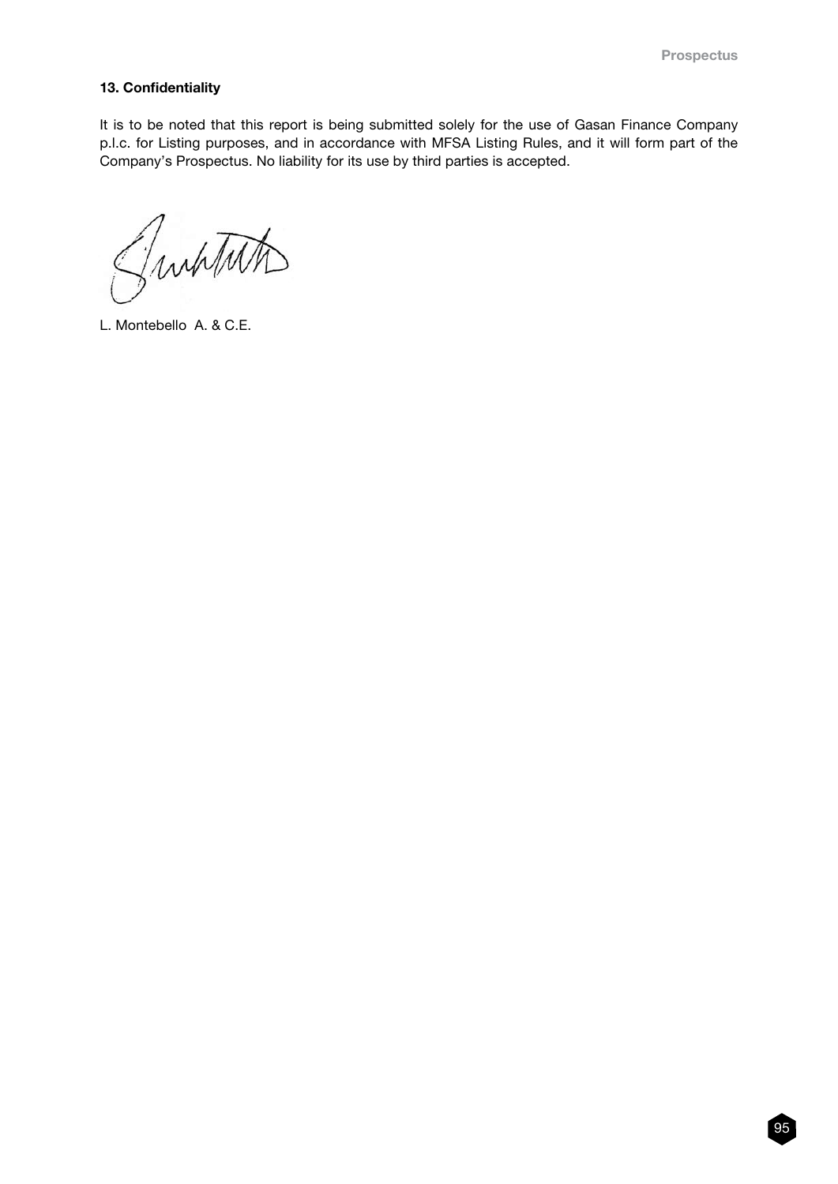#### 13. Confidentiality

It is to be noted that this report is being submitted solely for the use of Gasan Finance Company p.l.c. for Listing purposes, and in accordance with MFSA Listing Rules, and it will form part of the Company's Prospectus. No liability for its use by third parties is accepted.

L. Montebello A. & C.E.